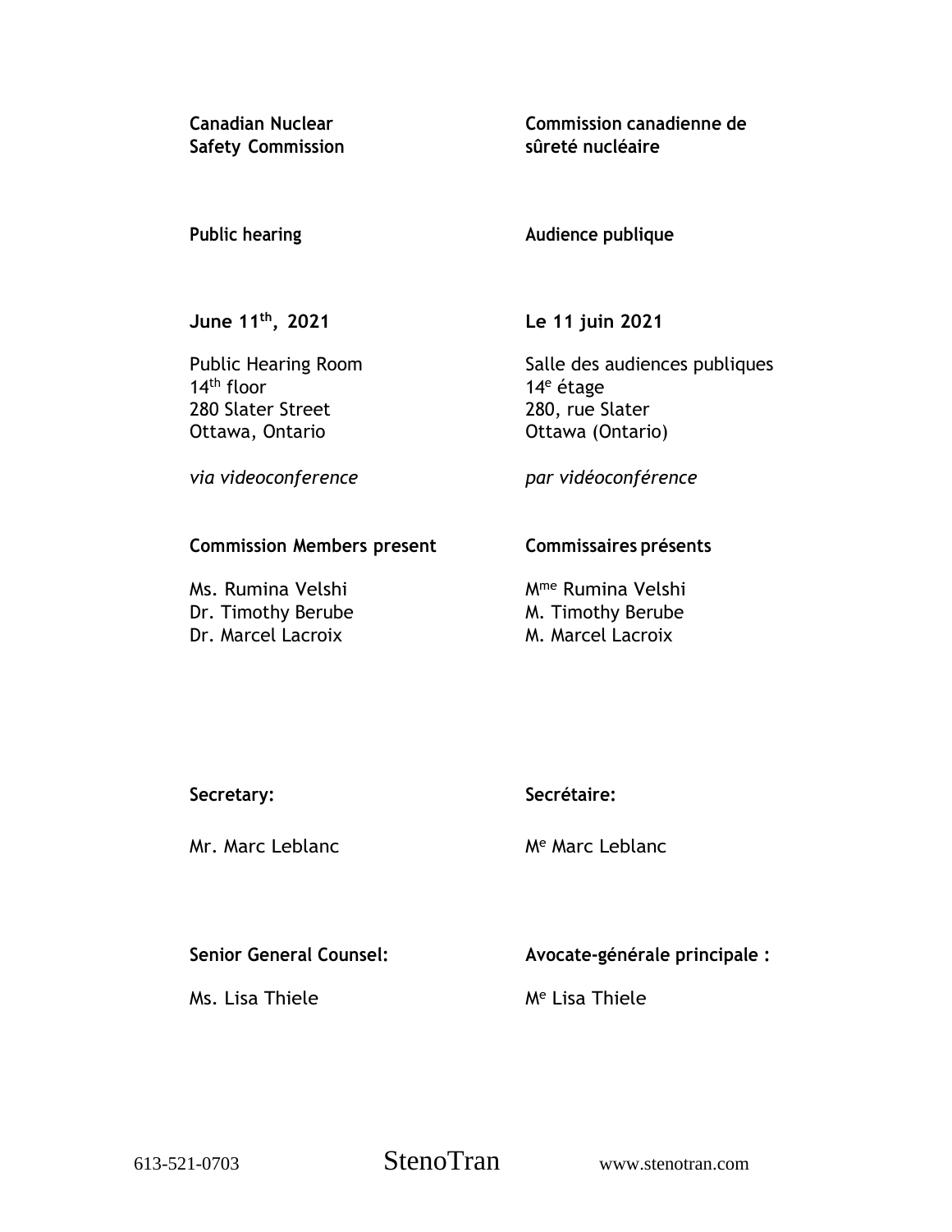**Canadian Nuclear Safety Commission**

**Commission canadienne de sûreté nucléaire**

**Public hearing**

**Audience publique**

**June 11th, 2021**

Public Hearing Room
14th floor
280 Slater Street
Ottawa, Ontario

*via videoconference*

**Le 11 juin 2021**

Salle des audiences publiques
14e étage
280, rue Slater
Ottawa (Ontario)

*par vidéoconférence*

**Commission Members present**

Ms. Rumina Velshi
Dr. Timothy Berube
Dr. Marcel Lacroix

**Commissaires présents**

Mme Rumina Velshi
M. Timothy Berube
M. Marcel Lacroix

**Secretary:**

Mr. Marc Leblanc

**Secrétaire:**

Me Marc Leblanc

**Senior General Counsel:**

Ms. Lisa Thiele

**Avocate-générale principale :**

Me Lisa Thiele

613-521-0703 StenoTran www.stenotran.com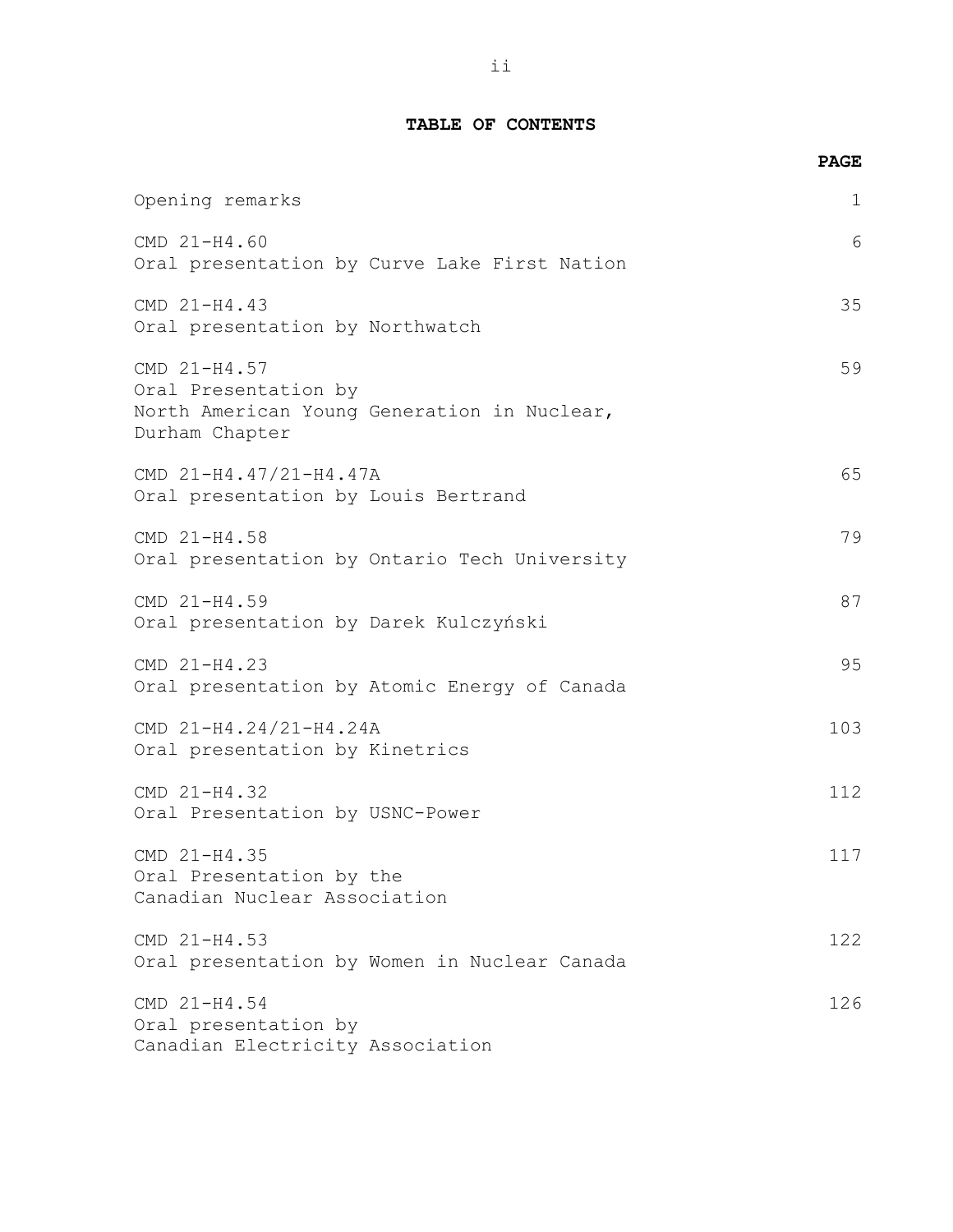**TABLE OF CONTENTS**

| | PAGE |
|---|---|
| Opening remarks | 1 |
| CMD 21-H4.60<br>Oral presentation by Curve Lake First Nation | 6 |
| CMD 21-H4.43<br>Oral presentation by Northwatch | 35 |
| CMD 21-H4.57<br>Oral Presentation by<br>North American Young Generation in Nuclear,<br>Durham Chapter | 59 |
| CMD 21-H4.47/21-H4.47A<br>Oral presentation by Louis Bertrand | 65 |
| CMD 21-H4.58<br>Oral presentation by Ontario Tech University | 79 |
| CMD 21-H4.59<br>Oral presentation by Darek Kulczyński | 87 |
| CMD 21-H4.23<br>Oral presentation by Atomic Energy of Canada | 95 |
| CMD 21-H4.24/21-H4.24A<br>Oral presentation by Kinetrics | 103 |
| CMD 21-H4.32<br>Oral Presentation by USNC-Power | 112 |
| CMD 21-H4.35<br>Oral Presentation by the<br>Canadian Nuclear Association | 117 |
| CMD 21-H4.53<br>Oral presentation by Women in Nuclear Canada | 122 |
| CMD 21-H4.54<br>Oral presentation by<br>Canadian Electricity Association | 126 |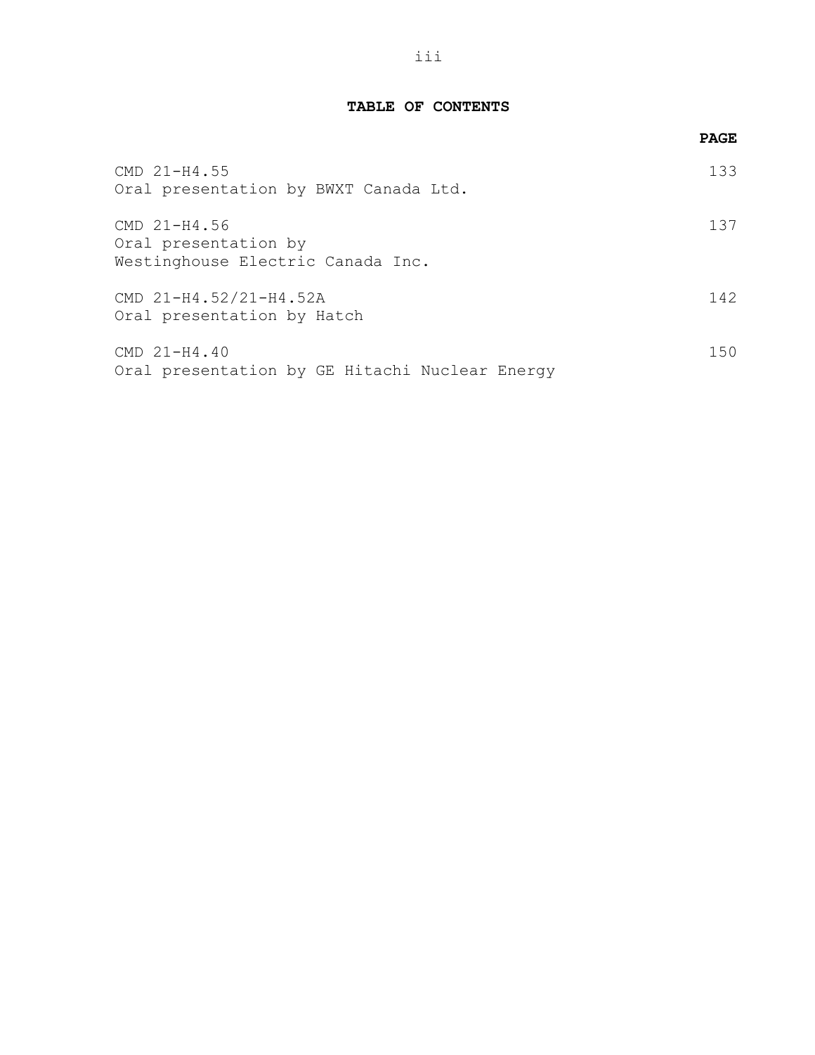**TABLE OF CONTENTS**

| | PAGE |
|---|---|
| CMD 21-H4.55<br>Oral presentation by BWXT Canada Ltd. | 133 |
| CMD 21-H4.56<br>Oral presentation by<br>Westinghouse Electric Canada Inc. | 137 |
| CMD 21-H4.52/21-H4.52A<br>Oral presentation by Hatch | 142 |
| CMD 21-H4.40<br>Oral presentation by GE Hitachi Nuclear Energy | 150 |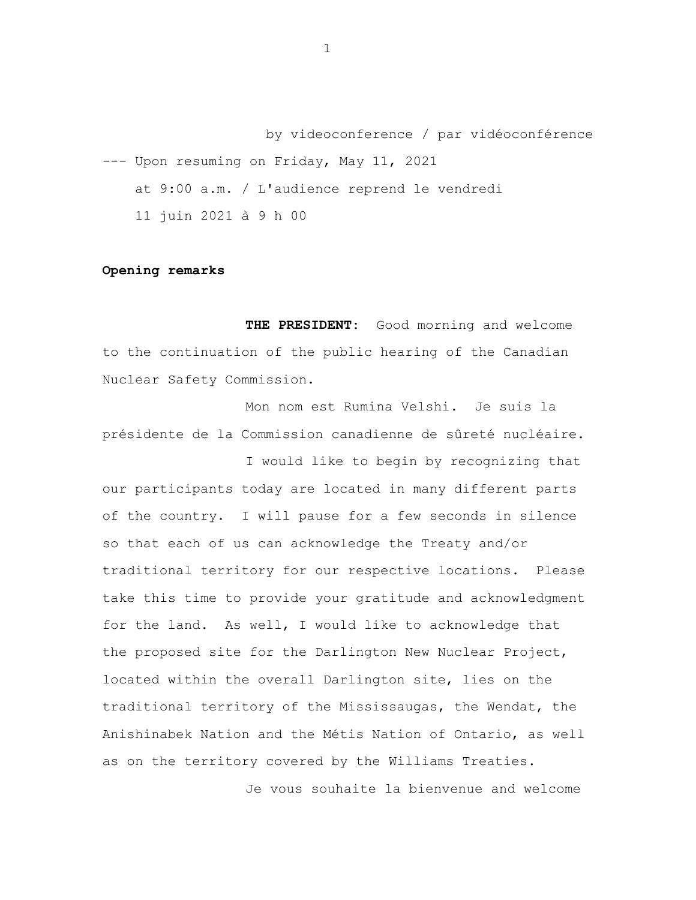by videoconference / par vidéoconférence

--- Upon resuming on Friday, May 11, 2021 at 9:00 a.m. / L'audience reprend le vendredi 11 juin 2021 à 9 h 00

**Opening remarks**

**THE PRESIDENT:** Good morning and welcome to the continuation of the public hearing of the Canadian Nuclear Safety Commission.

Mon nom est Rumina Velshi. Je suis la présidente de la Commission canadienne de sûreté nucléaire.

I would like to begin by recognizing that our participants today are located in many different parts of the country. I will pause for a few seconds in silence so that each of us can acknowledge the Treaty and/or traditional territory for our respective locations. Please take this time to provide your gratitude and acknowledgment for the land. As well, I would like to acknowledge that the proposed site for the Darlington New Nuclear Project, located within the overall Darlington site, lies on the traditional territory of the Mississaugas, the Wendat, the Anishinabek Nation and the Métis Nation of Ontario, as well as on the territory covered by the Williams Treaties.

Je vous souhaite la bienvenue and welcome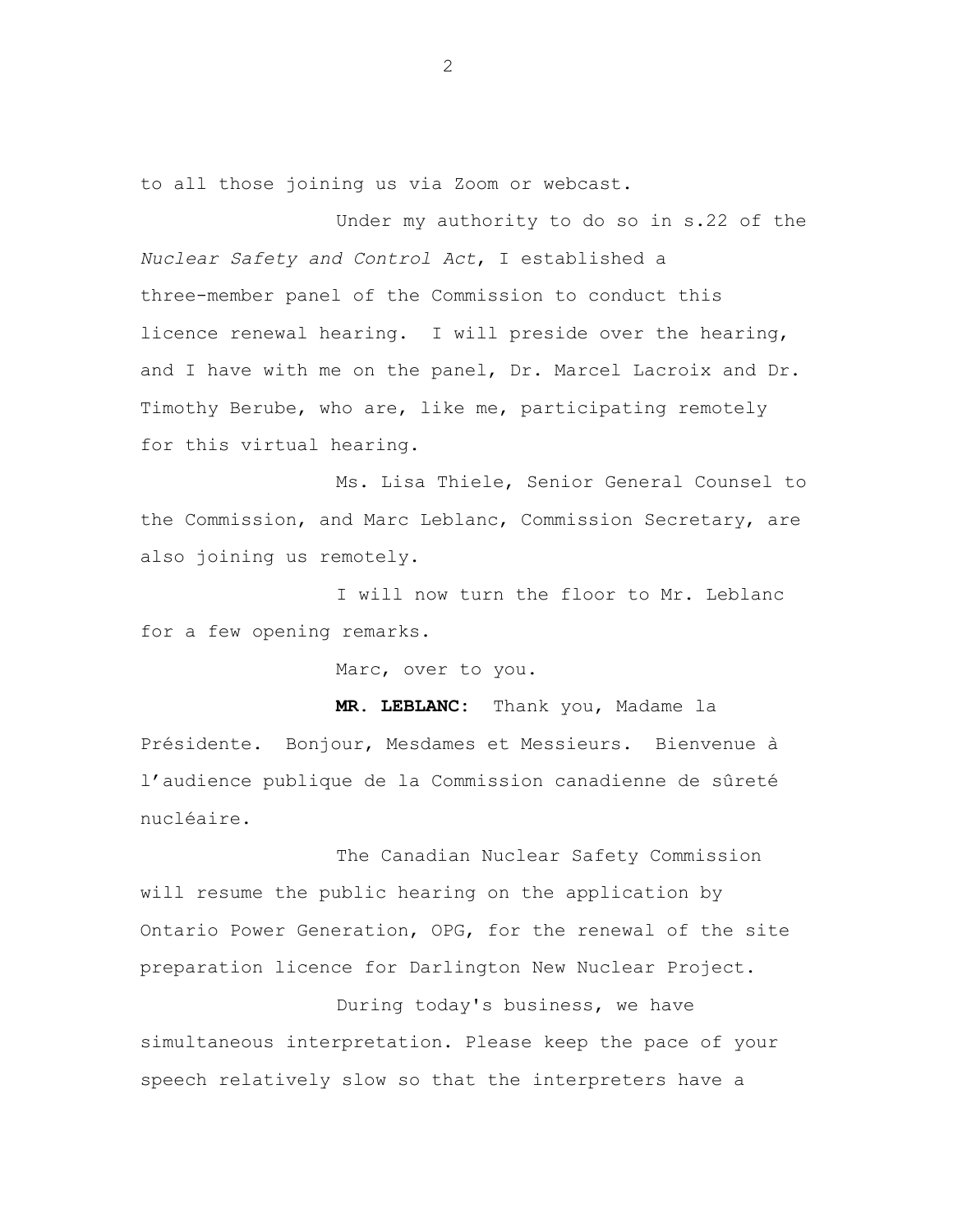to all those joining us via Zoom or webcast.

Under my authority to do so in s.22 of the *Nuclear Safety and Control Act*, I established a three-member panel of the Commission to conduct this licence renewal hearing. I will preside over the hearing, and I have with me on the panel, Dr. Marcel Lacroix and Dr. Timothy Berube, who are, like me, participating remotely for this virtual hearing.

Ms. Lisa Thiele, Senior General Counsel to the Commission, and Marc Leblanc, Commission Secretary, are also joining us remotely.

I will now turn the floor to Mr. Leblanc for a few opening remarks.

Marc, over to you.

**MR. LEBLANC:** Thank you, Madame la Présidente. Bonjour, Mesdames et Messieurs. Bienvenue à l'audience publique de la Commission canadienne de sûreté nucléaire.

The Canadian Nuclear Safety Commission will resume the public hearing on the application by Ontario Power Generation, OPG, for the renewal of the site preparation licence for Darlington New Nuclear Project.

During today's business, we have simultaneous interpretation. Please keep the pace of your speech relatively slow so that the interpreters have a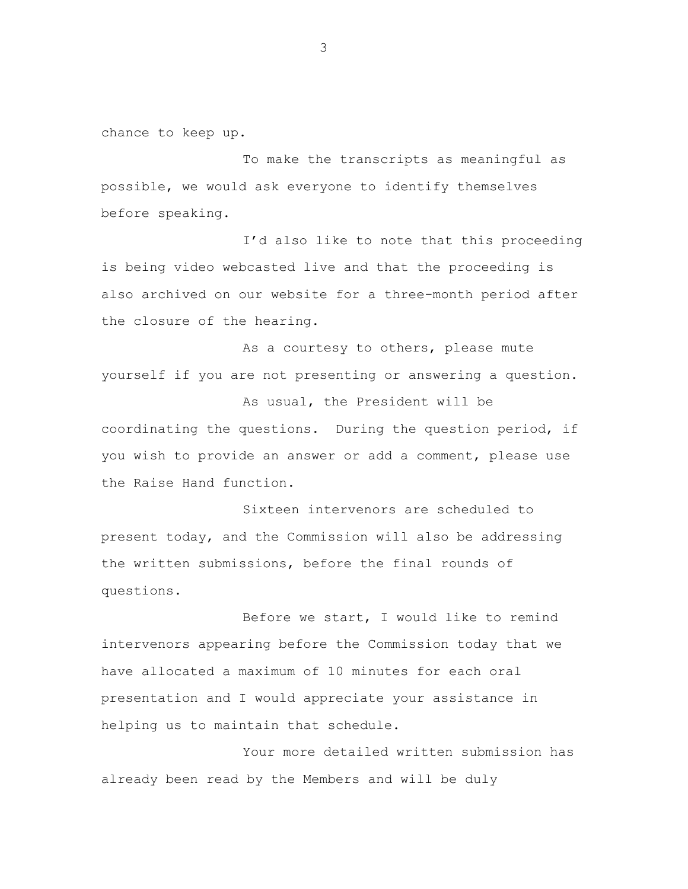chance to keep up.

To make the transcripts as meaningful as possible, we would ask everyone to identify themselves before speaking.

I'd also like to note that this proceeding is being video webcasted live and that the proceeding is also archived on our website for a three-month period after the closure of the hearing.

As a courtesy to others, please mute yourself if you are not presenting or answering a question.

As usual, the President will be coordinating the questions. During the question period, if you wish to provide an answer or add a comment, please use the Raise Hand function.

Sixteen intervenors are scheduled to present today, and the Commission will also be addressing the written submissions, before the final rounds of questions.

Before we start, I would like to remind intervenors appearing before the Commission today that we have allocated a maximum of 10 minutes for each oral presentation and I would appreciate your assistance in helping us to maintain that schedule.

Your more detailed written submission has already been read by the Members and will be duly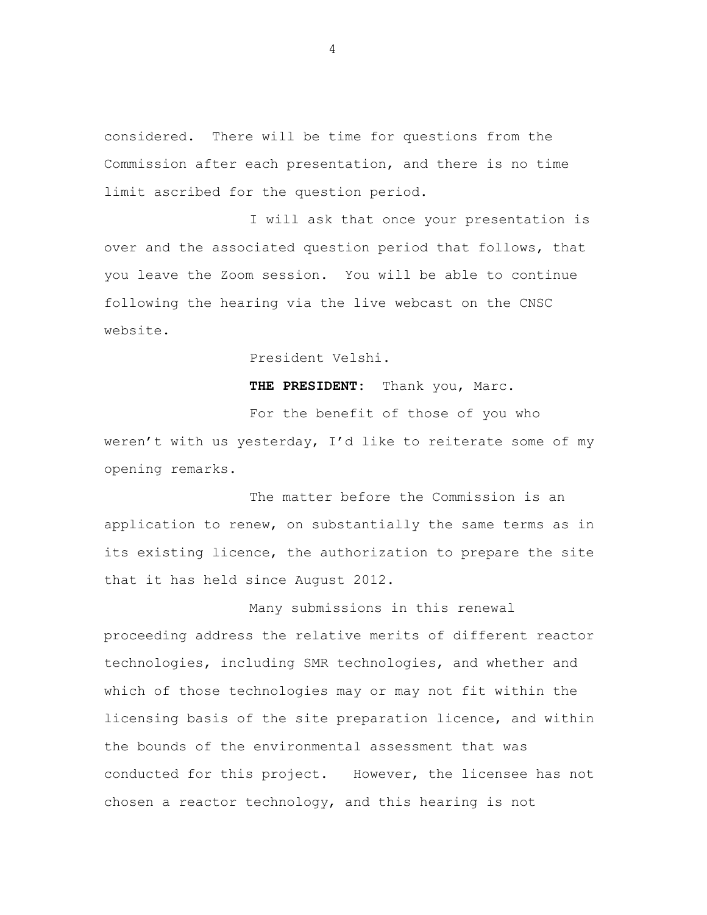considered. There will be time for questions from the Commission after each presentation, and there is no time limit ascribed for the question period.

I will ask that once your presentation is over and the associated question period that follows, that you leave the Zoom session. You will be able to continue following the hearing via the live webcast on the CNSC website.

President Velshi.

**THE PRESIDENT:** Thank you, Marc.

For the benefit of those of you who weren't with us yesterday, I'd like to reiterate some of my opening remarks.

The matter before the Commission is an application to renew, on substantially the same terms as in its existing licence, the authorization to prepare the site that it has held since August 2012.

Many submissions in this renewal proceeding address the relative merits of different reactor technologies, including SMR technologies, and whether and which of those technologies may or may not fit within the licensing basis of the site preparation licence, and within the bounds of the environmental assessment that was conducted for this project. However, the licensee has not chosen a reactor technology, and this hearing is not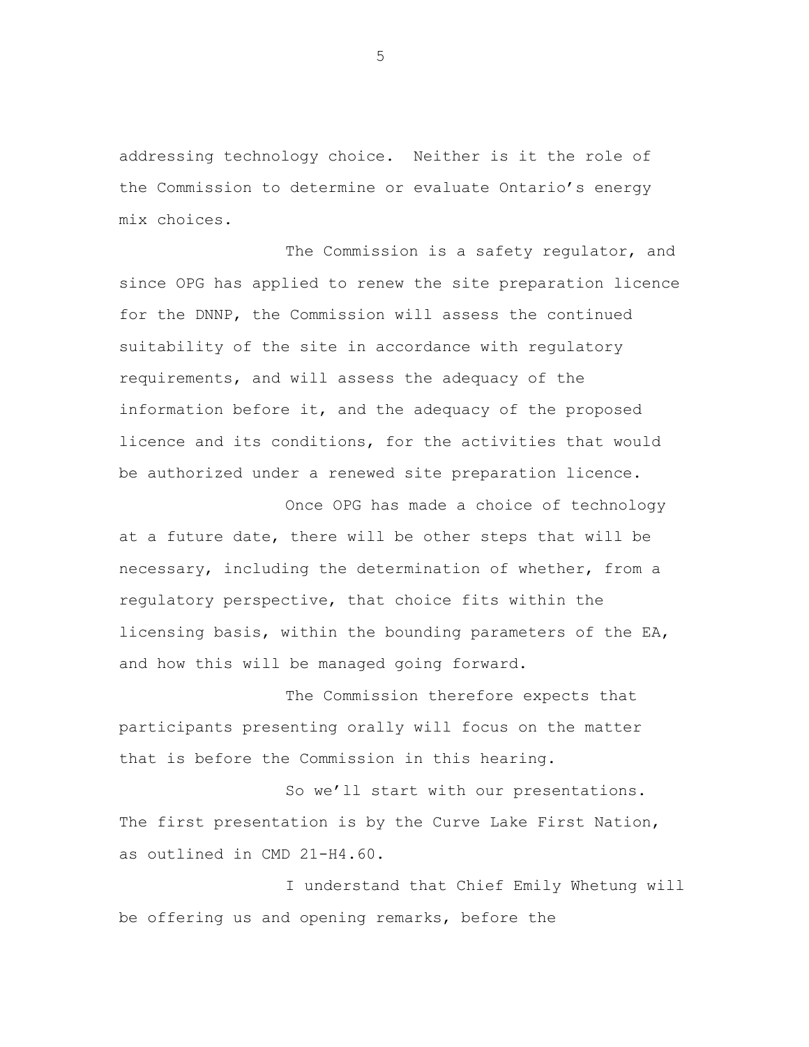addressing technology choice. Neither is it the role of the Commission to determine or evaluate Ontario's energy mix choices.

The Commission is a safety regulator, and since OPG has applied to renew the site preparation licence for the DNNP, the Commission will assess the continued suitability of the site in accordance with regulatory requirements, and will assess the adequacy of the information before it, and the adequacy of the proposed licence and its conditions, for the activities that would be authorized under a renewed site preparation licence.

Once OPG has made a choice of technology at a future date, there will be other steps that will be necessary, including the determination of whether, from a regulatory perspective, that choice fits within the licensing basis, within the bounding parameters of the EA, and how this will be managed going forward.

The Commission therefore expects that participants presenting orally will focus on the matter that is before the Commission in this hearing.

So we'll start with our presentations. The first presentation is by the Curve Lake First Nation, as outlined in CMD 21-H4.60.

I understand that Chief Emily Whetung will be offering us and opening remarks, before the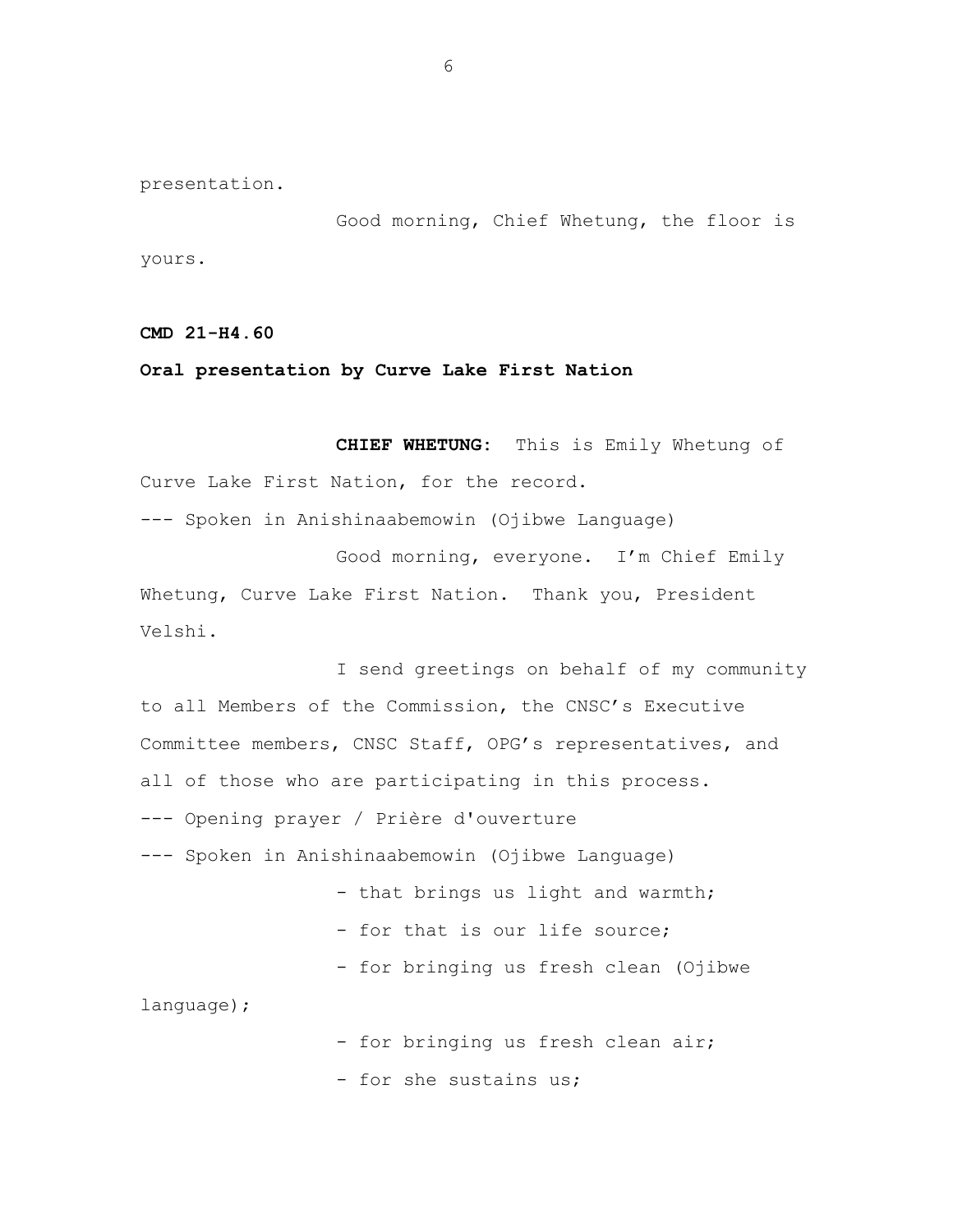presentation.

Good morning, Chief Whetung, the floor is yours.

**CMD 21-H4.60**

**Oral presentation by Curve Lake First Nation**

**CHIEF WHETUNG:** This is Emily Whetung of Curve Lake First Nation, for the record.

--- Spoken in Anishinaabemowin (Ojibwe Language)

Good morning, everyone. I'm Chief Emily Whetung, Curve Lake First Nation. Thank you, President Velshi.

I send greetings on behalf of my community to all Members of the Commission, the CNSC's Executive Committee members, CNSC Staff, OPG's representatives, and all of those who are participating in this process.

--- Opening prayer / Prière d'ouverture

--- Spoken in Anishinaabemowin (Ojibwe Language)

- that brings us light and warmth;
- for that is our life source;
- for bringing us fresh clean (Ojibwe language);
- for bringing us fresh clean air;
- for she sustains us;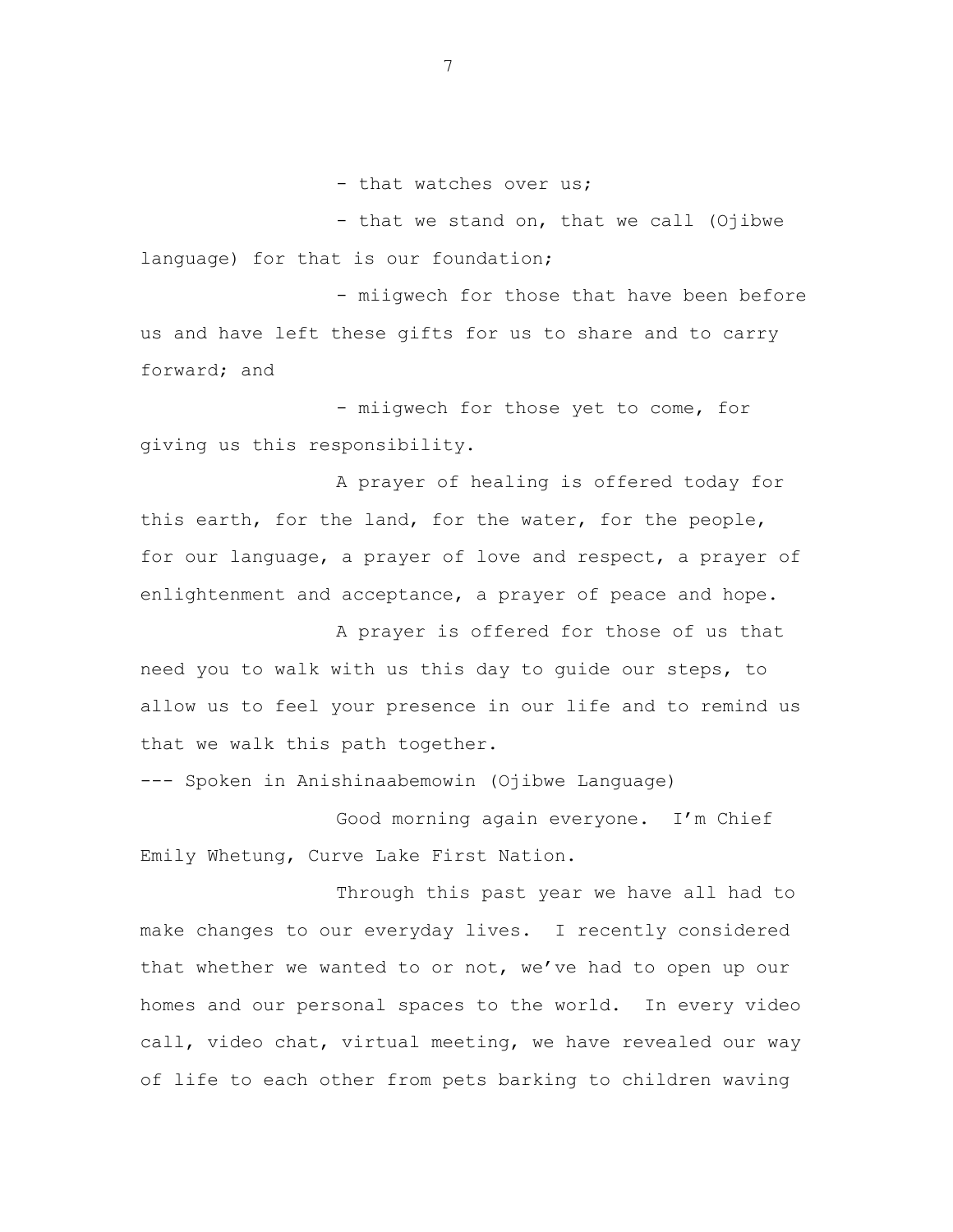- that watches over us;

- that we stand on, that we call (Ojibwe language) for that is our foundation;

- miigwech for those that have been before us and have left these gifts for us to share and to carry forward; and

- miigwech for those yet to come, for giving us this responsibility.

A prayer of healing is offered today for this earth, for the land, for the water, for the people, for our language, a prayer of love and respect, a prayer of enlightenment and acceptance, a prayer of peace and hope.

A prayer is offered for those of us that need you to walk with us this day to guide our steps, to allow us to feel your presence in our life and to remind us that we walk this path together.

--- Spoken in Anishinaabemowin (Ojibwe Language)

Good morning again everyone. I'm Chief Emily Whetung, Curve Lake First Nation.

Through this past year we have all had to make changes to our everyday lives. I recently considered that whether we wanted to or not, we've had to open up our homes and our personal spaces to the world. In every video call, video chat, virtual meeting, we have revealed our way of life to each other from pets barking to children waving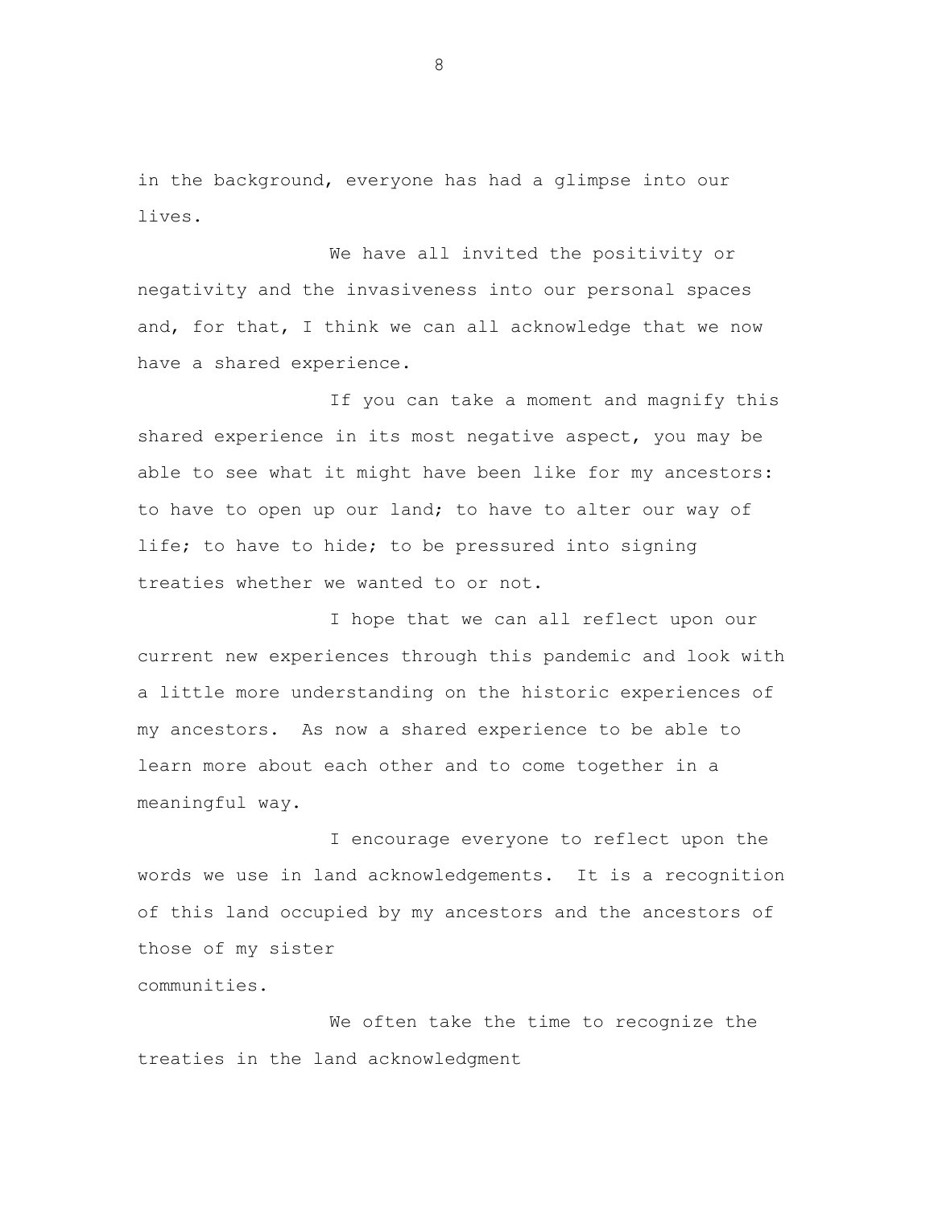in the background, everyone has had a glimpse into our lives.

We have all invited the positivity or negativity and the invasiveness into our personal spaces and, for that, I think we can all acknowledge that we now have a shared experience.

If you can take a moment and magnify this shared experience in its most negative aspect, you may be able to see what it might have been like for my ancestors: to have to open up our land; to have to alter our way of life; to have to hide; to be pressured into signing treaties whether we wanted to or not.

I hope that we can all reflect upon our current new experiences through this pandemic and look with a little more understanding on the historic experiences of my ancestors. As now a shared experience to be able to learn more about each other and to come together in a meaningful way.

I encourage everyone to reflect upon the words we use in land acknowledgements. It is a recognition of this land occupied by my ancestors and the ancestors of those of my sister communities.

We often take the time to recognize the treaties in the land acknowledgment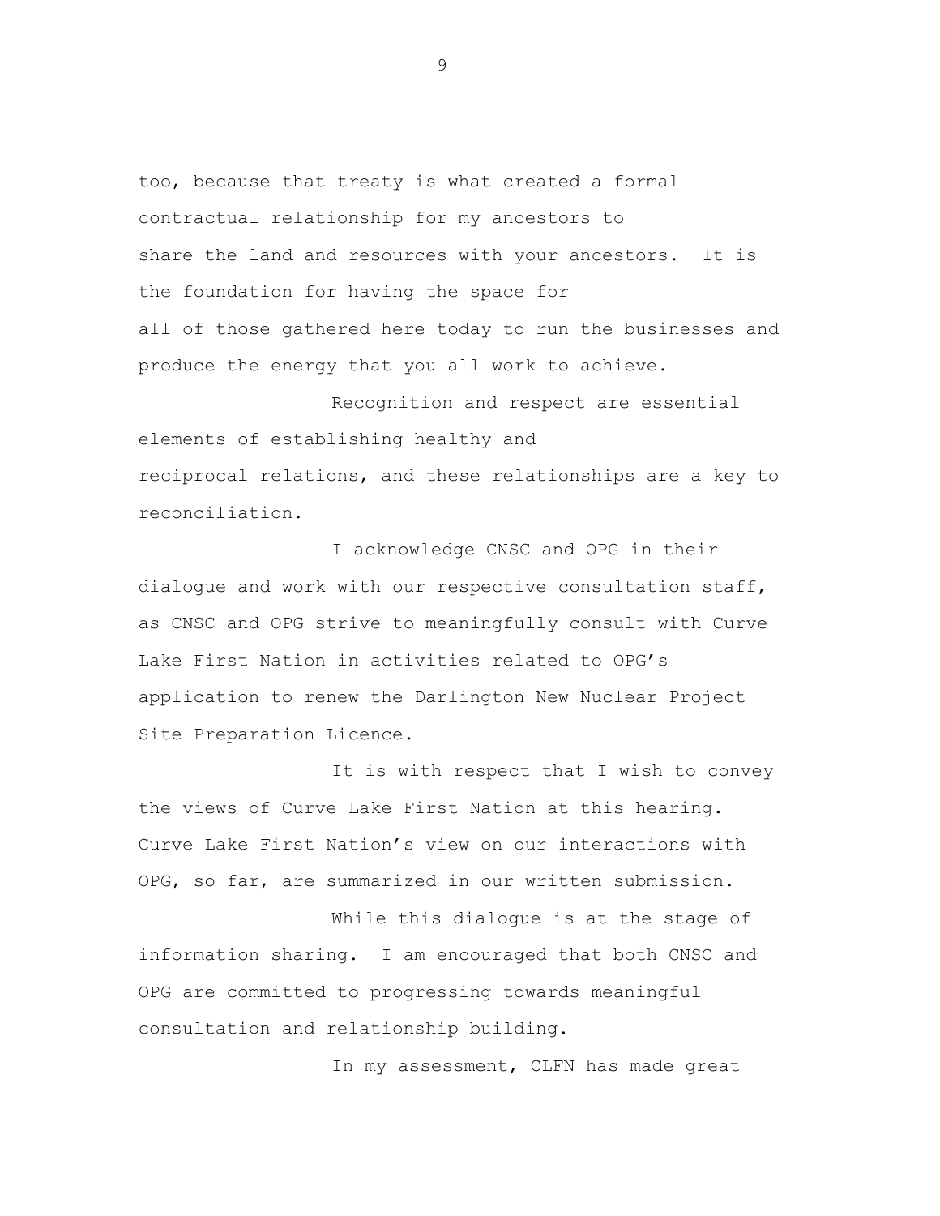too, because that treaty is what created a formal contractual relationship for my ancestors to share the land and resources with your ancestors. It is the foundation for having the space for all of those gathered here today to run the businesses and produce the energy that you all work to achieve.

Recognition and respect are essential elements of establishing healthy and reciprocal relations, and these relationships are a key to reconciliation.

I acknowledge CNSC and OPG in their dialogue and work with our respective consultation staff, as CNSC and OPG strive to meaningfully consult with Curve Lake First Nation in activities related to OPG's application to renew the Darlington New Nuclear Project Site Preparation Licence.

It is with respect that I wish to convey the views of Curve Lake First Nation at this hearing. Curve Lake First Nation's view on our interactions with OPG, so far, are summarized in our written submission.

While this dialogue is at the stage of information sharing. I am encouraged that both CNSC and OPG are committed to progressing towards meaningful consultation and relationship building.

In my assessment, CLFN has made great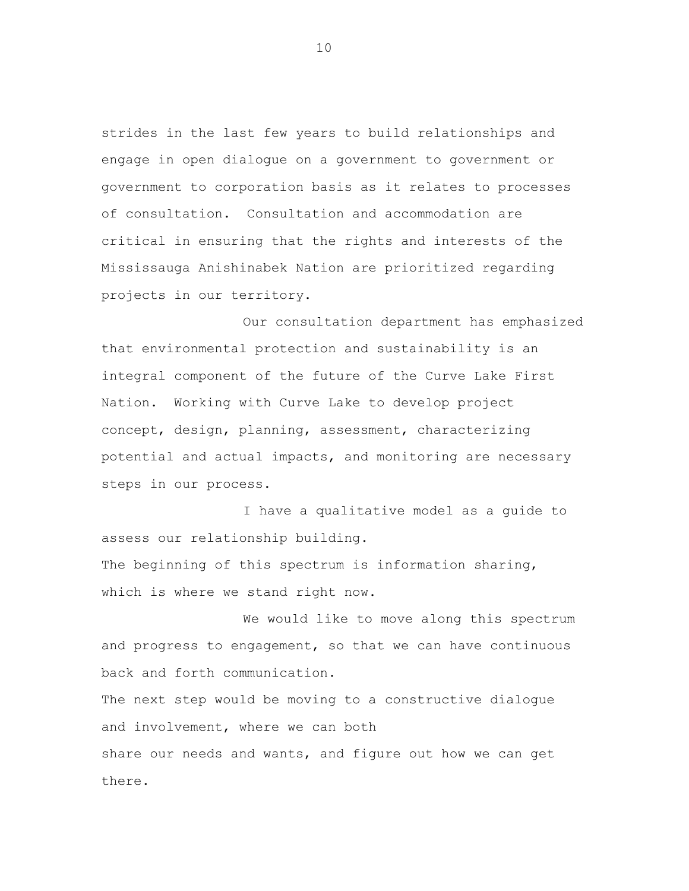strides in the last few years to build relationships and engage in open dialogue on a government to government or government to corporation basis as it relates to processes of consultation. Consultation and accommodation are critical in ensuring that the rights and interests of the Mississauga Anishinabek Nation are prioritized regarding projects in our territory.

Our consultation department has emphasized that environmental protection and sustainability is an integral component of the future of the Curve Lake First Nation. Working with Curve Lake to develop project concept, design, planning, assessment, characterizing potential and actual impacts, and monitoring are necessary steps in our process.

I have a qualitative model as a guide to assess our relationship building.

The beginning of this spectrum is information sharing, which is where we stand right now.

We would like to move along this spectrum and progress to engagement, so that we can have continuous back and forth communication.

The next step would be moving to a constructive dialogue and involvement, where we can both share our needs and wants, and figure out how we can get there.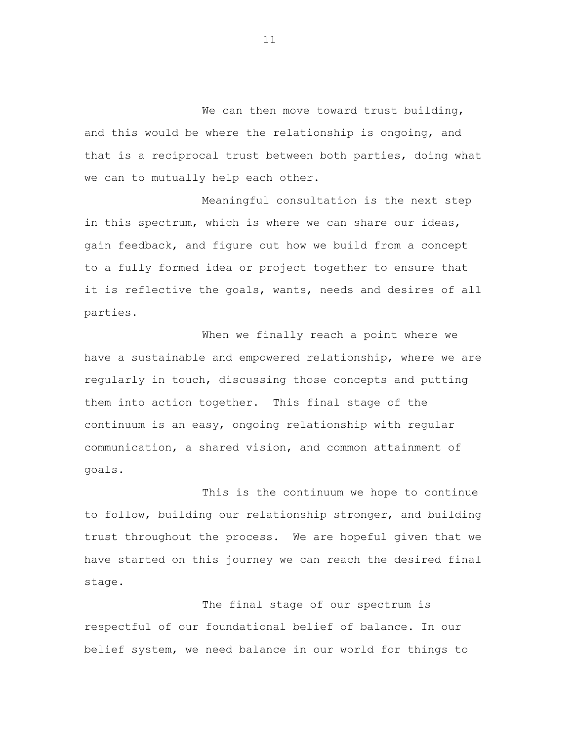We can then move toward trust building, and this would be where the relationship is ongoing, and that is a reciprocal trust between both parties, doing what we can to mutually help each other.

Meaningful consultation is the next step in this spectrum, which is where we can share our ideas, gain feedback, and figure out how we build from a concept to a fully formed idea or project together to ensure that it is reflective the goals, wants, needs and desires of all parties.

When we finally reach a point where we have a sustainable and empowered relationship, where we are regularly in touch, discussing those concepts and putting them into action together. This final stage of the continuum is an easy, ongoing relationship with regular communication, a shared vision, and common attainment of goals.

This is the continuum we hope to continue to follow, building our relationship stronger, and building trust throughout the process. We are hopeful given that we have started on this journey we can reach the desired final stage.

The final stage of our spectrum is respectful of our foundational belief of balance. In our belief system, we need balance in our world for things to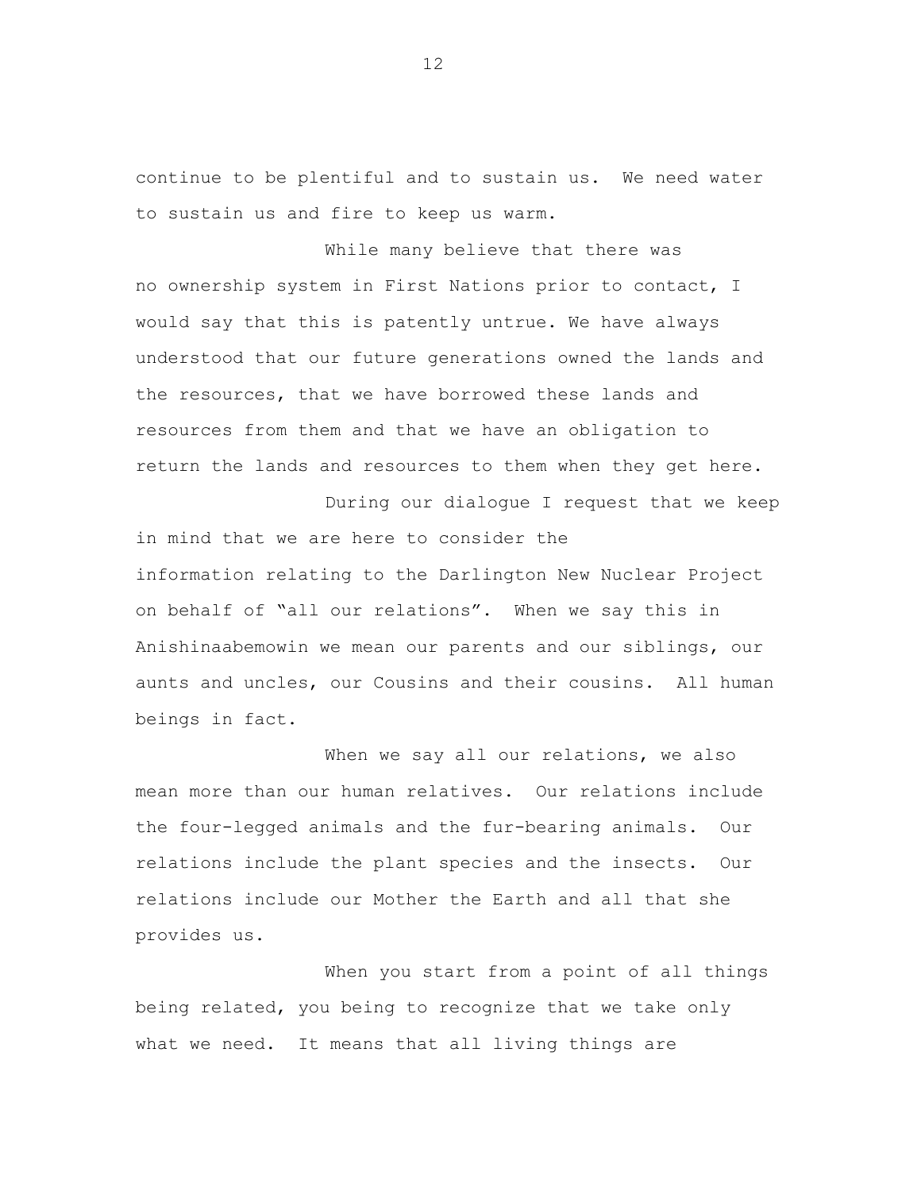continue to be plentiful and to sustain us. We need water to sustain us and fire to keep us warm.

While many believe that there was no ownership system in First Nations prior to contact, I would say that this is patently untrue. We have always understood that our future generations owned the lands and the resources, that we have borrowed these lands and resources from them and that we have an obligation to return the lands and resources to them when they get here.

During our dialogue I request that we keep in mind that we are here to consider the information relating to the Darlington New Nuclear Project on behalf of "all our relations". When we say this in Anishinaabemowin we mean our parents and our siblings, our aunts and uncles, our Cousins and their cousins. All human beings in fact.

When we say all our relations, we also mean more than our human relatives. Our relations include the four-legged animals and the fur-bearing animals. Our relations include the plant species and the insects. Our relations include our Mother the Earth and all that she provides us.

When you start from a point of all things being related, you being to recognize that we take only what we need. It means that all living things are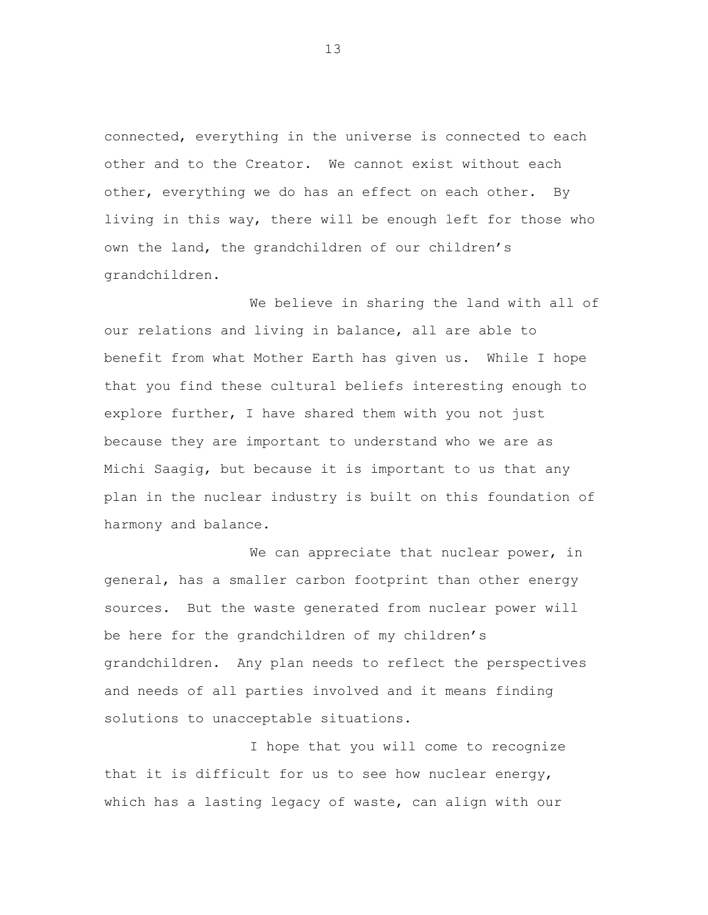connected, everything in the universe is connected to each other and to the Creator. We cannot exist without each other, everything we do has an effect on each other. By living in this way, there will be enough left for those who own the land, the grandchildren of our children's grandchildren.

We believe in sharing the land with all of our relations and living in balance, all are able to benefit from what Mother Earth has given us. While I hope that you find these cultural beliefs interesting enough to explore further, I have shared them with you not just because they are important to understand who we are as Michi Saagig, but because it is important to us that any plan in the nuclear industry is built on this foundation of harmony and balance.

We can appreciate that nuclear power, in general, has a smaller carbon footprint than other energy sources. But the waste generated from nuclear power will be here for the grandchildren of my children's grandchildren. Any plan needs to reflect the perspectives and needs of all parties involved and it means finding solutions to unacceptable situations.

I hope that you will come to recognize that it is difficult for us to see how nuclear energy, which has a lasting legacy of waste, can align with our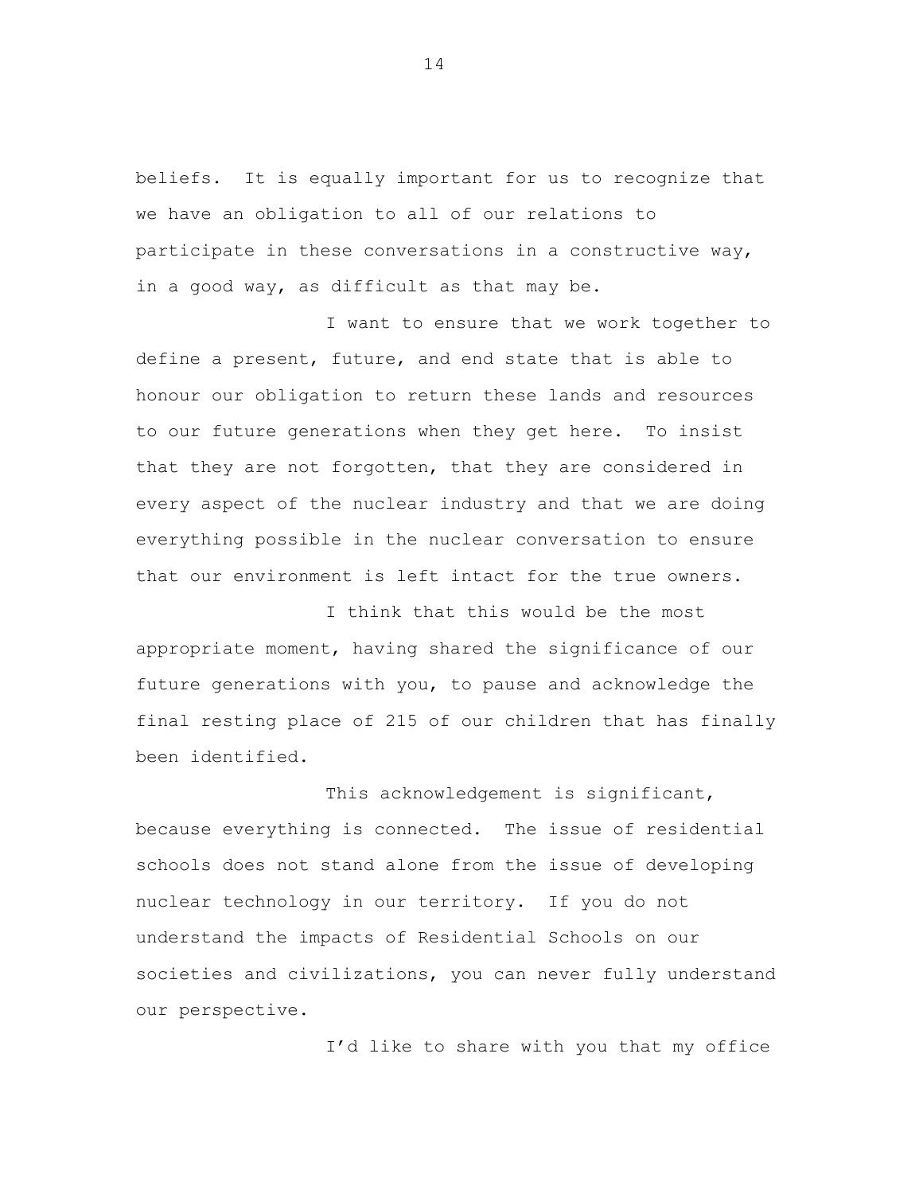beliefs. It is equally important for us to recognize that we have an obligation to all of our relations to participate in these conversations in a constructive way, in a good way, as difficult as that may be.

I want to ensure that we work together to define a present, future, and end state that is able to honour our obligation to return these lands and resources to our future generations when they get here. To insist that they are not forgotten, that they are considered in every aspect of the nuclear industry and that we are doing everything possible in the nuclear conversation to ensure that our environment is left intact for the true owners.

I think that this would be the most appropriate moment, having shared the significance of our future generations with you, to pause and acknowledge the final resting place of 215 of our children that has finally been identified.

This acknowledgement is significant, because everything is connected. The issue of residential schools does not stand alone from the issue of developing nuclear technology in our territory. If you do not understand the impacts of Residential Schools on our societies and civilizations, you can never fully understand our perspective.

I'd like to share with you that my office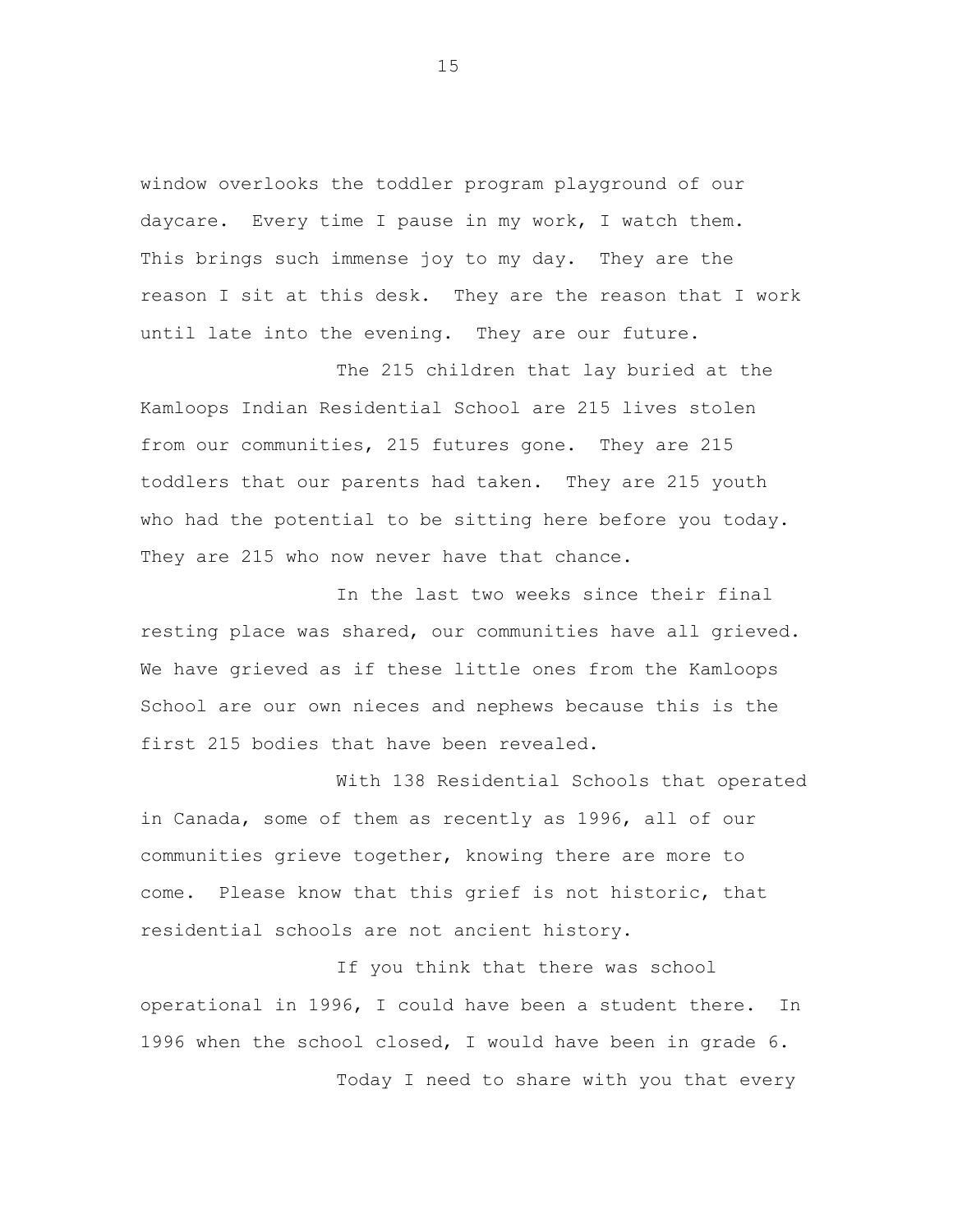window overlooks the toddler program playground of our daycare. Every time I pause in my work, I watch them. This brings such immense joy to my day. They are the reason I sit at this desk. They are the reason that I work until late into the evening. They are our future.

The 215 children that lay buried at the Kamloops Indian Residential School are 215 lives stolen from our communities, 215 futures gone. They are 215 toddlers that our parents had taken. They are 215 youth who had the potential to be sitting here before you today. They are 215 who now never have that chance.

In the last two weeks since their final resting place was shared, our communities have all grieved. We have grieved as if these little ones from the Kamloops School are our own nieces and nephews because this is the first 215 bodies that have been revealed.

With 138 Residential Schools that operated in Canada, some of them as recently as 1996, all of our communities grieve together, knowing there are more to come. Please know that this grief is not historic, that residential schools are not ancient history.

If you think that there was school operational in 1996, I could have been a student there. In 1996 when the school closed, I would have been in grade 6.

Today I need to share with you that every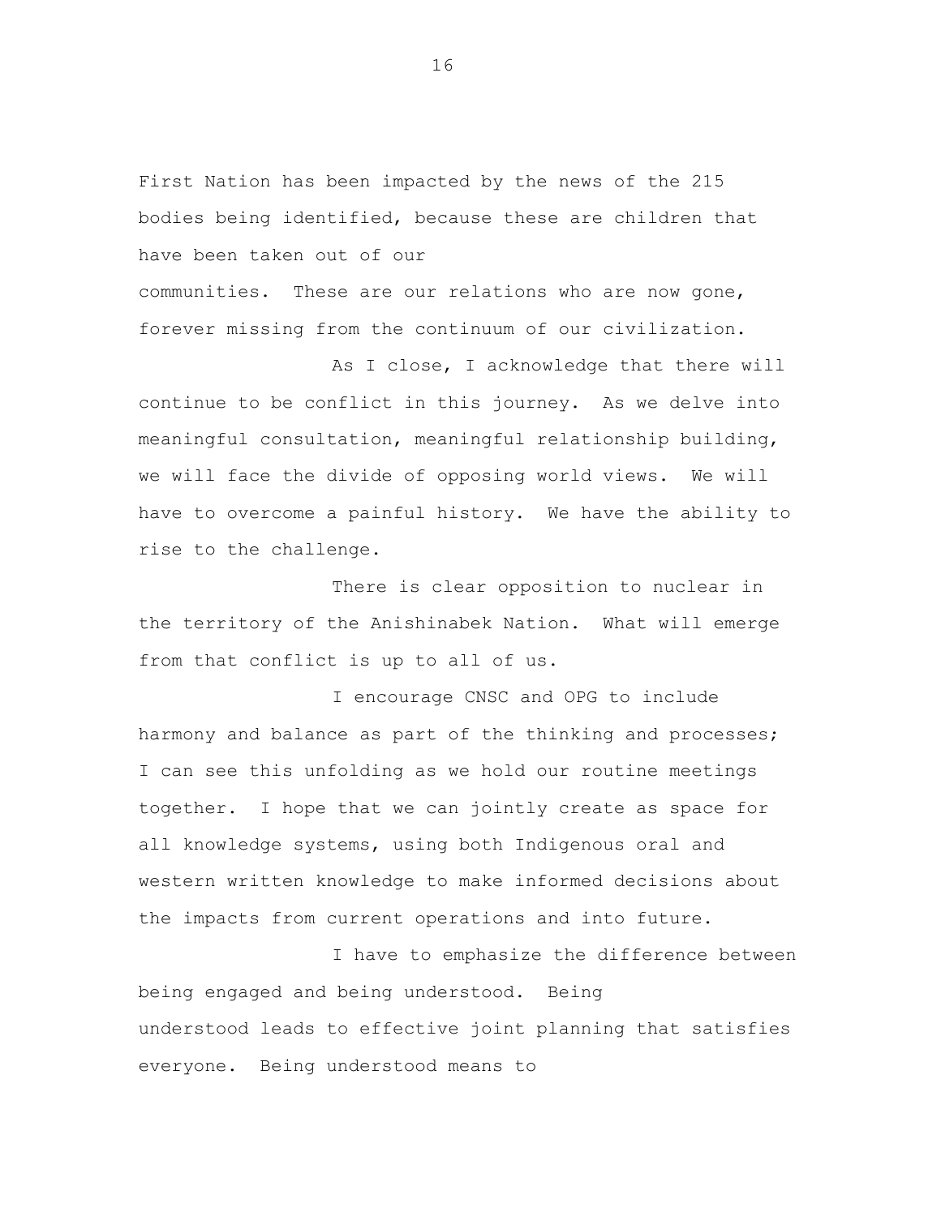First Nation has been impacted by the news of the 215 bodies being identified, because these are children that have been taken out of our communities. These are our relations who are now gone, forever missing from the continuum of our civilization.

As I close, I acknowledge that there will continue to be conflict in this journey. As we delve into meaningful consultation, meaningful relationship building, we will face the divide of opposing world views. We will have to overcome a painful history. We have the ability to rise to the challenge.

There is clear opposition to nuclear in the territory of the Anishinabek Nation. What will emerge from that conflict is up to all of us.

I encourage CNSC and OPG to include harmony and balance as part of the thinking and processes; I can see this unfolding as we hold our routine meetings together. I hope that we can jointly create as space for all knowledge systems, using both Indigenous oral and western written knowledge to make informed decisions about the impacts from current operations and into future.

I have to emphasize the difference between being engaged and being understood. Being understood leads to effective joint planning that satisfies everyone. Being understood means to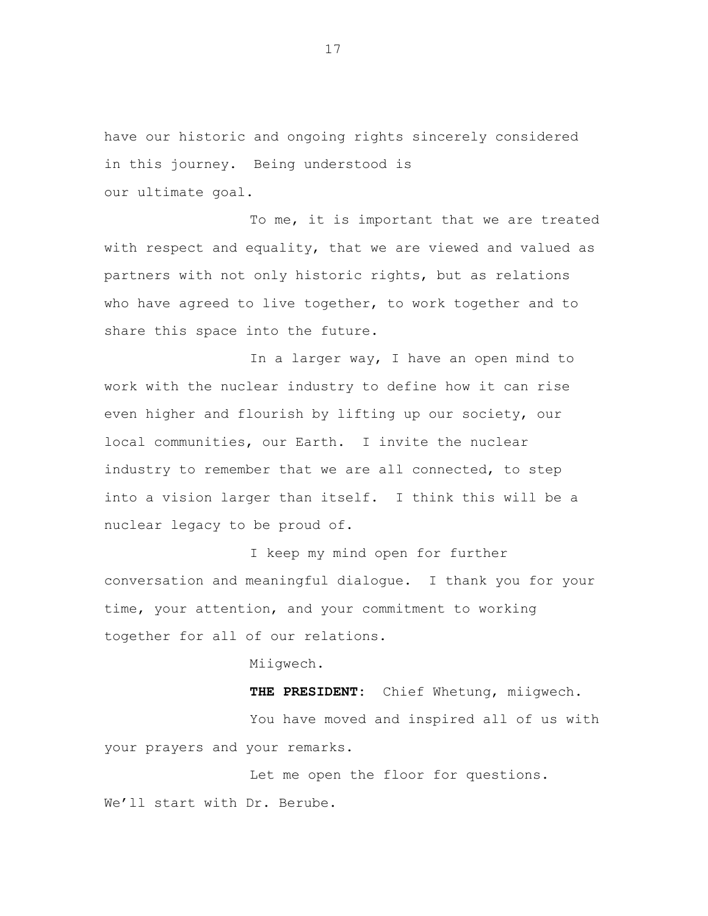have our historic and ongoing rights sincerely considered in this journey. Being understood is our ultimate goal.

To me, it is important that we are treated with respect and equality, that we are viewed and valued as partners with not only historic rights, but as relations who have agreed to live together, to work together and to share this space into the future.

In a larger way, I have an open mind to work with the nuclear industry to define how it can rise even higher and flourish by lifting up our society, our local communities, our Earth. I invite the nuclear industry to remember that we are all connected, to step into a vision larger than itself. I think this will be a nuclear legacy to be proud of.

I keep my mind open for further conversation and meaningful dialogue. I thank you for your time, your attention, and your commitment to working together for all of our relations.

Miigwech.

**THE PRESIDENT:** Chief Whetung, miigwech.

You have moved and inspired all of us with your prayers and your remarks.

Let me open the floor for questions. We'll start with Dr. Berube.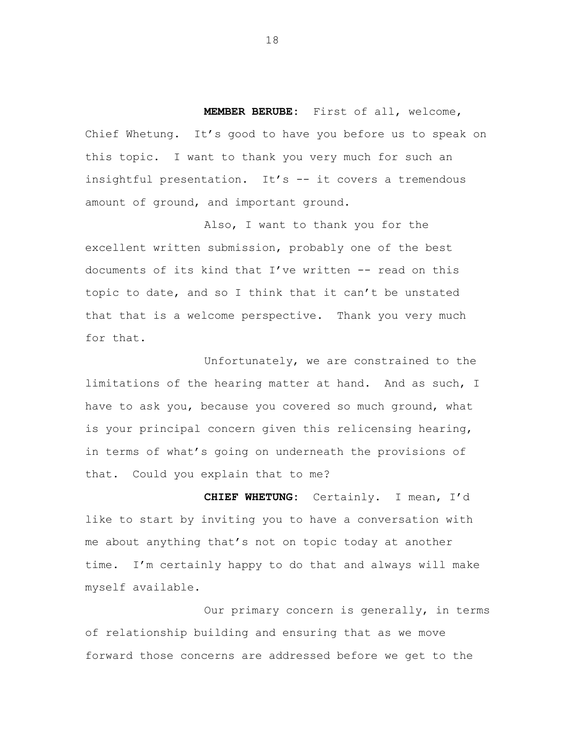**MEMBER BERUBE:** First of all, welcome, Chief Whetung. It's good to have you before us to speak on this topic. I want to thank you very much for such an insightful presentation. It's -- it covers a tremendous amount of ground, and important ground.

Also, I want to thank you for the excellent written submission, probably one of the best documents of its kind that I've written -- read on this topic to date, and so I think that it can't be unstated that that is a welcome perspective. Thank you very much for that.

Unfortunately, we are constrained to the limitations of the hearing matter at hand. And as such, I have to ask you, because you covered so much ground, what is your principal concern given this relicensing hearing, in terms of what's going on underneath the provisions of that. Could you explain that to me?

**CHIEF WHETUNG:** Certainly. I mean, I'd like to start by inviting you to have a conversation with me about anything that's not on topic today at another time. I'm certainly happy to do that and always will make myself available.

Our primary concern is generally, in terms of relationship building and ensuring that as we move forward those concerns are addressed before we get to the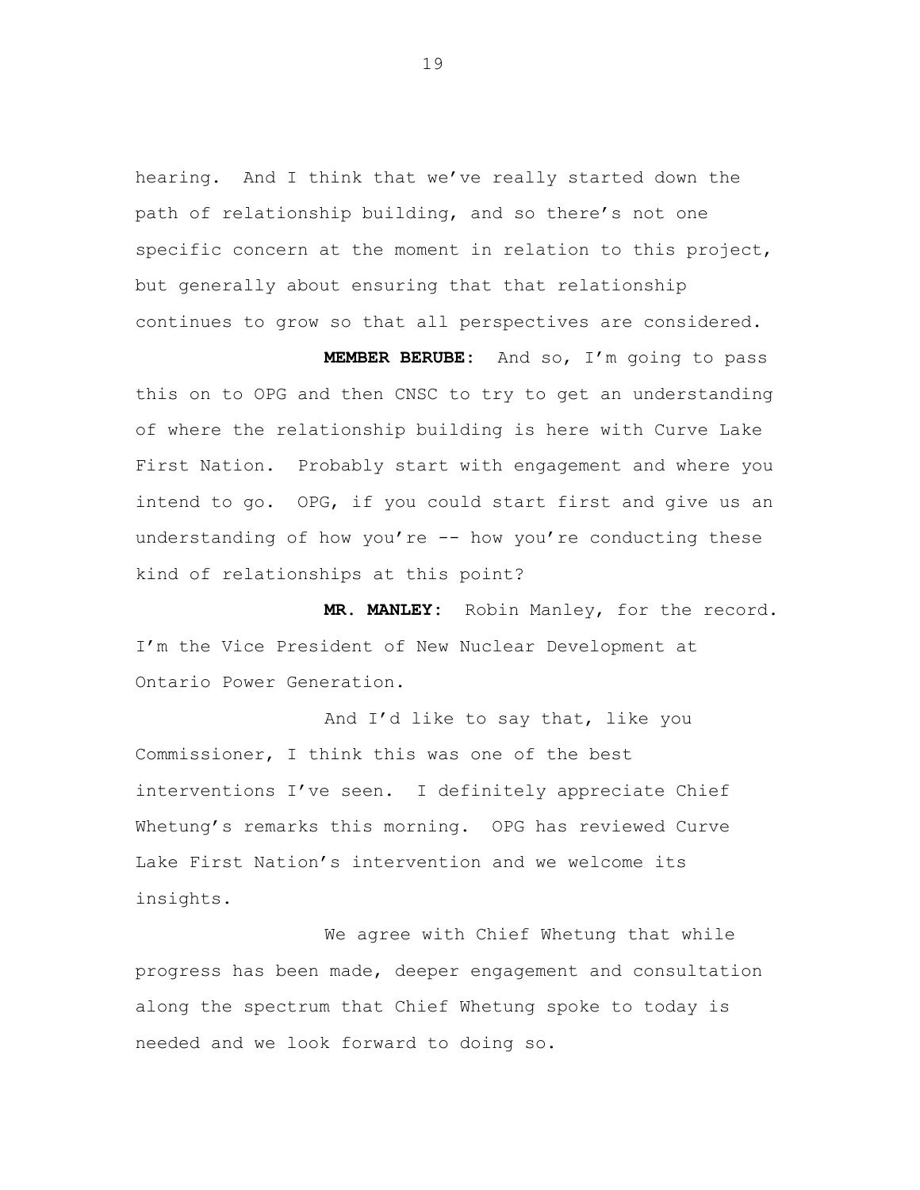hearing. And I think that we've really started down the path of relationship building, and so there's not one specific concern at the moment in relation to this project, but generally about ensuring that that relationship continues to grow so that all perspectives are considered.

**MEMBER BERUBE:** And so, I'm going to pass this on to OPG and then CNSC to try to get an understanding of where the relationship building is here with Curve Lake First Nation. Probably start with engagement and where you intend to go. OPG, if you could start first and give us an understanding of how you're -- how you're conducting these kind of relationships at this point?

**MR. MANLEY:** Robin Manley, for the record. I'm the Vice President of New Nuclear Development at Ontario Power Generation.

And I'd like to say that, like you Commissioner, I think this was one of the best interventions I've seen. I definitely appreciate Chief Whetung's remarks this morning. OPG has reviewed Curve Lake First Nation's intervention and we welcome its insights.

We agree with Chief Whetung that while progress has been made, deeper engagement and consultation along the spectrum that Chief Whetung spoke to today is needed and we look forward to doing so.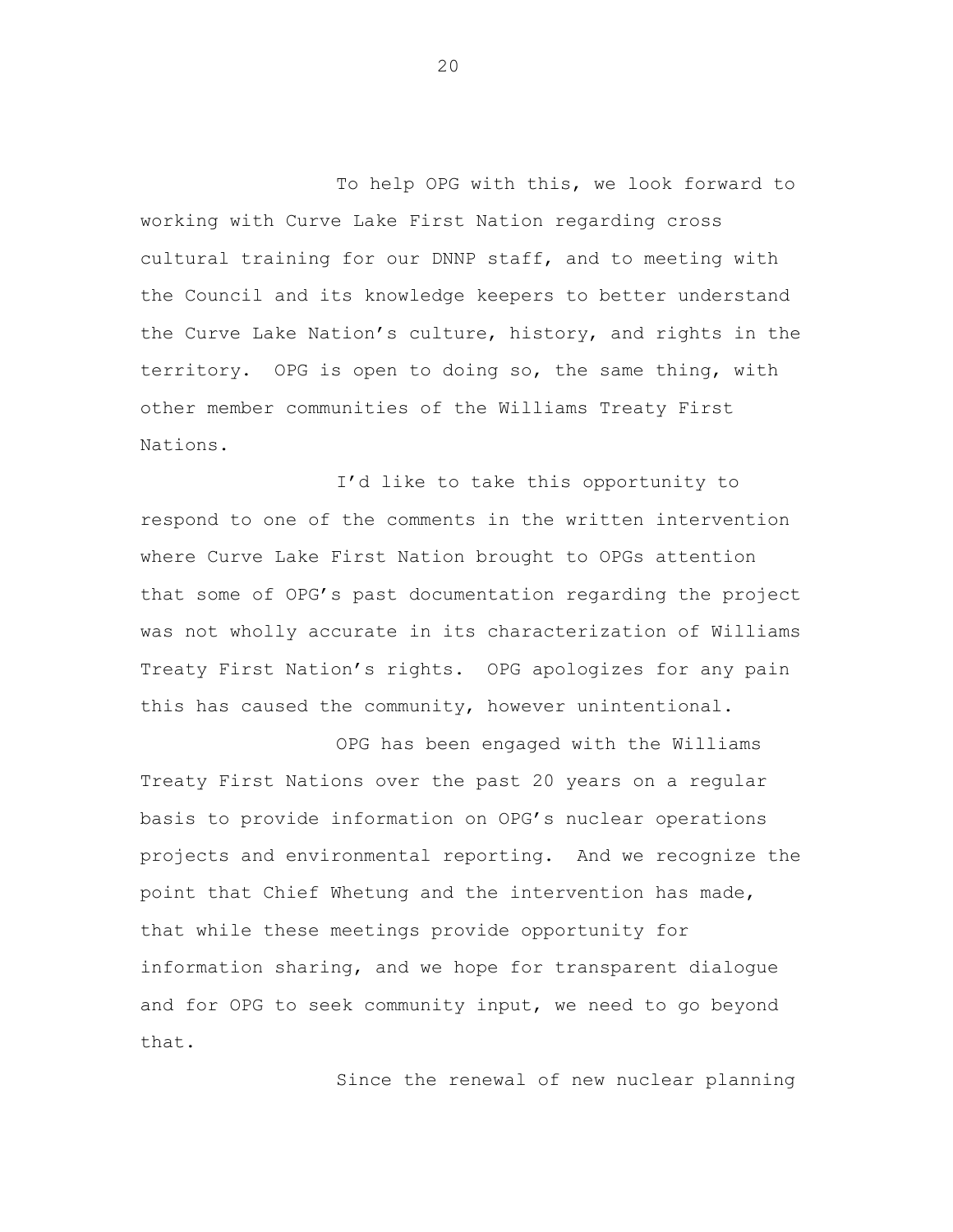To help OPG with this, we look forward to working with Curve Lake First Nation regarding cross cultural training for our DNNP staff, and to meeting with the Council and its knowledge keepers to better understand the Curve Lake Nation's culture, history, and rights in the territory. OPG is open to doing so, the same thing, with other member communities of the Williams Treaty First Nations.

I'd like to take this opportunity to respond to one of the comments in the written intervention where Curve Lake First Nation brought to OPGs attention that some of OPG's past documentation regarding the project was not wholly accurate in its characterization of Williams Treaty First Nation's rights. OPG apologizes for any pain this has caused the community, however unintentional.

OPG has been engaged with the Williams Treaty First Nations over the past 20 years on a regular basis to provide information on OPG's nuclear operations projects and environmental reporting. And we recognize the point that Chief Whetung and the intervention has made, that while these meetings provide opportunity for information sharing, and we hope for transparent dialogue and for OPG to seek community input, we need to go beyond that.

Since the renewal of new nuclear planning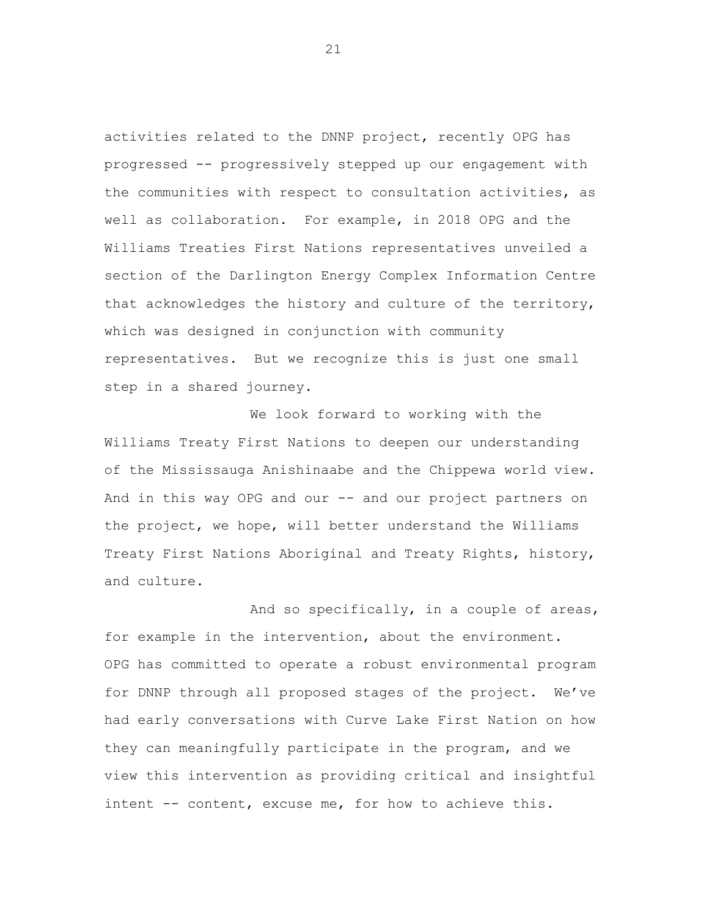activities related to the DNNP project, recently OPG has progressed -- progressively stepped up our engagement with the communities with respect to consultation activities, as well as collaboration. For example, in 2018 OPG and the Williams Treaties First Nations representatives unveiled a section of the Darlington Energy Complex Information Centre that acknowledges the history and culture of the territory, which was designed in conjunction with community representatives. But we recognize this is just one small step in a shared journey.

We look forward to working with the Williams Treaty First Nations to deepen our understanding of the Mississauga Anishinaabe and the Chippewa world view. And in this way OPG and our -- and our project partners on the project, we hope, will better understand the Williams Treaty First Nations Aboriginal and Treaty Rights, history, and culture.

And so specifically, in a couple of areas, for example in the intervention, about the environment. OPG has committed to operate a robust environmental program for DNNP through all proposed stages of the project. We've had early conversations with Curve Lake First Nation on how they can meaningfully participate in the program, and we view this intervention as providing critical and insightful intent -- content, excuse me, for how to achieve this.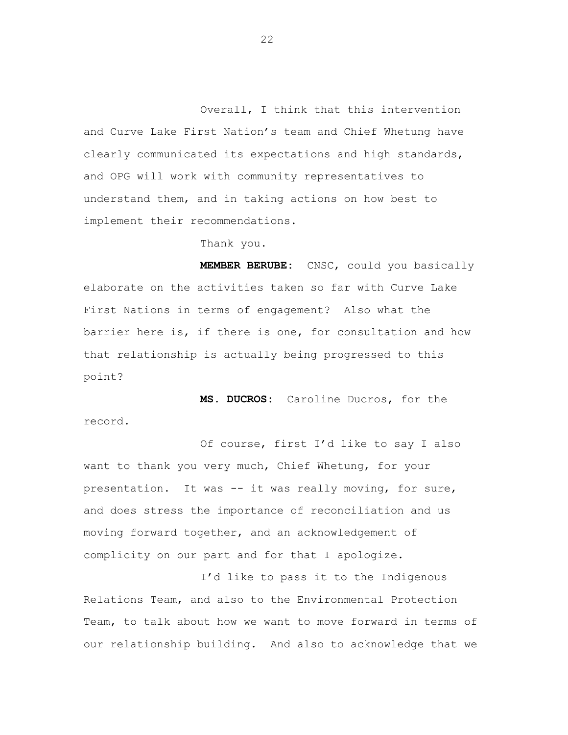Overall, I think that this intervention and Curve Lake First Nation's team and Chief Whetung have clearly communicated its expectations and high standards, and OPG will work with community representatives to understand them, and in taking actions on how best to implement their recommendations.

Thank you.

**MEMBER BERUBE:** CNSC, could you basically elaborate on the activities taken so far with Curve Lake First Nations in terms of engagement? Also what the barrier here is, if there is one, for consultation and how that relationship is actually being progressed to this point?

**MS. DUCROS:** Caroline Ducros, for the record.

Of course, first I'd like to say I also want to thank you very much, Chief Whetung, for your presentation. It was -- it was really moving, for sure, and does stress the importance of reconciliation and us moving forward together, and an acknowledgement of complicity on our part and for that I apologize.

I'd like to pass it to the Indigenous Relations Team, and also to the Environmental Protection Team, to talk about how we want to move forward in terms of our relationship building. And also to acknowledge that we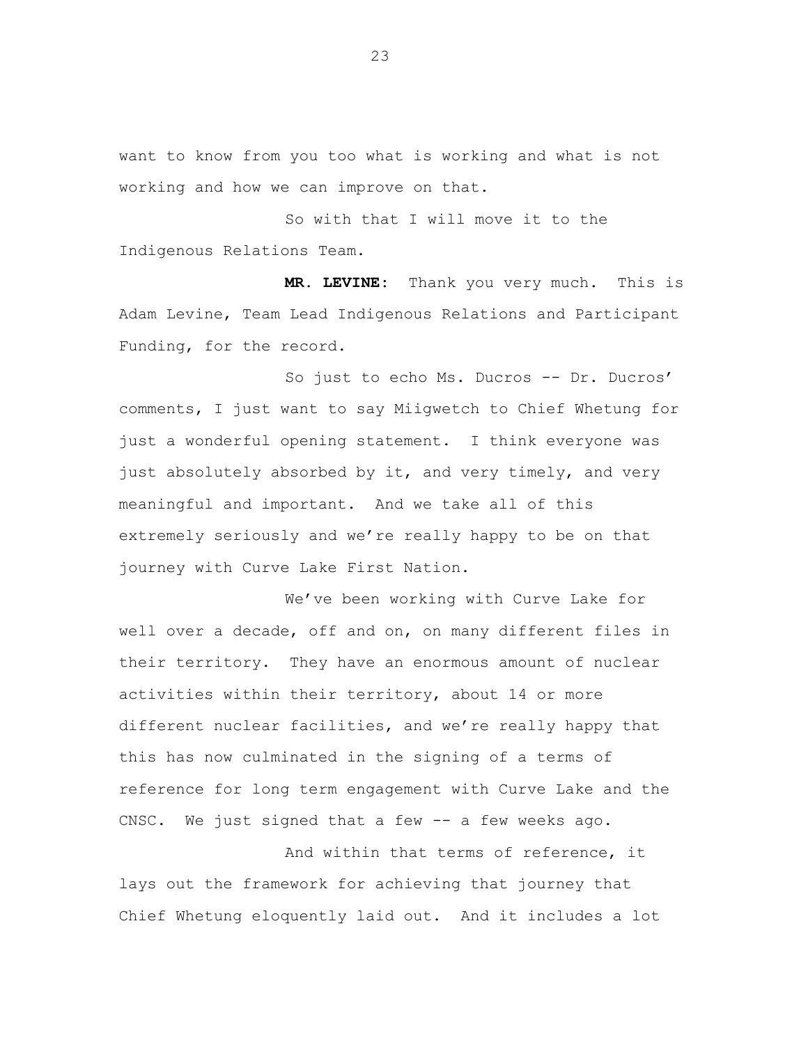want to know from you too what is working and what is not working and how we can improve on that.

So with that I will move it to the Indigenous Relations Team.

**MR. LEVINE:** Thank you very much. This is Adam Levine, Team Lead Indigenous Relations and Participant Funding, for the record.

So just to echo Ms. Ducros -- Dr. Ducros' comments, I just want to say Miigwetch to Chief Whetung for just a wonderful opening statement. I think everyone was just absolutely absorbed by it, and very timely, and very meaningful and important. And we take all of this extremely seriously and we're really happy to be on that journey with Curve Lake First Nation.

We've been working with Curve Lake for well over a decade, off and on, on many different files in their territory. They have an enormous amount of nuclear activities within their territory, about 14 or more different nuclear facilities, and we're really happy that this has now culminated in the signing of a terms of reference for long term engagement with Curve Lake and the CNSC. We just signed that a few -- a few weeks ago.

And within that terms of reference, it lays out the framework for achieving that journey that Chief Whetung eloquently laid out. And it includes a lot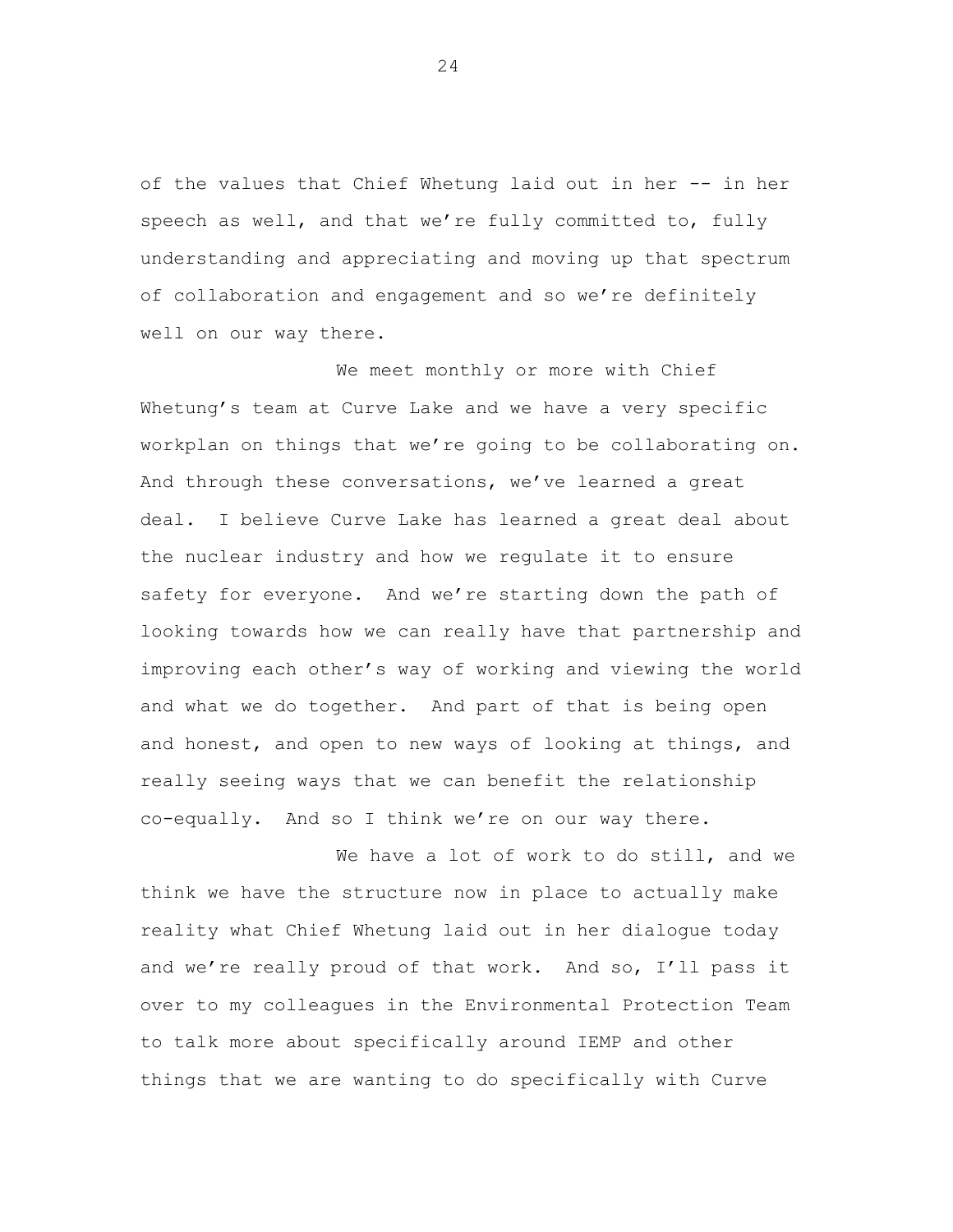of the values that Chief Whetung laid out in her -- in her speech as well, and that we're fully committed to, fully understanding and appreciating and moving up that spectrum of collaboration and engagement and so we're definitely well on our way there.

We meet monthly or more with Chief Whetung's team at Curve Lake and we have a very specific workplan on things that we're going to be collaborating on. And through these conversations, we've learned a great deal. I believe Curve Lake has learned a great deal about the nuclear industry and how we regulate it to ensure safety for everyone. And we're starting down the path of looking towards how we can really have that partnership and improving each other's way of working and viewing the world and what we do together. And part of that is being open and honest, and open to new ways of looking at things, and really seeing ways that we can benefit the relationship co-equally. And so I think we're on our way there.

We have a lot of work to do still, and we think we have the structure now in place to actually make reality what Chief Whetung laid out in her dialogue today and we're really proud of that work. And so, I'll pass it over to my colleagues in the Environmental Protection Team to talk more about specifically around IEMP and other things that we are wanting to do specifically with Curve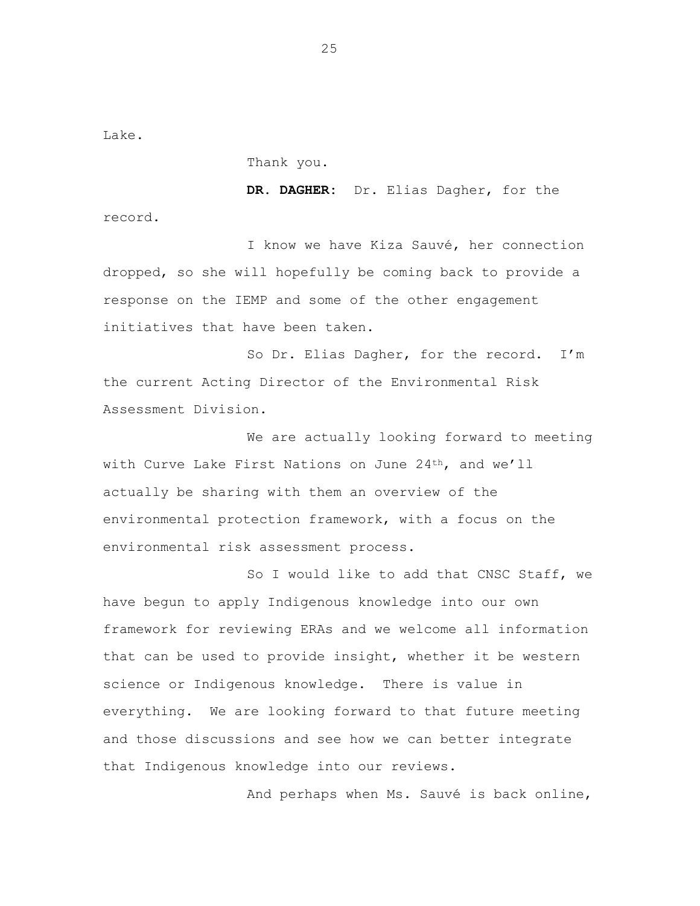Lake.

Thank you.

**DR. DAGHER:** Dr. Elias Dagher, for the record.

I know we have Kiza Sauvé, her connection dropped, so she will hopefully be coming back to provide a response on the IEMP and some of the other engagement initiatives that have been taken.

So Dr. Elias Dagher, for the record. I'm the current Acting Director of the Environmental Risk Assessment Division.

We are actually looking forward to meeting with Curve Lake First Nations on June 24th, and we'll actually be sharing with them an overview of the environmental protection framework, with a focus on the environmental risk assessment process.

So I would like to add that CNSC Staff, we have begun to apply Indigenous knowledge into our own framework for reviewing ERAs and we welcome all information that can be used to provide insight, whether it be western science or Indigenous knowledge. There is value in everything. We are looking forward to that future meeting and those discussions and see how we can better integrate that Indigenous knowledge into our reviews.

And perhaps when Ms. Sauvé is back online,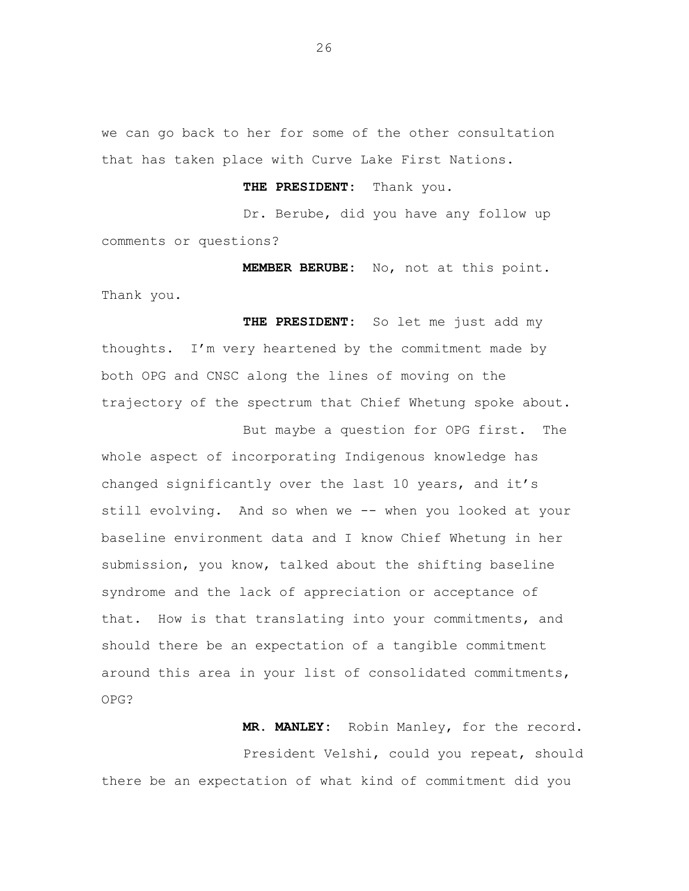we can go back to her for some of the other consultation that has taken place with Curve Lake First Nations.

**THE PRESIDENT:** Thank you.

Dr. Berube, did you have any follow up comments or questions?

**MEMBER BERUBE:** No, not at this point. Thank you.

**THE PRESIDENT:** So let me just add my thoughts. I'm very heartened by the commitment made by both OPG and CNSC along the lines of moving on the trajectory of the spectrum that Chief Whetung spoke about.

But maybe a question for OPG first. The whole aspect of incorporating Indigenous knowledge has changed significantly over the last 10 years, and it's still evolving. And so when we -- when you looked at your baseline environment data and I know Chief Whetung in her submission, you know, talked about the shifting baseline syndrome and the lack of appreciation or acceptance of that. How is that translating into your commitments, and should there be an expectation of a tangible commitment around this area in your list of consolidated commitments, OPG?

**MR. MANLEY:** Robin Manley, for the record.

President Velshi, could you repeat, should there be an expectation of what kind of commitment did you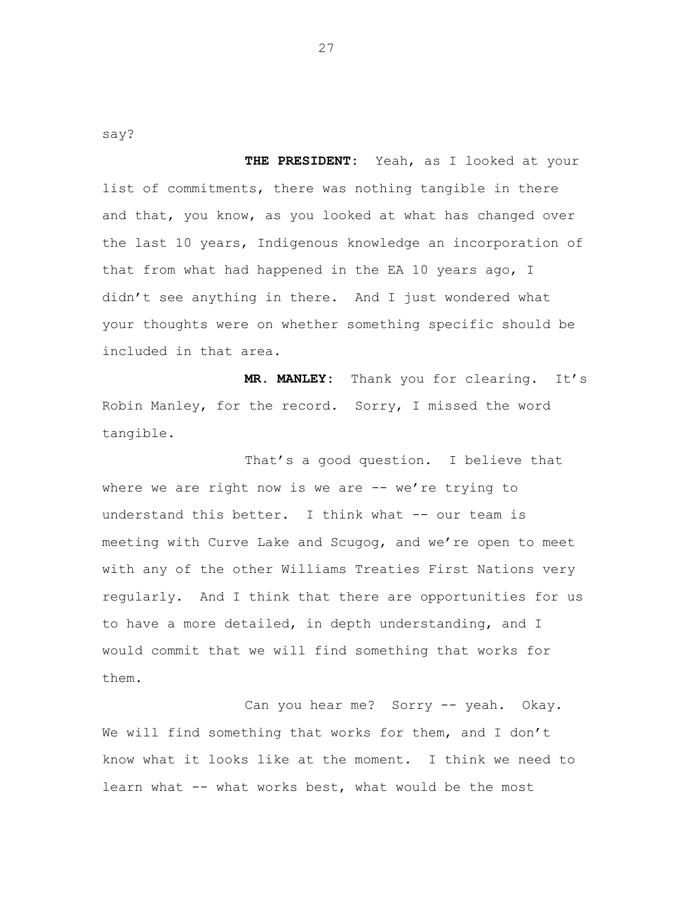say?

**THE PRESIDENT:** Yeah, as I looked at your list of commitments, there was nothing tangible in there and that, you know, as you looked at what has changed over the last 10 years, Indigenous knowledge an incorporation of that from what had happened in the EA 10 years ago, I didn't see anything in there. And I just wondered what your thoughts were on whether something specific should be included in that area.

**MR. MANLEY:** Thank you for clearing. It's Robin Manley, for the record. Sorry, I missed the word tangible.

That's a good question. I believe that where we are right now is we are -- we're trying to understand this better. I think what -- our team is meeting with Curve Lake and Scugog, and we're open to meet with any of the other Williams Treaties First Nations very regularly. And I think that there are opportunities for us to have a more detailed, in depth understanding, and I would commit that we will find something that works for them.

Can you hear me? Sorry -- yeah. Okay. We will find something that works for them, and I don't know what it looks like at the moment. I think we need to learn what -- what works best, what would be the most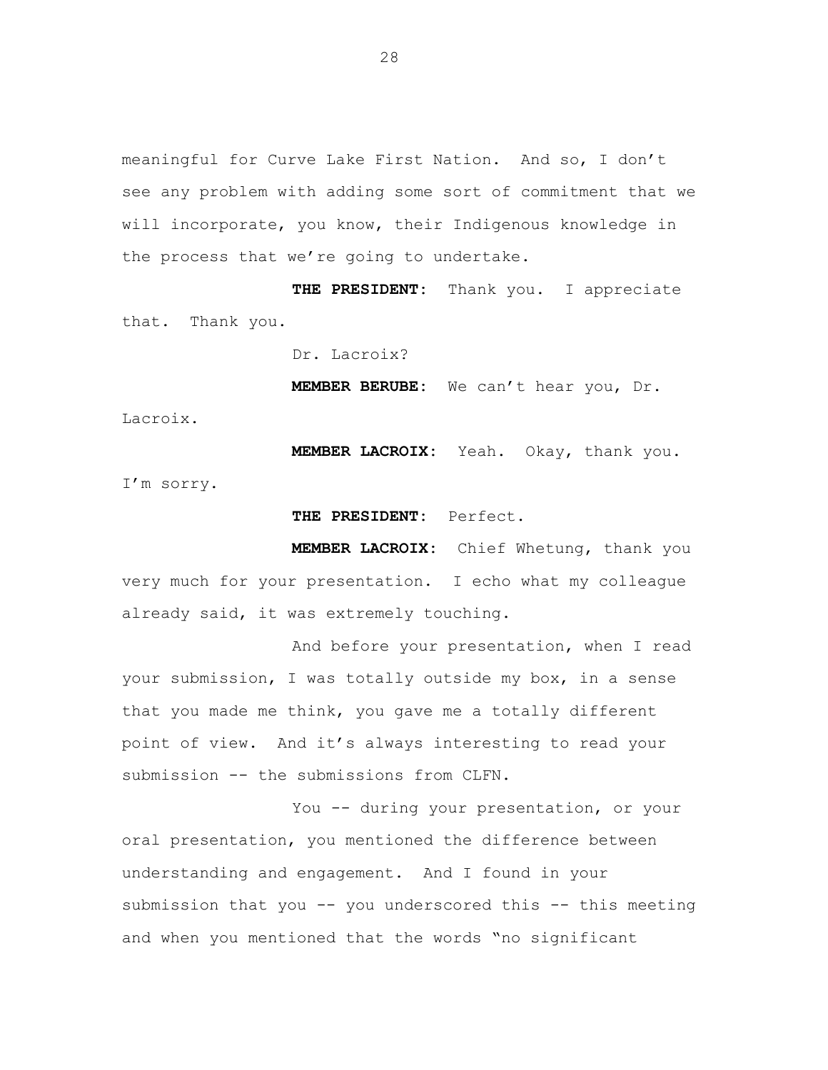meaningful for Curve Lake First Nation. And so, I don't see any problem with adding some sort of commitment that we will incorporate, you know, their Indigenous knowledge in the process that we're going to undertake.

**THE PRESIDENT:** Thank you. I appreciate that. Thank you.

Dr. Lacroix?

**MEMBER BERUBE:** We can't hear you, Dr. Lacroix.

**MEMBER LACROIX:** Yeah. Okay, thank you. I'm sorry.

**THE PRESIDENT:** Perfect.

**MEMBER LACROIX:** Chief Whetung, thank you very much for your presentation. I echo what my colleague already said, it was extremely touching.

And before your presentation, when I read your submission, I was totally outside my box, in a sense that you made me think, you gave me a totally different point of view. And it's always interesting to read your submission -- the submissions from CLFN.

You -- during your presentation, or your oral presentation, you mentioned the difference between understanding and engagement. And I found in your submission that you -- you underscored this -- this meeting and when you mentioned that the words "no significant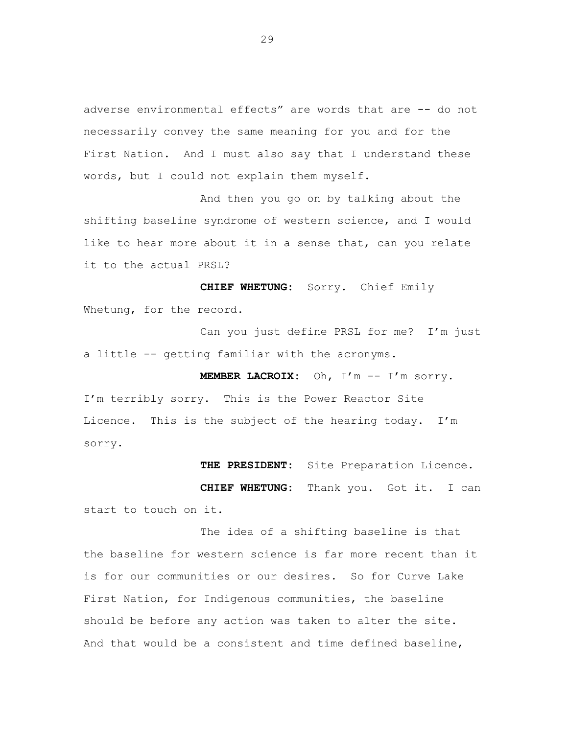adverse environmental effects" are words that are -- do not necessarily convey the same meaning for you and for the First Nation. And I must also say that I understand these words, but I could not explain them myself.

And then you go on by talking about the shifting baseline syndrome of western science, and I would like to hear more about it in a sense that, can you relate it to the actual PRSL?

**CHIEF WHETUNG:** Sorry. Chief Emily Whetung, for the record.

Can you just define PRSL for me? I'm just a little -- getting familiar with the acronyms.

**MEMBER LACROIX:** Oh, I'm -- I'm sorry. I'm terribly sorry. This is the Power Reactor Site Licence. This is the subject of the hearing today. I'm sorry.

**THE PRESIDENT:** Site Preparation Licence.

**CHIEF WHETUNG:** Thank you. Got it. I can start to touch on it.

The idea of a shifting baseline is that the baseline for western science is far more recent than it is for our communities or our desires. So for Curve Lake First Nation, for Indigenous communities, the baseline should be before any action was taken to alter the site. And that would be a consistent and time defined baseline,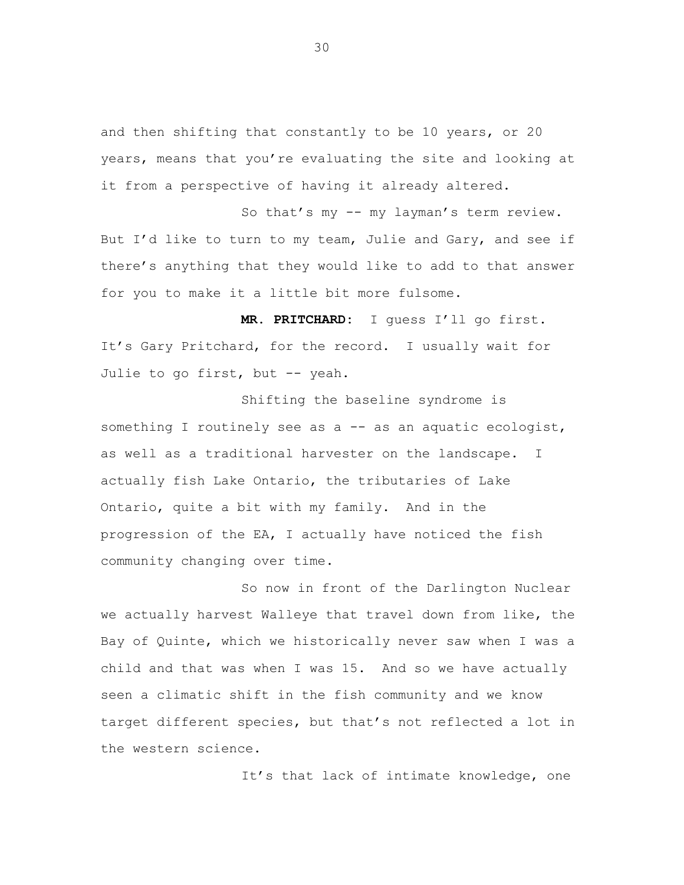and then shifting that constantly to be 10 years, or 20 years, means that you're evaluating the site and looking at it from a perspective of having it already altered.

So that's my -- my layman's term review. But I'd like to turn to my team, Julie and Gary, and see if there's anything that they would like to add to that answer for you to make it a little bit more fulsome.

**MR. PRITCHARD:** I guess I'll go first. It's Gary Pritchard, for the record. I usually wait for Julie to go first, but -- yeah.

Shifting the baseline syndrome is something I routinely see as a -- as an aquatic ecologist, as well as a traditional harvester on the landscape. I actually fish Lake Ontario, the tributaries of Lake Ontario, quite a bit with my family. And in the progression of the EA, I actually have noticed the fish community changing over time.

So now in front of the Darlington Nuclear we actually harvest Walleye that travel down from like, the Bay of Quinte, which we historically never saw when I was a child and that was when I was 15. And so we have actually seen a climatic shift in the fish community and we know target different species, but that's not reflected a lot in the western science.

It's that lack of intimate knowledge, one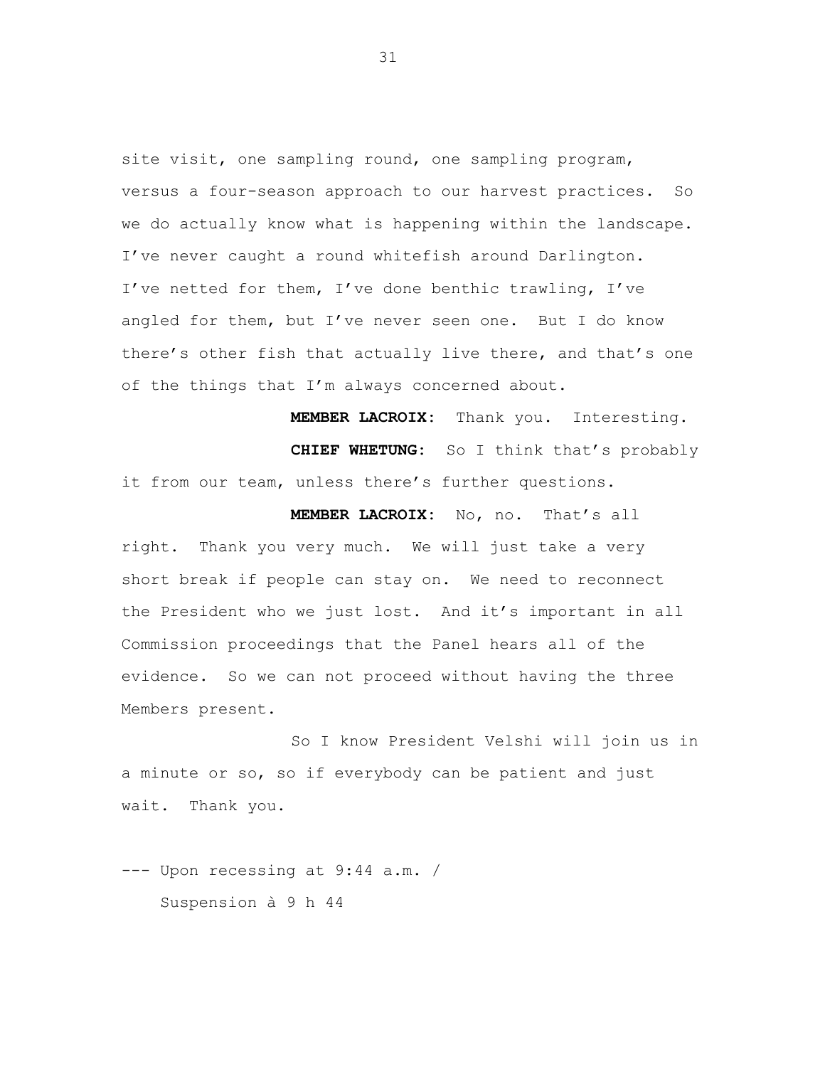site visit, one sampling round, one sampling program, versus a four-season approach to our harvest practices. So we do actually know what is happening within the landscape. I've never caught a round whitefish around Darlington. I've netted for them, I've done benthic trawling, I've angled for them, but I've never seen one. But I do know there's other fish that actually live there, and that's one of the things that I'm always concerned about.

**MEMBER LACROIX:** Thank you. Interesting.

**CHIEF WHETUNG:** So I think that's probably it from our team, unless there's further questions.

**MEMBER LACROIX:** No, no. That's all right. Thank you very much. We will just take a very short break if people can stay on. We need to reconnect the President who we just lost. And it's important in all Commission proceedings that the Panel hears all of the evidence. So we can not proceed without having the three Members present.

So I know President Velshi will join us in a minute or so, so if everybody can be patient and just wait. Thank you.

--- Upon recessing at 9:44 a.m. /
Suspension à 9 h 44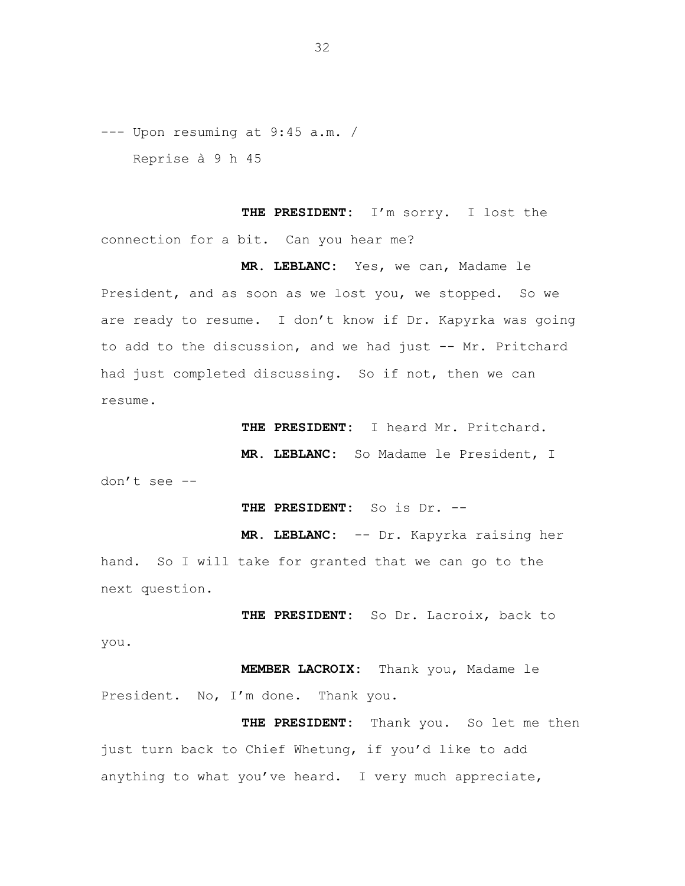--- Upon resuming at 9:45 a.m. /

Reprise à 9 h 45

**THE PRESIDENT:** I'm sorry. I lost the connection for a bit. Can you hear me?

**MR. LEBLANC:** Yes, we can, Madame le President, and as soon as we lost you, we stopped. So we are ready to resume. I don't know if Dr. Kapyrka was going to add to the discussion, and we had just -- Mr. Pritchard had just completed discussing. So if not, then we can resume.

**THE PRESIDENT:** I heard Mr. Pritchard.

**MR. LEBLANC:** So Madame le President, I don't see --

**THE PRESIDENT:** So is Dr. --

**MR. LEBLANC:** -- Dr. Kapyrka raising her hand. So I will take for granted that we can go to the next question.

**THE PRESIDENT:** So Dr. Lacroix, back to you.

**MEMBER LACROIX:** Thank you, Madame le President. No, I'm done. Thank you.

**THE PRESIDENT:** Thank you. So let me then just turn back to Chief Whetung, if you'd like to add anything to what you've heard. I very much appreciate,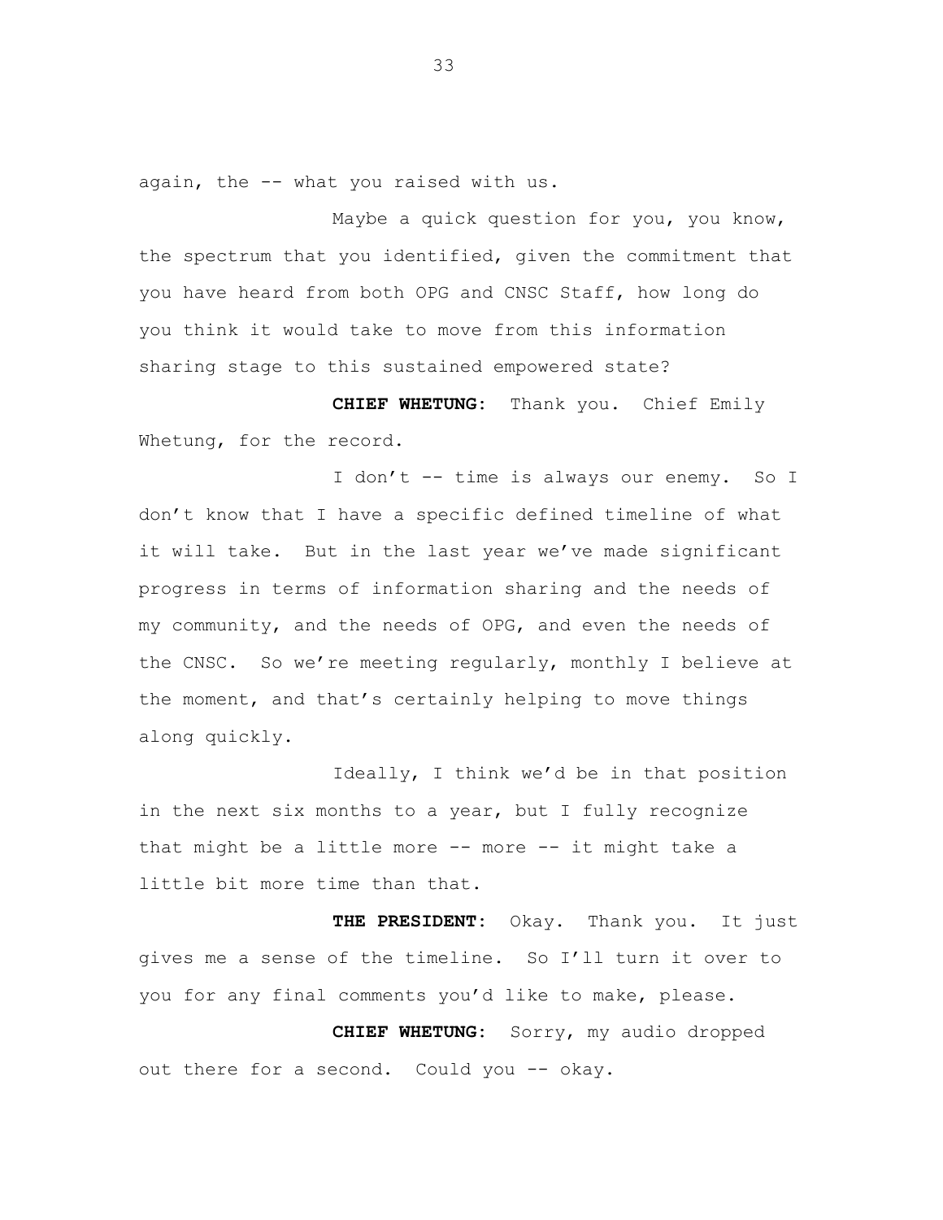again, the -- what you raised with us.

Maybe a quick question for you, you know, the spectrum that you identified, given the commitment that you have heard from both OPG and CNSC Staff, how long do you think it would take to move from this information sharing stage to this sustained empowered state?

**CHIEF WHETUNG:** Thank you. Chief Emily Whetung, for the record.

I don't -- time is always our enemy. So I don't know that I have a specific defined timeline of what it will take. But in the last year we've made significant progress in terms of information sharing and the needs of my community, and the needs of OPG, and even the needs of the CNSC. So we're meeting regularly, monthly I believe at the moment, and that's certainly helping to move things along quickly.

Ideally, I think we'd be in that position in the next six months to a year, but I fully recognize that might be a little more -- more -- it might take a little bit more time than that.

**THE PRESIDENT:** Okay. Thank you. It just gives me a sense of the timeline. So I'll turn it over to you for any final comments you'd like to make, please.

**CHIEF WHETUNG:** Sorry, my audio dropped out there for a second. Could you -- okay.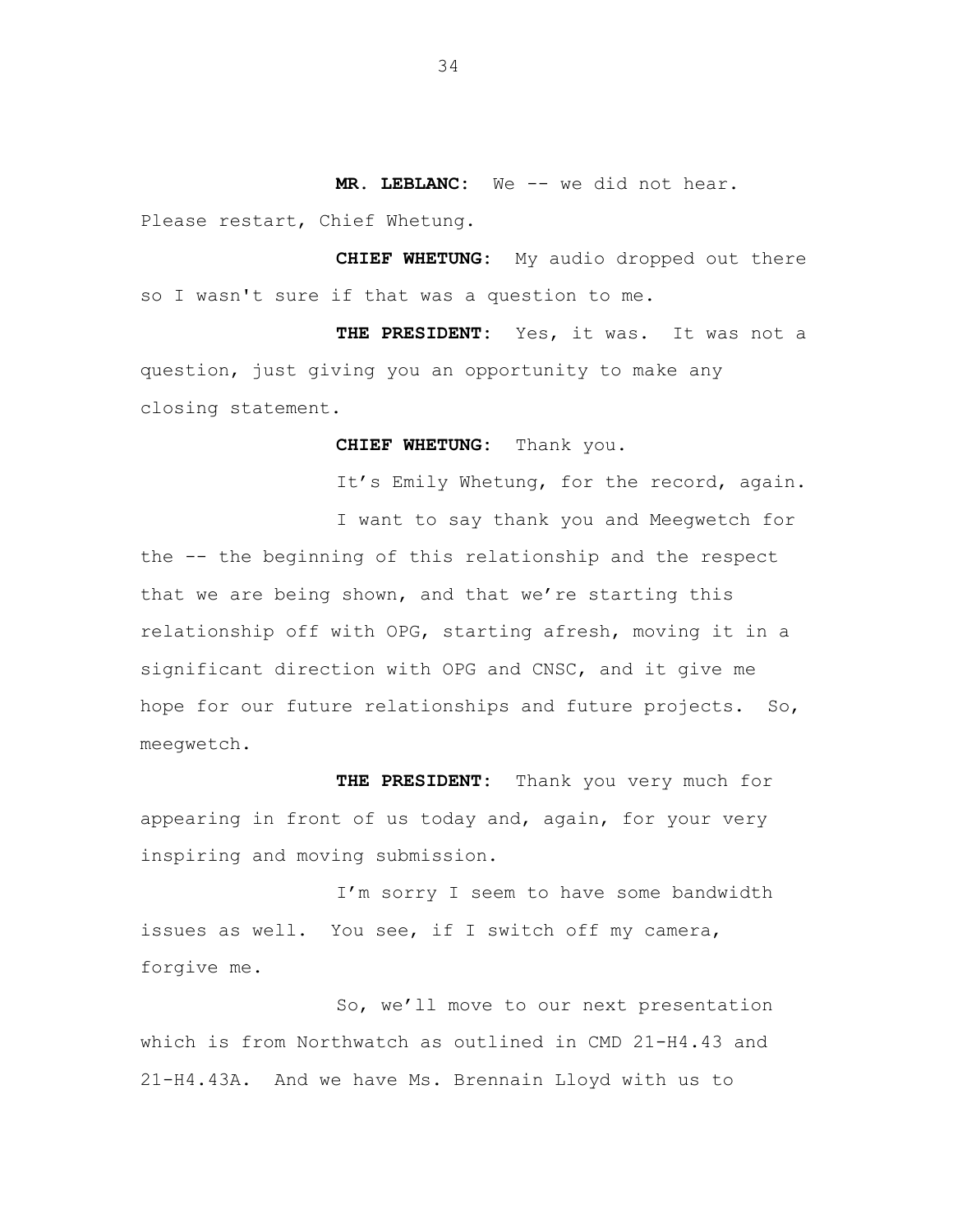**MR. LEBLANC:** We -- we did not hear. Please restart, Chief Whetung.

**CHIEF WHETUNG:** My audio dropped out there so I wasn't sure if that was a question to me.

**THE PRESIDENT:** Yes, it was. It was not a question, just giving you an opportunity to make any closing statement.

**CHIEF WHETUNG:** Thank you.

It's Emily Whetung, for the record, again.

I want to say thank you and Meegwetch for the -- the beginning of this relationship and the respect that we are being shown, and that we're starting this relationship off with OPG, starting afresh, moving it in a significant direction with OPG and CNSC, and it give me hope for our future relationships and future projects. So, meegwetch.

**THE PRESIDENT:** Thank you very much for appearing in front of us today and, again, for your very inspiring and moving submission.

I'm sorry I seem to have some bandwidth issues as well. You see, if I switch off my camera, forgive me.

So, we'll move to our next presentation which is from Northwatch as outlined in CMD 21-H4.43 and 21-H4.43A. And we have Ms. Brennain Lloyd with us to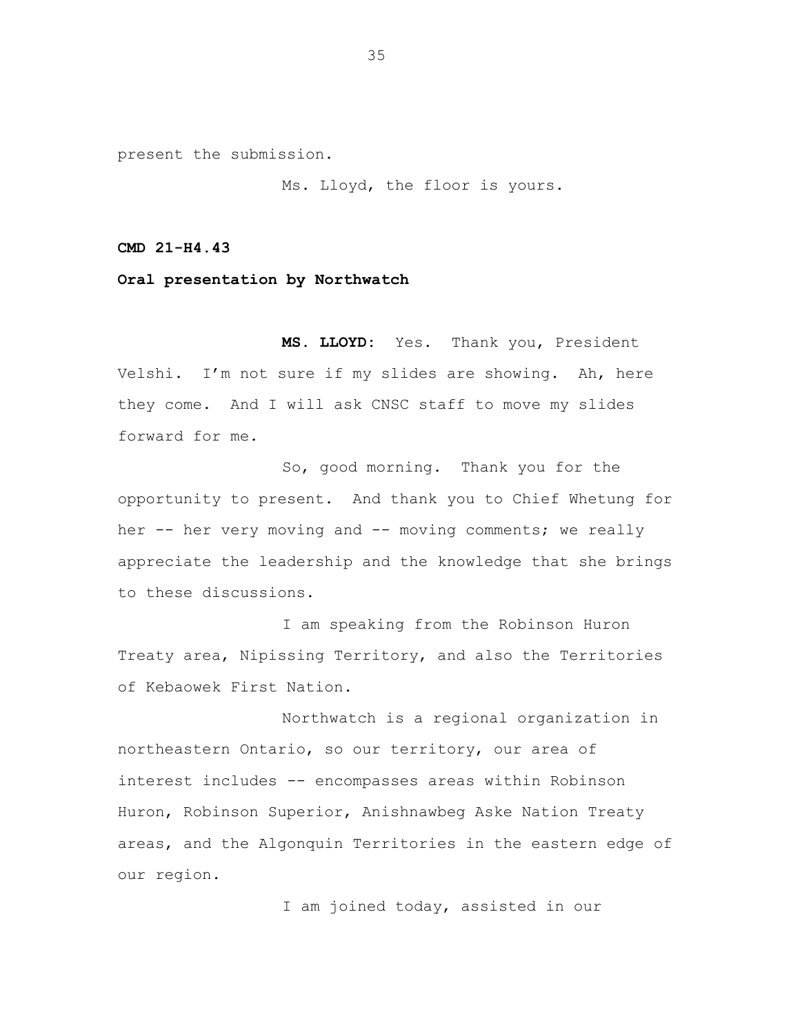present the submission.

Ms. Lloyd, the floor is yours.

**CMD 21-H4.43**

**Oral presentation by Northwatch**

**MS. LLOYD:** Yes. Thank you, President Velshi. I'm not sure if my slides are showing. Ah, here they come. And I will ask CNSC staff to move my slides forward for me.

So, good morning. Thank you for the opportunity to present. And thank you to Chief Whetung for her -- her very moving and -- moving comments; we really appreciate the leadership and the knowledge that she brings to these discussions.

I am speaking from the Robinson Huron Treaty area, Nipissing Territory, and also the Territories of Kebaowek First Nation.

Northwatch is a regional organization in northeastern Ontario, so our territory, our area of interest includes -- encompasses areas within Robinson Huron, Robinson Superior, Anishnawbeg Aske Nation Treaty areas, and the Algonquin Territories in the eastern edge of our region.

I am joined today, assisted in our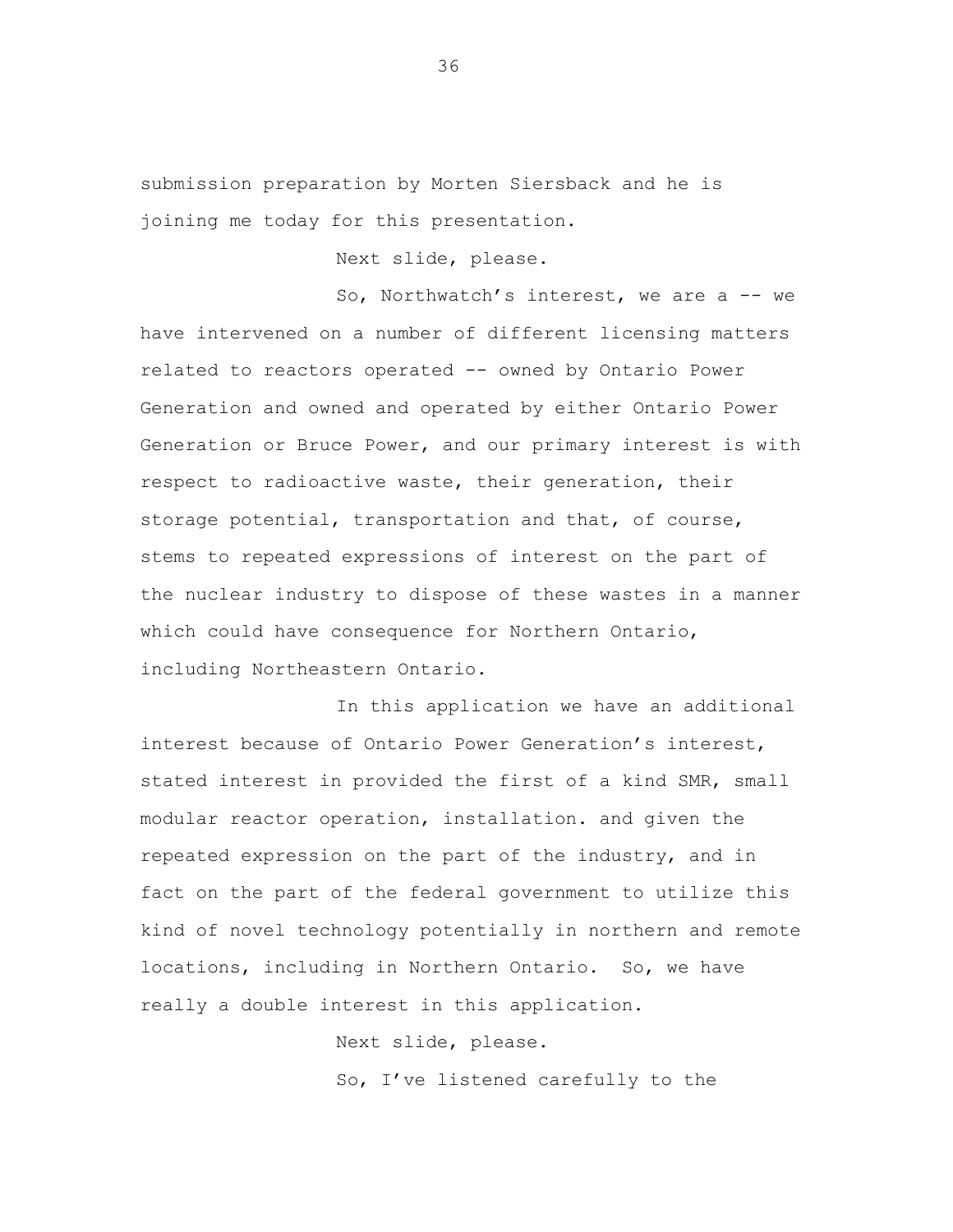submission preparation by Morten Siersback and he is joining me today for this presentation.

Next slide, please.

So, Northwatch's interest, we are a -- we have intervened on a number of different licensing matters related to reactors operated -- owned by Ontario Power Generation and owned and operated by either Ontario Power Generation or Bruce Power, and our primary interest is with respect to radioactive waste, their generation, their storage potential, transportation and that, of course, stems to repeated expressions of interest on the part of the nuclear industry to dispose of these wastes in a manner which could have consequence for Northern Ontario, including Northeastern Ontario.

In this application we have an additional interest because of Ontario Power Generation's interest, stated interest in provided the first of a kind SMR, small modular reactor operation, installation. and given the repeated expression on the part of the industry, and in fact on the part of the federal government to utilize this kind of novel technology potentially in northern and remote locations, including in Northern Ontario. So, we have really a double interest in this application.

Next slide, please.

So, I've listened carefully to the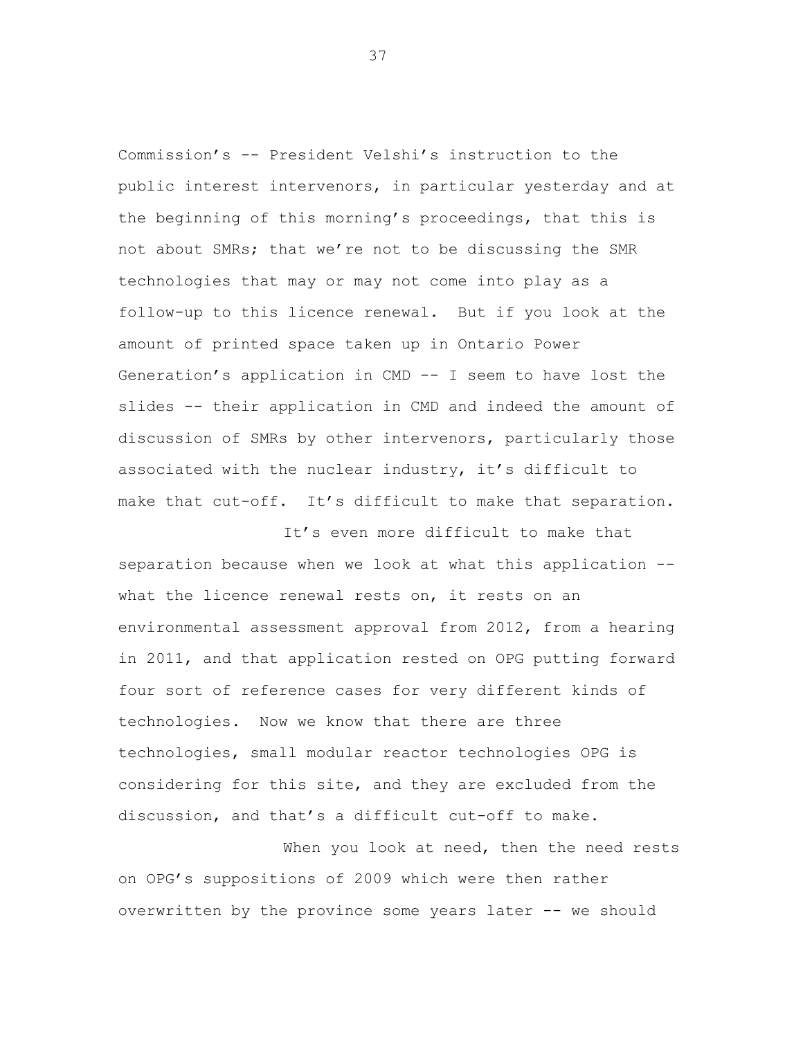Commission's -- President Velshi's instruction to the public interest intervenors, in particular yesterday and at the beginning of this morning's proceedings, that this is not about SMRs; that we're not to be discussing the SMR technologies that may or may not come into play as a follow-up to this licence renewal. But if you look at the amount of printed space taken up in Ontario Power Generation's application in CMD -- I seem to have lost the slides -- their application in CMD and indeed the amount of discussion of SMRs by other intervenors, particularly those associated with the nuclear industry, it's difficult to make that cut-off. It's difficult to make that separation.

It's even more difficult to make that separation because when we look at what this application -- what the licence renewal rests on, it rests on an environmental assessment approval from 2012, from a hearing in 2011, and that application rested on OPG putting forward four sort of reference cases for very different kinds of technologies. Now we know that there are three technologies, small modular reactor technologies OPG is considering for this site, and they are excluded from the discussion, and that's a difficult cut-off to make.

When you look at need, then the need rests on OPG's suppositions of 2009 which were then rather overwritten by the province some years later -- we should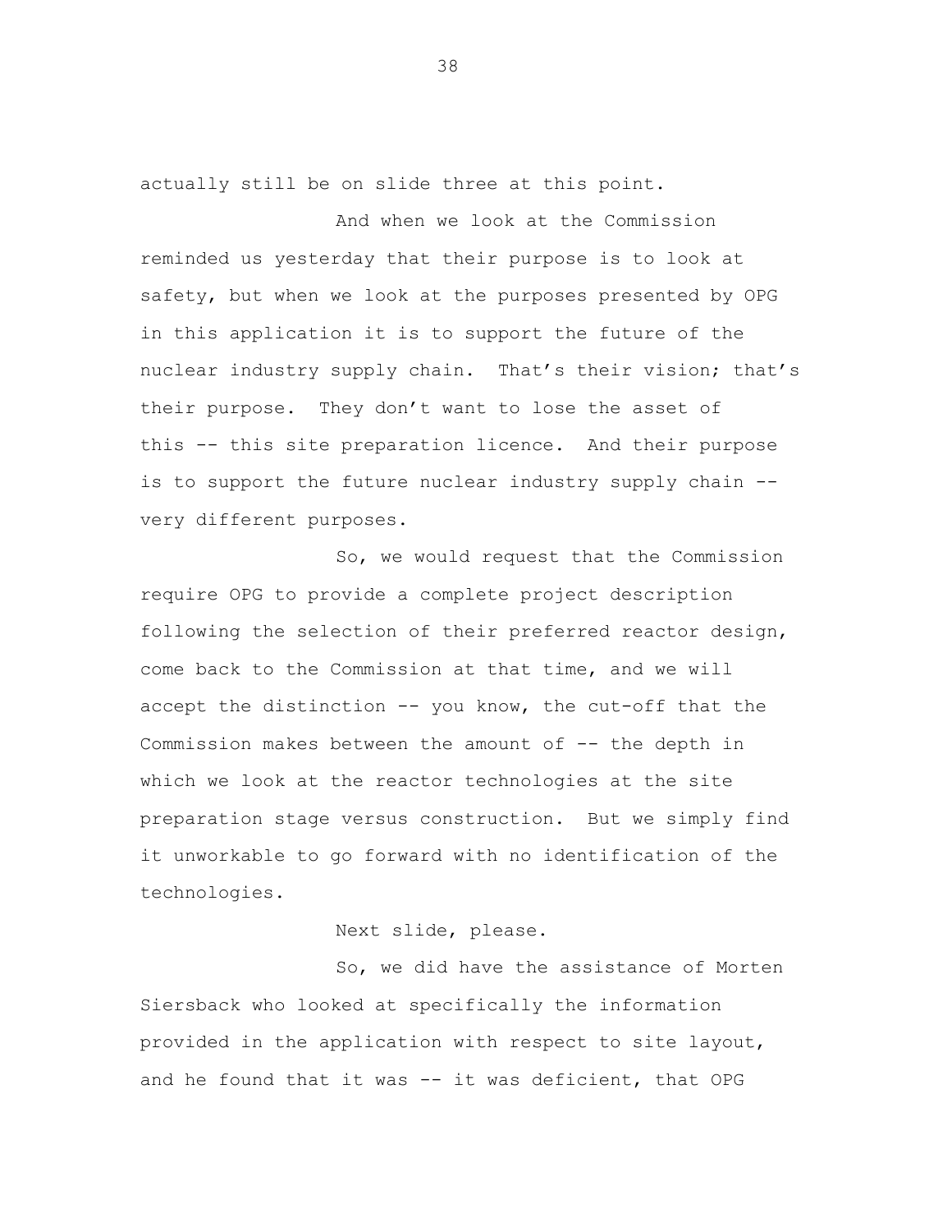actually still be on slide three at this point.

And when we look at the Commission reminded us yesterday that their purpose is to look at safety, but when we look at the purposes presented by OPG in this application it is to support the future of the nuclear industry supply chain. That's their vision; that's their purpose. They don't want to lose the asset of this -- this site preparation licence. And their purpose is to support the future nuclear industry supply chain -- very different purposes.

So, we would request that the Commission require OPG to provide a complete project description following the selection of their preferred reactor design, come back to the Commission at that time, and we will accept the distinction -- you know, the cut-off that the Commission makes between the amount of -- the depth in which we look at the reactor technologies at the site preparation stage versus construction. But we simply find it unworkable to go forward with no identification of the technologies.

Next slide, please.

So, we did have the assistance of Morten Siersback who looked at specifically the information provided in the application with respect to site layout, and he found that it was -- it was deficient, that OPG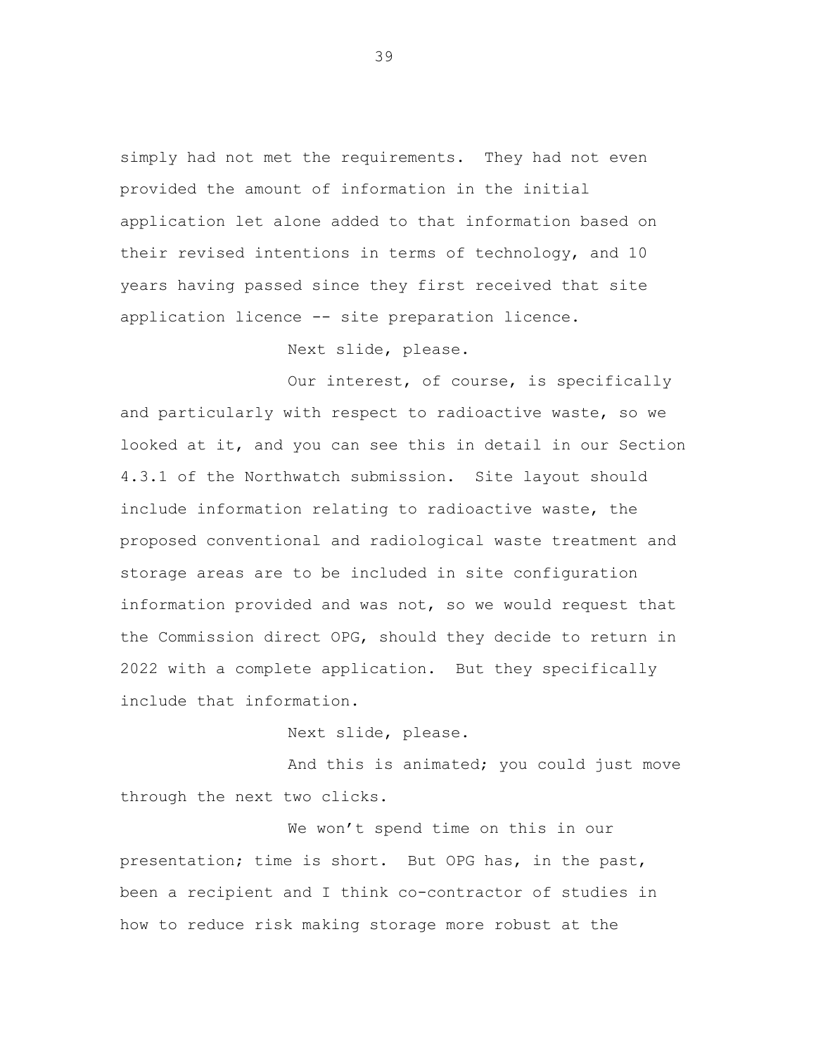simply had not met the requirements. They had not even provided the amount of information in the initial application let alone added to that information based on their revised intentions in terms of technology, and 10 years having passed since they first received that site application licence -- site preparation licence.

Next slide, please.

Our interest, of course, is specifically and particularly with respect to radioactive waste, so we looked at it, and you can see this in detail in our Section 4.3.1 of the Northwatch submission. Site layout should include information relating to radioactive waste, the proposed conventional and radiological waste treatment and storage areas are to be included in site configuration information provided and was not, so we would request that the Commission direct OPG, should they decide to return in 2022 with a complete application. But they specifically include that information.

Next slide, please.

And this is animated; you could just move through the next two clicks.

We won't spend time on this in our presentation; time is short. But OPG has, in the past, been a recipient and I think co-contractor of studies in how to reduce risk making storage more robust at the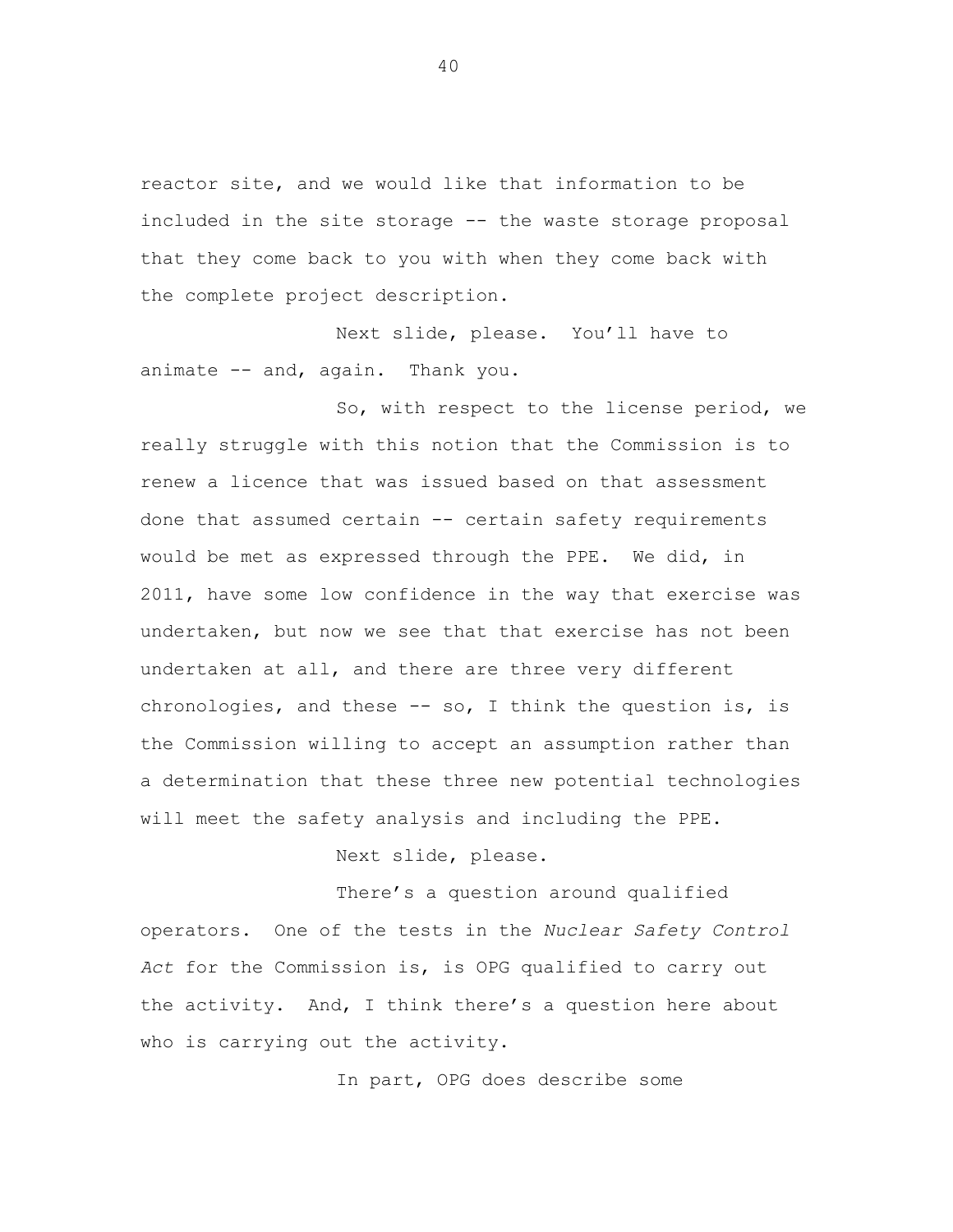reactor site, and we would like that information to be included in the site storage -- the waste storage proposal that they come back to you with when they come back with the complete project description.

Next slide, please. You'll have to animate -- and, again. Thank you.

So, with respect to the license period, we really struggle with this notion that the Commission is to renew a licence that was issued based on that assessment done that assumed certain -- certain safety requirements would be met as expressed through the PPE. We did, in 2011, have some low confidence in the way that exercise was undertaken, but now we see that that exercise has not been undertaken at all, and there are three very different chronologies, and these -- so, I think the question is, is the Commission willing to accept an assumption rather than a determination that these three new potential technologies will meet the safety analysis and including the PPE.

Next slide, please.

There's a question around qualified operators. One of the tests in the *Nuclear Safety Control Act* for the Commission is, is OPG qualified to carry out the activity. And, I think there's a question here about who is carrying out the activity.

In part, OPG does describe some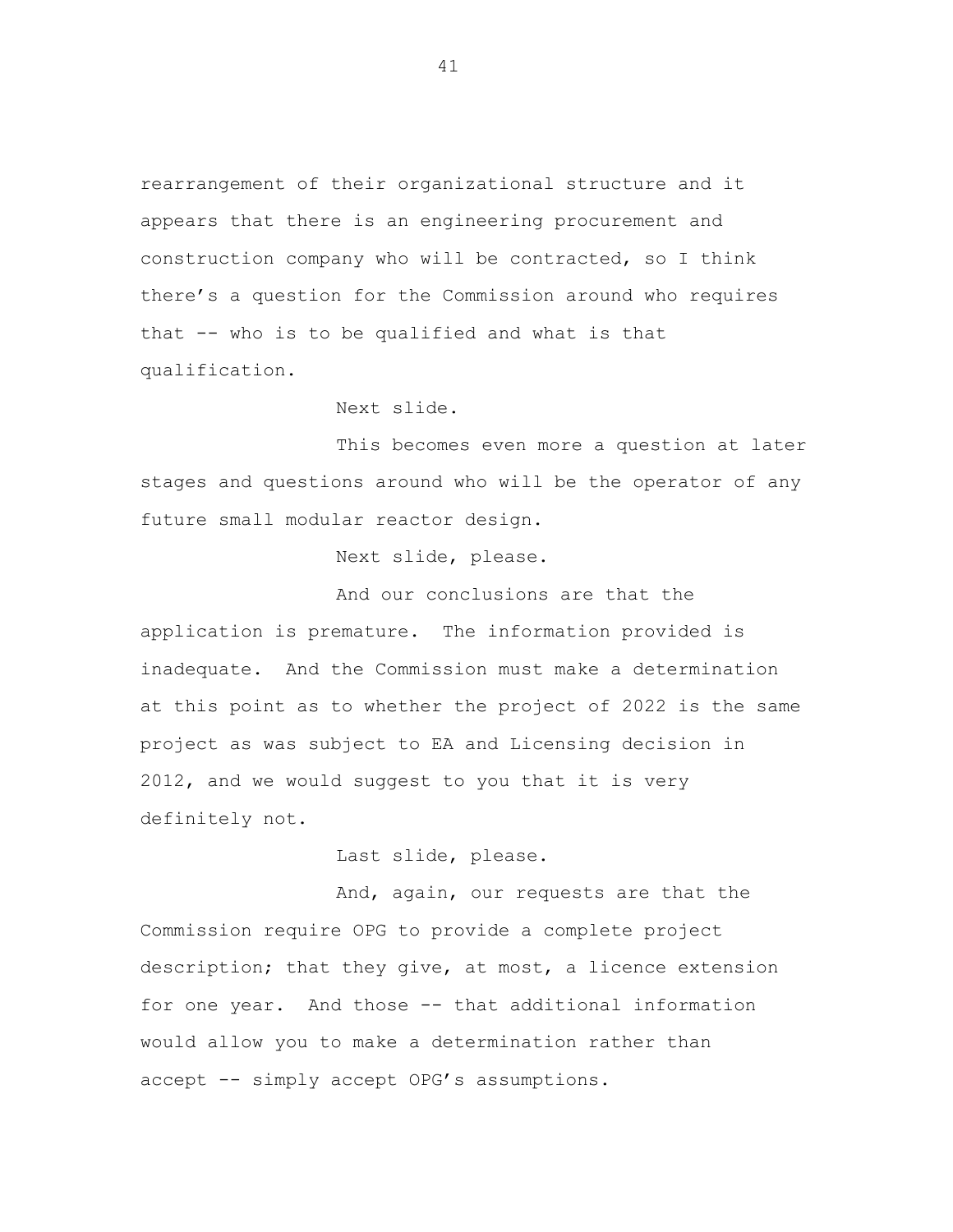rearrangement of their organizational structure and it appears that there is an engineering procurement and construction company who will be contracted, so I think there's a question for the Commission around who requires that -- who is to be qualified and what is that qualification.

Next slide.

This becomes even more a question at later stages and questions around who will be the operator of any future small modular reactor design.

Next slide, please.

And our conclusions are that the application is premature. The information provided is inadequate. And the Commission must make a determination at this point as to whether the project of 2022 is the same project as was subject to EA and Licensing decision in 2012, and we would suggest to you that it is very definitely not.

Last slide, please.

And, again, our requests are that the Commission require OPG to provide a complete project description; that they give, at most, a licence extension for one year. And those -- that additional information would allow you to make a determination rather than accept -- simply accept OPG's assumptions.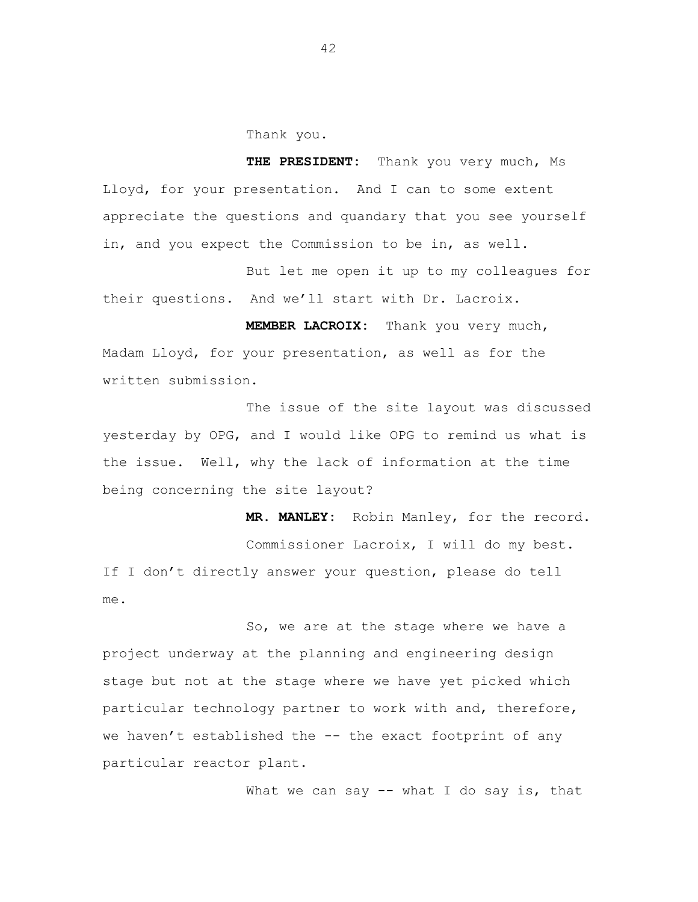Thank you.

**THE PRESIDENT:** Thank you very much, Ms Lloyd, for your presentation. And I can to some extent appreciate the questions and quandary that you see yourself in, and you expect the Commission to be in, as well.

But let me open it up to my colleagues for their questions. And we'll start with Dr. Lacroix.

**MEMBER LACROIX:** Thank you very much, Madam Lloyd, for your presentation, as well as for the written submission.

The issue of the site layout was discussed yesterday by OPG, and I would like OPG to remind us what is the issue. Well, why the lack of information at the time being concerning the site layout?

**MR. MANLEY:** Robin Manley, for the record.

Commissioner Lacroix, I will do my best. If I don't directly answer your question, please do tell me.

So, we are at the stage where we have a project underway at the planning and engineering design stage but not at the stage where we have yet picked which particular technology partner to work with and, therefore, we haven't established the -- the exact footprint of any particular reactor plant.

What we can say -- what I do say is, that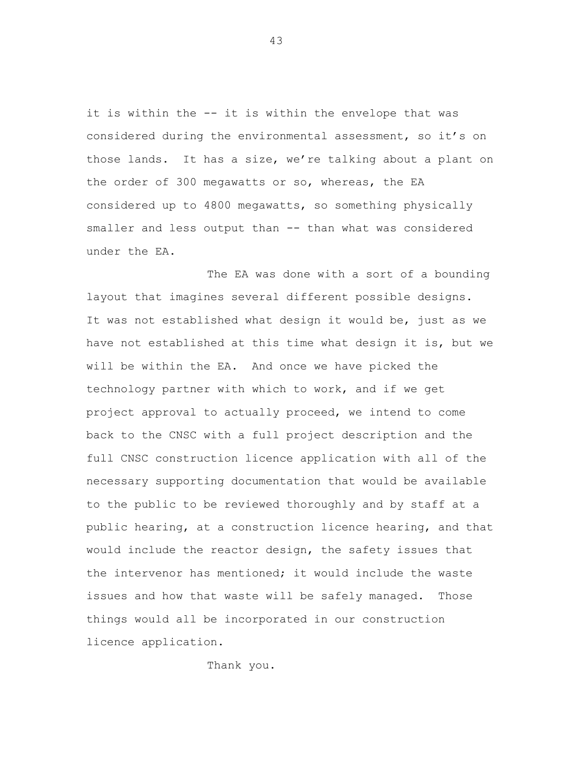it is within the -- it is within the envelope that was considered during the environmental assessment, so it's on those lands. It has a size, we're talking about a plant on the order of 300 megawatts or so, whereas, the EA considered up to 4800 megawatts, so something physically smaller and less output than -- than what was considered under the EA.

The EA was done with a sort of a bounding layout that imagines several different possible designs. It was not established what design it would be, just as we have not established at this time what design it is, but we will be within the EA. And once we have picked the technology partner with which to work, and if we get project approval to actually proceed, we intend to come back to the CNSC with a full project description and the full CNSC construction licence application with all of the necessary supporting documentation that would be available to the public to be reviewed thoroughly and by staff at a public hearing, at a construction licence hearing, and that would include the reactor design, the safety issues that the intervenor has mentioned; it would include the waste issues and how that waste will be safely managed. Those things would all be incorporated in our construction licence application.

Thank you.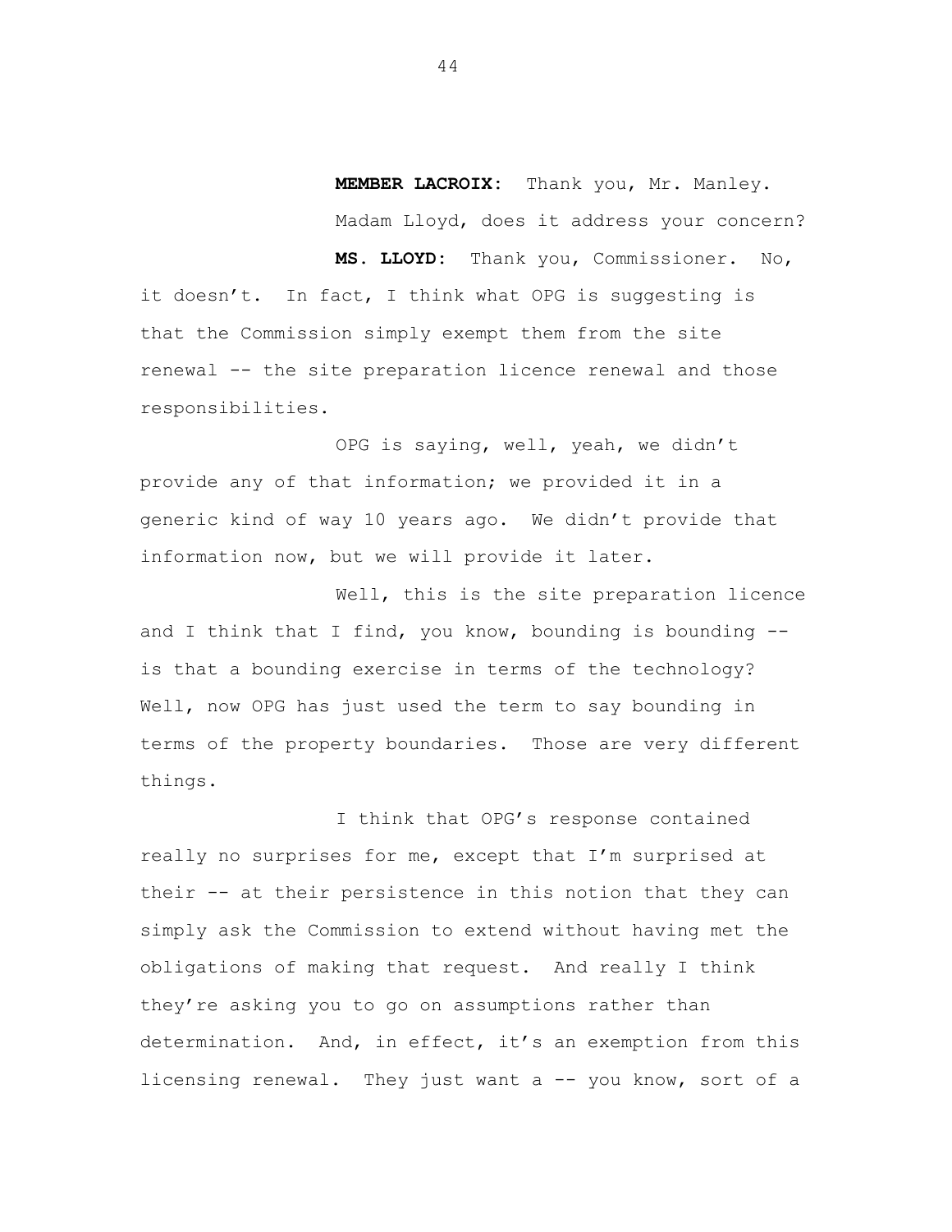**MEMBER LACROIX:** Thank you, Mr. Manley.

Madam Lloyd, does it address your concern?

**MS. LLOYD:** Thank you, Commissioner. No, it doesn't. In fact, I think what OPG is suggesting is that the Commission simply exempt them from the site renewal -- the site preparation licence renewal and those responsibilities.

OPG is saying, well, yeah, we didn't provide any of that information; we provided it in a generic kind of way 10 years ago. We didn't provide that information now, but we will provide it later.

Well, this is the site preparation licence and I think that I find, you know, bounding is bounding -- is that a bounding exercise in terms of the technology? Well, now OPG has just used the term to say bounding in terms of the property boundaries. Those are very different things.

I think that OPG's response contained really no surprises for me, except that I'm surprised at their -- at their persistence in this notion that they can simply ask the Commission to extend without having met the obligations of making that request. And really I think they're asking you to go on assumptions rather than determination. And, in effect, it's an exemption from this licensing renewal. They just want a -- you know, sort of a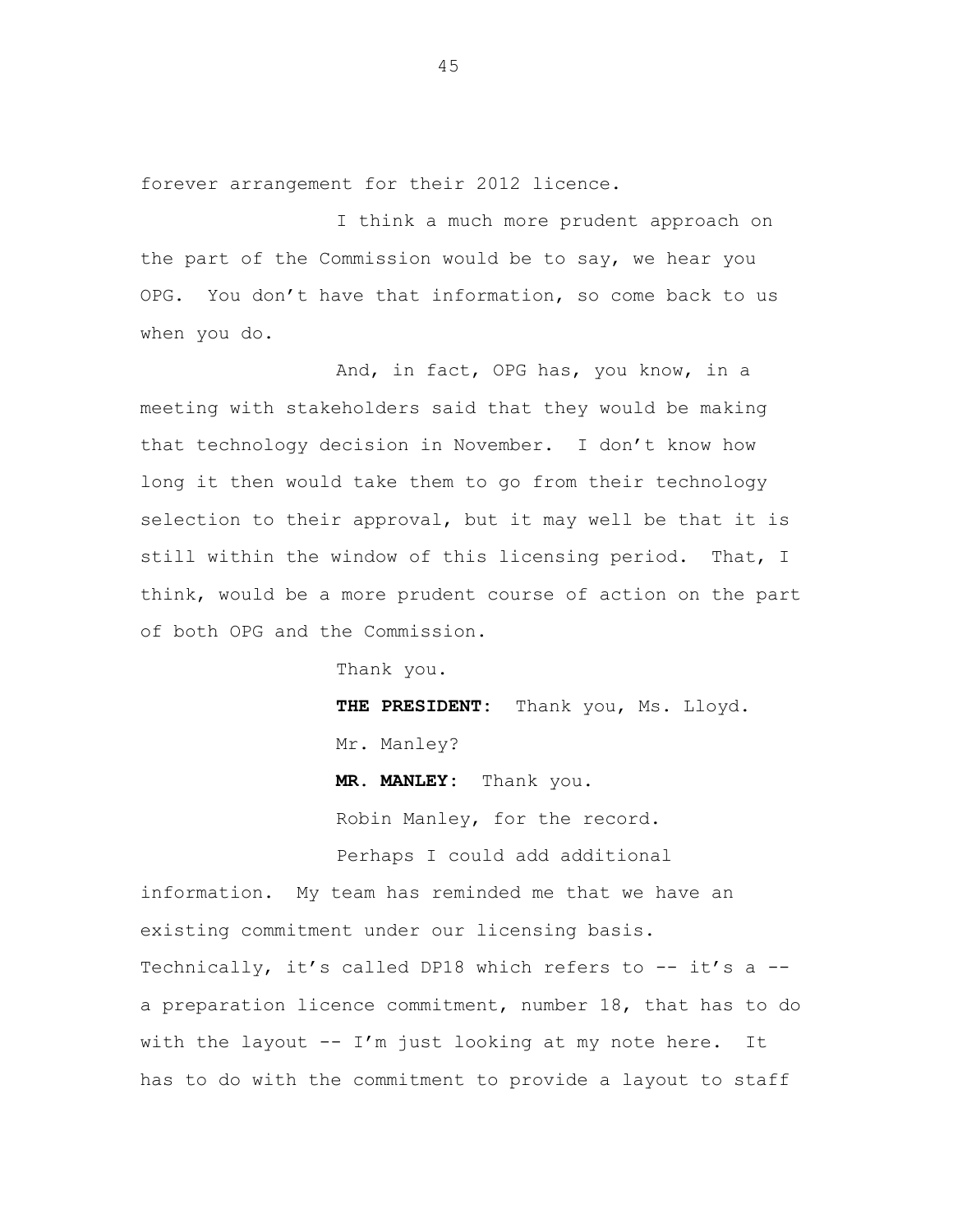forever arrangement for their 2012 licence.

I think a much more prudent approach on the part of the Commission would be to say, we hear you OPG. You don't have that information, so come back to us when you do.

And, in fact, OPG has, you know, in a meeting with stakeholders said that they would be making that technology decision in November. I don't know how long it then would take them to go from their technology selection to their approval, but it may well be that it is still within the window of this licensing period. That, I think, would be a more prudent course of action on the part of both OPG and the Commission.

Thank you.

**THE PRESIDENT:** Thank you, Ms. Lloyd.

Mr. Manley?

**MR. MANLEY:** Thank you.

Robin Manley, for the record.

Perhaps I could add additional information. My team has reminded me that we have an existing commitment under our licensing basis. Technically, it's called DP18 which refers to -- it's a -- a preparation licence commitment, number 18, that has to do with the layout -- I'm just looking at my note here. It has to do with the commitment to provide a layout to staff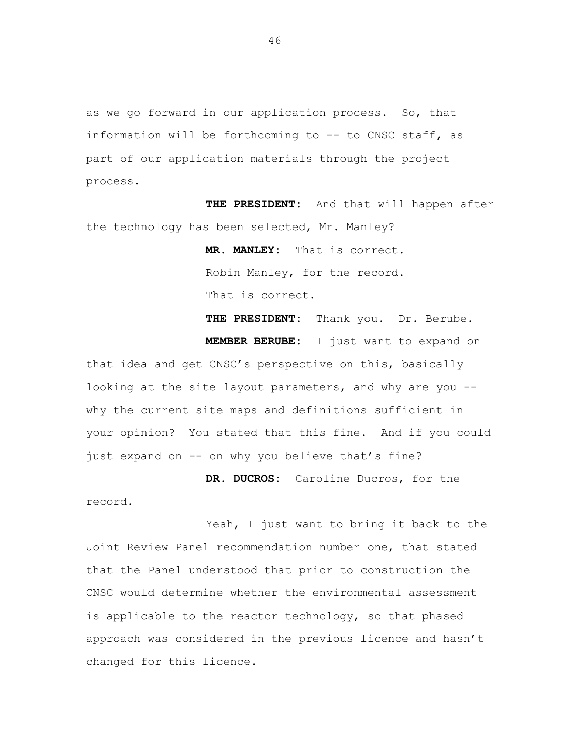as we go forward in our application process. So, that information will be forthcoming to -- to CNSC staff, as part of our application materials through the project process.

**THE PRESIDENT:** And that will happen after the technology has been selected, Mr. Manley?

**MR. MANLEY:** That is correct.

Robin Manley, for the record.

That is correct.

**THE PRESIDENT:** Thank you. Dr. Berube.

**MEMBER BERUBE:** I just want to expand on that idea and get CNSC's perspective on this, basically looking at the site layout parameters, and why are you -- why the current site maps and definitions sufficient in your opinion? You stated that this fine. And if you could just expand on -- on why you believe that's fine?

**DR. DUCROS:** Caroline Ducros, for the record.

Yeah, I just want to bring it back to the Joint Review Panel recommendation number one, that stated that the Panel understood that prior to construction the CNSC would determine whether the environmental assessment is applicable to the reactor technology, so that phased approach was considered in the previous licence and hasn't changed for this licence.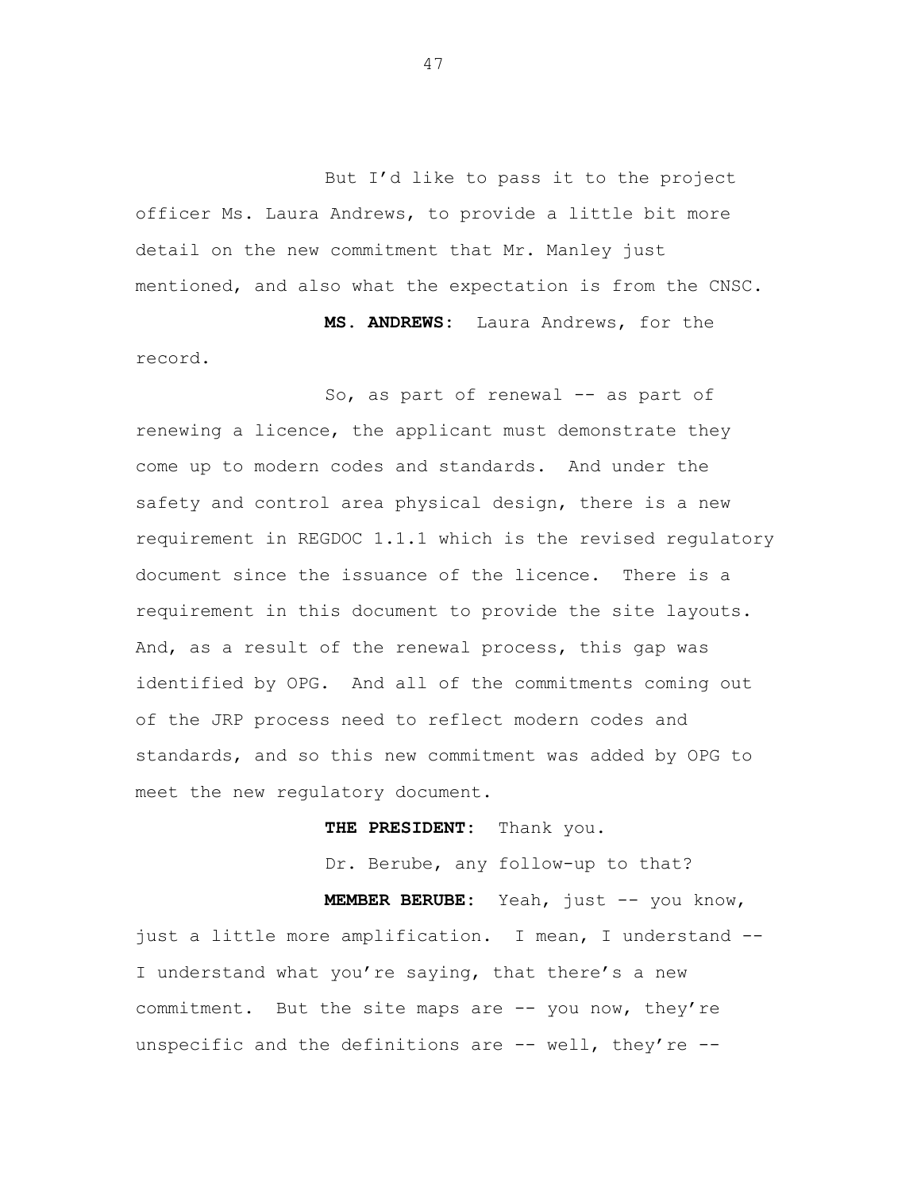But I'd like to pass it to the project officer Ms. Laura Andrews, to provide a little bit more detail on the new commitment that Mr. Manley just mentioned, and also what the expectation is from the CNSC.

**MS. ANDREWS:** Laura Andrews, for the record.

So, as part of renewal -- as part of renewing a licence, the applicant must demonstrate they come up to modern codes and standards. And under the safety and control area physical design, there is a new requirement in REGDOC 1.1.1 which is the revised regulatory document since the issuance of the licence. There is a requirement in this document to provide the site layouts. And, as a result of the renewal process, this gap was identified by OPG. And all of the commitments coming out of the JRP process need to reflect modern codes and standards, and so this new commitment was added by OPG to meet the new regulatory document.

**THE PRESIDENT:** Thank you.

Dr. Berube, any follow-up to that?

**MEMBER BERUBE:** Yeah, just -- you know, just a little more amplification. I mean, I understand -- I understand what you're saying, that there's a new commitment. But the site maps are -- you now, they're unspecific and the definitions are -- well, they're --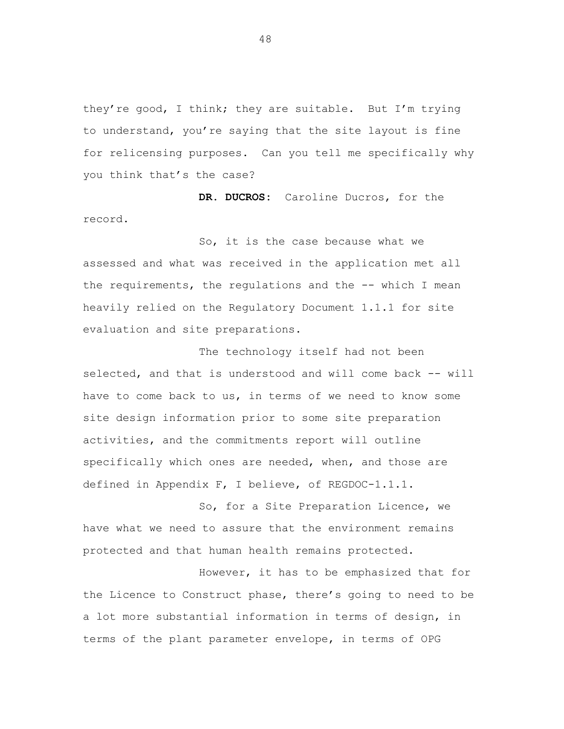they're good, I think; they are suitable. But I'm trying to understand, you're saying that the site layout is fine for relicensing purposes. Can you tell me specifically why you think that's the case?

**DR. DUCROS:** Caroline Ducros, for the record.

So, it is the case because what we assessed and what was received in the application met all the requirements, the regulations and the -- which I mean heavily relied on the Regulatory Document 1.1.1 for site evaluation and site preparations.

The technology itself had not been selected, and that is understood and will come back -- will have to come back to us, in terms of we need to know some site design information prior to some site preparation activities, and the commitments report will outline specifically which ones are needed, when, and those are defined in Appendix F, I believe, of REGDOC-1.1.1.

So, for a Site Preparation Licence, we have what we need to assure that the environment remains protected and that human health remains protected.

However, it has to be emphasized that for the Licence to Construct phase, there's going to need to be a lot more substantial information in terms of design, in terms of the plant parameter envelope, in terms of OPG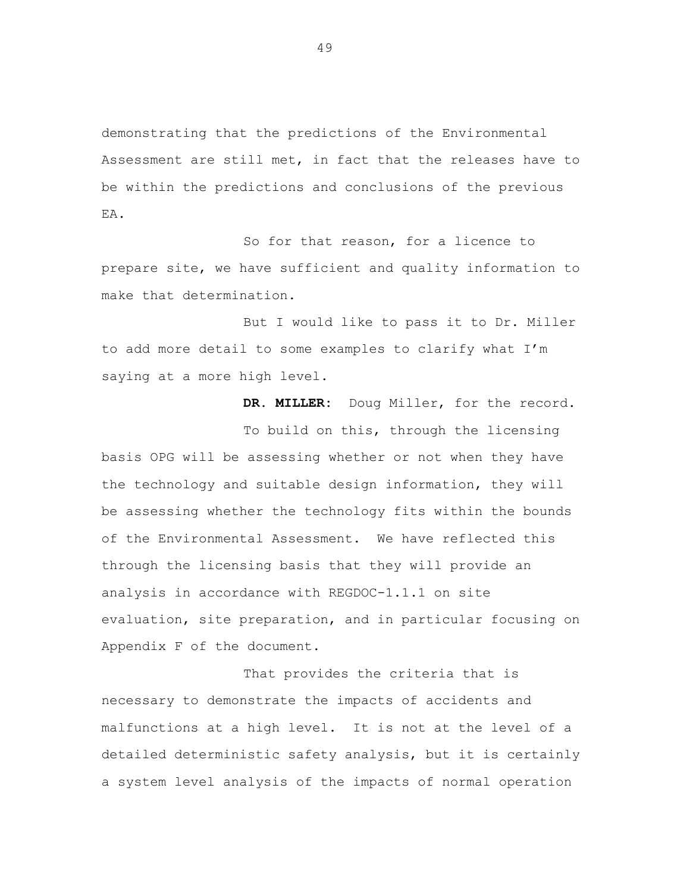demonstrating that the predictions of the Environmental Assessment are still met, in fact that the releases have to be within the predictions and conclusions of the previous EA.

So for that reason, for a licence to prepare site, we have sufficient and quality information to make that determination.

But I would like to pass it to Dr. Miller to add more detail to some examples to clarify what I'm saying at a more high level.

**DR. MILLER:** Doug Miller, for the record.

To build on this, through the licensing basis OPG will be assessing whether or not when they have the technology and suitable design information, they will be assessing whether the technology fits within the bounds of the Environmental Assessment. We have reflected this through the licensing basis that they will provide an analysis in accordance with REGDOC-1.1.1 on site evaluation, site preparation, and in particular focusing on Appendix F of the document.

That provides the criteria that is necessary to demonstrate the impacts of accidents and malfunctions at a high level. It is not at the level of a detailed deterministic safety analysis, but it is certainly a system level analysis of the impacts of normal operation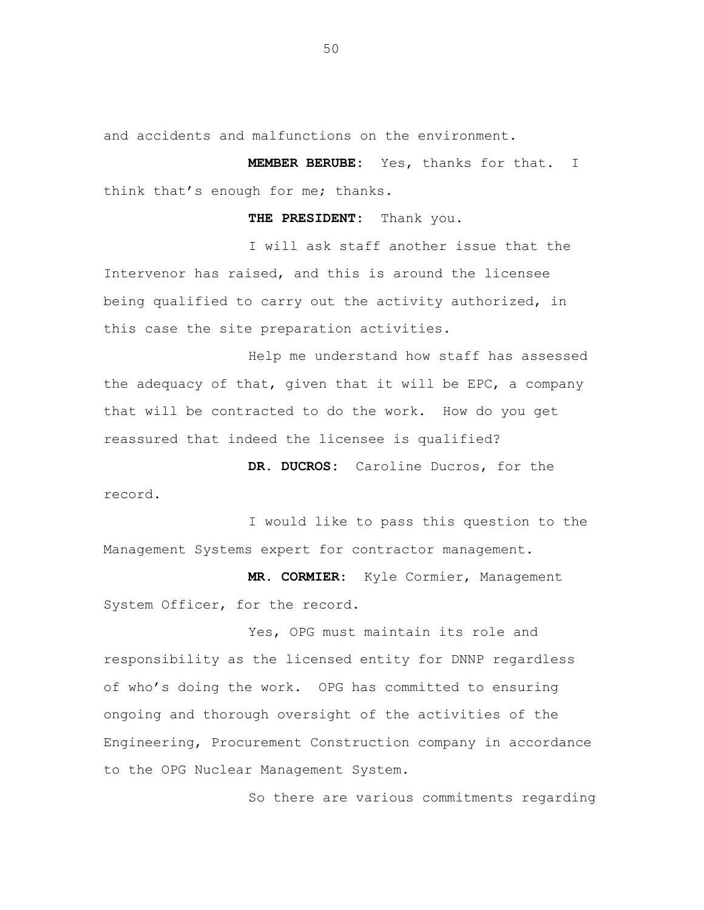and accidents and malfunctions on the environment.

**MEMBER BERUBE:** Yes, thanks for that. I think that's enough for me; thanks.

**THE PRESIDENT:** Thank you.

I will ask staff another issue that the Intervenor has raised, and this is around the licensee being qualified to carry out the activity authorized, in this case the site preparation activities.

Help me understand how staff has assessed the adequacy of that, given that it will be EPC, a company that will be contracted to do the work. How do you get reassured that indeed the licensee is qualified?

**DR. DUCROS:** Caroline Ducros, for the record.

I would like to pass this question to the Management Systems expert for contractor management.

**MR. CORMIER:** Kyle Cormier, Management System Officer, for the record.

Yes, OPG must maintain its role and responsibility as the licensed entity for DNNP regardless of who's doing the work. OPG has committed to ensuring ongoing and thorough oversight of the activities of the Engineering, Procurement Construction company in accordance to the OPG Nuclear Management System.

So there are various commitments regarding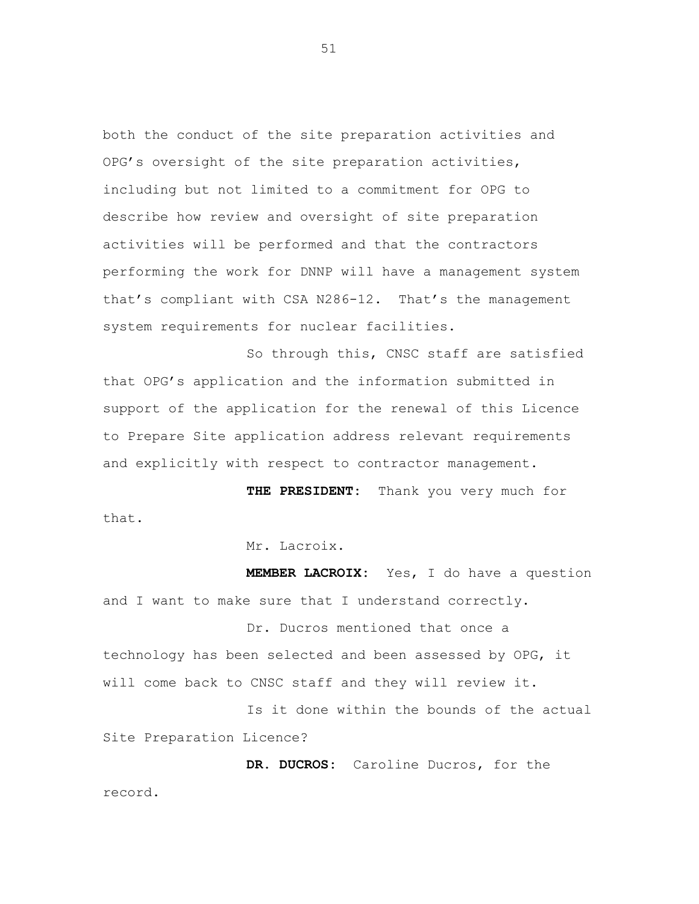both the conduct of the site preparation activities and OPG's oversight of the site preparation activities, including but not limited to a commitment for OPG to describe how review and oversight of site preparation activities will be performed and that the contractors performing the work for DNNP will have a management system that's compliant with CSA N286-12. That's the management system requirements for nuclear facilities.

So through this, CNSC staff are satisfied that OPG's application and the information submitted in support of the application for the renewal of this Licence to Prepare Site application address relevant requirements and explicitly with respect to contractor management.

**THE PRESIDENT:** Thank you very much for that.

Mr. Lacroix.

**MEMBER LACROIX:** Yes, I do have a question and I want to make sure that I understand correctly.

Dr. Ducros mentioned that once a technology has been selected and been assessed by OPG, it will come back to CNSC staff and they will review it.

Is it done within the bounds of the actual Site Preparation Licence?

**DR. DUCROS:** Caroline Ducros, for the record.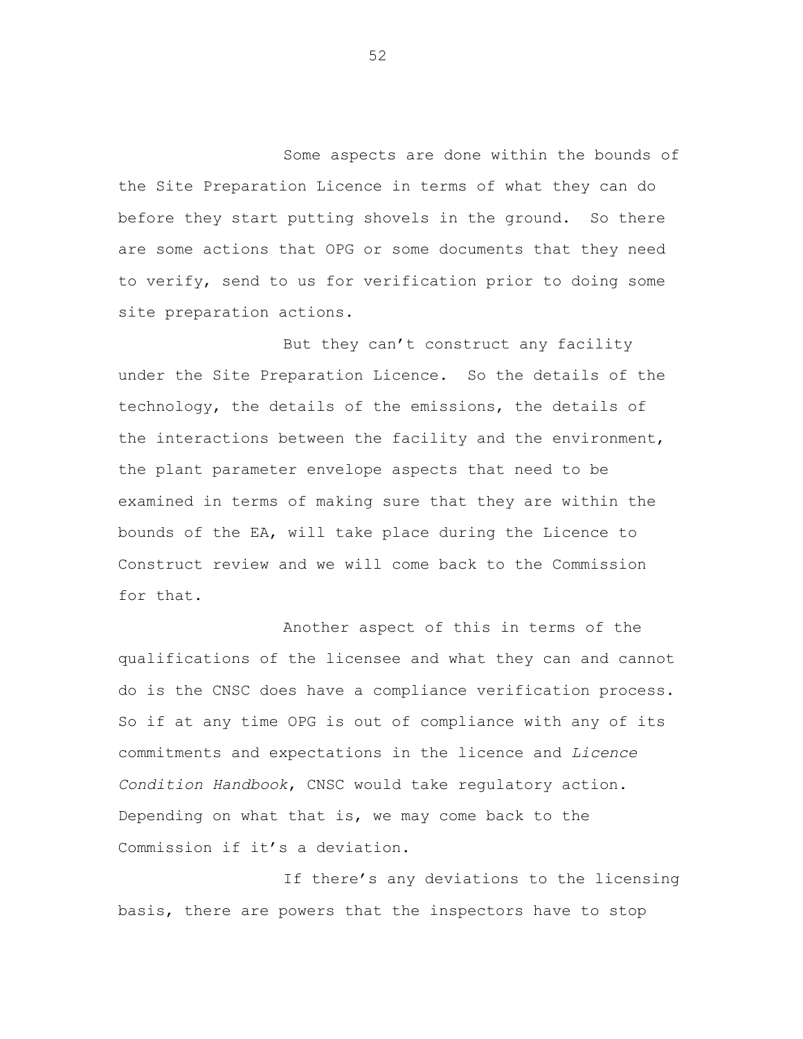Some aspects are done within the bounds of the Site Preparation Licence in terms of what they can do before they start putting shovels in the ground. So there are some actions that OPG or some documents that they need to verify, send to us for verification prior to doing some site preparation actions.

But they can't construct any facility under the Site Preparation Licence. So the details of the technology, the details of the emissions, the details of the interactions between the facility and the environment, the plant parameter envelope aspects that need to be examined in terms of making sure that they are within the bounds of the EA, will take place during the Licence to Construct review and we will come back to the Commission for that.

Another aspect of this in terms of the qualifications of the licensee and what they can and cannot do is the CNSC does have a compliance verification process. So if at any time OPG is out of compliance with any of its commitments and expectations in the licence and *Licence Condition Handbook*, CNSC would take regulatory action. Depending on what that is, we may come back to the Commission if it's a deviation.

If there's any deviations to the licensing basis, there are powers that the inspectors have to stop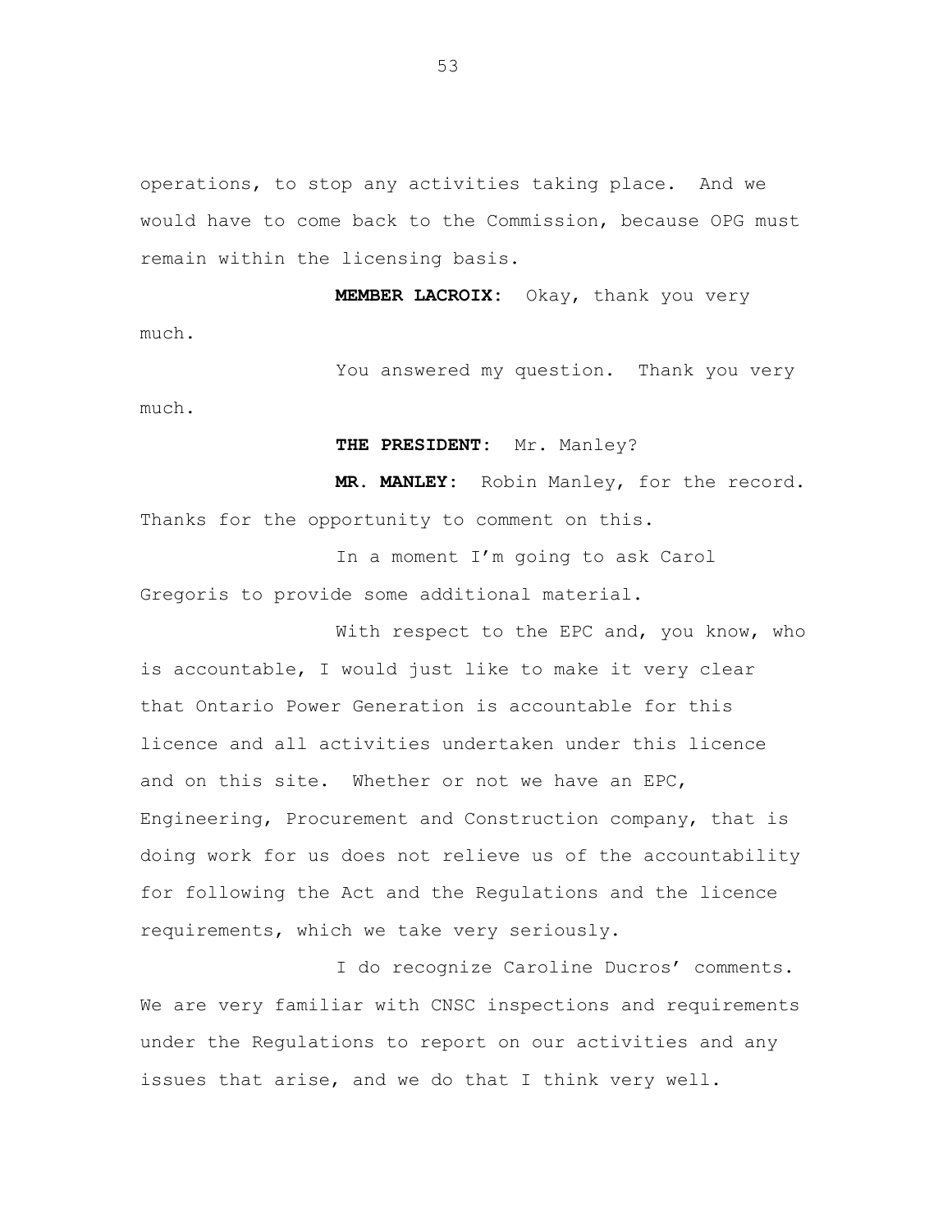operations, to stop any activities taking place. And we would have to come back to the Commission, because OPG must remain within the licensing basis.

**MEMBER LACROIX:** Okay, thank you very much.

You answered my question. Thank you very much.

**THE PRESIDENT:** Mr. Manley?

**MR. MANLEY:** Robin Manley, for the record. Thanks for the opportunity to comment on this.

In a moment I'm going to ask Carol Gregoris to provide some additional material.

With respect to the EPC and, you know, who is accountable, I would just like to make it very clear that Ontario Power Generation is accountable for this licence and all activities undertaken under this licence and on this site. Whether or not we have an EPC, Engineering, Procurement and Construction company, that is doing work for us does not relieve us of the accountability for following the Act and the Regulations and the licence requirements, which we take very seriously.

I do recognize Caroline Ducros' comments. We are very familiar with CNSC inspections and requirements under the Regulations to report on our activities and any issues that arise, and we do that I think very well.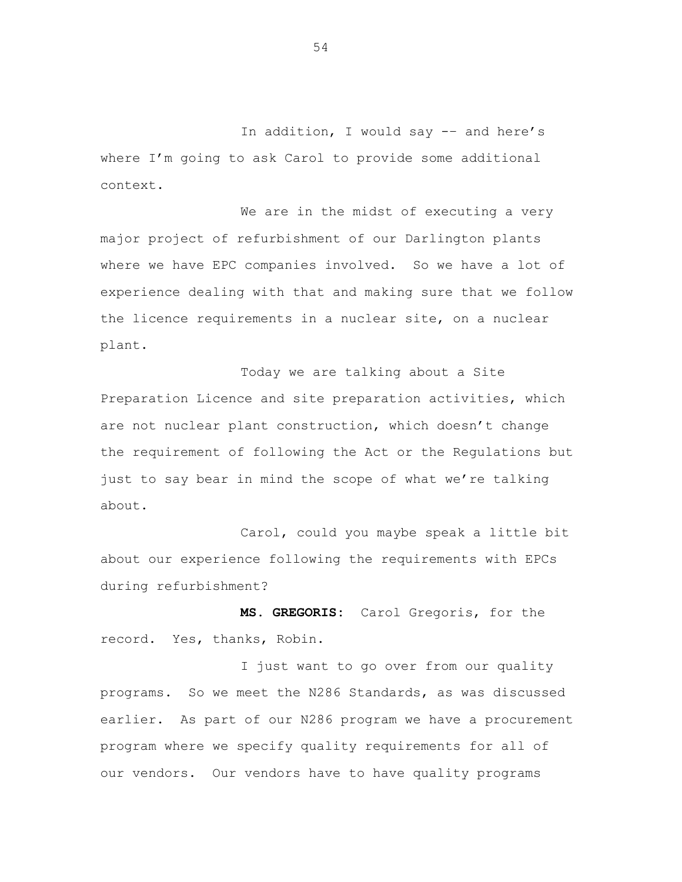In addition, I would say -- and here's where I'm going to ask Carol to provide some additional context.

We are in the midst of executing a very major project of refurbishment of our Darlington plants where we have EPC companies involved. So we have a lot of experience dealing with that and making sure that we follow the licence requirements in a nuclear site, on a nuclear plant.

Today we are talking about a Site Preparation Licence and site preparation activities, which are not nuclear plant construction, which doesn't change the requirement of following the Act or the Regulations but just to say bear in mind the scope of what we're talking about.

Carol, could you maybe speak a little bit about our experience following the requirements with EPCs during refurbishment?

**MS. GREGORIS:** Carol Gregoris, for the record. Yes, thanks, Robin.

I just want to go over from our quality programs. So we meet the N286 Standards, as was discussed earlier. As part of our N286 program we have a procurement program where we specify quality requirements for all of our vendors. Our vendors have to have quality programs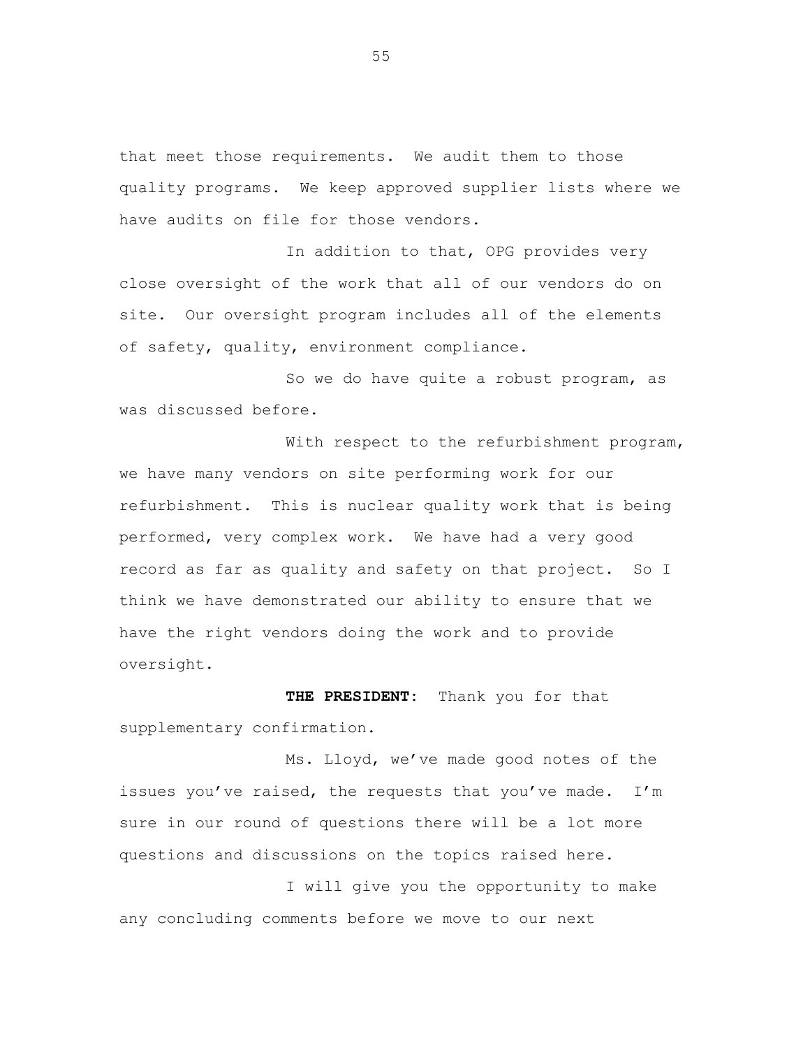that meet those requirements. We audit them to those quality programs. We keep approved supplier lists where we have audits on file for those vendors.

In addition to that, OPG provides very close oversight of the work that all of our vendors do on site. Our oversight program includes all of the elements of safety, quality, environment compliance.

So we do have quite a robust program, as was discussed before.

With respect to the refurbishment program, we have many vendors on site performing work for our refurbishment. This is nuclear quality work that is being performed, very complex work. We have had a very good record as far as quality and safety on that project. So I think we have demonstrated our ability to ensure that we have the right vendors doing the work and to provide oversight.

**THE PRESIDENT:** Thank you for that supplementary confirmation.

Ms. Lloyd, we've made good notes of the issues you've raised, the requests that you've made. I'm sure in our round of questions there will be a lot more questions and discussions on the topics raised here.

I will give you the opportunity to make any concluding comments before we move to our next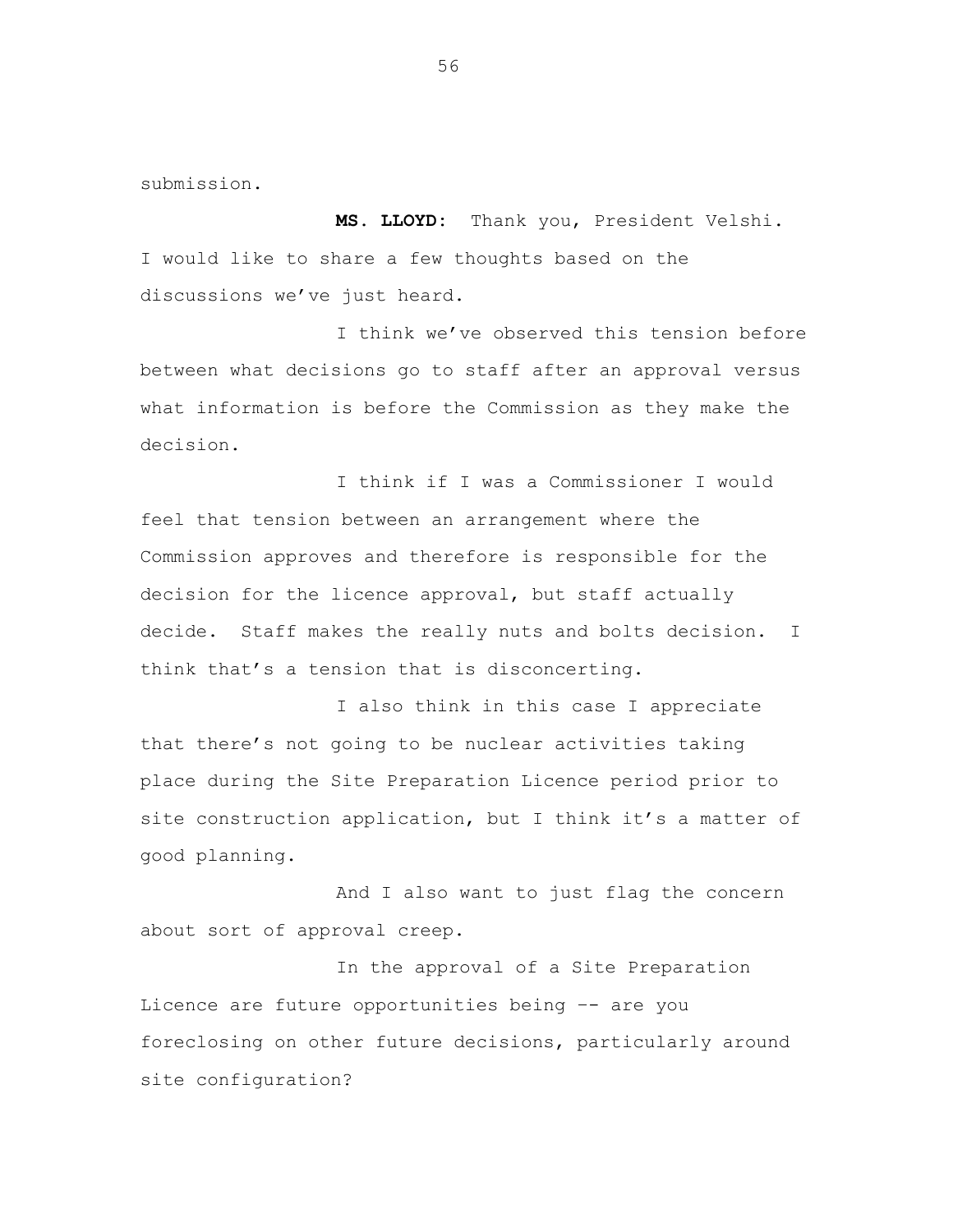submission.

**MS. LLOYD:** Thank you, President Velshi. I would like to share a few thoughts based on the discussions we've just heard.

I think we've observed this tension before between what decisions go to staff after an approval versus what information is before the Commission as they make the decision.

I think if I was a Commissioner I would feel that tension between an arrangement where the Commission approves and therefore is responsible for the decision for the licence approval, but staff actually decide. Staff makes the really nuts and bolts decision. I think that's a tension that is disconcerting.

I also think in this case I appreciate that there's not going to be nuclear activities taking place during the Site Preparation Licence period prior to site construction application, but I think it's a matter of good planning.

And I also want to just flag the concern about sort of approval creep.

In the approval of a Site Preparation Licence are future opportunities being -- are you foreclosing on other future decisions, particularly around site configuration?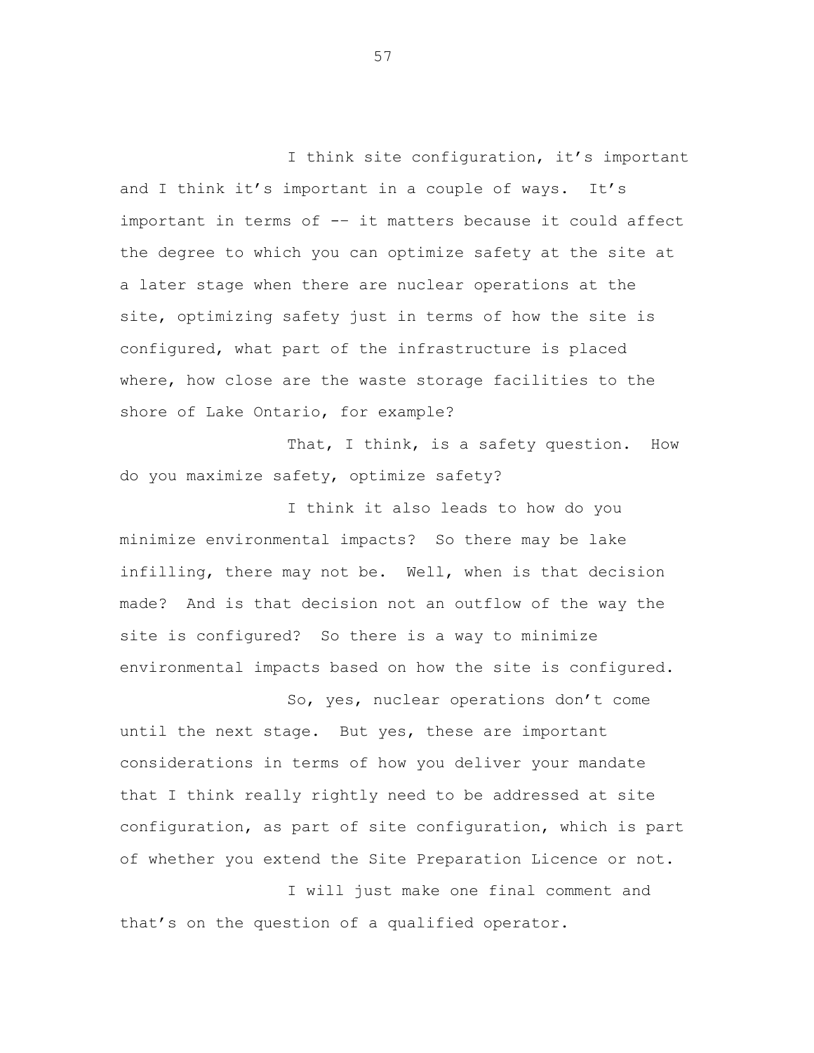I think site configuration, it's important and I think it's important in a couple of ways. It's important in terms of -- it matters because it could affect the degree to which you can optimize safety at the site at a later stage when there are nuclear operations at the site, optimizing safety just in terms of how the site is configured, what part of the infrastructure is placed where, how close are the waste storage facilities to the shore of Lake Ontario, for example?

That, I think, is a safety question. How do you maximize safety, optimize safety?

I think it also leads to how do you minimize environmental impacts? So there may be lake infilling, there may not be. Well, when is that decision made? And is that decision not an outflow of the way the site is configured? So there is a way to minimize environmental impacts based on how the site is configured.

So, yes, nuclear operations don't come until the next stage. But yes, these are important considerations in terms of how you deliver your mandate that I think really rightly need to be addressed at site configuration, as part of site configuration, which is part of whether you extend the Site Preparation Licence or not.

I will just make one final comment and that's on the question of a qualified operator.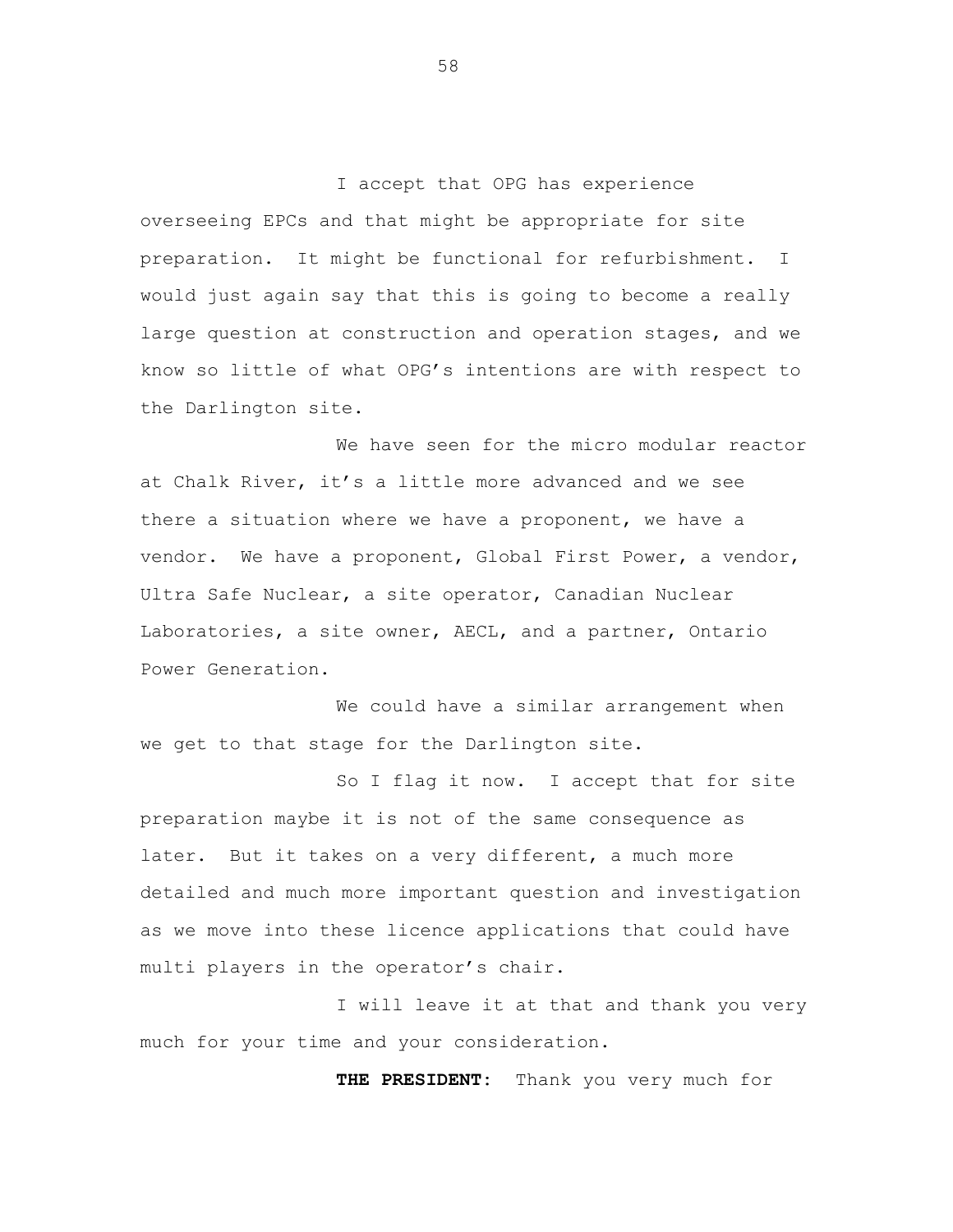I accept that OPG has experience overseeing EPCs and that might be appropriate for site preparation. It might be functional for refurbishment. I would just again say that this is going to become a really large question at construction and operation stages, and we know so little of what OPG's intentions are with respect to the Darlington site.

We have seen for the micro modular reactor at Chalk River, it's a little more advanced and we see there a situation where we have a proponent, we have a vendor. We have a proponent, Global First Power, a vendor, Ultra Safe Nuclear, a site operator, Canadian Nuclear Laboratories, a site owner, AECL, and a partner, Ontario Power Generation.

We could have a similar arrangement when we get to that stage for the Darlington site.

So I flag it now. I accept that for site preparation maybe it is not of the same consequence as later. But it takes on a very different, a much more detailed and much more important question and investigation as we move into these licence applications that could have multi players in the operator's chair.

I will leave it at that and thank you very much for your time and your consideration.

**THE PRESIDENT:** Thank you very much for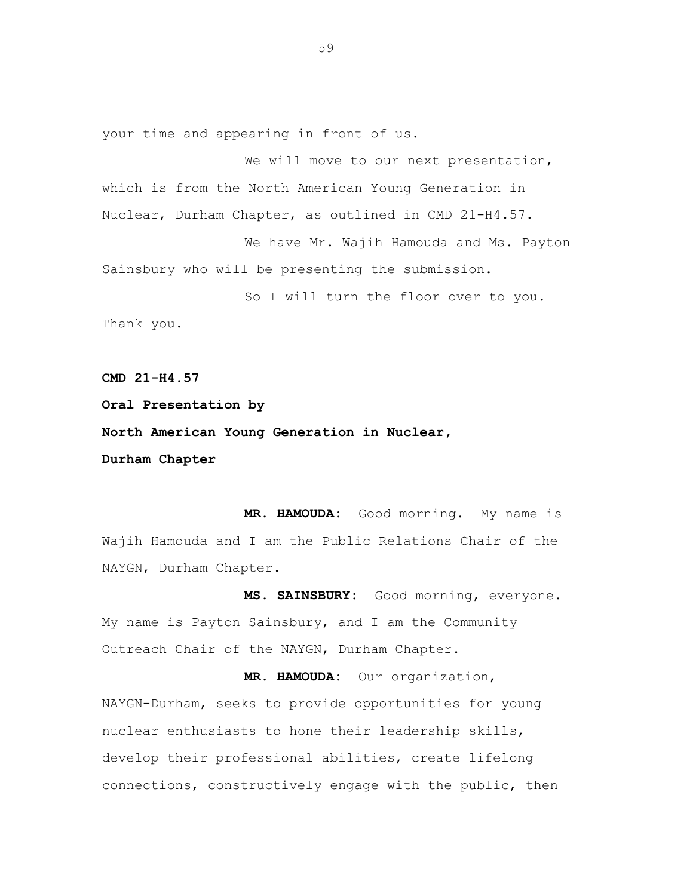your time and appearing in front of us.

We will move to our next presentation, which is from the North American Young Generation in Nuclear, Durham Chapter, as outlined in CMD 21-H4.57.

We have Mr. Wajih Hamouda and Ms. Payton Sainsbury who will be presenting the submission.

So I will turn the floor over to you. Thank you.

**CMD 21-H4.57**

**Oral Presentation by**

**North American Young Generation in Nuclear,**

**Durham Chapter**

**MR. HAMOUDA:** Good morning. My name is Wajih Hamouda and I am the Public Relations Chair of the NAYGN, Durham Chapter.

**MS. SAINSBURY:** Good morning, everyone. My name is Payton Sainsbury, and I am the Community Outreach Chair of the NAYGN, Durham Chapter.

**MR. HAMOUDA:** Our organization, NAYGN-Durham, seeks to provide opportunities for young nuclear enthusiasts to hone their leadership skills, develop their professional abilities, create lifelong connections, constructively engage with the public, then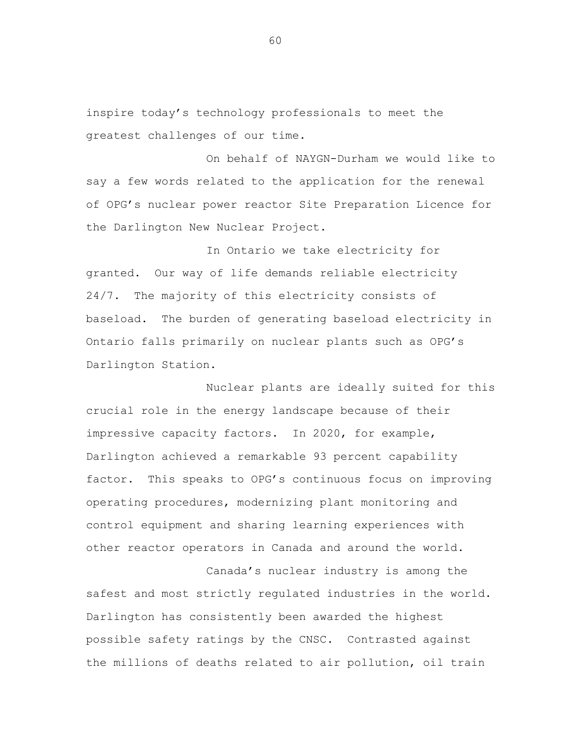inspire today's technology professionals to meet the greatest challenges of our time.

On behalf of NAYGN-Durham we would like to say a few words related to the application for the renewal of OPG's nuclear power reactor Site Preparation Licence for the Darlington New Nuclear Project.

In Ontario we take electricity for granted. Our way of life demands reliable electricity 24/7. The majority of this electricity consists of baseload. The burden of generating baseload electricity in Ontario falls primarily on nuclear plants such as OPG's Darlington Station.

Nuclear plants are ideally suited for this crucial role in the energy landscape because of their impressive capacity factors. In 2020, for example, Darlington achieved a remarkable 93 percent capability factor. This speaks to OPG's continuous focus on improving operating procedures, modernizing plant monitoring and control equipment and sharing learning experiences with other reactor operators in Canada and around the world.

Canada's nuclear industry is among the safest and most strictly regulated industries in the world. Darlington has consistently been awarded the highest possible safety ratings by the CNSC. Contrasted against the millions of deaths related to air pollution, oil train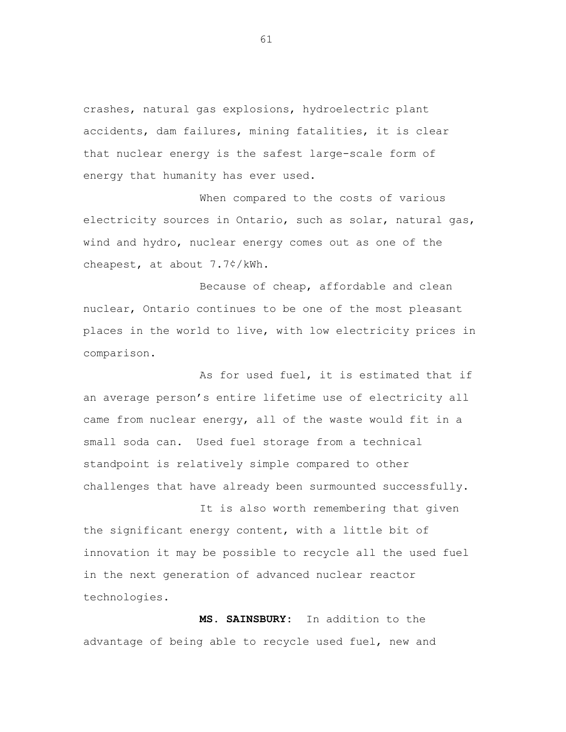crashes, natural gas explosions, hydroelectric plant accidents, dam failures, mining fatalities, it is clear that nuclear energy is the safest large-scale form of energy that humanity has ever used.

When compared to the costs of various electricity sources in Ontario, such as solar, natural gas, wind and hydro, nuclear energy comes out as one of the cheapest, at about 7.7¢/kWh.

Because of cheap, affordable and clean nuclear, Ontario continues to be one of the most pleasant places in the world to live, with low electricity prices in comparison.

As for used fuel, it is estimated that if an average person's entire lifetime use of electricity all came from nuclear energy, all of the waste would fit in a small soda can. Used fuel storage from a technical standpoint is relatively simple compared to other challenges that have already been surmounted successfully.

It is also worth remembering that given the significant energy content, with a little bit of innovation it may be possible to recycle all the used fuel in the next generation of advanced nuclear reactor technologies.

**MS. SAINSBURY:** In addition to the advantage of being able to recycle used fuel, new and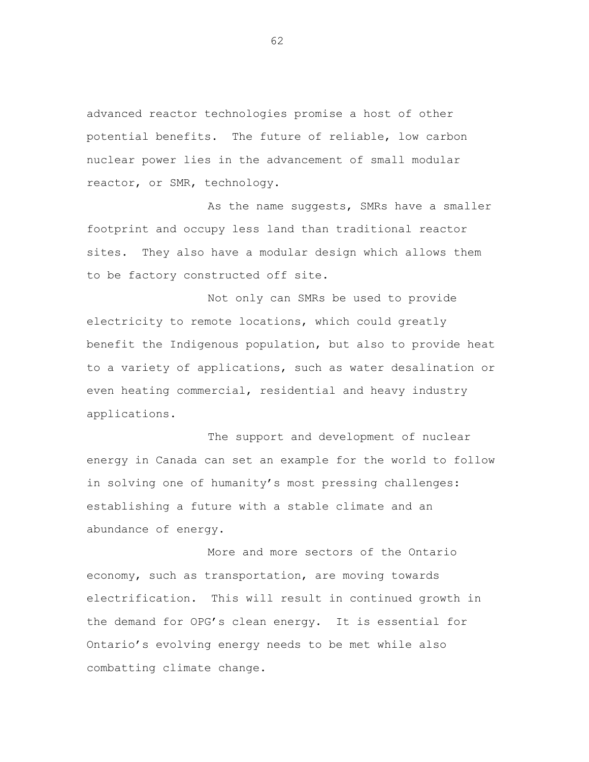advanced reactor technologies promise a host of other potential benefits. The future of reliable, low carbon nuclear power lies in the advancement of small modular reactor, or SMR, technology.

As the name suggests, SMRs have a smaller footprint and occupy less land than traditional reactor sites. They also have a modular design which allows them to be factory constructed off site.

Not only can SMRs be used to provide electricity to remote locations, which could greatly benefit the Indigenous population, but also to provide heat to a variety of applications, such as water desalination or even heating commercial, residential and heavy industry applications.

The support and development of nuclear energy in Canada can set an example for the world to follow in solving one of humanity's most pressing challenges: establishing a future with a stable climate and an abundance of energy.

More and more sectors of the Ontario economy, such as transportation, are moving towards electrification. This will result in continued growth in the demand for OPG's clean energy. It is essential for Ontario's evolving energy needs to be met while also combatting climate change.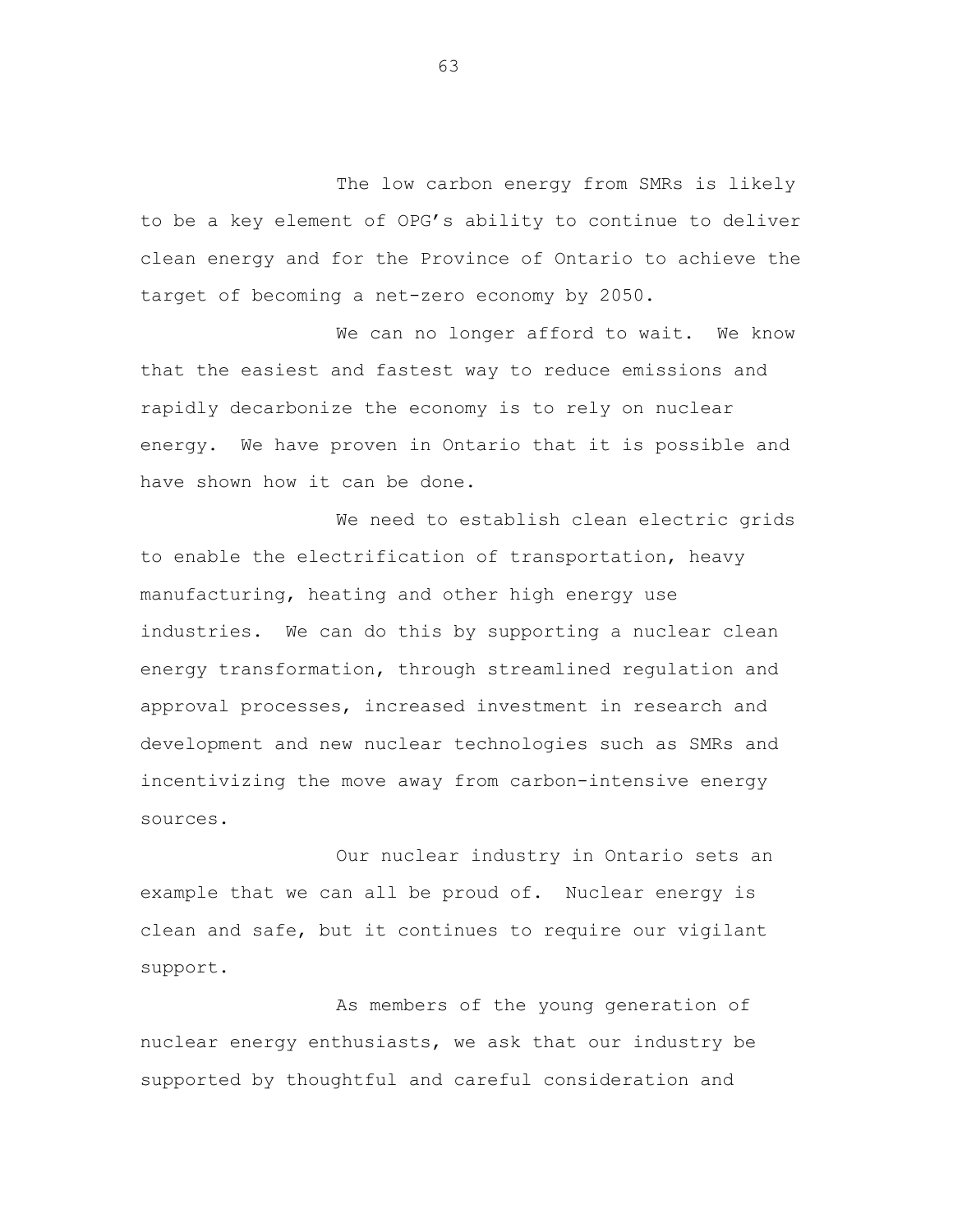The low carbon energy from SMRs is likely to be a key element of OPG's ability to continue to deliver clean energy and for the Province of Ontario to achieve the target of becoming a net-zero economy by 2050.

We can no longer afford to wait. We know that the easiest and fastest way to reduce emissions and rapidly decarbonize the economy is to rely on nuclear energy. We have proven in Ontario that it is possible and have shown how it can be done.

We need to establish clean electric grids to enable the electrification of transportation, heavy manufacturing, heating and other high energy use industries. We can do this by supporting a nuclear clean energy transformation, through streamlined regulation and approval processes, increased investment in research and development and new nuclear technologies such as SMRs and incentivizing the move away from carbon-intensive energy sources.

Our nuclear industry in Ontario sets an example that we can all be proud of. Nuclear energy is clean and safe, but it continues to require our vigilant support.

As members of the young generation of nuclear energy enthusiasts, we ask that our industry be supported by thoughtful and careful consideration and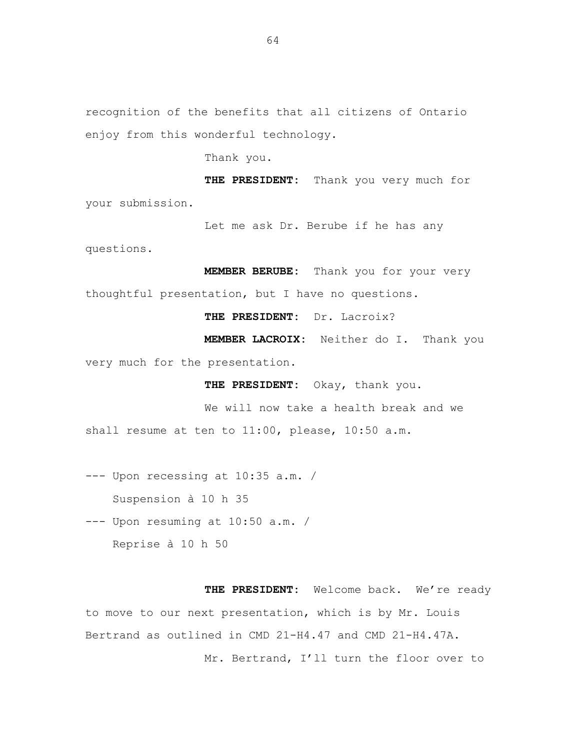recognition of the benefits that all citizens of Ontario enjoy from this wonderful technology.

Thank you.

**THE PRESIDENT:** Thank you very much for your submission.

Let me ask Dr. Berube if he has any questions.

**MEMBER BERUBE:** Thank you for your very thoughtful presentation, but I have no questions.

**THE PRESIDENT:** Dr. Lacroix?

**MEMBER LACROIX:** Neither do I. Thank you very much for the presentation.

**THE PRESIDENT:** Okay, thank you.

We will now take a health break and we shall resume at ten to 11:00, please, 10:50 a.m.

--- Upon recessing at 10:35 a.m. /
Suspension à 10 h 35

--- Upon resuming at 10:50 a.m. /
Reprise à 10 h 50

**THE PRESIDENT:** Welcome back. We're ready to move to our next presentation, which is by Mr. Louis Bertrand as outlined in CMD 21-H4.47 and CMD 21-H4.47A.

Mr. Bertrand, I'll turn the floor over to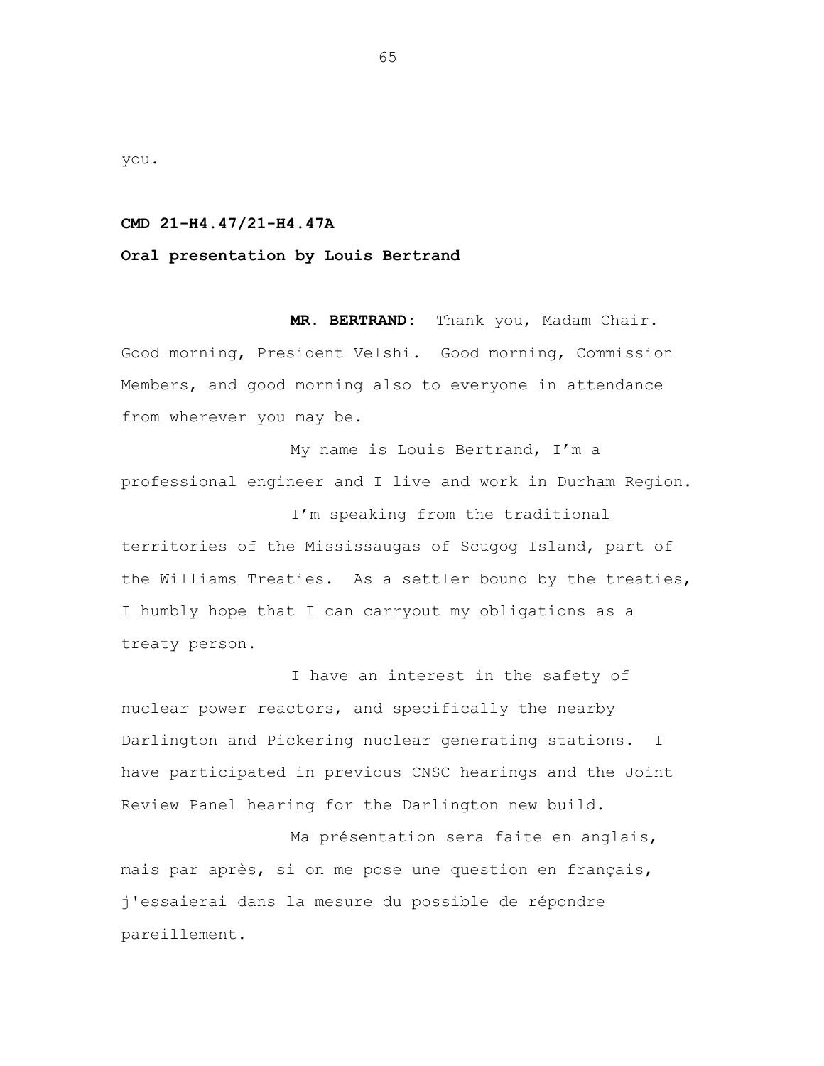you.

**CMD 21-H4.47/21-H4.47A**

**Oral presentation by Louis Bertrand**

**MR. BERTRAND:** Thank you, Madam Chair. Good morning, President Velshi. Good morning, Commission Members, and good morning also to everyone in attendance from wherever you may be.

My name is Louis Bertrand, I'm a professional engineer and I live and work in Durham Region.

I'm speaking from the traditional territories of the Mississaugas of Scugog Island, part of the Williams Treaties. As a settler bound by the treaties, I humbly hope that I can carryout my obligations as a treaty person.

I have an interest in the safety of nuclear power reactors, and specifically the nearby Darlington and Pickering nuclear generating stations. I have participated in previous CNSC hearings and the Joint Review Panel hearing for the Darlington new build.

Ma présentation sera faite en anglais, mais par après, si on me pose une question en français, j'essaierai dans la mesure du possible de répondre pareillement.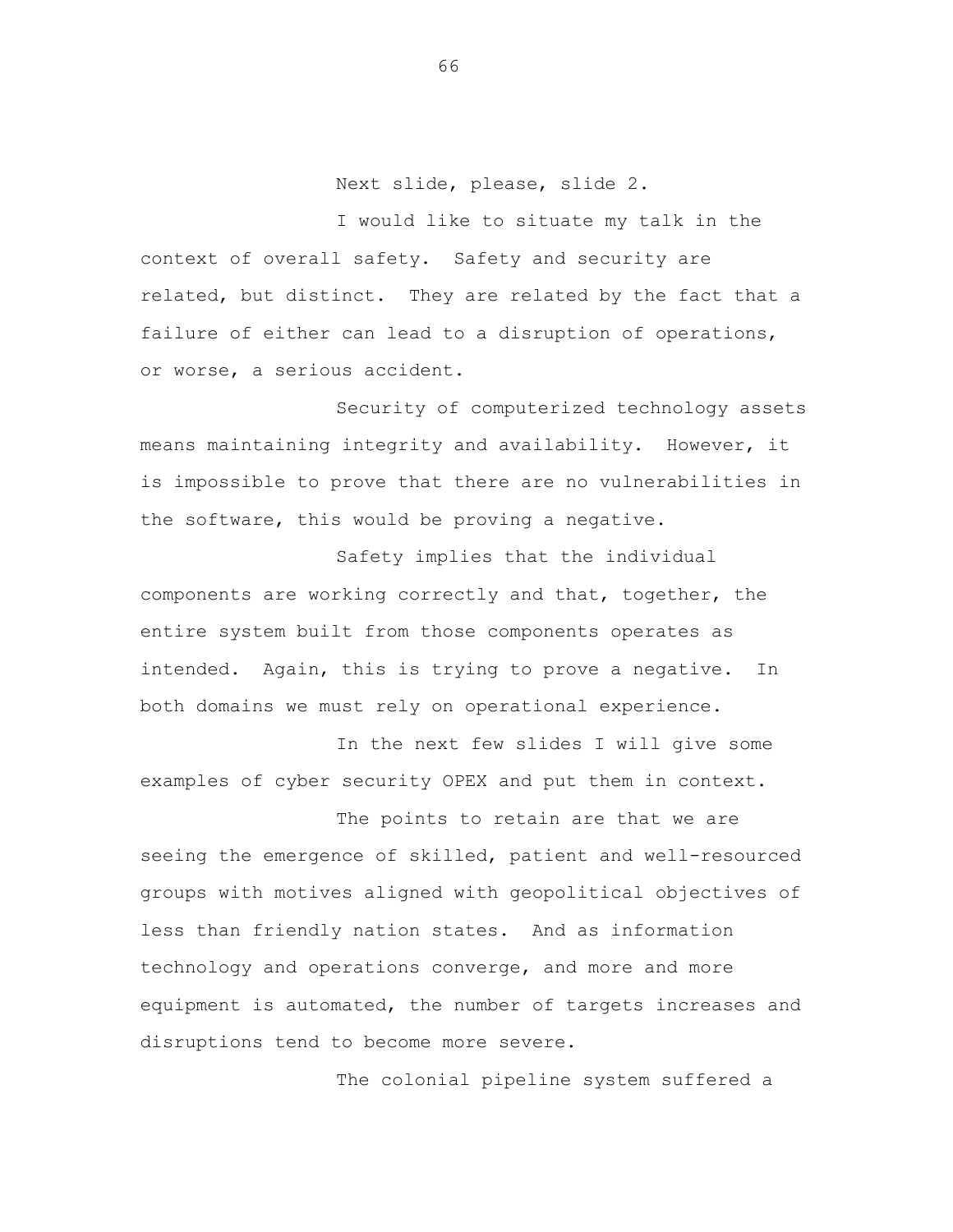Next slide, please, slide 2.

I would like to situate my talk in the context of overall safety. Safety and security are related, but distinct. They are related by the fact that a failure of either can lead to a disruption of operations, or worse, a serious accident.

Security of computerized technology assets means maintaining integrity and availability. However, it is impossible to prove that there are no vulnerabilities in the software, this would be proving a negative.

Safety implies that the individual components are working correctly and that, together, the entire system built from those components operates as intended. Again, this is trying to prove a negative. In both domains we must rely on operational experience.

In the next few slides I will give some examples of cyber security OPEX and put them in context.

The points to retain are that we are seeing the emergence of skilled, patient and well-resourced groups with motives aligned with geopolitical objectives of less than friendly nation states. And as information technology and operations converge, and more and more equipment is automated, the number of targets increases and disruptions tend to become more severe.

The colonial pipeline system suffered a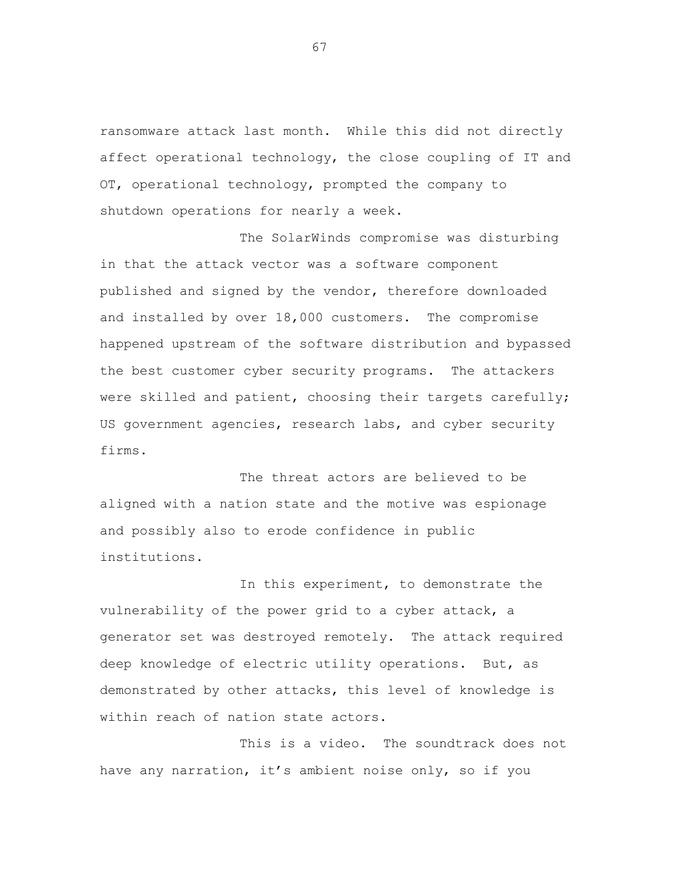ransomware attack last month. While this did not directly affect operational technology, the close coupling of IT and OT, operational technology, prompted the company to shutdown operations for nearly a week.

The SolarWinds compromise was disturbing in that the attack vector was a software component published and signed by the vendor, therefore downloaded and installed by over 18,000 customers. The compromise happened upstream of the software distribution and bypassed the best customer cyber security programs. The attackers were skilled and patient, choosing their targets carefully; US government agencies, research labs, and cyber security firms.

The threat actors are believed to be aligned with a nation state and the motive was espionage and possibly also to erode confidence in public institutions.

In this experiment, to demonstrate the vulnerability of the power grid to a cyber attack, a generator set was destroyed remotely. The attack required deep knowledge of electric utility operations. But, as demonstrated by other attacks, this level of knowledge is within reach of nation state actors.

This is a video. The soundtrack does not have any narration, it's ambient noise only, so if you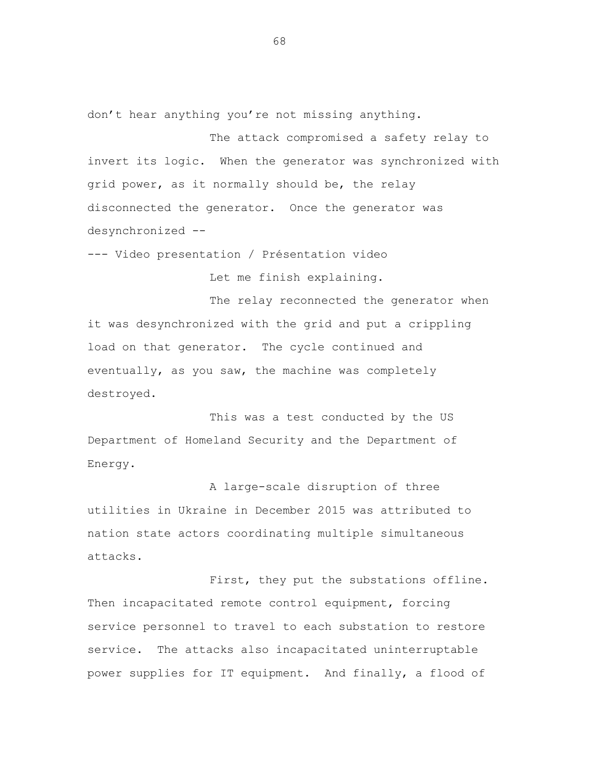don't hear anything you're not missing anything.

The attack compromised a safety relay to invert its logic. When the generator was synchronized with grid power, as it normally should be, the relay disconnected the generator. Once the generator was desynchronized --

--- Video presentation / Présentation video

Let me finish explaining.

The relay reconnected the generator when it was desynchronized with the grid and put a crippling load on that generator. The cycle continued and eventually, as you saw, the machine was completely destroyed.

This was a test conducted by the US Department of Homeland Security and the Department of Energy.

A large-scale disruption of three utilities in Ukraine in December 2015 was attributed to nation state actors coordinating multiple simultaneous attacks.

First, they put the substations offline. Then incapacitated remote control equipment, forcing service personnel to travel to each substation to restore service. The attacks also incapacitated uninterruptable power supplies for IT equipment. And finally, a flood of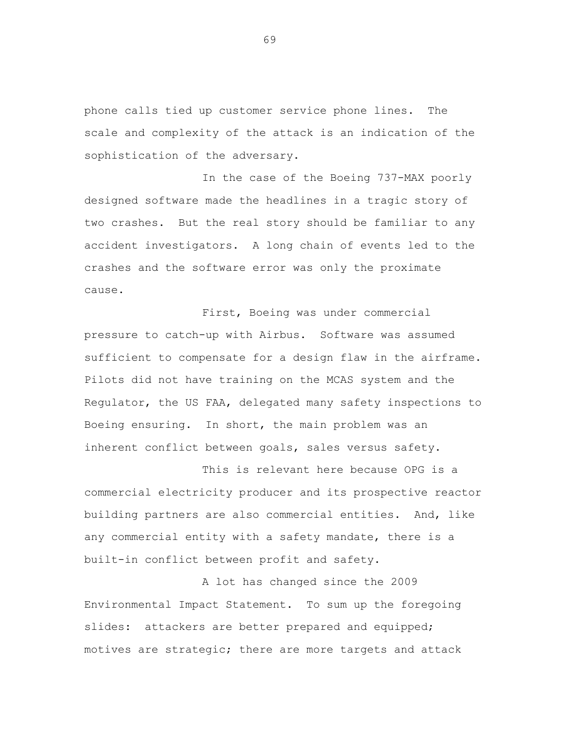phone calls tied up customer service phone lines. The scale and complexity of the attack is an indication of the sophistication of the adversary.

In the case of the Boeing 737-MAX poorly designed software made the headlines in a tragic story of two crashes. But the real story should be familiar to any accident investigators. A long chain of events led to the crashes and the software error was only the proximate cause.

First, Boeing was under commercial pressure to catch-up with Airbus. Software was assumed sufficient to compensate for a design flaw in the airframe. Pilots did not have training on the MCAS system and the Regulator, the US FAA, delegated many safety inspections to Boeing ensuring. In short, the main problem was an inherent conflict between goals, sales versus safety.

This is relevant here because OPG is a commercial electricity producer and its prospective reactor building partners are also commercial entities. And, like any commercial entity with a safety mandate, there is a built-in conflict between profit and safety.

A lot has changed since the 2009 Environmental Impact Statement. To sum up the foregoing slides: attackers are better prepared and equipped; motives are strategic; there are more targets and attack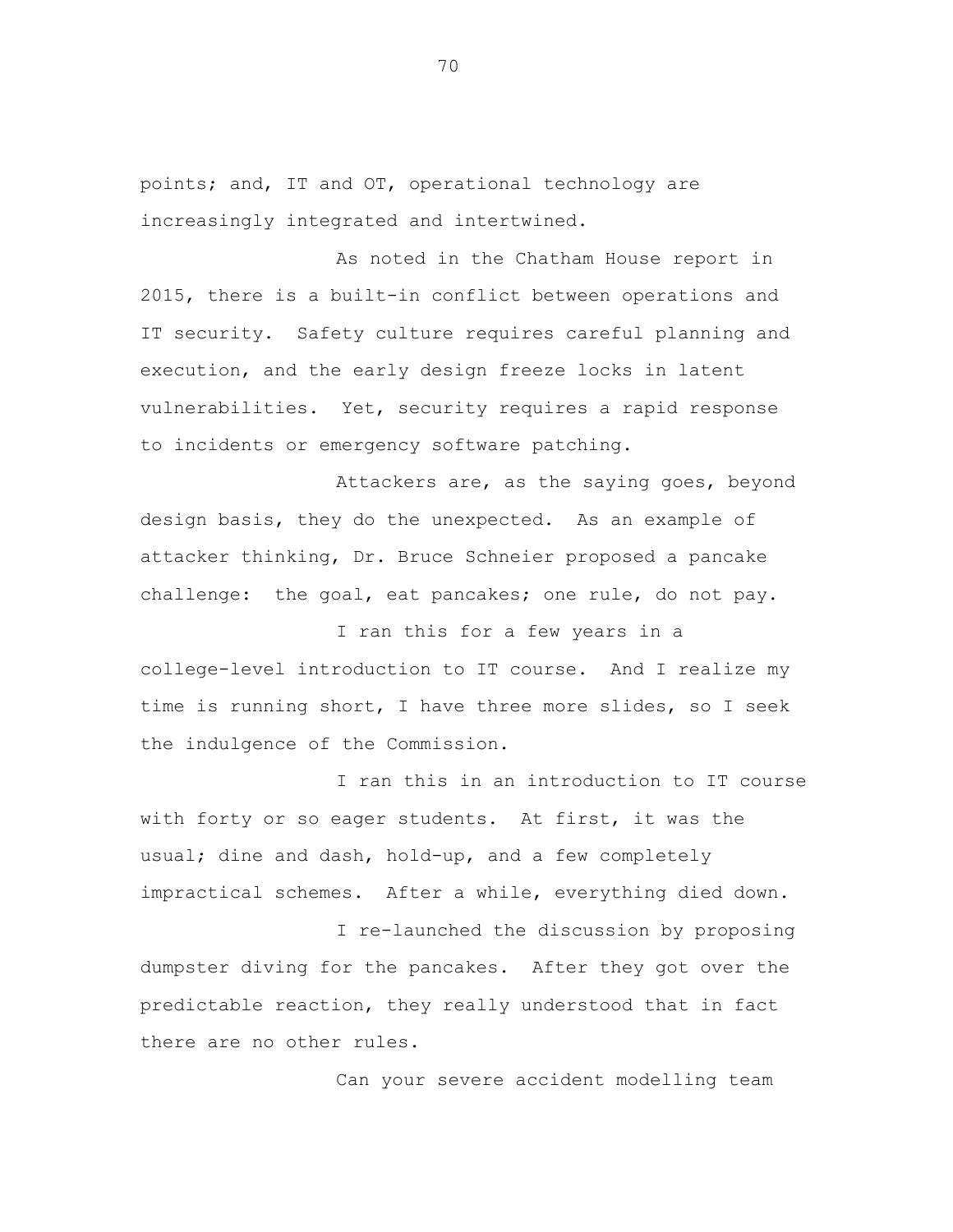points; and, IT and OT, operational technology are increasingly integrated and intertwined.

As noted in the Chatham House report in 2015, there is a built-in conflict between operations and IT security. Safety culture requires careful planning and execution, and the early design freeze locks in latent vulnerabilities. Yet, security requires a rapid response to incidents or emergency software patching.

Attackers are, as the saying goes, beyond design basis, they do the unexpected. As an example of attacker thinking, Dr. Bruce Schneier proposed a pancake challenge: the goal, eat pancakes; one rule, do not pay.

I ran this for a few years in a college-level introduction to IT course. And I realize my time is running short, I have three more slides, so I seek the indulgence of the Commission.

I ran this in an introduction to IT course with forty or so eager students. At first, it was the usual; dine and dash, hold-up, and a few completely impractical schemes. After a while, everything died down.

I re-launched the discussion by proposing dumpster diving for the pancakes. After they got over the predictable reaction, they really understood that in fact there are no other rules.

Can your severe accident modelling team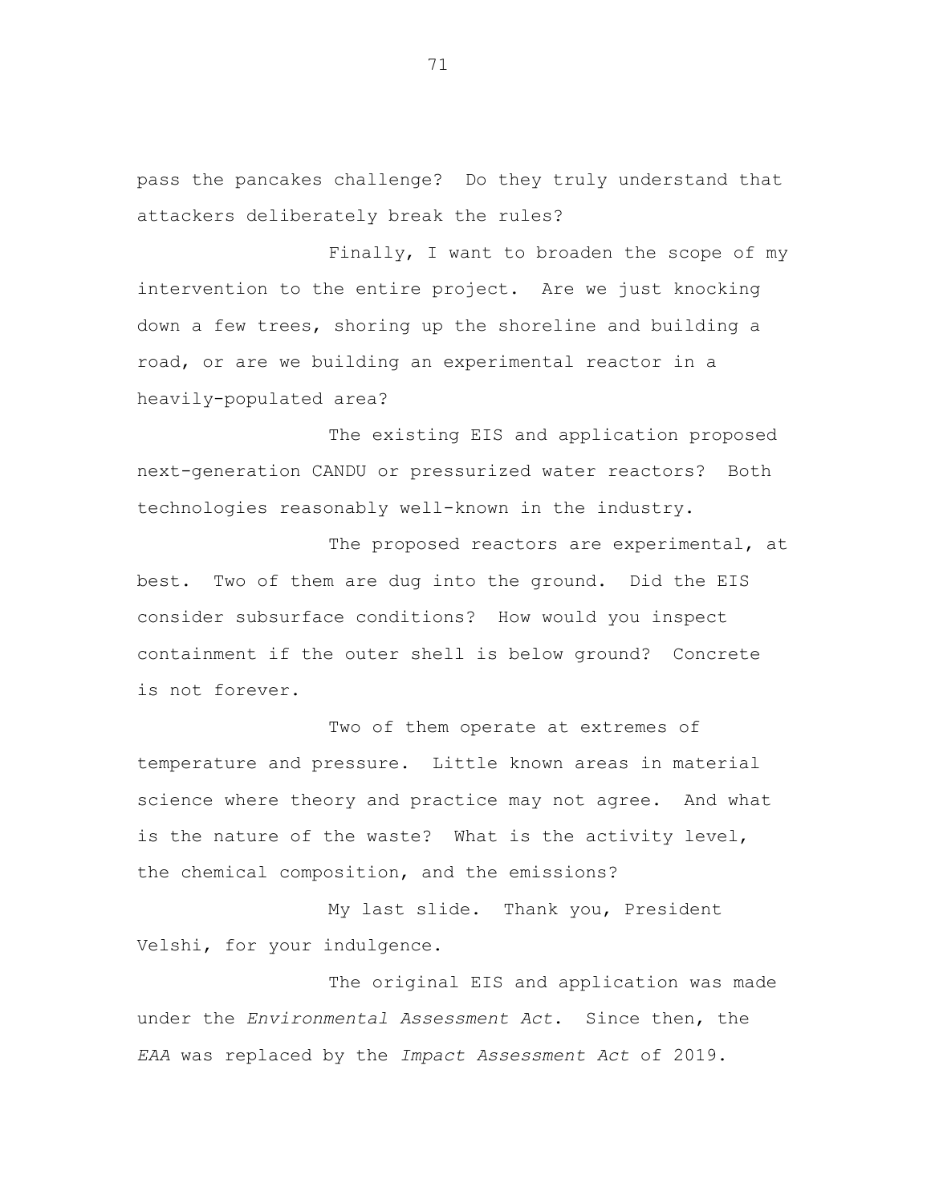pass the pancakes challenge? Do they truly understand that attackers deliberately break the rules?

Finally, I want to broaden the scope of my intervention to the entire project. Are we just knocking down a few trees, shoring up the shoreline and building a road, or are we building an experimental reactor in a heavily-populated area?

The existing EIS and application proposed next-generation CANDU or pressurized water reactors? Both technologies reasonably well-known in the industry.

The proposed reactors are experimental, at best. Two of them are dug into the ground. Did the EIS consider subsurface conditions? How would you inspect containment if the outer shell is below ground? Concrete is not forever.

Two of them operate at extremes of temperature and pressure. Little known areas in material science where theory and practice may not agree. And what is the nature of the waste? What is the activity level, the chemical composition, and the emissions?

My last slide. Thank you, President Velshi, for your indulgence.

The original EIS and application was made under the *Environmental Assessment Act*. Since then, the *EAA* was replaced by the *Impact Assessment Act* of 2019.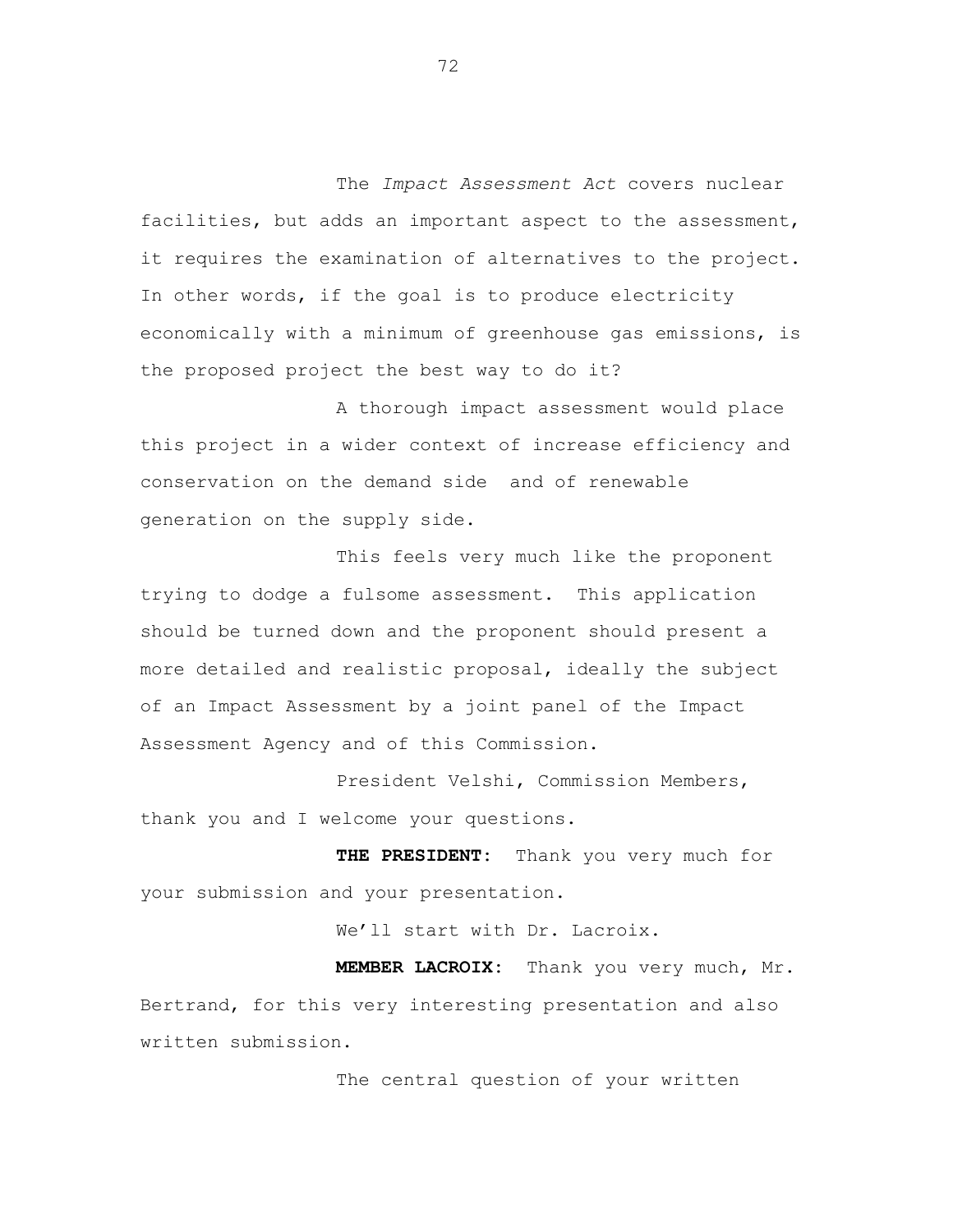The *Impact Assessment Act* covers nuclear facilities, but adds an important aspect to the assessment, it requires the examination of alternatives to the project. In other words, if the goal is to produce electricity economically with a minimum of greenhouse gas emissions, is the proposed project the best way to do it?

A thorough impact assessment would place this project in a wider context of increase efficiency and conservation on the demand side and of renewable generation on the supply side.

This feels very much like the proponent trying to dodge a fulsome assessment. This application should be turned down and the proponent should present a more detailed and realistic proposal, ideally the subject of an Impact Assessment by a joint panel of the Impact Assessment Agency and of this Commission.

President Velshi, Commission Members, thank you and I welcome your questions.

**THE PRESIDENT:** Thank you very much for your submission and your presentation.

We'll start with Dr. Lacroix.

**MEMBER LACROIX:** Thank you very much, Mr. Bertrand, for this very interesting presentation and also written submission.

The central question of your written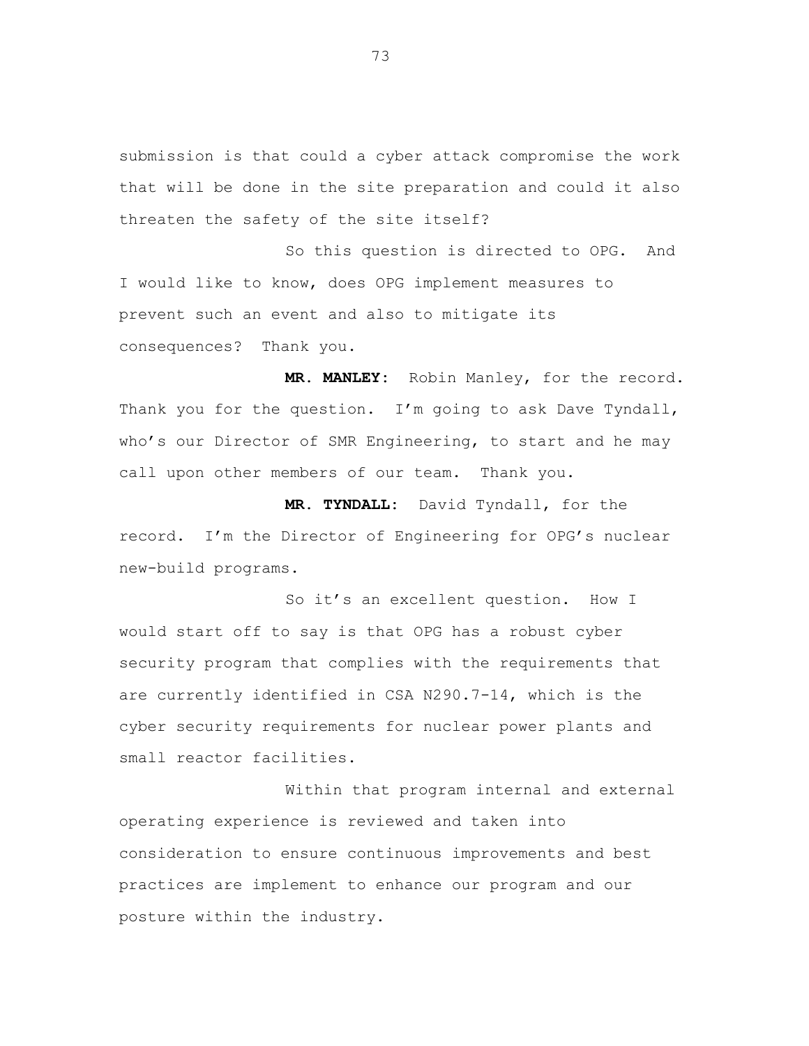submission is that could a cyber attack compromise the work that will be done in the site preparation and could it also threaten the safety of the site itself?

So this question is directed to OPG. And I would like to know, does OPG implement measures to prevent such an event and also to mitigate its consequences? Thank you.

**MR. MANLEY:** Robin Manley, for the record. Thank you for the question. I'm going to ask Dave Tyndall, who's our Director of SMR Engineering, to start and he may call upon other members of our team. Thank you.

**MR. TYNDALL:** David Tyndall, for the record. I'm the Director of Engineering for OPG's nuclear new-build programs.

So it's an excellent question. How I would start off to say is that OPG has a robust cyber security program that complies with the requirements that are currently identified in CSA N290.7-14, which is the cyber security requirements for nuclear power plants and small reactor facilities.

Within that program internal and external operating experience is reviewed and taken into consideration to ensure continuous improvements and best practices are implement to enhance our program and our posture within the industry.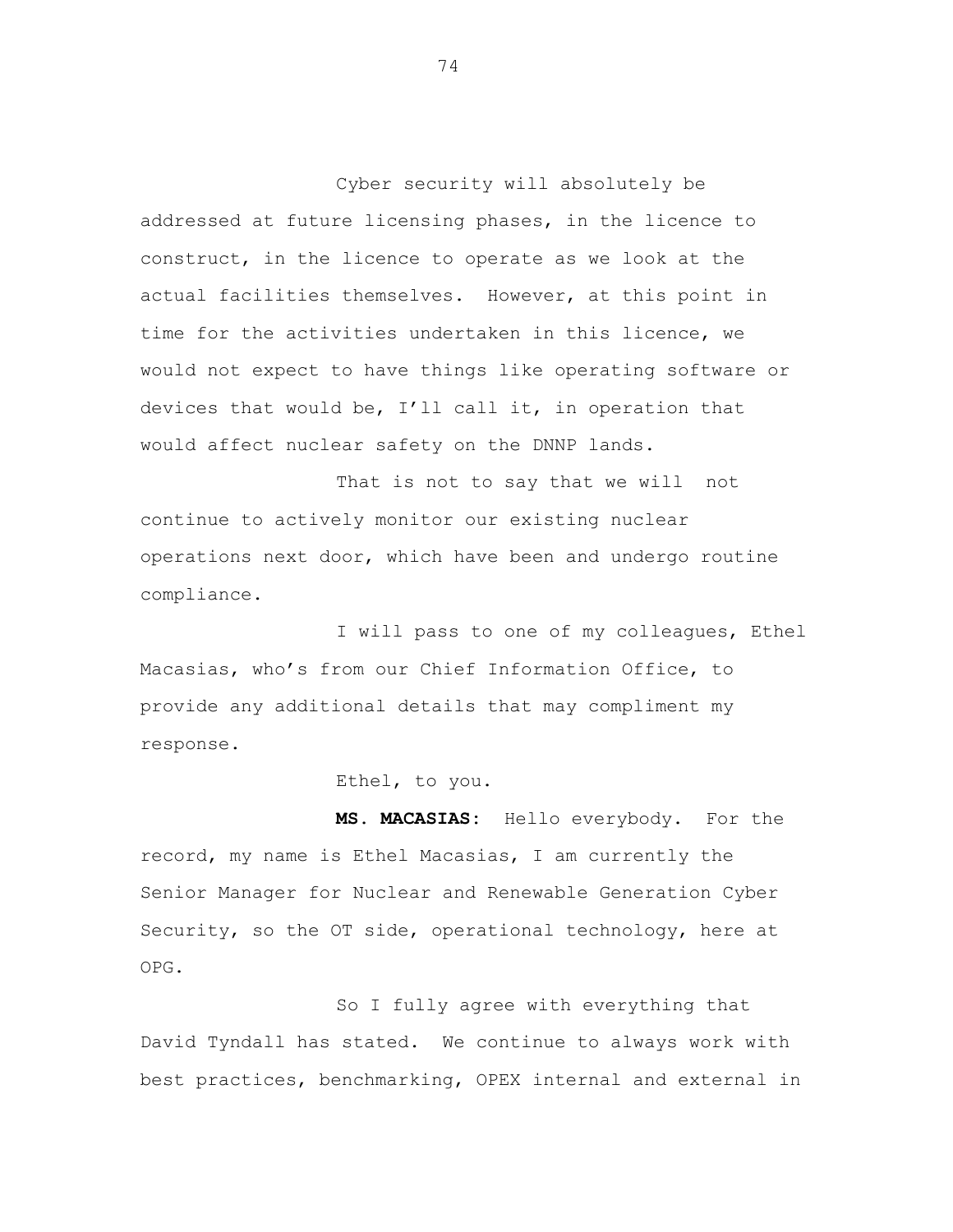Cyber security will absolutely be addressed at future licensing phases, in the licence to construct, in the licence to operate as we look at the actual facilities themselves. However, at this point in time for the activities undertaken in this licence, we would not expect to have things like operating software or devices that would be, I'll call it, in operation that would affect nuclear safety on the DNNP lands.

That is not to say that we will not continue to actively monitor our existing nuclear operations next door, which have been and undergo routine compliance.

I will pass to one of my colleagues, Ethel Macasias, who's from our Chief Information Office, to provide any additional details that may compliment my response.

Ethel, to you.

**MS. MACASIAS:** Hello everybody. For the record, my name is Ethel Macasias, I am currently the Senior Manager for Nuclear and Renewable Generation Cyber Security, so the OT side, operational technology, here at OPG.

So I fully agree with everything that David Tyndall has stated. We continue to always work with best practices, benchmarking, OPEX internal and external in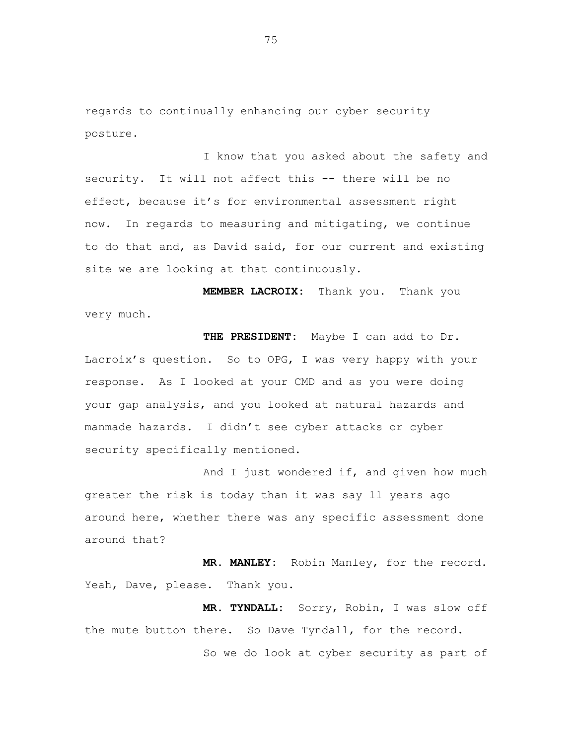regards to continually enhancing our cyber security posture.

I know that you asked about the safety and security. It will not affect this -- there will be no effect, because it's for environmental assessment right now. In regards to measuring and mitigating, we continue to do that and, as David said, for our current and existing site we are looking at that continuously.

**MEMBER LACROIX:** Thank you. Thank you very much.

**THE PRESIDENT:** Maybe I can add to Dr. Lacroix's question. So to OPG, I was very happy with your response. As I looked at your CMD and as you were doing your gap analysis, and you looked at natural hazards and manmade hazards. I didn't see cyber attacks or cyber security specifically mentioned.

And I just wondered if, and given how much greater the risk is today than it was say 11 years ago around here, whether there was any specific assessment done around that?

**MR. MANLEY:** Robin Manley, for the record. Yeah, Dave, please. Thank you.

**MR. TYNDALL:** Sorry, Robin, I was slow off the mute button there. So Dave Tyndall, for the record.

So we do look at cyber security as part of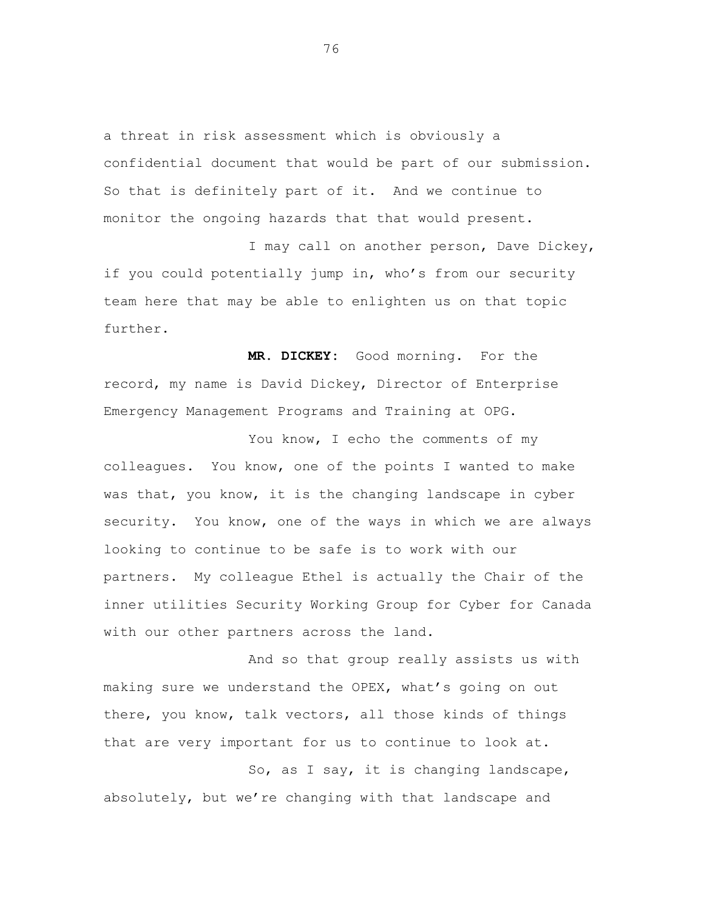a threat in risk assessment which is obviously a confidential document that would be part of our submission. So that is definitely part of it. And we continue to monitor the ongoing hazards that that would present.

I may call on another person, Dave Dickey, if you could potentially jump in, who's from our security team here that may be able to enlighten us on that topic further.

**MR. DICKEY:** Good morning. For the record, my name is David Dickey, Director of Enterprise Emergency Management Programs and Training at OPG.

You know, I echo the comments of my colleagues. You know, one of the points I wanted to make was that, you know, it is the changing landscape in cyber security. You know, one of the ways in which we are always looking to continue to be safe is to work with our partners. My colleague Ethel is actually the Chair of the inner utilities Security Working Group for Cyber for Canada with our other partners across the land.

And so that group really assists us with making sure we understand the OPEX, what's going on out there, you know, talk vectors, all those kinds of things that are very important for us to continue to look at.

So, as I say, it is changing landscape, absolutely, but we're changing with that landscape and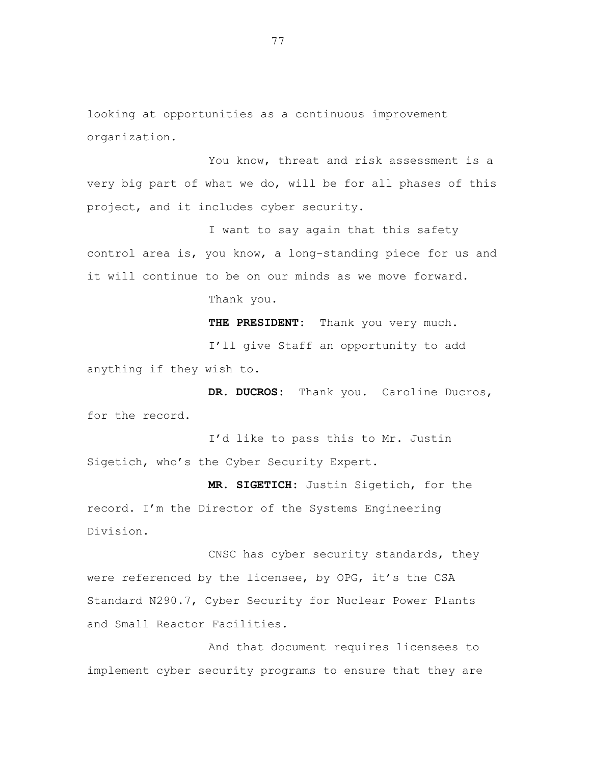looking at opportunities as a continuous improvement organization.

You know, threat and risk assessment is a very big part of what we do, will be for all phases of this project, and it includes cyber security.

I want to say again that this safety control area is, you know, a long-standing piece for us and it will continue to be on our minds as we move forward.

Thank you.

**THE PRESIDENT:** Thank you very much.

I'll give Staff an opportunity to add anything if they wish to.

**DR. DUCROS:** Thank you. Caroline Ducros, for the record.

I'd like to pass this to Mr. Justin Sigetich, who's the Cyber Security Expert.

**MR. SIGETICH:** Justin Sigetich, for the record. I'm the Director of the Systems Engineering Division.

CNSC has cyber security standards, they were referenced by the licensee, by OPG, it's the CSA Standard N290.7, Cyber Security for Nuclear Power Plants and Small Reactor Facilities.

And that document requires licensees to implement cyber security programs to ensure that they are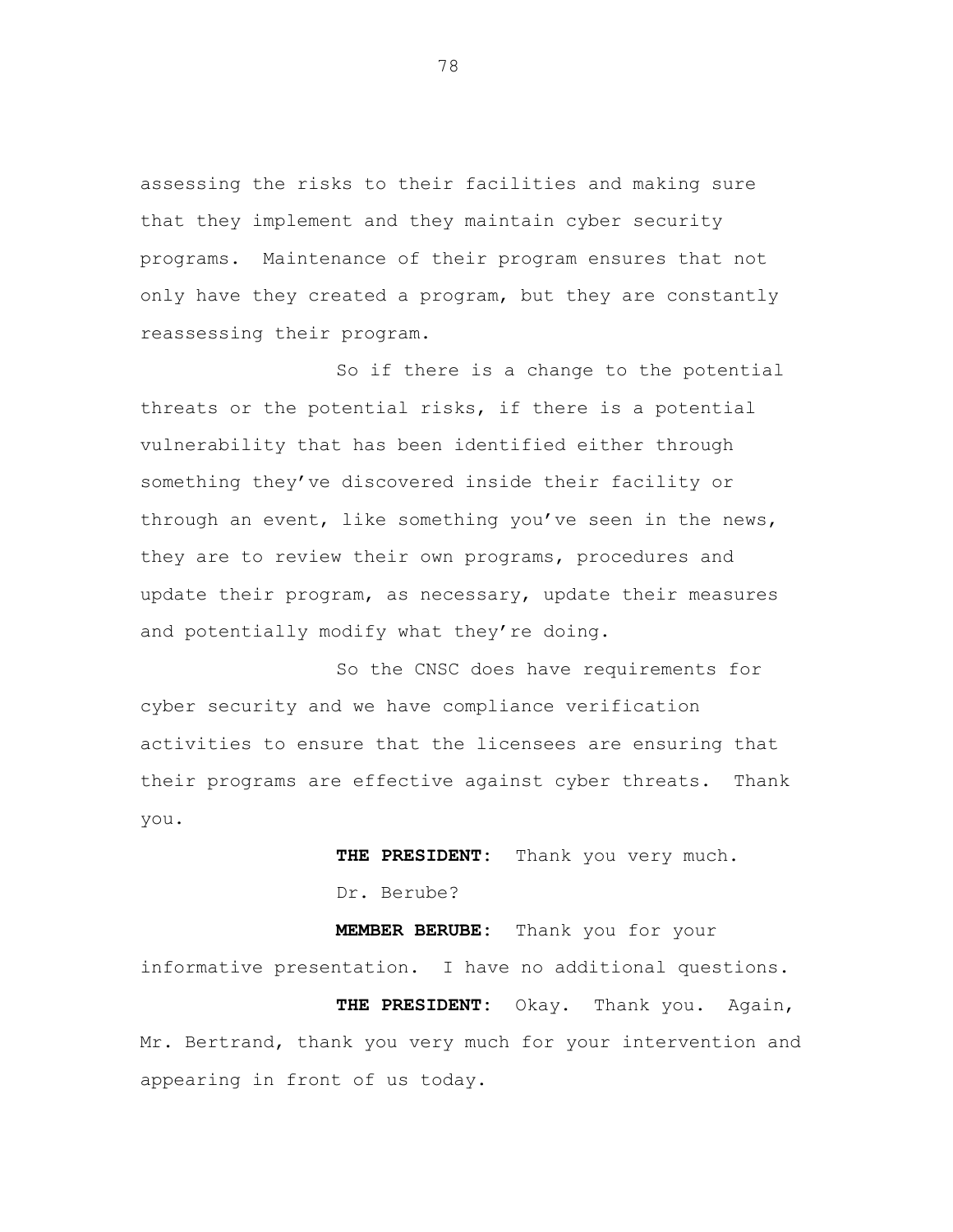assessing the risks to their facilities and making sure that they implement and they maintain cyber security programs. Maintenance of their program ensures that not only have they created a program, but they are constantly reassessing their program.

So if there is a change to the potential threats or the potential risks, if there is a potential vulnerability that has been identified either through something they've discovered inside their facility or through an event, like something you've seen in the news, they are to review their own programs, procedures and update their program, as necessary, update their measures and potentially modify what they're doing.

So the CNSC does have requirements for cyber security and we have compliance verification activities to ensure that the licensees are ensuring that their programs are effective against cyber threats. Thank you.

**THE PRESIDENT:** Thank you very much.

Dr. Berube?

**MEMBER BERUBE:** Thank you for your informative presentation. I have no additional questions.

**THE PRESIDENT:** Okay. Thank you. Again, Mr. Bertrand, thank you very much for your intervention and appearing in front of us today.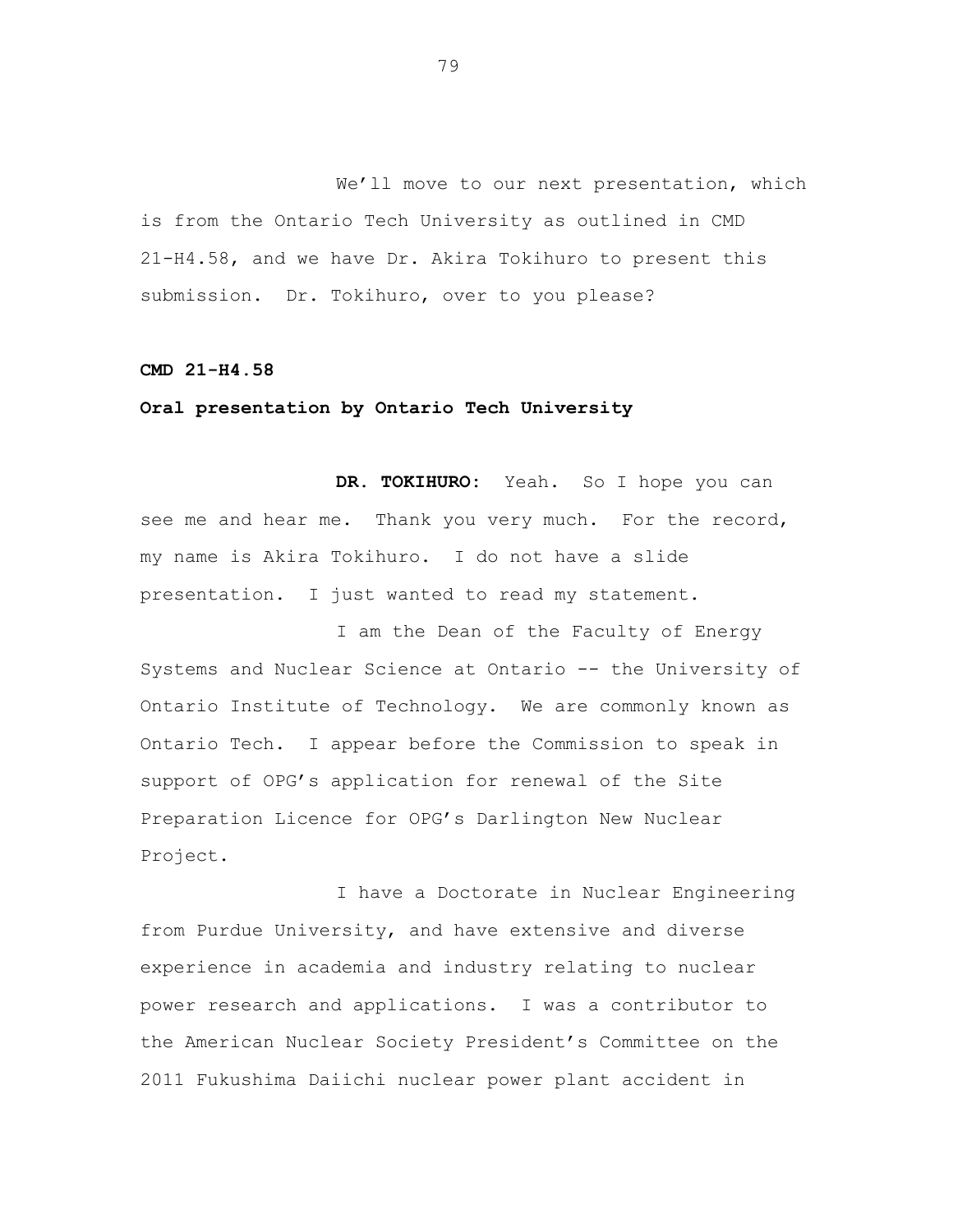We'll move to our next presentation, which is from the Ontario Tech University as outlined in CMD 21-H4.58, and we have Dr. Akira Tokihuro to present this submission. Dr. Tokihuro, over to you please?

**CMD 21-H4.58**

**Oral presentation by Ontario Tech University**

**DR. TOKIHURO:** Yeah. So I hope you can see me and hear me. Thank you very much. For the record, my name is Akira Tokihuro. I do not have a slide presentation. I just wanted to read my statement.

I am the Dean of the Faculty of Energy Systems and Nuclear Science at Ontario -- the University of Ontario Institute of Technology. We are commonly known as Ontario Tech. I appear before the Commission to speak in support of OPG's application for renewal of the Site Preparation Licence for OPG's Darlington New Nuclear Project.

I have a Doctorate in Nuclear Engineering from Purdue University, and have extensive and diverse experience in academia and industry relating to nuclear power research and applications. I was a contributor to the American Nuclear Society President's Committee on the 2011 Fukushima Daiichi nuclear power plant accident in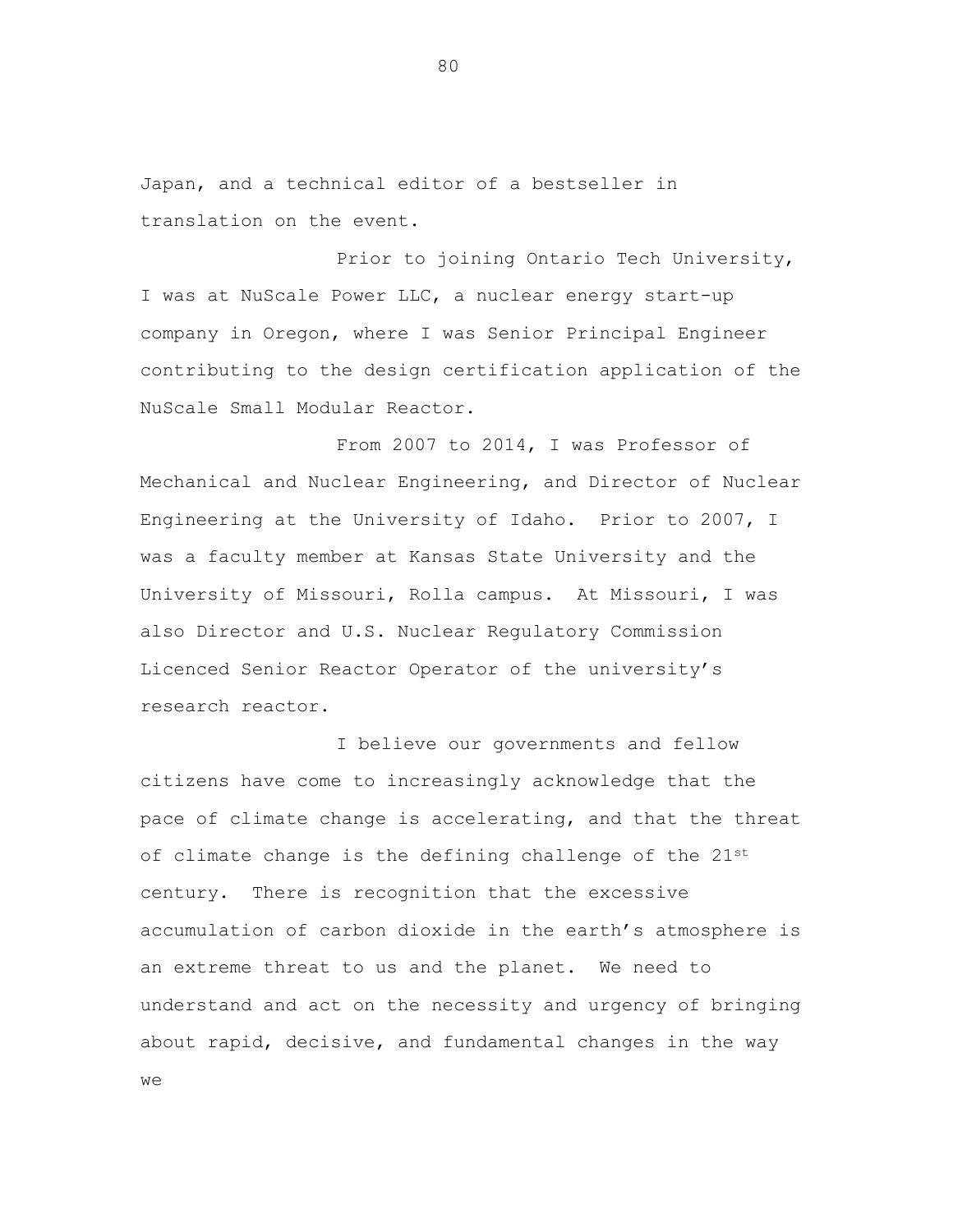Japan, and a technical editor of a bestseller in translation on the event.

Prior to joining Ontario Tech University, I was at NuScale Power LLC, a nuclear energy start-up company in Oregon, where I was Senior Principal Engineer contributing to the design certification application of the NuScale Small Modular Reactor.

From 2007 to 2014, I was Professor of Mechanical and Nuclear Engineering, and Director of Nuclear Engineering at the University of Idaho. Prior to 2007, I was a faculty member at Kansas State University and the University of Missouri, Rolla campus. At Missouri, I was also Director and U.S. Nuclear Regulatory Commission Licenced Senior Reactor Operator of the university's research reactor.

I believe our governments and fellow citizens have come to increasingly acknowledge that the pace of climate change is accelerating, and that the threat of climate change is the defining challenge of the 21st century. There is recognition that the excessive accumulation of carbon dioxide in the earth's atmosphere is an extreme threat to us and the planet. We need to understand and act on the necessity and urgency of bringing about rapid, decisive, and fundamental changes in the way we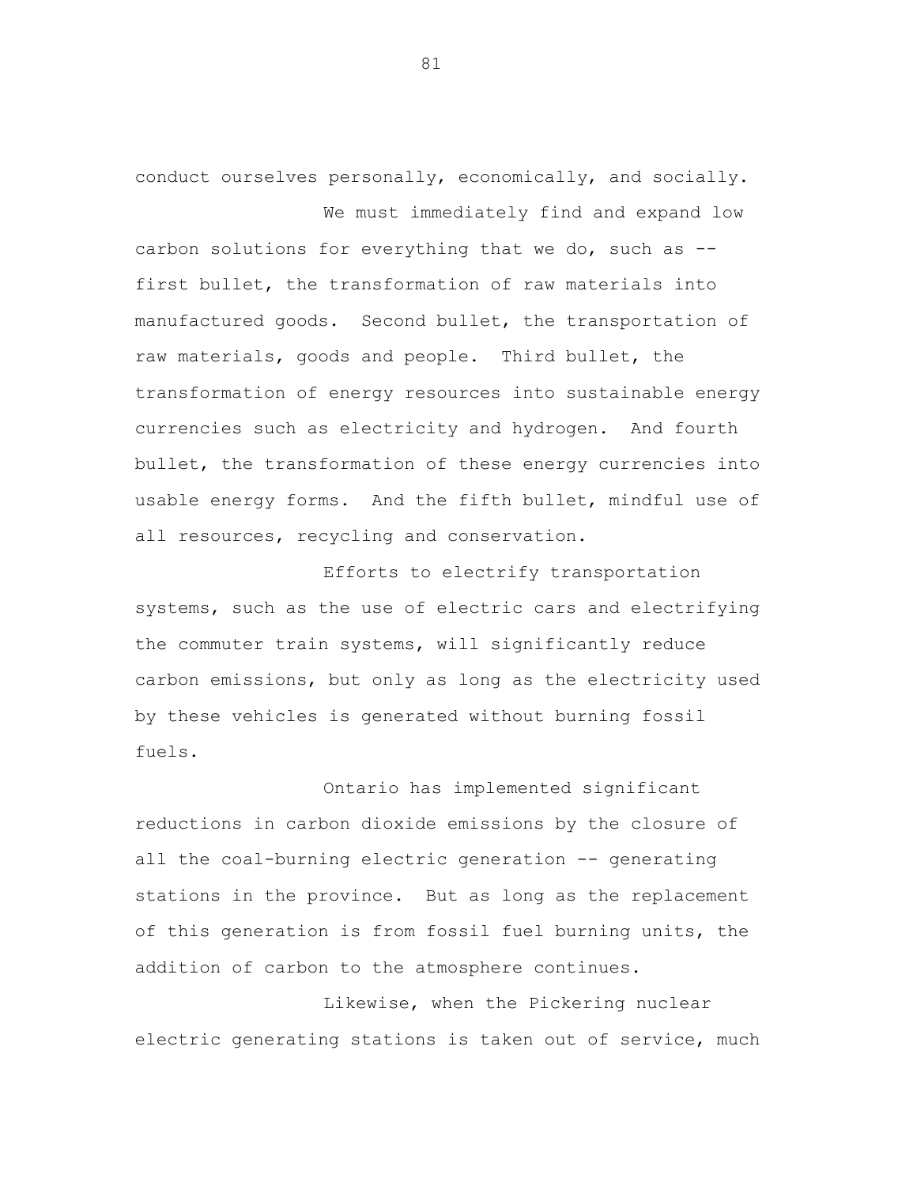conduct ourselves personally, economically, and socially.

We must immediately find and expand low carbon solutions for everything that we do, such as -- first bullet, the transformation of raw materials into manufactured goods. Second bullet, the transportation of raw materials, goods and people. Third bullet, the transformation of energy resources into sustainable energy currencies such as electricity and hydrogen. And fourth bullet, the transformation of these energy currencies into usable energy forms. And the fifth bullet, mindful use of all resources, recycling and conservation.

Efforts to electrify transportation systems, such as the use of electric cars and electrifying the commuter train systems, will significantly reduce carbon emissions, but only as long as the electricity used by these vehicles is generated without burning fossil fuels.

Ontario has implemented significant reductions in carbon dioxide emissions by the closure of all the coal-burning electric generation -- generating stations in the province. But as long as the replacement of this generation is from fossil fuel burning units, the addition of carbon to the atmosphere continues.

Likewise, when the Pickering nuclear electric generating stations is taken out of service, much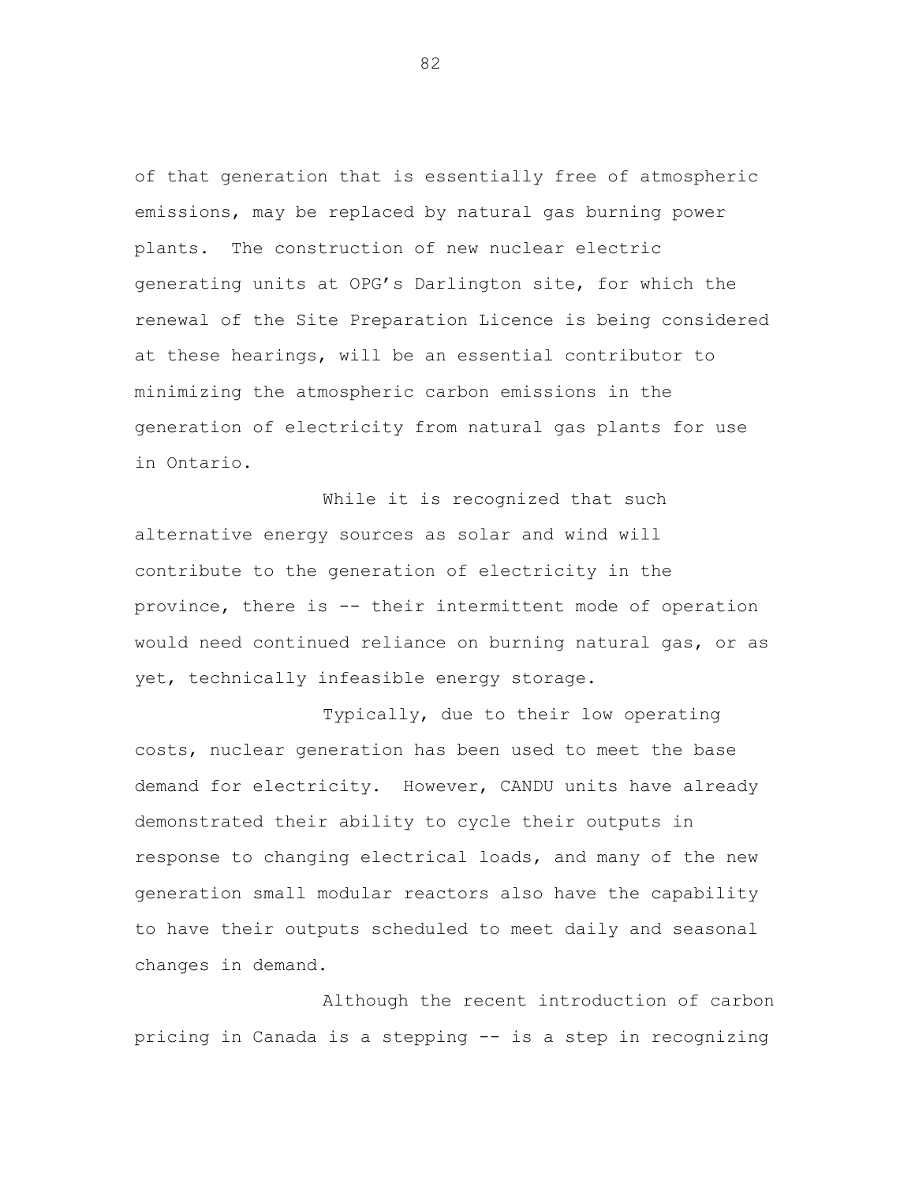of that generation that is essentially free of atmospheric emissions, may be replaced by natural gas burning power plants. The construction of new nuclear electric generating units at OPG's Darlington site, for which the renewal of the Site Preparation Licence is being considered at these hearings, will be an essential contributor to minimizing the atmospheric carbon emissions in the generation of electricity from natural gas plants for use in Ontario.

While it is recognized that such alternative energy sources as solar and wind will contribute to the generation of electricity in the province, there is -- their intermittent mode of operation would need continued reliance on burning natural gas, or as yet, technically infeasible energy storage.

Typically, due to their low operating costs, nuclear generation has been used to meet the base demand for electricity. However, CANDU units have already demonstrated their ability to cycle their outputs in response to changing electrical loads, and many of the new generation small modular reactors also have the capability to have their outputs scheduled to meet daily and seasonal changes in demand.

Although the recent introduction of carbon pricing in Canada is a stepping -- is a step in recognizing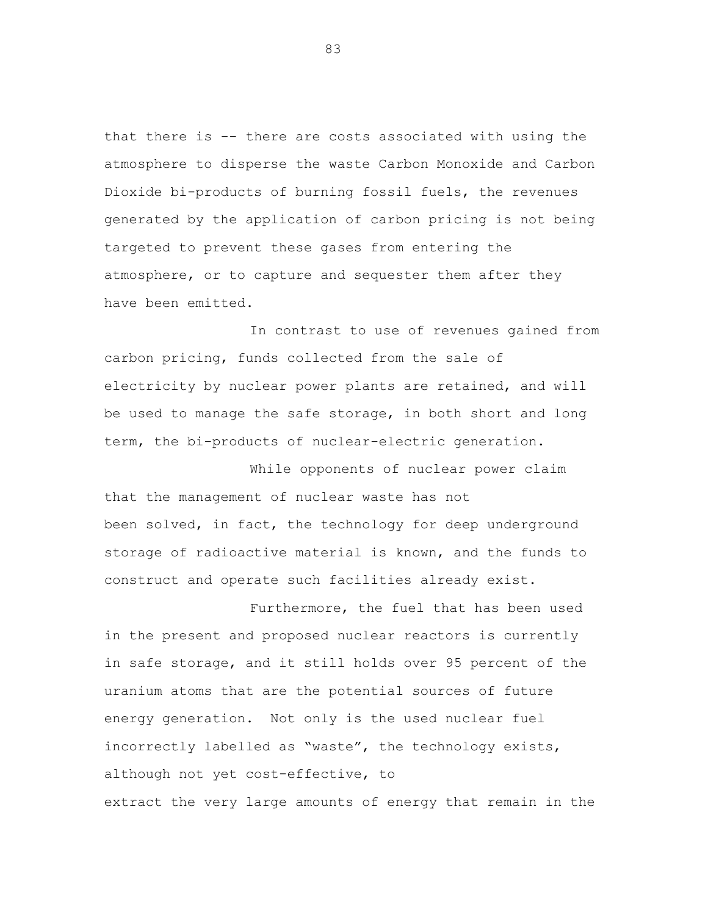that there is -- there are costs associated with using the atmosphere to disperse the waste Carbon Monoxide and Carbon Dioxide bi-products of burning fossil fuels, the revenues generated by the application of carbon pricing is not being targeted to prevent these gases from entering the atmosphere, or to capture and sequester them after they have been emitted.

In contrast to use of revenues gained from carbon pricing, funds collected from the sale of electricity by nuclear power plants are retained, and will be used to manage the safe storage, in both short and long term, the bi-products of nuclear-electric generation.

While opponents of nuclear power claim that the management of nuclear waste has not been solved, in fact, the technology for deep underground storage of radioactive material is known, and the funds to construct and operate such facilities already exist.

Furthermore, the fuel that has been used in the present and proposed nuclear reactors is currently in safe storage, and it still holds over 95 percent of the uranium atoms that are the potential sources of future energy generation. Not only is the used nuclear fuel incorrectly labelled as "waste", the technology exists, although not yet cost-effective, to extract the very large amounts of energy that remain in the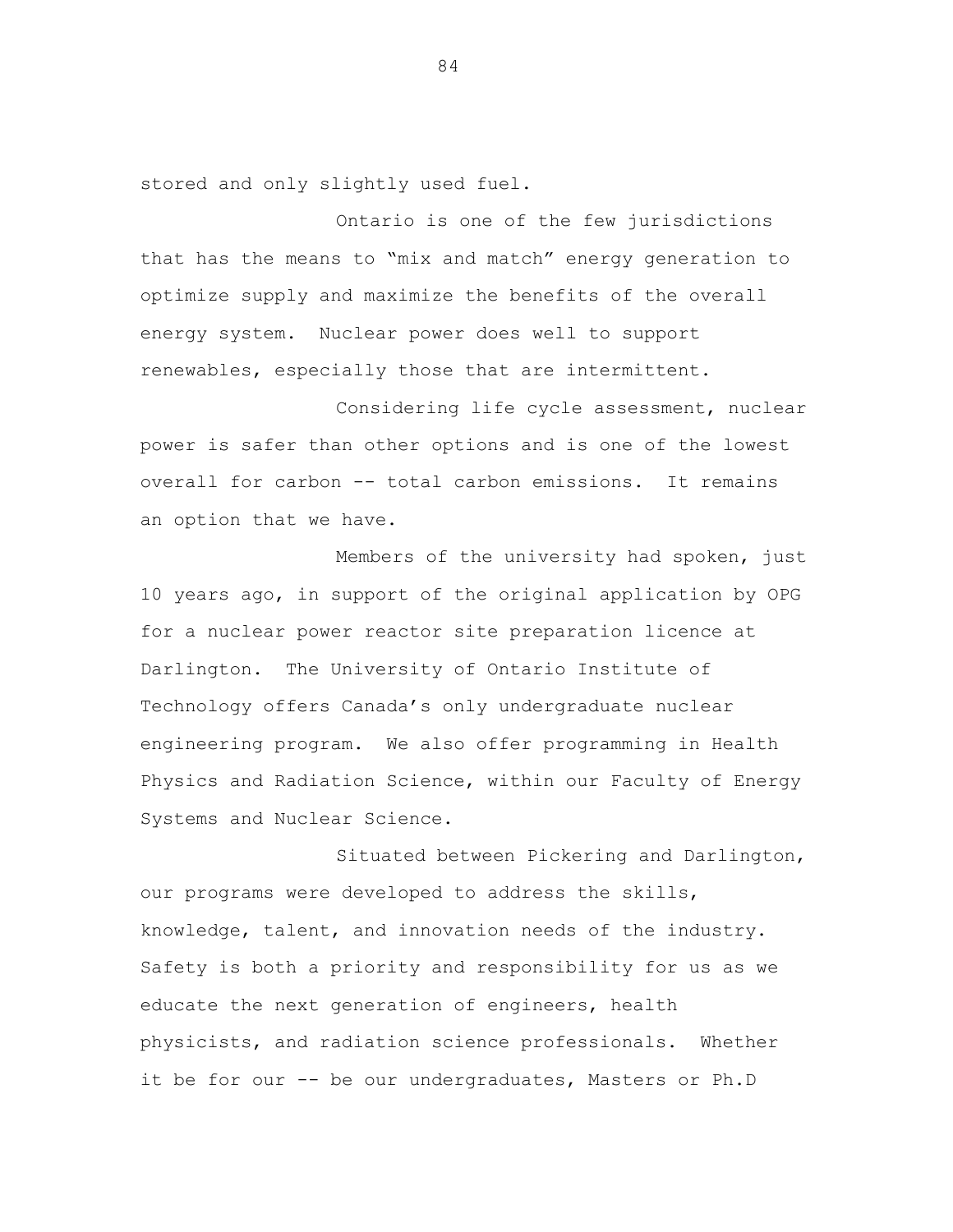stored and only slightly used fuel.

Ontario is one of the few jurisdictions that has the means to "mix and match" energy generation to optimize supply and maximize the benefits of the overall energy system. Nuclear power does well to support renewables, especially those that are intermittent.

Considering life cycle assessment, nuclear power is safer than other options and is one of the lowest overall for carbon -- total carbon emissions. It remains an option that we have.

Members of the university had spoken, just 10 years ago, in support of the original application by OPG for a nuclear power reactor site preparation licence at Darlington. The University of Ontario Institute of Technology offers Canada's only undergraduate nuclear engineering program. We also offer programming in Health Physics and Radiation Science, within our Faculty of Energy Systems and Nuclear Science.

Situated between Pickering and Darlington, our programs were developed to address the skills, knowledge, talent, and innovation needs of the industry. Safety is both a priority and responsibility for us as we educate the next generation of engineers, health physicists, and radiation science professionals. Whether it be for our -- be our undergraduates, Masters or Ph.D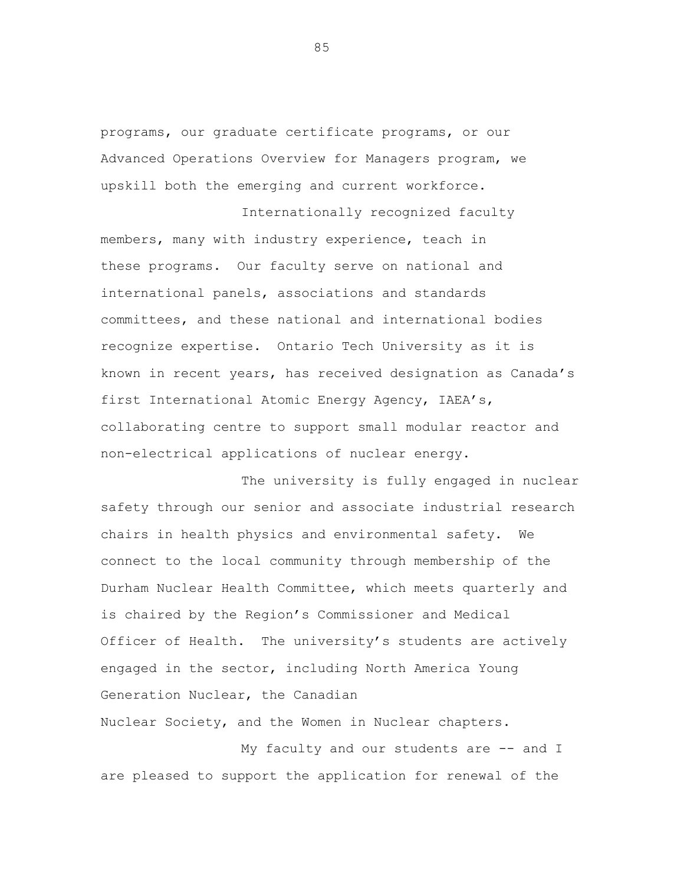programs, our graduate certificate programs, or our Advanced Operations Overview for Managers program, we upskill both the emerging and current workforce.

Internationally recognized faculty members, many with industry experience, teach in these programs. Our faculty serve on national and international panels, associations and standards committees, and these national and international bodies recognize expertise. Ontario Tech University as it is known in recent years, has received designation as Canada's first International Atomic Energy Agency, IAEA's, collaborating centre to support small modular reactor and non-electrical applications of nuclear energy.

The university is fully engaged in nuclear safety through our senior and associate industrial research chairs in health physics and environmental safety. We connect to the local community through membership of the Durham Nuclear Health Committee, which meets quarterly and is chaired by the Region's Commissioner and Medical Officer of Health. The university's students are actively engaged in the sector, including North America Young Generation Nuclear, the Canadian Nuclear Society, and the Women in Nuclear chapters.

My faculty and our students are -- and I are pleased to support the application for renewal of the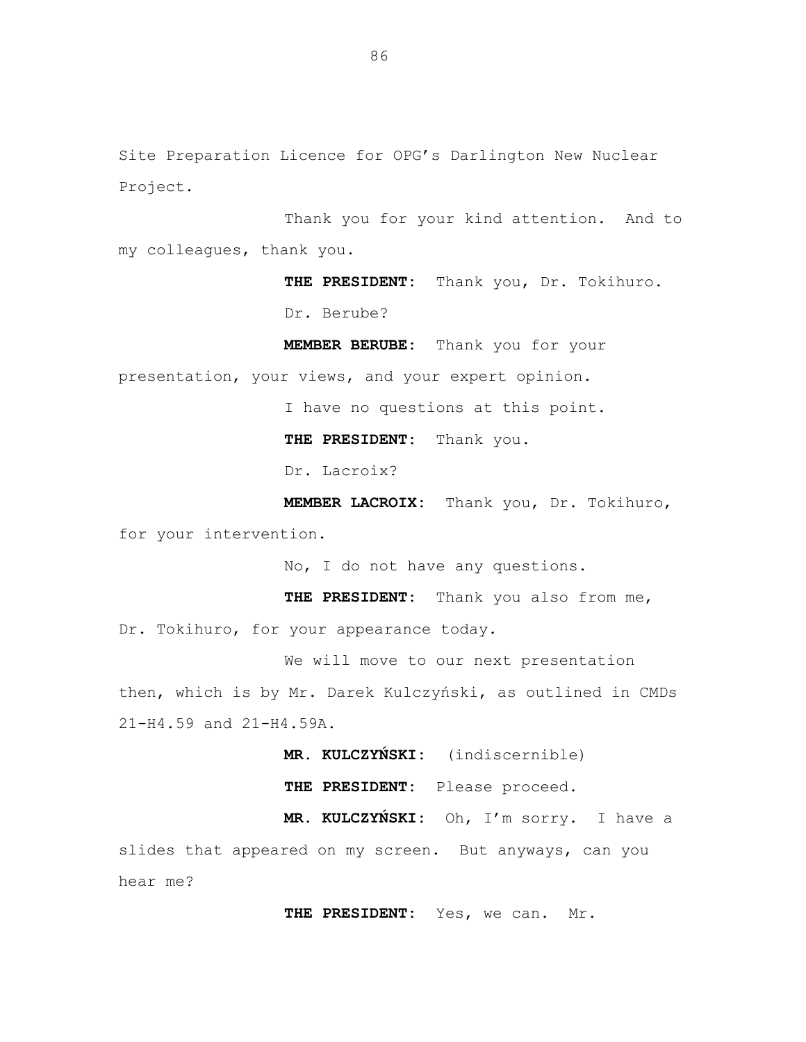Site Preparation Licence for OPG's Darlington New Nuclear Project.

Thank you for your kind attention. And to my colleagues, thank you.

**THE PRESIDENT:** Thank you, Dr. Tokihuro.

Dr. Berube?

**MEMBER BERUBE:** Thank you for your presentation, your views, and your expert opinion.

I have no questions at this point.

**THE PRESIDENT:** Thank you.

Dr. Lacroix?

**MEMBER LACROIX:** Thank you, Dr. Tokihuro, for your intervention.

No, I do not have any questions.

**THE PRESIDENT:** Thank you also from me, Dr. Tokihuro, for your appearance today.

We will move to our next presentation then, which is by Mr. Darek Kulczyński, as outlined in CMDs 21-H4.59 and 21-H4.59A.

**MR. KULCZYŃSKI:** (indiscernible)

**THE PRESIDENT:** Please proceed.

**MR. KULCZYŃSKI:** Oh, I'm sorry. I have a slides that appeared on my screen. But anyways, can you hear me?

**THE PRESIDENT:** Yes, we can. Mr.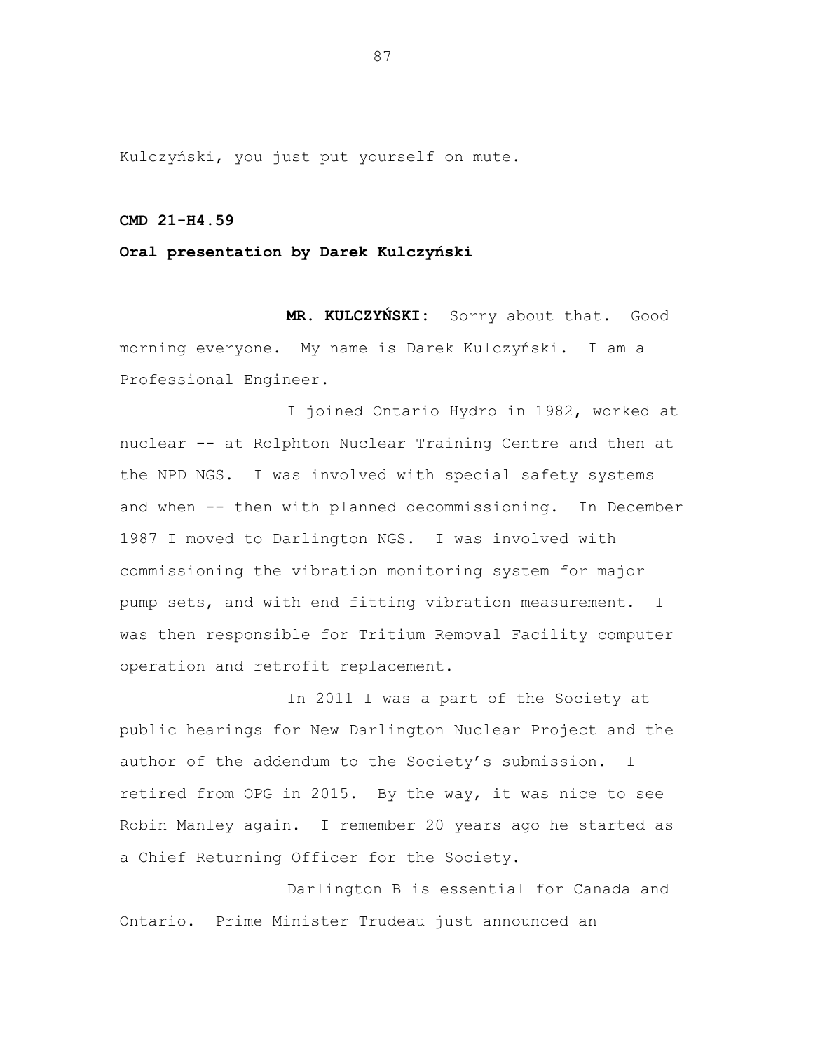Kulczyński, you just put yourself on mute.

**CMD 21-H4.59**

**Oral presentation by Darek Kulczyński**

**MR. KULCZYŃSKI:** Sorry about that. Good morning everyone. My name is Darek Kulczyński. I am a Professional Engineer.

I joined Ontario Hydro in 1982, worked at nuclear -- at Rolphton Nuclear Training Centre and then at the NPD NGS. I was involved with special safety systems and when -- then with planned decommissioning. In December 1987 I moved to Darlington NGS. I was involved with commissioning the vibration monitoring system for major pump sets, and with end fitting vibration measurement. I was then responsible for Tritium Removal Facility computer operation and retrofit replacement.

In 2011 I was a part of the Society at public hearings for New Darlington Nuclear Project and the author of the addendum to the Society's submission. I retired from OPG in 2015. By the way, it was nice to see Robin Manley again. I remember 20 years ago he started as a Chief Returning Officer for the Society.

Darlington B is essential for Canada and Ontario. Prime Minister Trudeau just announced an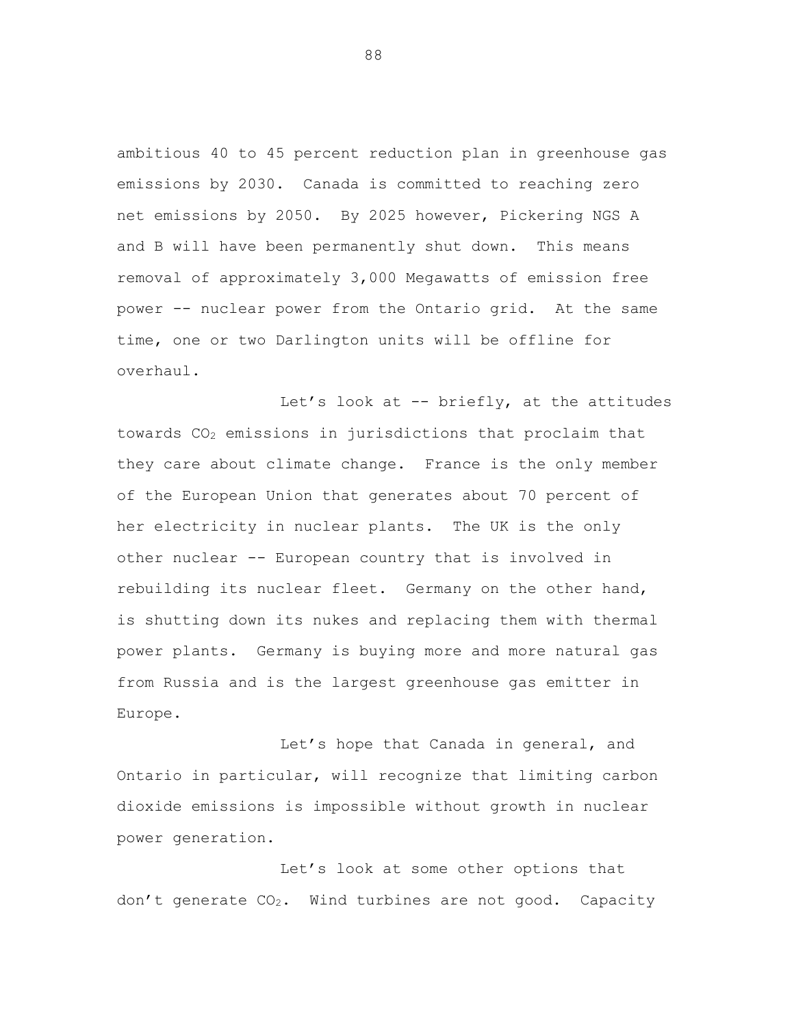ambitious 40 to 45 percent reduction plan in greenhouse gas emissions by 2030. Canada is committed to reaching zero net emissions by 2050. By 2025 however, Pickering NGS A and B will have been permanently shut down. This means removal of approximately 3,000 Megawatts of emission free power -- nuclear power from the Ontario grid. At the same time, one or two Darlington units will be offline for overhaul.

Let's look at -- briefly, at the attitudes towards $CO_2$ emissions in jurisdictions that proclaim that they care about climate change. France is the only member of the European Union that generates about 70 percent of her electricity in nuclear plants. The UK is the only other nuclear -- European country that is involved in rebuilding its nuclear fleet. Germany on the other hand, is shutting down its nukes and replacing them with thermal power plants. Germany is buying more and more natural gas from Russia and is the largest greenhouse gas emitter in Europe.

Let's hope that Canada in general, and Ontario in particular, will recognize that limiting carbon dioxide emissions is impossible without growth in nuclear power generation.

Let's look at some other options that don't generate $CO_2$. Wind turbines are not good. Capacity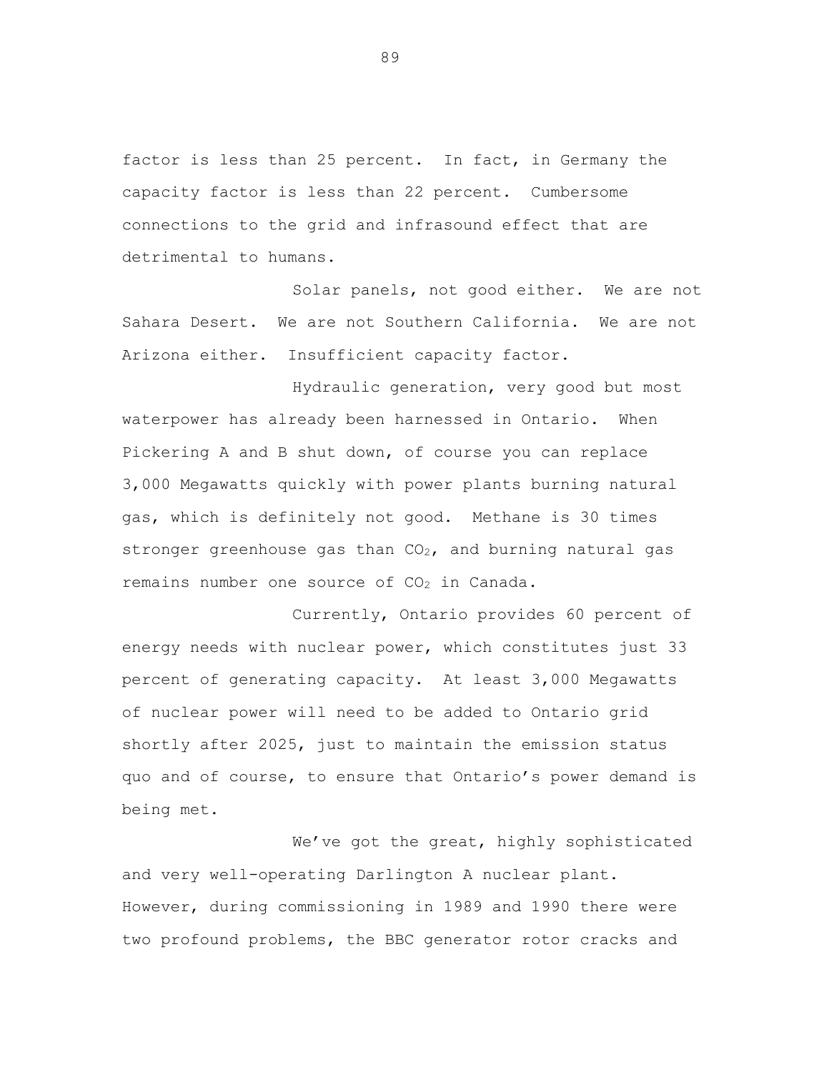factor is less than 25 percent. In fact, in Germany the capacity factor is less than 22 percent. Cumbersome connections to the grid and infrasound effect that are detrimental to humans.

Solar panels, not good either. We are not Sahara Desert. We are not Southern California. We are not Arizona either. Insufficient capacity factor.

Hydraulic generation, very good but most waterpower has already been harnessed in Ontario. When Pickering A and B shut down, of course you can replace 3,000 Megawatts quickly with power plants burning natural gas, which is definitely not good. Methane is 30 times stronger greenhouse gas than $CO_2$, and burning natural gas remains number one source of $CO_2$ in Canada.

Currently, Ontario provides 60 percent of energy needs with nuclear power, which constitutes just 33 percent of generating capacity. At least 3,000 Megawatts of nuclear power will need to be added to Ontario grid shortly after 2025, just to maintain the emission status quo and of course, to ensure that Ontario's power demand is being met.

We've got the great, highly sophisticated and very well-operating Darlington A nuclear plant. However, during commissioning in 1989 and 1990 there were two profound problems, the BBC generator rotor cracks and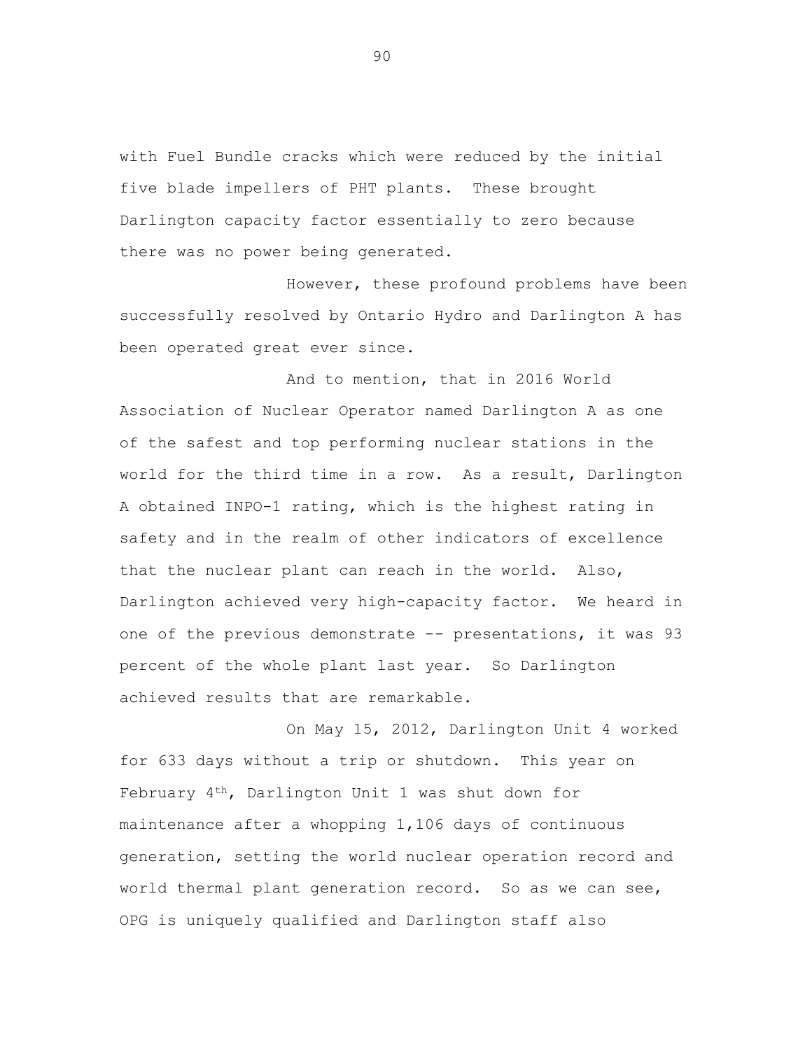with Fuel Bundle cracks which were reduced by the initial five blade impellers of PHT plants. These brought Darlington capacity factor essentially to zero because there was no power being generated.

However, these profound problems have been successfully resolved by Ontario Hydro and Darlington A has been operated great ever since.

And to mention, that in 2016 World Association of Nuclear Operator named Darlington A as one of the safest and top performing nuclear stations in the world for the third time in a row. As a result, Darlington A obtained INPO-1 rating, which is the highest rating in safety and in the realm of other indicators of excellence that the nuclear plant can reach in the world. Also, Darlington achieved very high-capacity factor. We heard in one of the previous demonstrate -- presentations, it was 93 percent of the whole plant last year. So Darlington achieved results that are remarkable.

On May 15, 2012, Darlington Unit 4 worked for 633 days without a trip or shutdown. This year on February 4th, Darlington Unit 1 was shut down for maintenance after a whopping 1,106 days of continuous generation, setting the world nuclear operation record and world thermal plant generation record. So as we can see, OPG is uniquely qualified and Darlington staff also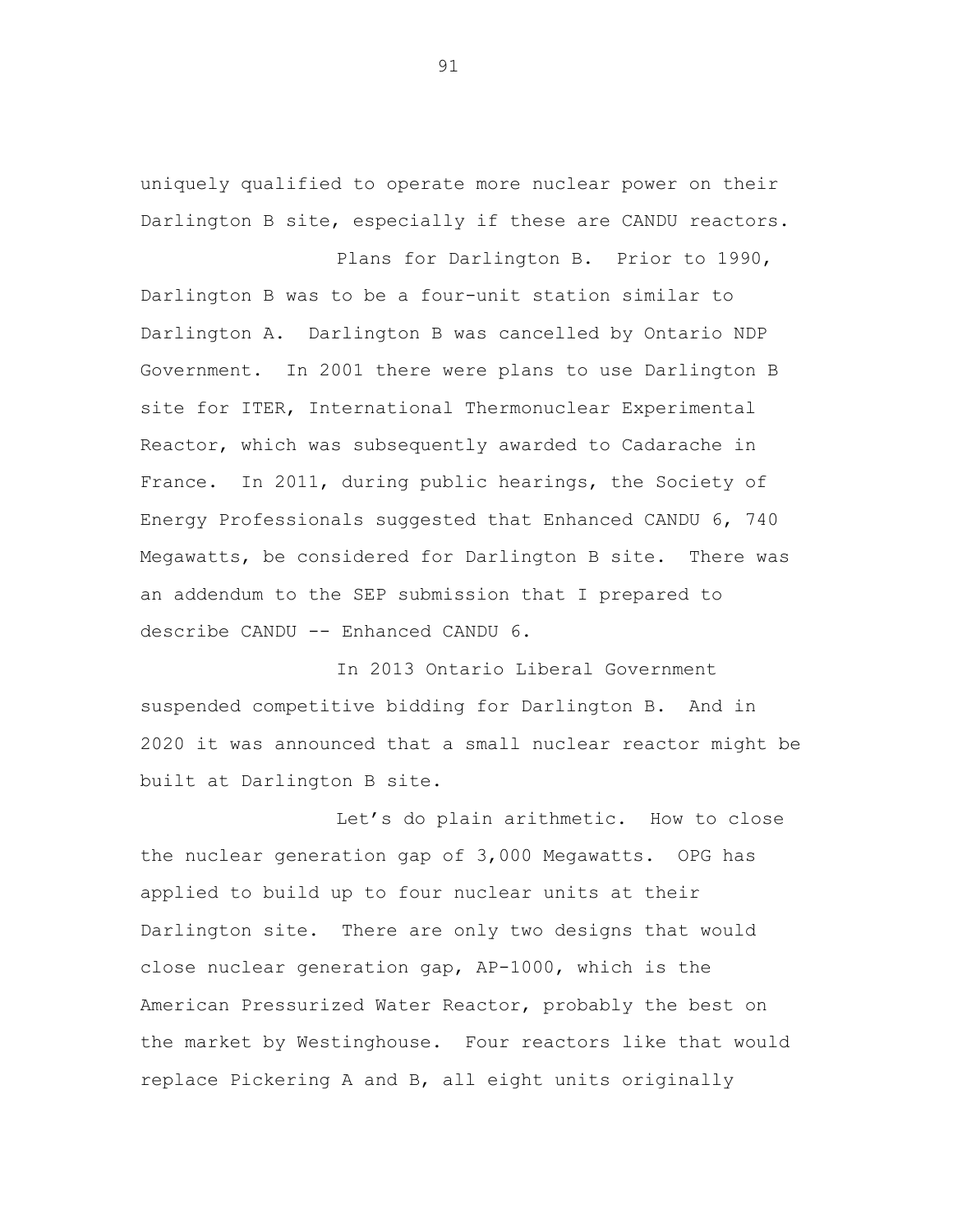uniquely qualified to operate more nuclear power on their Darlington B site, especially if these are CANDU reactors.

Plans for Darlington B. Prior to 1990, Darlington B was to be a four-unit station similar to Darlington A. Darlington B was cancelled by Ontario NDP Government. In 2001 there were plans to use Darlington B site for ITER, International Thermonuclear Experimental Reactor, which was subsequently awarded to Cadarache in France. In 2011, during public hearings, the Society of Energy Professionals suggested that Enhanced CANDU 6, 740 Megawatts, be considered for Darlington B site. There was an addendum to the SEP submission that I prepared to describe CANDU -- Enhanced CANDU 6.

In 2013 Ontario Liberal Government suspended competitive bidding for Darlington B. And in 2020 it was announced that a small nuclear reactor might be built at Darlington B site.

Let's do plain arithmetic. How to close the nuclear generation gap of 3,000 Megawatts. OPG has applied to build up to four nuclear units at their Darlington site. There are only two designs that would close nuclear generation gap, AP-1000, which is the American Pressurized Water Reactor, probably the best on the market by Westinghouse. Four reactors like that would replace Pickering A and B, all eight units originally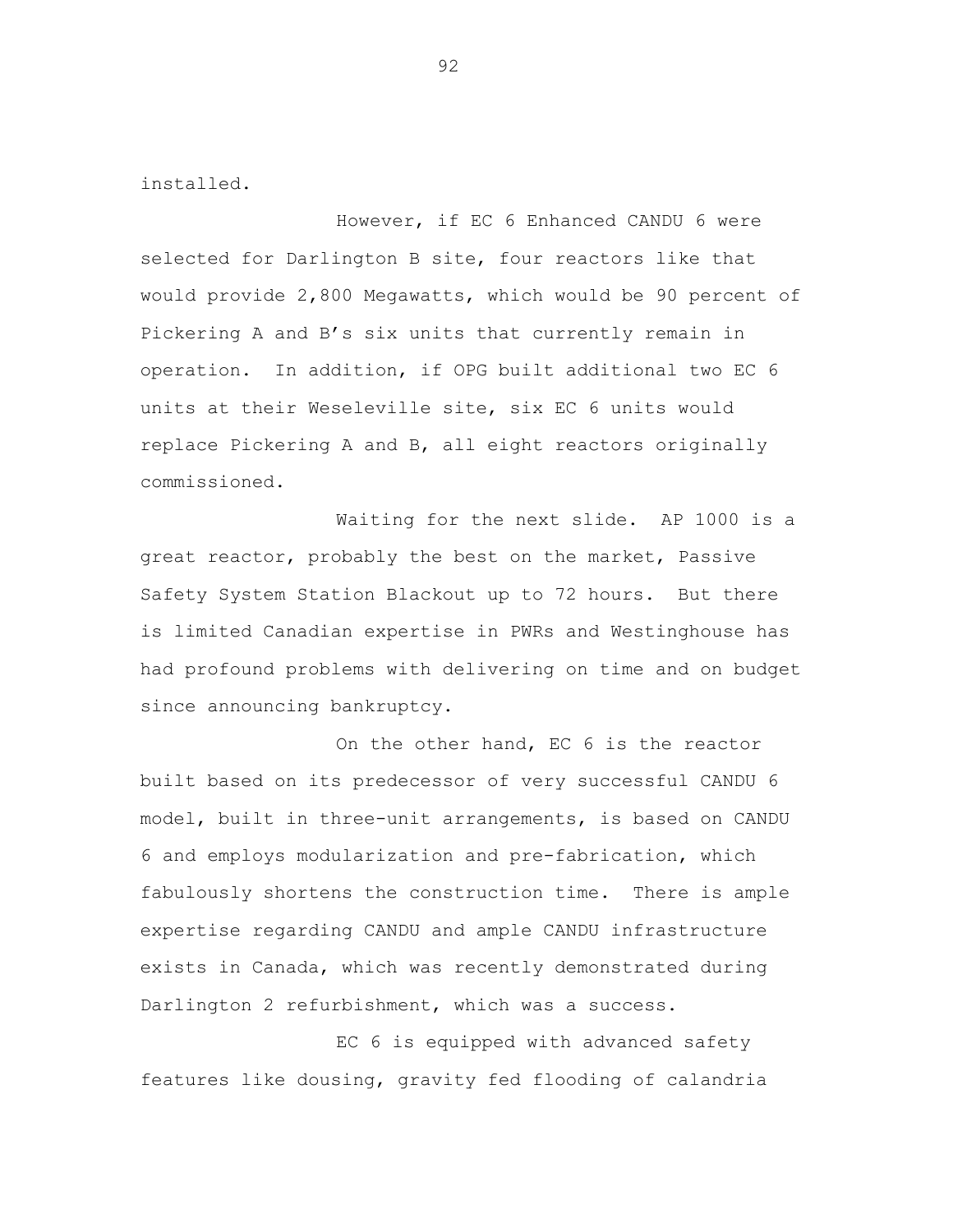installed.

However, if EC 6 Enhanced CANDU 6 were selected for Darlington B site, four reactors like that would provide 2,800 Megawatts, which would be 90 percent of Pickering A and B's six units that currently remain in operation. In addition, if OPG built additional two EC 6 units at their Weseleville site, six EC 6 units would replace Pickering A and B, all eight reactors originally commissioned.

Waiting for the next slide. AP 1000 is a great reactor, probably the best on the market, Passive Safety System Station Blackout up to 72 hours. But there is limited Canadian expertise in PWRs and Westinghouse has had profound problems with delivering on time and on budget since announcing bankruptcy.

On the other hand, EC 6 is the reactor built based on its predecessor of very successful CANDU 6 model, built in three-unit arrangements, is based on CANDU 6 and employs modularization and pre-fabrication, which fabulously shortens the construction time. There is ample expertise regarding CANDU and ample CANDU infrastructure exists in Canada, which was recently demonstrated during Darlington 2 refurbishment, which was a success.

EC 6 is equipped with advanced safety features like dousing, gravity fed flooding of calandria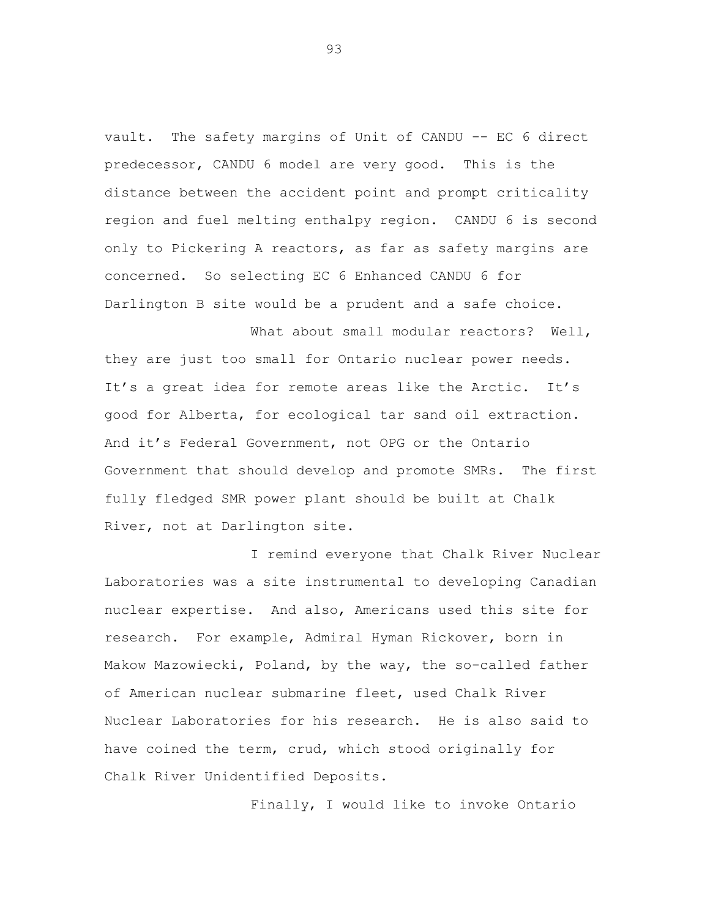vault. The safety margins of Unit of CANDU -- EC 6 direct predecessor, CANDU 6 model are very good. This is the distance between the accident point and prompt criticality region and fuel melting enthalpy region. CANDU 6 is second only to Pickering A reactors, as far as safety margins are concerned. So selecting EC 6 Enhanced CANDU 6 for Darlington B site would be a prudent and a safe choice.

What about small modular reactors? Well, they are just too small for Ontario nuclear power needs. It's a great idea for remote areas like the Arctic. It's good for Alberta, for ecological tar sand oil extraction. And it's Federal Government, not OPG or the Ontario Government that should develop and promote SMRs. The first fully fledged SMR power plant should be built at Chalk River, not at Darlington site.

I remind everyone that Chalk River Nuclear Laboratories was a site instrumental to developing Canadian nuclear expertise. And also, Americans used this site for research. For example, Admiral Hyman Rickover, born in Makow Mazowiecki, Poland, by the way, the so-called father of American nuclear submarine fleet, used Chalk River Nuclear Laboratories for his research. He is also said to have coined the term, crud, which stood originally for Chalk River Unidentified Deposits.

Finally, I would like to invoke Ontario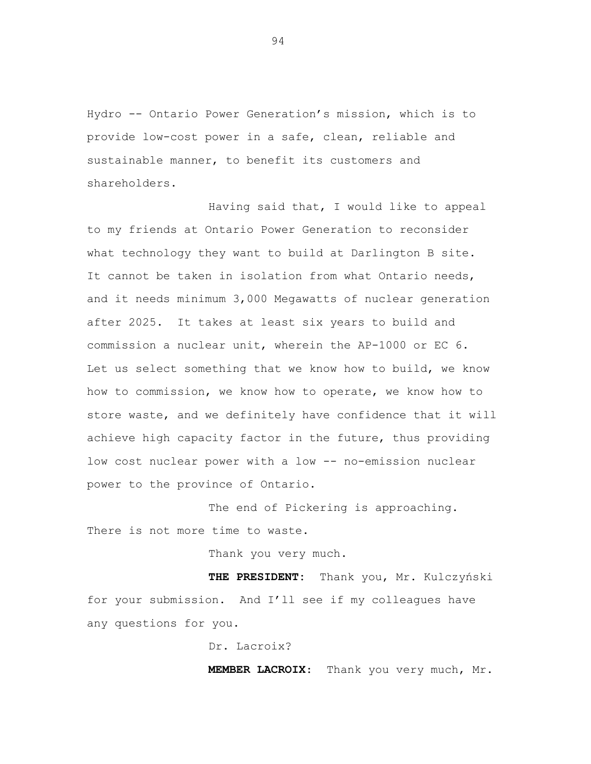Hydro -- Ontario Power Generation's mission, which is to provide low-cost power in a safe, clean, reliable and sustainable manner, to benefit its customers and shareholders.

Having said that, I would like to appeal to my friends at Ontario Power Generation to reconsider what technology they want to build at Darlington B site. It cannot be taken in isolation from what Ontario needs, and it needs minimum 3,000 Megawatts of nuclear generation after 2025. It takes at least six years to build and commission a nuclear unit, wherein the AP-1000 or EC 6. Let us select something that we know how to build, we know how to commission, we know how to operate, we know how to store waste, and we definitely have confidence that it will achieve high capacity factor in the future, thus providing low cost nuclear power with a low -- no-emission nuclear power to the province of Ontario.

The end of Pickering is approaching. There is not more time to waste.

Thank you very much.

**THE PRESIDENT:** Thank you, Mr. Kulczyński for your submission. And I'll see if my colleagues have any questions for you.

Dr. Lacroix?

**MEMBER LACROIX:** Thank you very much, Mr.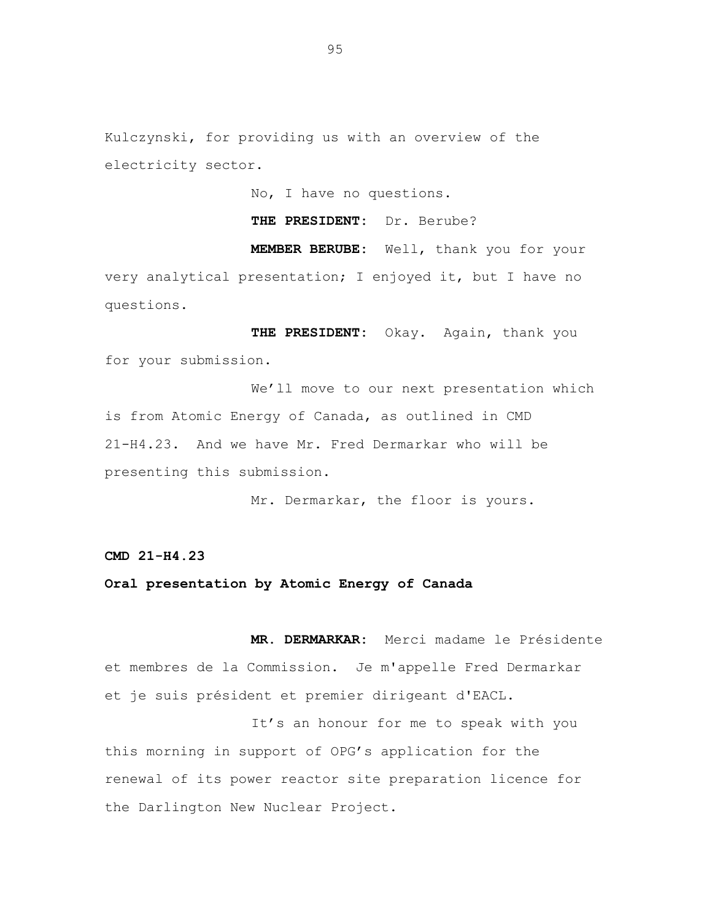Kulczynski, for providing us with an overview of the electricity sector.

No, I have no questions.

**THE PRESIDENT:** Dr. Berube?

**MEMBER BERUBE:** Well, thank you for your very analytical presentation; I enjoyed it, but I have no questions.

**THE PRESIDENT:** Okay. Again, thank you for your submission.

We'll move to our next presentation which is from Atomic Energy of Canada, as outlined in CMD 21-H4.23. And we have Mr. Fred Dermarkar who will be presenting this submission.

Mr. Dermarkar, the floor is yours.

**CMD 21-H4.23**

**Oral presentation by Atomic Energy of Canada**

**MR. DERMARKAR:** Merci madame le Présidente et membres de la Commission. Je m'appelle Fred Dermarkar et je suis président et premier dirigeant d'EACL.

It's an honour for me to speak with you this morning in support of OPG's application for the renewal of its power reactor site preparation licence for the Darlington New Nuclear Project.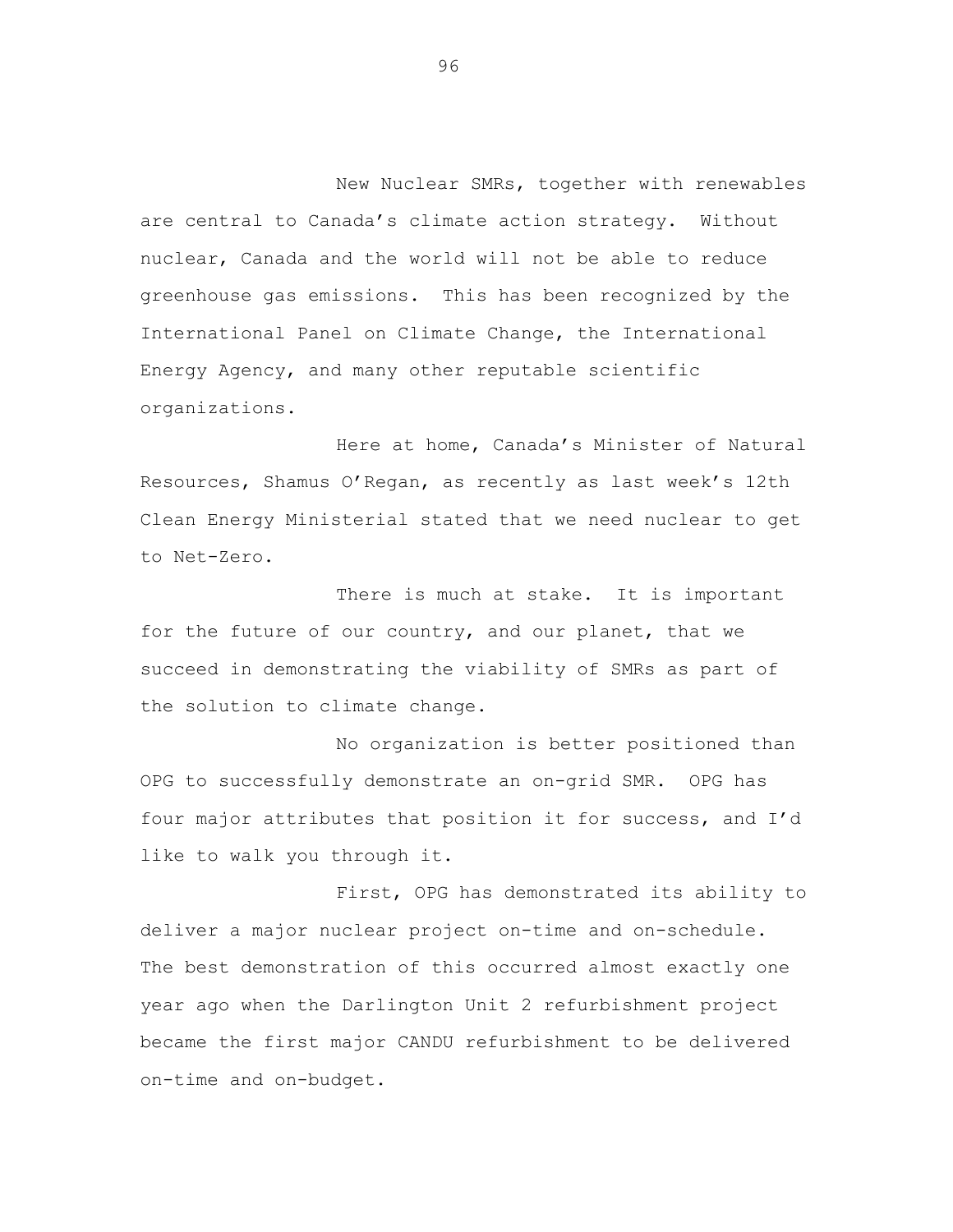New Nuclear SMRs, together with renewables are central to Canada's climate action strategy. Without nuclear, Canada and the world will not be able to reduce greenhouse gas emissions. This has been recognized by the International Panel on Climate Change, the International Energy Agency, and many other reputable scientific organizations.

Here at home, Canada's Minister of Natural Resources, Shamus O'Regan, as recently as last week's 12th Clean Energy Ministerial stated that we need nuclear to get to Net-Zero.

There is much at stake. It is important for the future of our country, and our planet, that we succeed in demonstrating the viability of SMRs as part of the solution to climate change.

No organization is better positioned than OPG to successfully demonstrate an on-grid SMR. OPG has four major attributes that position it for success, and I'd like to walk you through it.

First, OPG has demonstrated its ability to deliver a major nuclear project on-time and on-schedule. The best demonstration of this occurred almost exactly one year ago when the Darlington Unit 2 refurbishment project became the first major CANDU refurbishment to be delivered on-time and on-budget.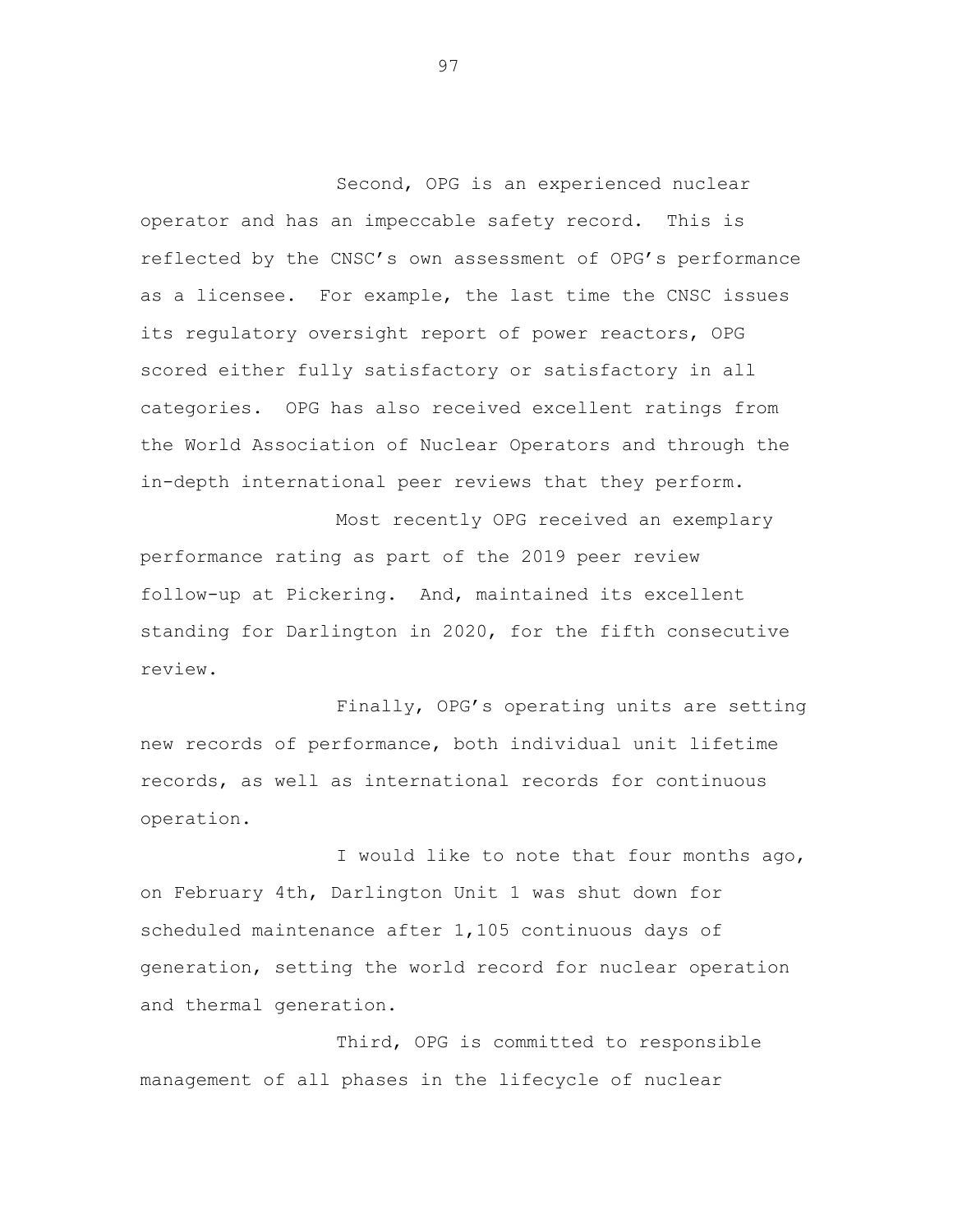Second, OPG is an experienced nuclear operator and has an impeccable safety record. This is reflected by the CNSC's own assessment of OPG's performance as a licensee. For example, the last time the CNSC issues its regulatory oversight report of power reactors, OPG scored either fully satisfactory or satisfactory in all categories. OPG has also received excellent ratings from the World Association of Nuclear Operators and through the in-depth international peer reviews that they perform.

Most recently OPG received an exemplary performance rating as part of the 2019 peer review follow-up at Pickering. And, maintained its excellent standing for Darlington in 2020, for the fifth consecutive review.

Finally, OPG's operating units are setting new records of performance, both individual unit lifetime records, as well as international records for continuous operation.

I would like to note that four months ago, on February 4th, Darlington Unit 1 was shut down for scheduled maintenance after 1,105 continuous days of generation, setting the world record for nuclear operation and thermal generation.

Third, OPG is committed to responsible management of all phases in the lifecycle of nuclear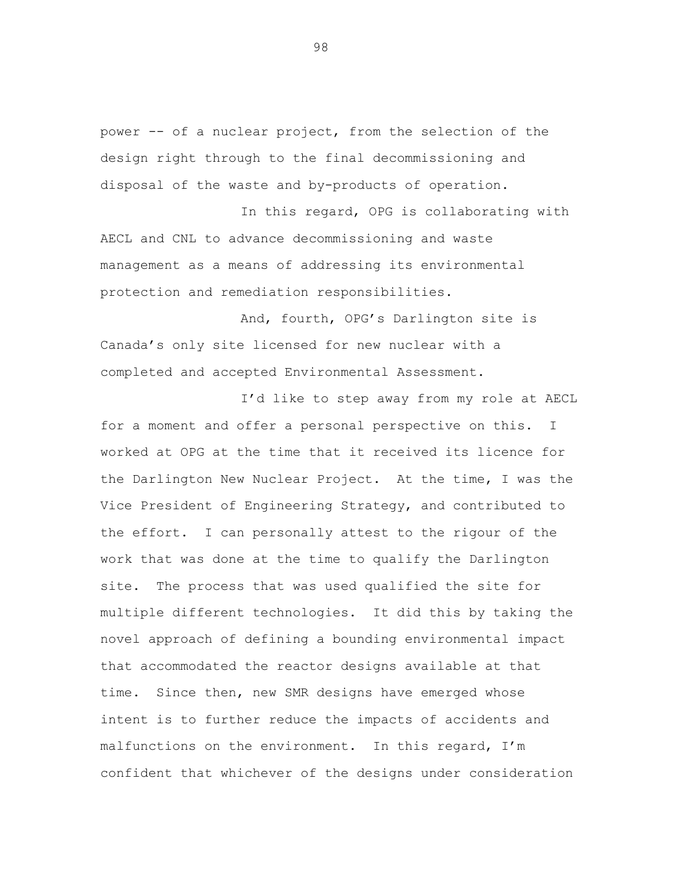power -- of a nuclear project, from the selection of the design right through to the final decommissioning and disposal of the waste and by-products of operation.

In this regard, OPG is collaborating with AECL and CNL to advance decommissioning and waste management as a means of addressing its environmental protection and remediation responsibilities.

And, fourth, OPG's Darlington site is Canada's only site licensed for new nuclear with a completed and accepted Environmental Assessment.

I'd like to step away from my role at AECL for a moment and offer a personal perspective on this. I worked at OPG at the time that it received its licence for the Darlington New Nuclear Project. At the time, I was the Vice President of Engineering Strategy, and contributed to the effort. I can personally attest to the rigour of the work that was done at the time to qualify the Darlington site. The process that was used qualified the site for multiple different technologies. It did this by taking the novel approach of defining a bounding environmental impact that accommodated the reactor designs available at that time. Since then, new SMR designs have emerged whose intent is to further reduce the impacts of accidents and malfunctions on the environment. In this regard, I'm confident that whichever of the designs under consideration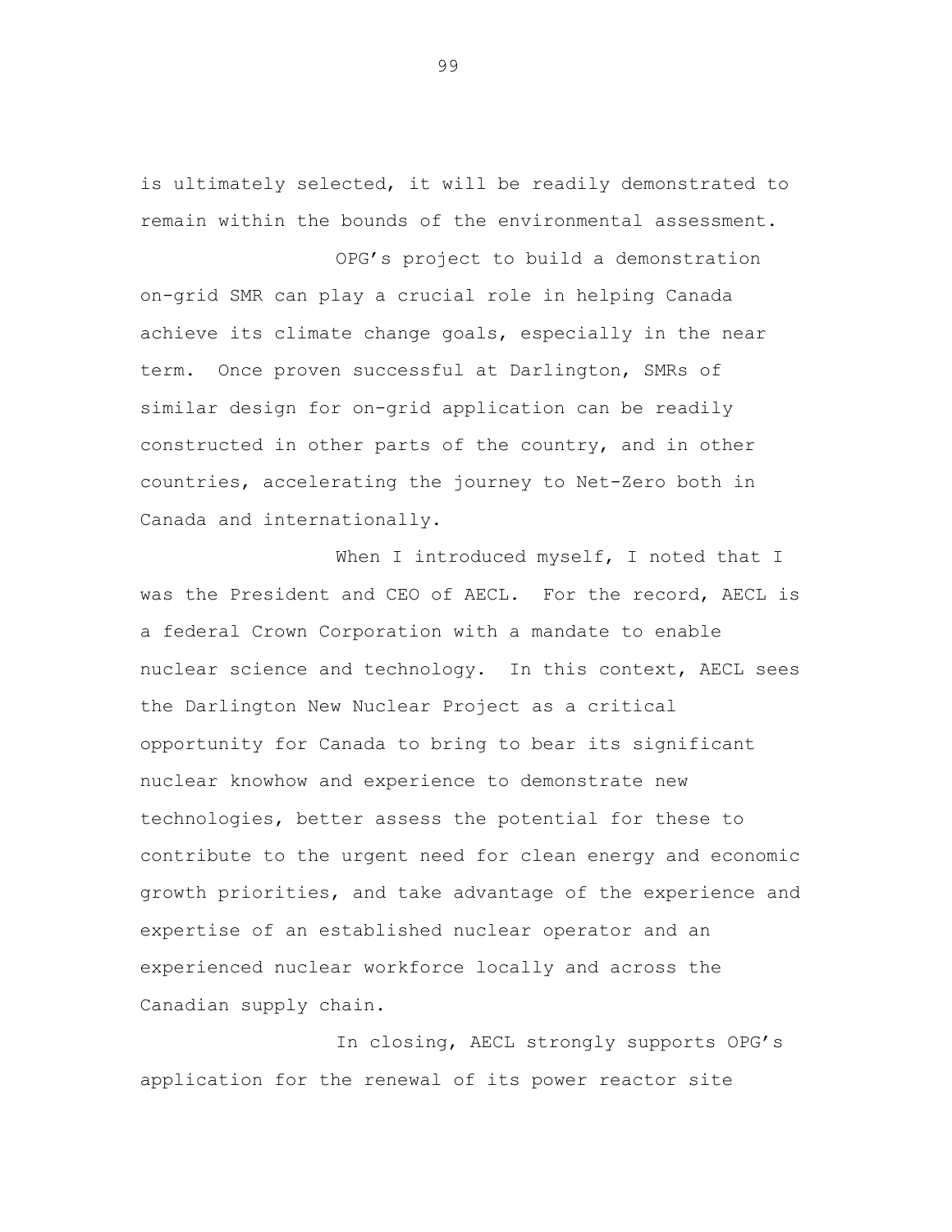is ultimately selected, it will be readily demonstrated to remain within the bounds of the environmental assessment.

OPG's project to build a demonstration on-grid SMR can play a crucial role in helping Canada achieve its climate change goals, especially in the near term. Once proven successful at Darlington, SMRs of similar design for on-grid application can be readily constructed in other parts of the country, and in other countries, accelerating the journey to Net-Zero both in Canada and internationally.

When I introduced myself, I noted that I was the President and CEO of AECL. For the record, AECL is a federal Crown Corporation with a mandate to enable nuclear science and technology. In this context, AECL sees the Darlington New Nuclear Project as a critical opportunity for Canada to bring to bear its significant nuclear knowhow and experience to demonstrate new technologies, better assess the potential for these to contribute to the urgent need for clean energy and economic growth priorities, and take advantage of the experience and expertise of an established nuclear operator and an experienced nuclear workforce locally and across the Canadian supply chain.

In closing, AECL strongly supports OPG's application for the renewal of its power reactor site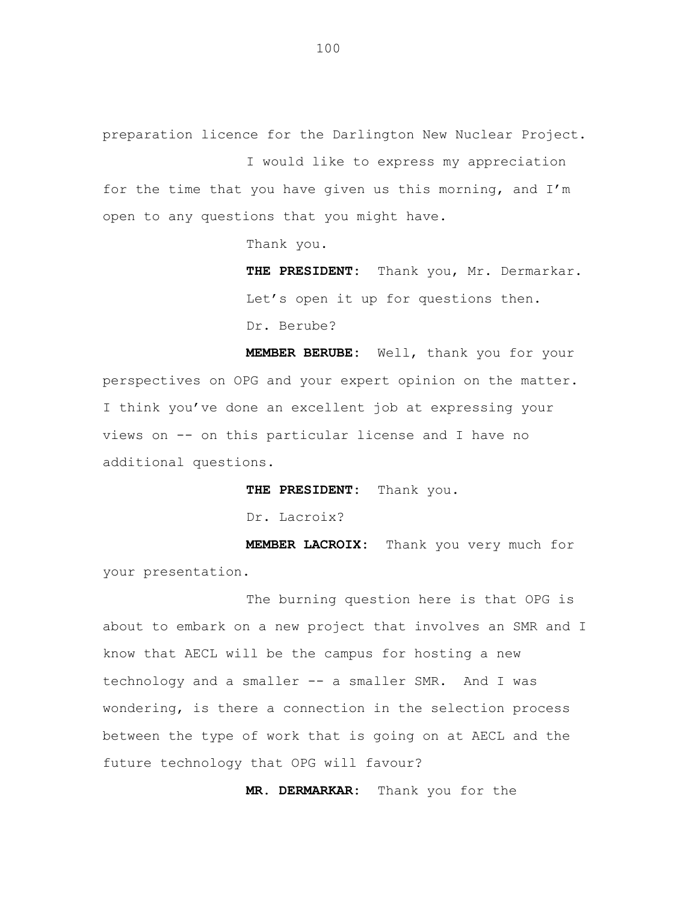preparation licence for the Darlington New Nuclear Project.

I would like to express my appreciation for the time that you have given us this morning, and I'm open to any questions that you might have.

Thank you.

**THE PRESIDENT:** Thank you, Mr. Dermarkar.

Let's open it up for questions then.

Dr. Berube?

**MEMBER BERUBE:** Well, thank you for your perspectives on OPG and your expert opinion on the matter. I think you've done an excellent job at expressing your views on -- on this particular license and I have no additional questions.

**THE PRESIDENT:** Thank you.

Dr. Lacroix?

**MEMBER LACROIX:** Thank you very much for your presentation.

The burning question here is that OPG is about to embark on a new project that involves an SMR and I know that AECL will be the campus for hosting a new technology and a smaller -- a smaller SMR. And I was wondering, is there a connection in the selection process between the type of work that is going on at AECL and the future technology that OPG will favour?

**MR. DERMARKAR:** Thank you for the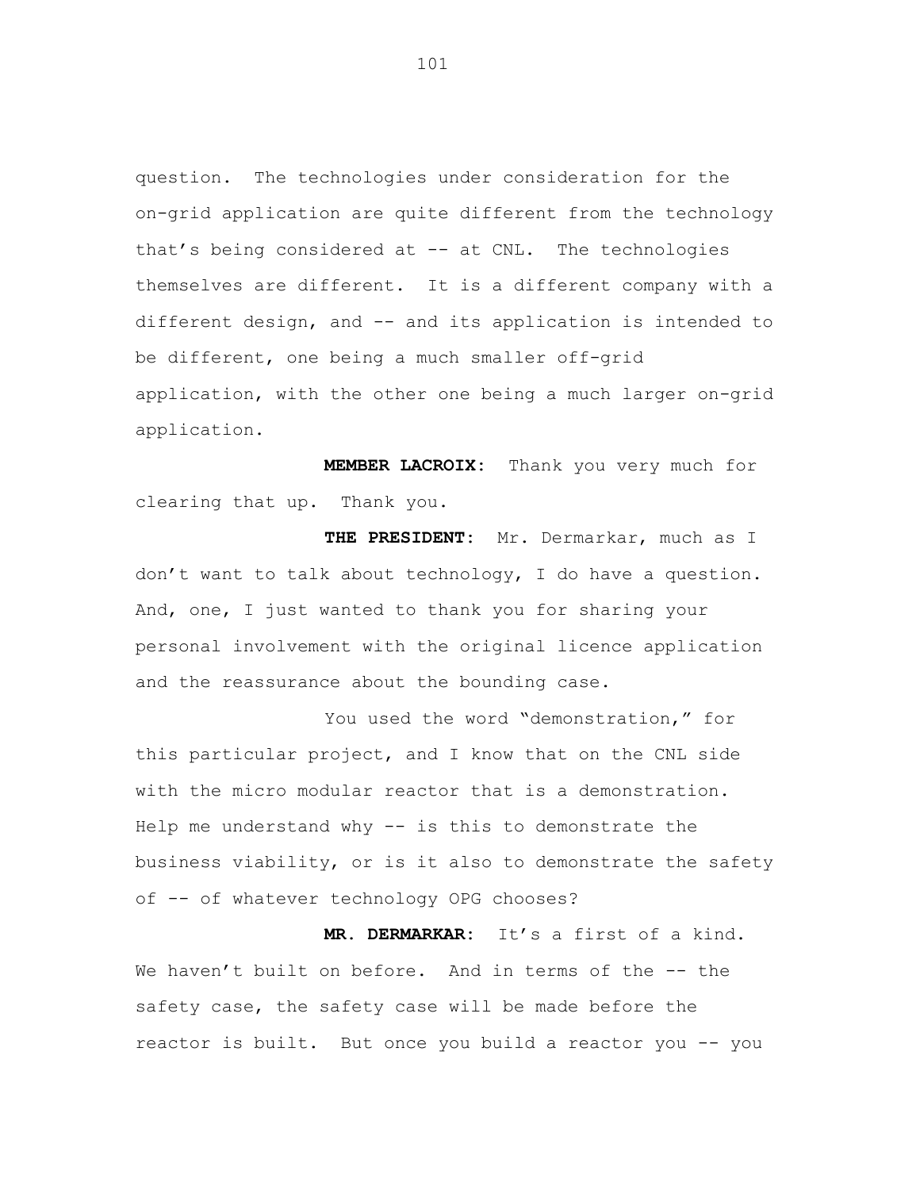question. The technologies under consideration for the on-grid application are quite different from the technology that's being considered at -- at CNL. The technologies themselves are different. It is a different company with a different design, and -- and its application is intended to be different, one being a much smaller off-grid application, with the other one being a much larger on-grid application.

**MEMBER LACROIX:** Thank you very much for clearing that up. Thank you.

**THE PRESIDENT:** Mr. Dermarkar, much as I don't want to talk about technology, I do have a question. And, one, I just wanted to thank you for sharing your personal involvement with the original licence application and the reassurance about the bounding case.

You used the word "demonstration," for this particular project, and I know that on the CNL side with the micro modular reactor that is a demonstration. Help me understand why -- is this to demonstrate the business viability, or is it also to demonstrate the safety of -- of whatever technology OPG chooses?

**MR. DERMARKAR:** It's a first of a kind. We haven't built on before. And in terms of the -- the safety case, the safety case will be made before the reactor is built. But once you build a reactor you -- you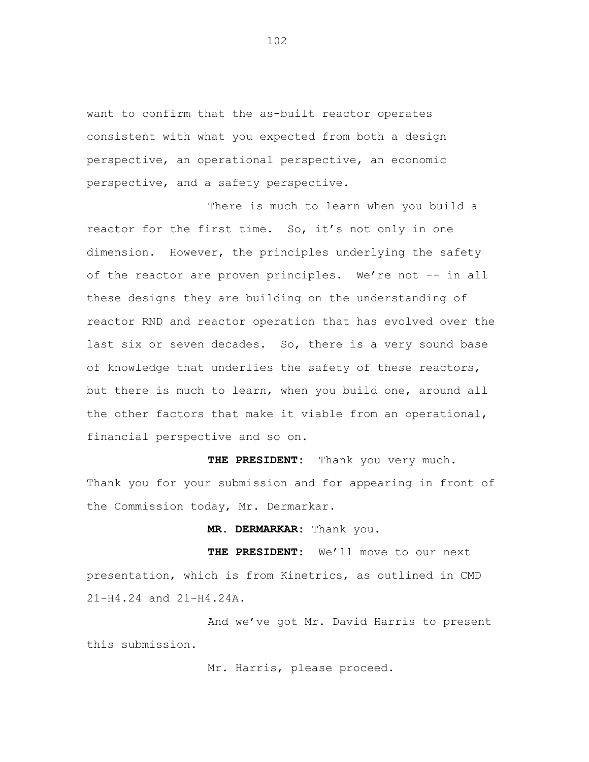want to confirm that the as-built reactor operates consistent with what you expected from both a design perspective, an operational perspective, an economic perspective, and a safety perspective.

There is much to learn when you build a reactor for the first time. So, it's not only in one dimension. However, the principles underlying the safety of the reactor are proven principles. We're not -- in all these designs they are building on the understanding of reactor RND and reactor operation that has evolved over the last six or seven decades. So, there is a very sound base of knowledge that underlies the safety of these reactors, but there is much to learn, when you build one, around all the other factors that make it viable from an operational, financial perspective and so on.

**THE PRESIDENT:** Thank you very much. Thank you for your submission and for appearing in front of the Commission today, Mr. Dermarkar.

**MR. DERMARKAR:** Thank you.

**THE PRESIDENT:** We'll move to our next presentation, which is from Kinetrics, as outlined in CMD 21-H4.24 and 21-H4.24A.

And we've got Mr. David Harris to present this submission.

Mr. Harris, please proceed.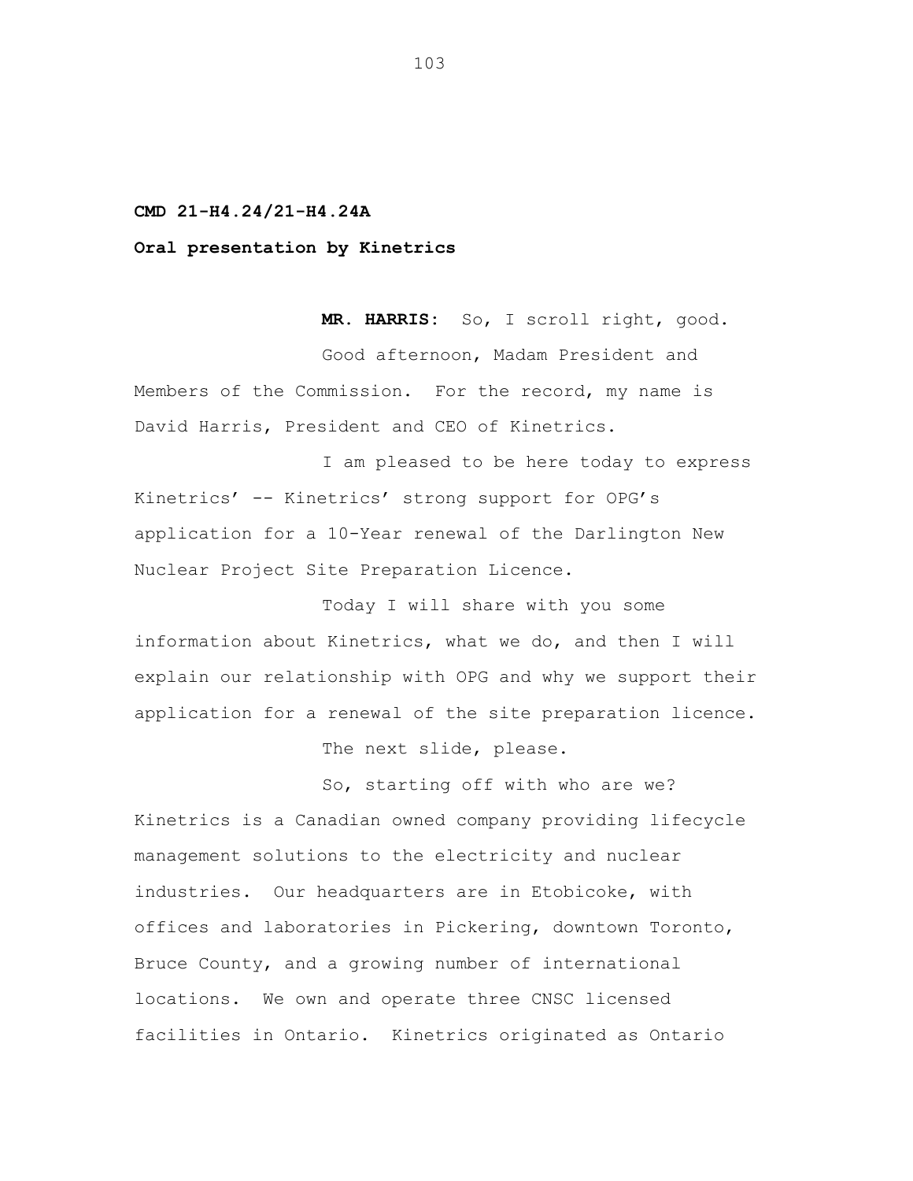**CMD 21-H4.24/21-H4.24A**

**Oral presentation by Kinetrics**

**MR. HARRIS:** So, I scroll right, good.

Good afternoon, Madam President and Members of the Commission. For the record, my name is David Harris, President and CEO of Kinetrics.

I am pleased to be here today to express Kinetrics' -- Kinetrics' strong support for OPG's application for a 10-Year renewal of the Darlington New Nuclear Project Site Preparation Licence.

Today I will share with you some information about Kinetrics, what we do, and then I will explain our relationship with OPG and why we support their application for a renewal of the site preparation licence.

The next slide, please.

So, starting off with who are we? Kinetrics is a Canadian owned company providing lifecycle management solutions to the electricity and nuclear industries. Our headquarters are in Etobicoke, with offices and laboratories in Pickering, downtown Toronto, Bruce County, and a growing number of international locations. We own and operate three CNSC licensed facilities in Ontario. Kinetrics originated as Ontario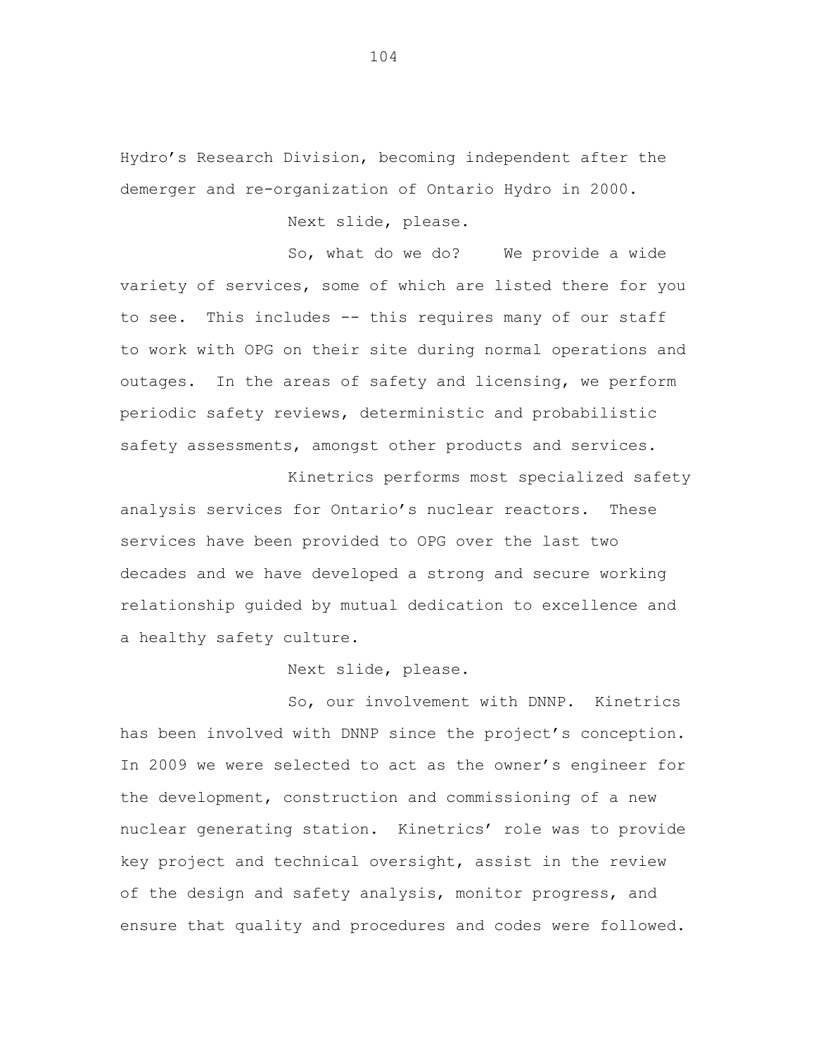Hydro's Research Division, becoming independent after the demerger and re-organization of Ontario Hydro in 2000.

Next slide, please.

So, what do we do? We provide a wide variety of services, some of which are listed there for you to see. This includes -- this requires many of our staff to work with OPG on their site during normal operations and outages. In the areas of safety and licensing, we perform periodic safety reviews, deterministic and probabilistic safety assessments, amongst other products and services.

Kinetrics performs most specialized safety analysis services for Ontario's nuclear reactors. These services have been provided to OPG over the last two decades and we have developed a strong and secure working relationship guided by mutual dedication to excellence and a healthy safety culture.

Next slide, please.

So, our involvement with DNNP. Kinetrics has been involved with DNNP since the project's conception. In 2009 we were selected to act as the owner's engineer for the development, construction and commissioning of a new nuclear generating station. Kinetrics' role was to provide key project and technical oversight, assist in the review of the design and safety analysis, monitor progress, and ensure that quality and procedures and codes were followed.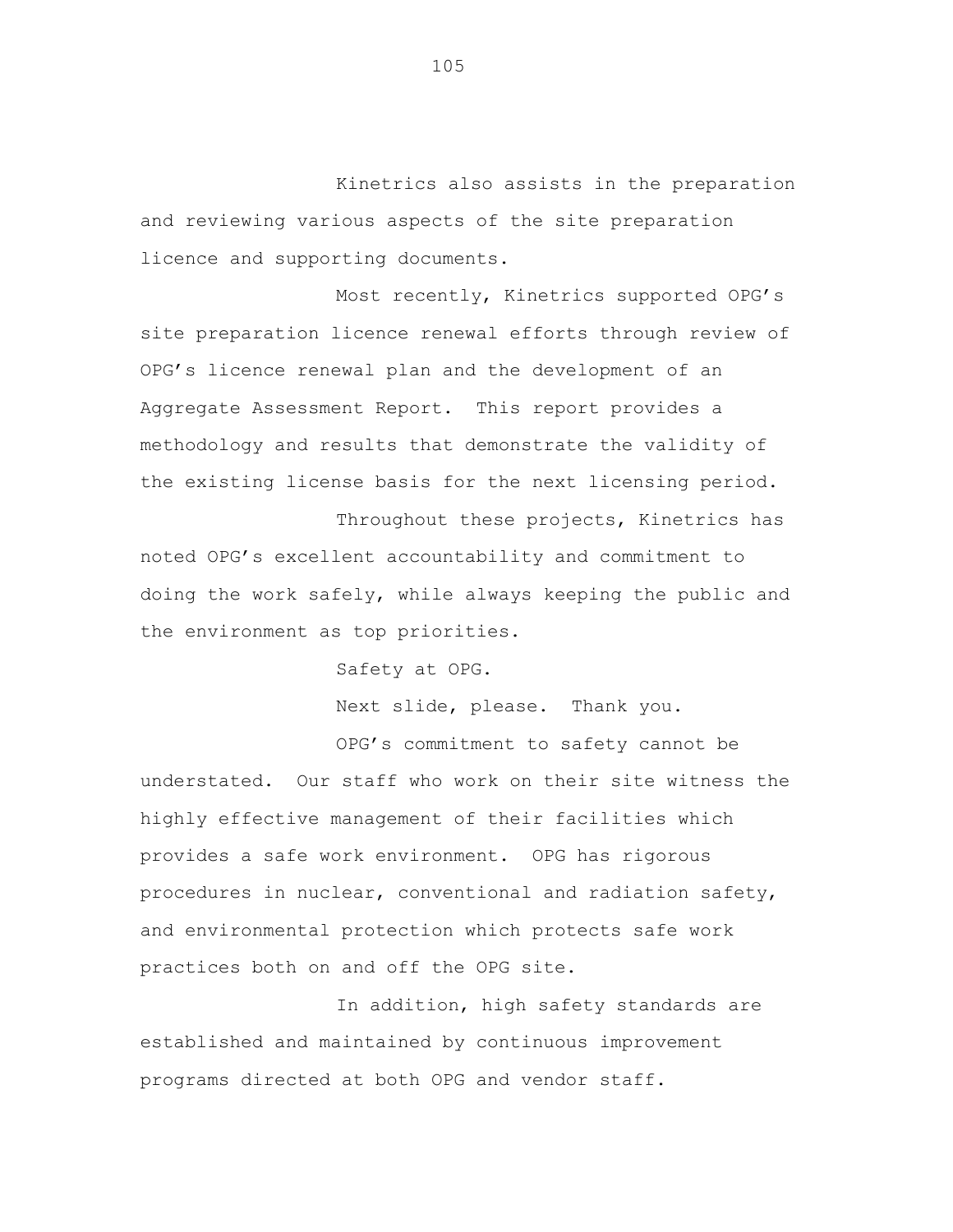Kinetrics also assists in the preparation and reviewing various aspects of the site preparation licence and supporting documents.

Most recently, Kinetrics supported OPG's site preparation licence renewal efforts through review of OPG's licence renewal plan and the development of an Aggregate Assessment Report. This report provides a methodology and results that demonstrate the validity of the existing license basis for the next licensing period.

Throughout these projects, Kinetrics has noted OPG's excellent accountability and commitment to doing the work safely, while always keeping the public and the environment as top priorities.

Safety at OPG.

Next slide, please. Thank you.

OPG's commitment to safety cannot be understated. Our staff who work on their site witness the highly effective management of their facilities which provides a safe work environment. OPG has rigorous procedures in nuclear, conventional and radiation safety, and environmental protection which protects safe work practices both on and off the OPG site.

In addition, high safety standards are established and maintained by continuous improvement programs directed at both OPG and vendor staff.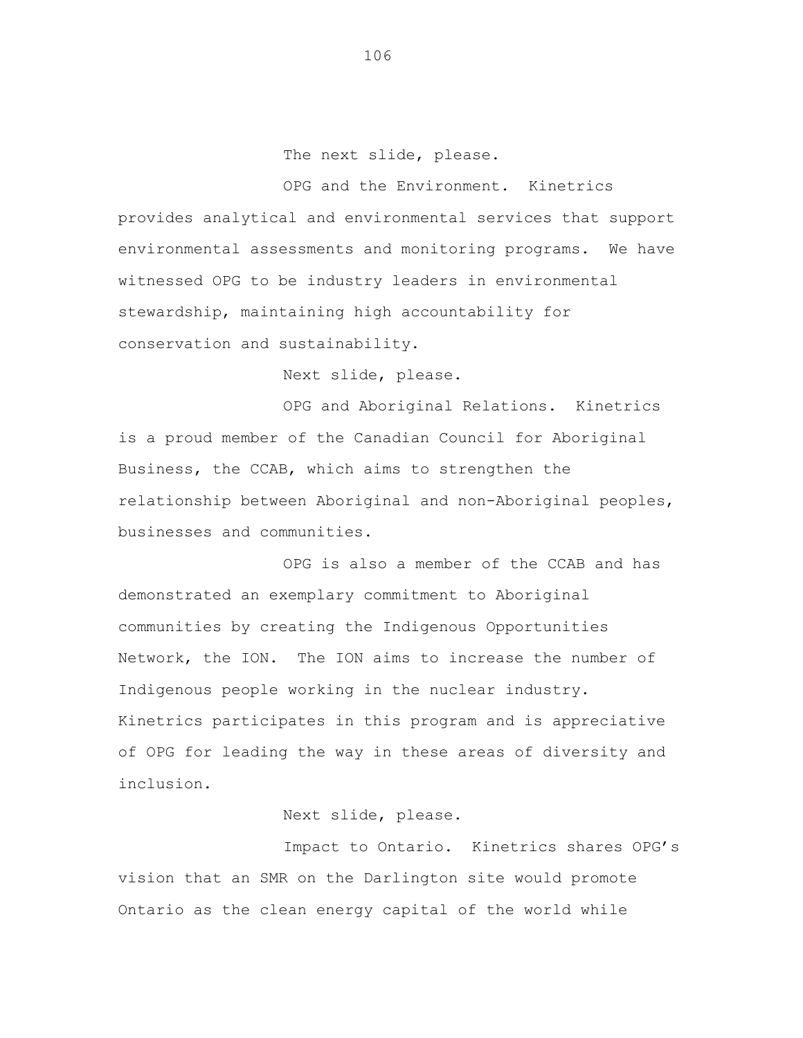The next slide, please.

OPG and the Environment. Kinetrics provides analytical and environmental services that support environmental assessments and monitoring programs. We have witnessed OPG to be industry leaders in environmental stewardship, maintaining high accountability for conservation and sustainability.

Next slide, please.

OPG and Aboriginal Relations. Kinetrics is a proud member of the Canadian Council for Aboriginal Business, the CCAB, which aims to strengthen the relationship between Aboriginal and non-Aboriginal peoples, businesses and communities.

OPG is also a member of the CCAB and has demonstrated an exemplary commitment to Aboriginal communities by creating the Indigenous Opportunities Network, the ION. The ION aims to increase the number of Indigenous people working in the nuclear industry. Kinetrics participates in this program and is appreciative of OPG for leading the way in these areas of diversity and inclusion.

Next slide, please.

Impact to Ontario. Kinetrics shares OPG's vision that an SMR on the Darlington site would promote Ontario as the clean energy capital of the world while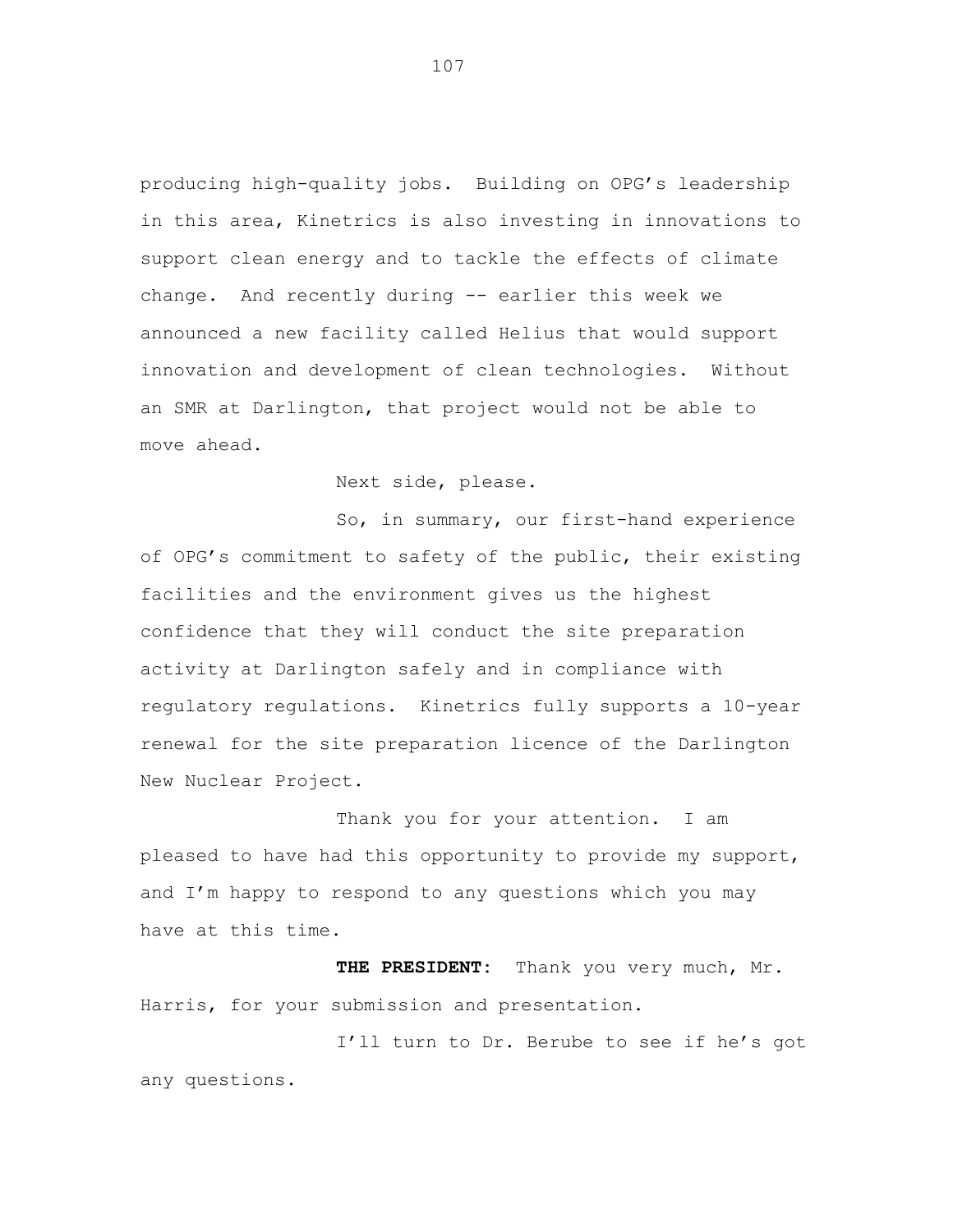producing high-quality jobs. Building on OPG's leadership in this area, Kinetrics is also investing in innovations to support clean energy and to tackle the effects of climate change. And recently during -- earlier this week we announced a new facility called Helius that would support innovation and development of clean technologies. Without an SMR at Darlington, that project would not be able to move ahead.

Next side, please.

So, in summary, our first-hand experience of OPG's commitment to safety of the public, their existing facilities and the environment gives us the highest confidence that they will conduct the site preparation activity at Darlington safely and in compliance with regulatory regulations. Kinetrics fully supports a 10-year renewal for the site preparation licence of the Darlington New Nuclear Project.

Thank you for your attention. I am pleased to have had this opportunity to provide my support, and I'm happy to respond to any questions which you may have at this time.

**THE PRESIDENT**: Thank you very much, Mr. Harris, for your submission and presentation.

I'll turn to Dr. Berube to see if he's got any questions.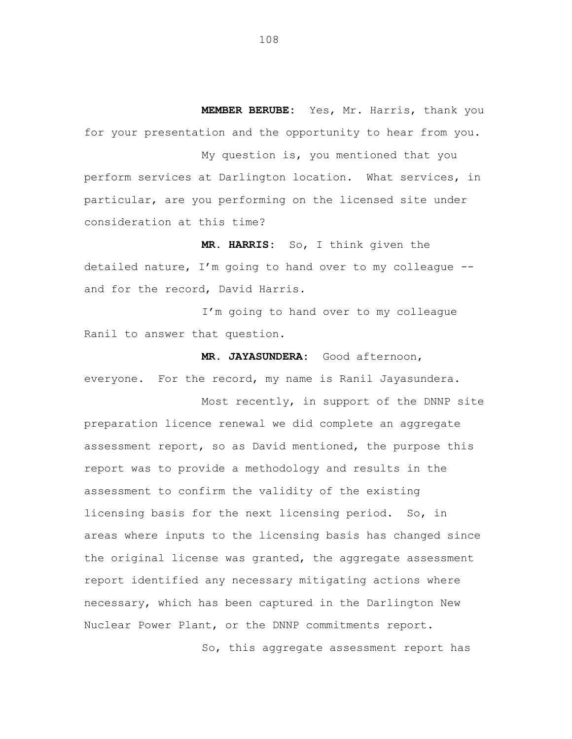**MEMBER BERUBE:** Yes, Mr. Harris, thank you for your presentation and the opportunity to hear from you.

My question is, you mentioned that you perform services at Darlington location. What services, in particular, are you performing on the licensed site under consideration at this time?

**MR. HARRIS:** So, I think given the detailed nature, I'm going to hand over to my colleague -- and for the record, David Harris.

I'm going to hand over to my colleague Ranil to answer that question.

**MR. JAYASUNDERA:** Good afternoon, everyone. For the record, my name is Ranil Jayasundera.

Most recently, in support of the DNNP site preparation licence renewal we did complete an aggregate assessment report, so as David mentioned, the purpose this report was to provide a methodology and results in the assessment to confirm the validity of the existing licensing basis for the next licensing period. So, in areas where inputs to the licensing basis has changed since the original license was granted, the aggregate assessment report identified any necessary mitigating actions where necessary, which has been captured in the Darlington New Nuclear Power Plant, or the DNNP commitments report.

So, this aggregate assessment report has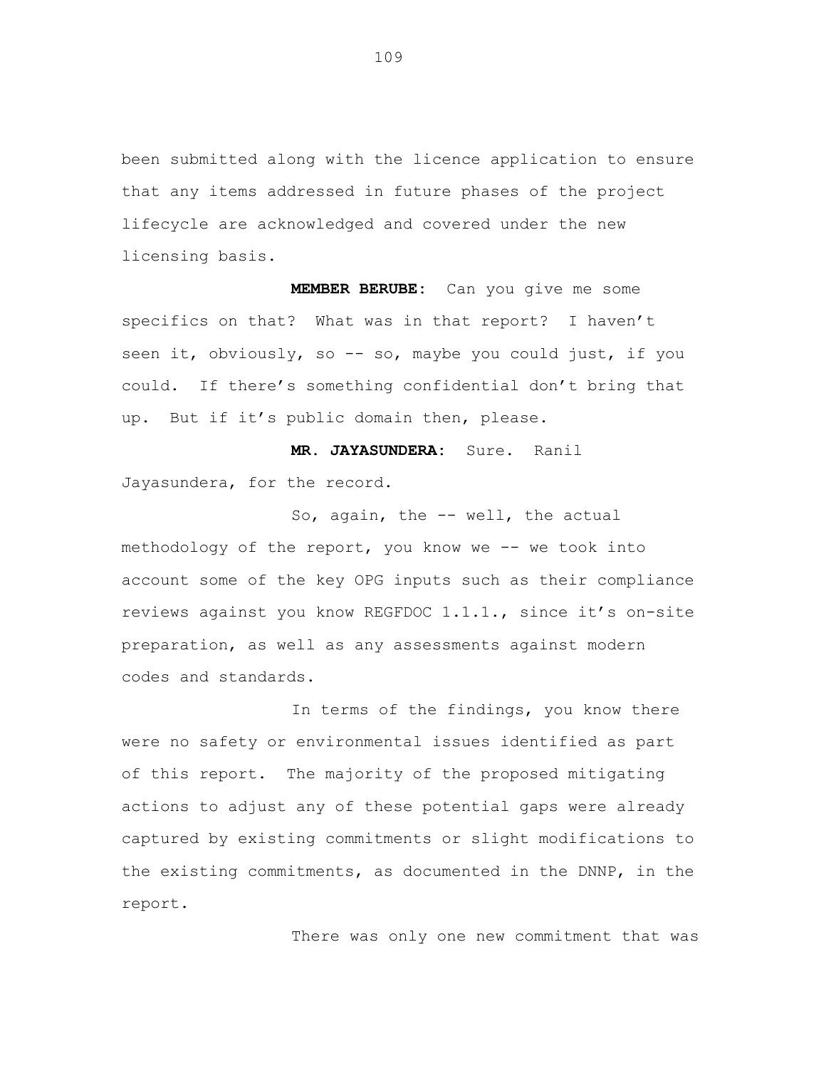been submitted along with the licence application to ensure that any items addressed in future phases of the project lifecycle are acknowledged and covered under the new licensing basis.

**MEMBER BERUBE:** Can you give me some specifics on that? What was in that report? I haven't seen it, obviously, so -- so, maybe you could just, if you could. If there's something confidential don't bring that up. But if it's public domain then, please.

**MR. JAYASUNDERA:** Sure. Ranil Jayasundera, for the record.

So, again, the -- well, the actual methodology of the report, you know we -- we took into account some of the key OPG inputs such as their compliance reviews against you know REGFDOC 1.1.1., since it's on-site preparation, as well as any assessments against modern codes and standards.

In terms of the findings, you know there were no safety or environmental issues identified as part of this report. The majority of the proposed mitigating actions to adjust any of these potential gaps were already captured by existing commitments or slight modifications to the existing commitments, as documented in the DNNP, in the report.

There was only one new commitment that was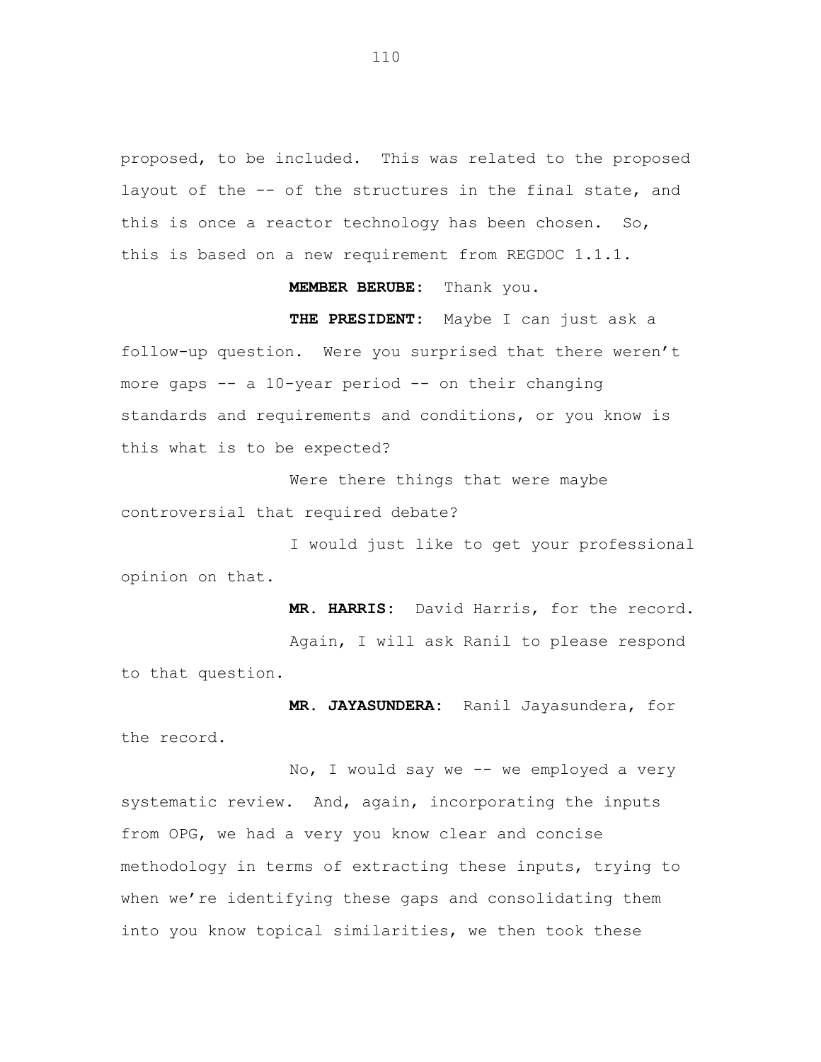proposed, to be included. This was related to the proposed layout of the -- of the structures in the final state, and this is once a reactor technology has been chosen. So, this is based on a new requirement from REGDOC 1.1.1.

**MEMBER BERUBE:** Thank you.

**THE PRESIDENT:** Maybe I can just ask a follow-up question. Were you surprised that there weren't more gaps -- a 10-year period -- on their changing standards and requirements and conditions, or you know is this what is to be expected?

Were there things that were maybe controversial that required debate?

I would just like to get your professional opinion on that.

**MR. HARRIS:** David Harris, for the record.

Again, I will ask Ranil to please respond to that question.

**MR. JAYASUNDERA:** Ranil Jayasundera, for the record.

No, I would say we -- we employed a very systematic review. And, again, incorporating the inputs from OPG, we had a very you know clear and concise methodology in terms of extracting these inputs, trying to when we're identifying these gaps and consolidating them into you know topical similarities, we then took these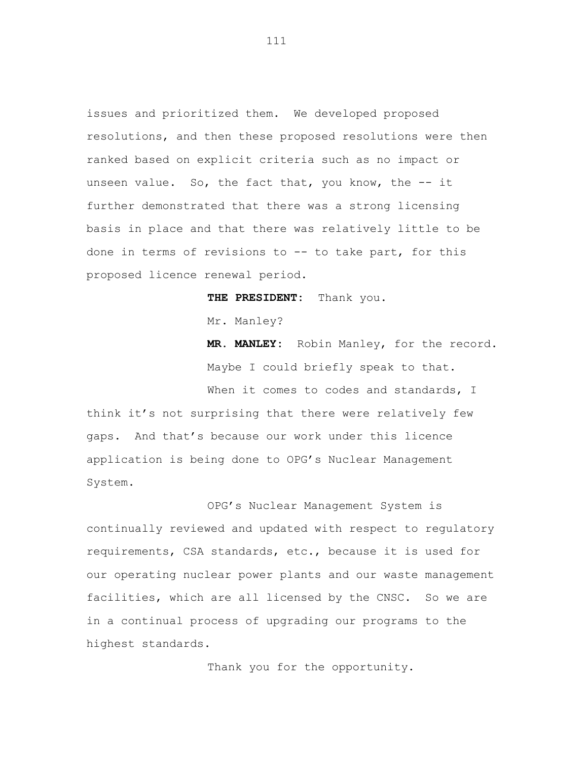issues and prioritized them. We developed proposed resolutions, and then these proposed resolutions were then ranked based on explicit criteria such as no impact or unseen value. So, the fact that, you know, the -- it further demonstrated that there was a strong licensing basis in place and that there was relatively little to be done in terms of revisions to -- to take part, for this proposed licence renewal period.

**THE PRESIDENT:** Thank you.

Mr. Manley?

**MR. MANLEY:** Robin Manley, for the record.

Maybe I could briefly speak to that.

When it comes to codes and standards, I think it's not surprising that there were relatively few gaps. And that's because our work under this licence application is being done to OPG's Nuclear Management System.

OPG's Nuclear Management System is continually reviewed and updated with respect to regulatory requirements, CSA standards, etc., because it is used for our operating nuclear power plants and our waste management facilities, which are all licensed by the CNSC. So we are in a continual process of upgrading our programs to the highest standards.

Thank you for the opportunity.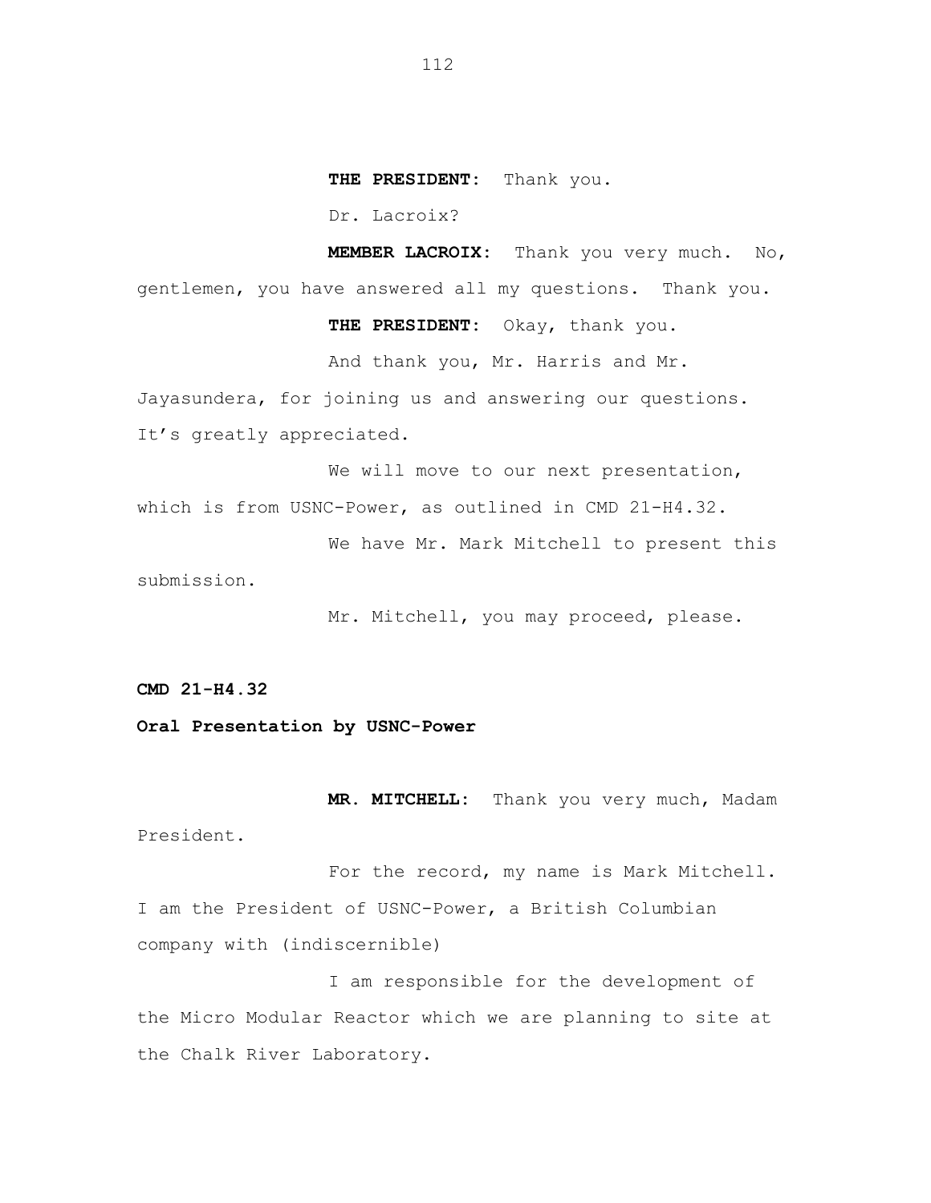**THE PRESIDENT:** Thank you.

Dr. Lacroix?

**MEMBER LACROIX:** Thank you very much. No, gentlemen, you have answered all my questions. Thank you.

**THE PRESIDENT:** Okay, thank you.

And thank you, Mr. Harris and Mr. Jayasundera, for joining us and answering our questions. It's greatly appreciated.

We will move to our next presentation, which is from USNC-Power, as outlined in CMD 21-H4.32.

We have Mr. Mark Mitchell to present this submission.

Mr. Mitchell, you may proceed, please.

**CMD 21-H4.32**

**Oral Presentation by USNC-Power**

**MR. MITCHELL:** Thank you very much, Madam President.

For the record, my name is Mark Mitchell. I am the President of USNC-Power, a British Columbian company with (indiscernible)

I am responsible for the development of the Micro Modular Reactor which we are planning to site at the Chalk River Laboratory.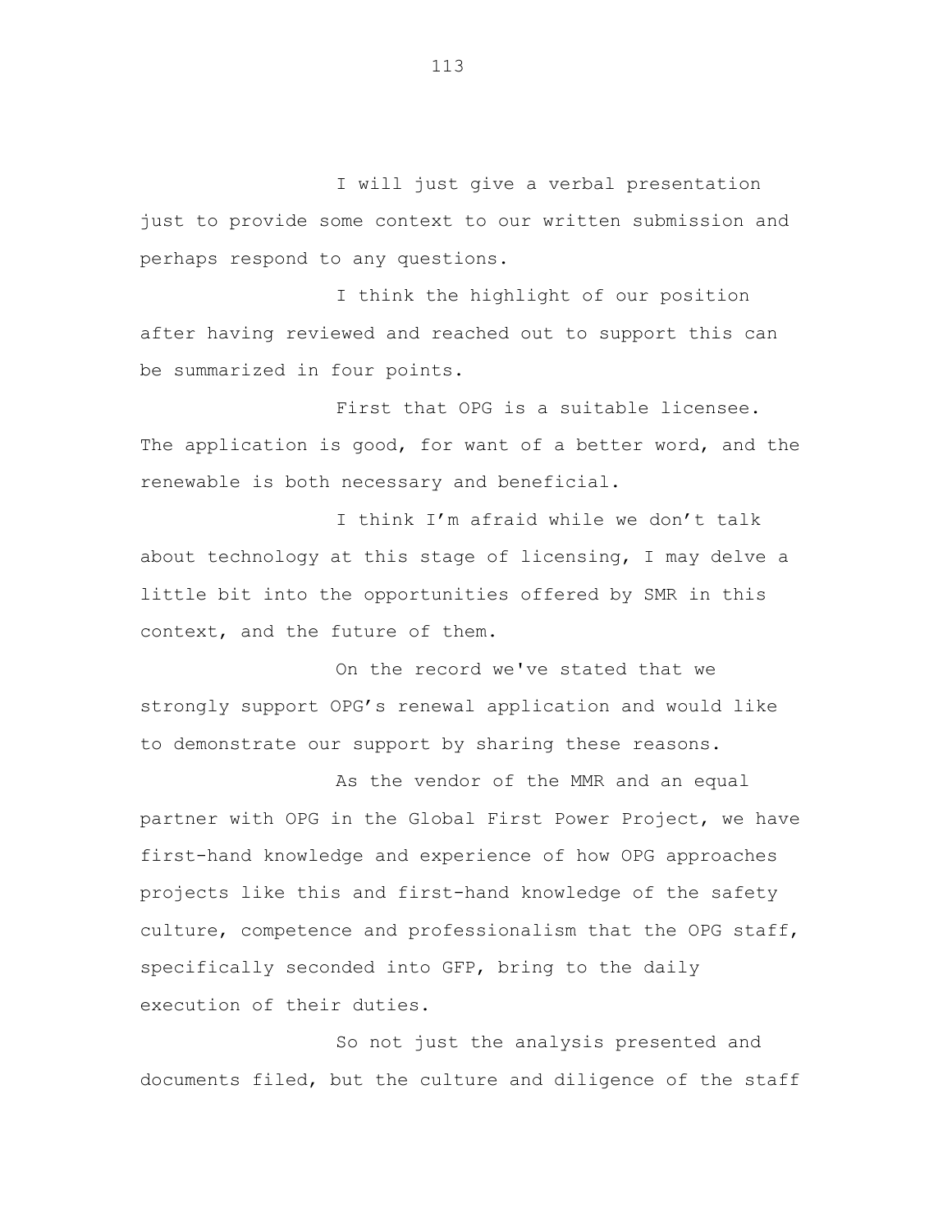I will just give a verbal presentation just to provide some context to our written submission and perhaps respond to any questions.

I think the highlight of our position after having reviewed and reached out to support this can be summarized in four points.

First that OPG is a suitable licensee. The application is good, for want of a better word, and the renewable is both necessary and beneficial.

I think I'm afraid while we don't talk about technology at this stage of licensing, I may delve a little bit into the opportunities offered by SMR in this context, and the future of them.

On the record we've stated that we strongly support OPG's renewal application and would like to demonstrate our support by sharing these reasons.

As the vendor of the MMR and an equal partner with OPG in the Global First Power Project, we have first-hand knowledge and experience of how OPG approaches projects like this and first-hand knowledge of the safety culture, competence and professionalism that the OPG staff, specifically seconded into GFP, bring to the daily execution of their duties.

So not just the analysis presented and documents filed, but the culture and diligence of the staff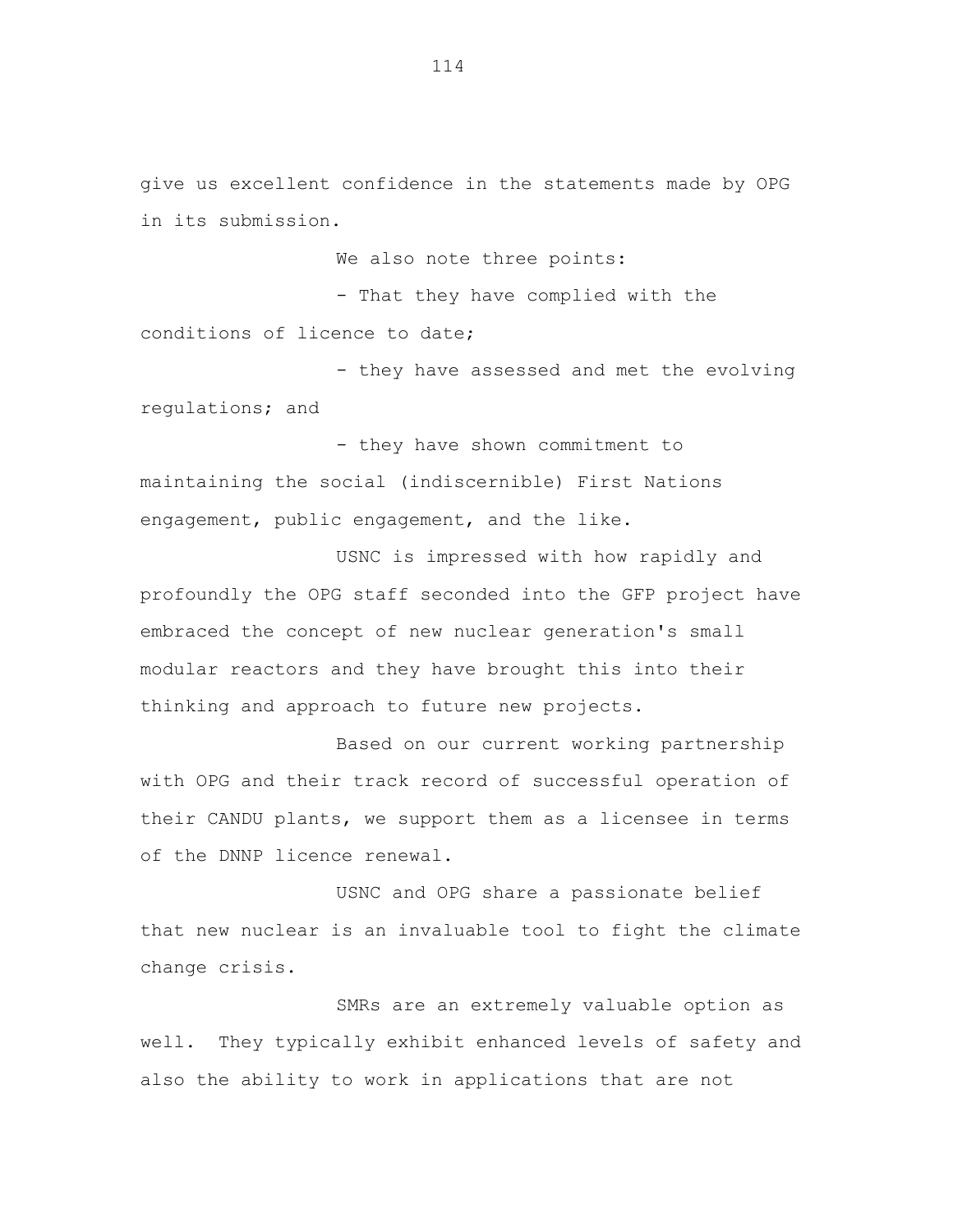give us excellent confidence in the statements made by OPG in its submission.

We also note three points:

- That they have complied with the conditions of licence to date;
- they have assessed and met the evolving regulations; and
- they have shown commitment to maintaining the social (indiscernible) First Nations engagement, public engagement, and the like.

USNC is impressed with how rapidly and profoundly the OPG staff seconded into the GFP project have embraced the concept of new nuclear generation's small modular reactors and they have brought this into their thinking and approach to future new projects.

Based on our current working partnership with OPG and their track record of successful operation of their CANDU plants, we support them as a licensee in terms of the DNNP licence renewal.

USNC and OPG share a passionate belief that new nuclear is an invaluable tool to fight the climate change crisis.

SMRs are an extremely valuable option as well. They typically exhibit enhanced levels of safety and also the ability to work in applications that are not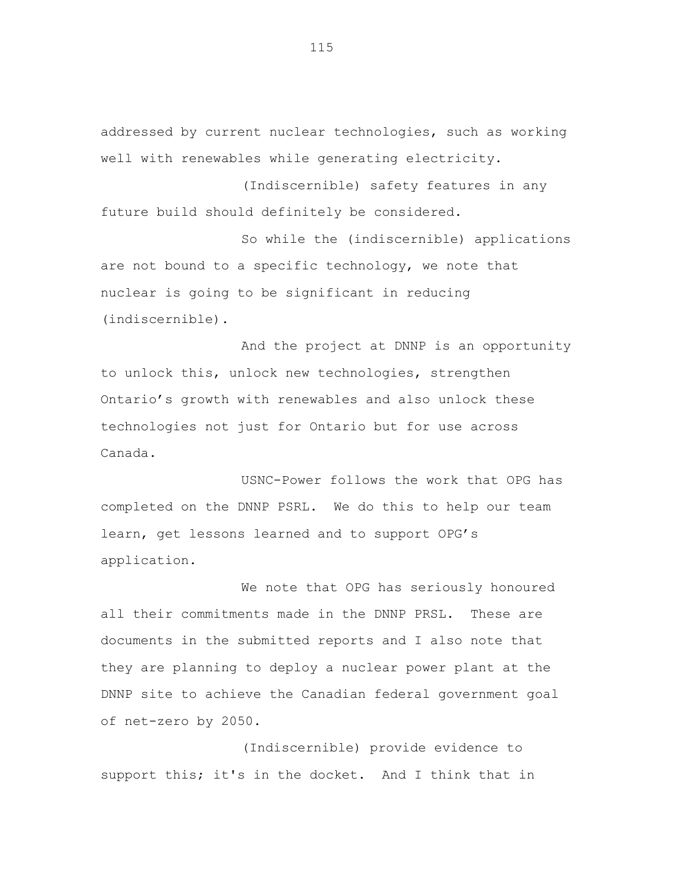addressed by current nuclear technologies, such as working well with renewables while generating electricity.

(Indiscernible) safety features in any future build should definitely be considered.

So while the (indiscernible) applications are not bound to a specific technology, we note that nuclear is going to be significant in reducing (indiscernible).

And the project at DNNP is an opportunity to unlock this, unlock new technologies, strengthen Ontario's growth with renewables and also unlock these technologies not just for Ontario but for use across Canada.

USNC-Power follows the work that OPG has completed on the DNNP PSRL. We do this to help our team learn, get lessons learned and to support OPG's application.

We note that OPG has seriously honoured all their commitments made in the DNNP PRSL. These are documents in the submitted reports and I also note that they are planning to deploy a nuclear power plant at the DNNP site to achieve the Canadian federal government goal of net-zero by 2050.

(Indiscernible) provide evidence to support this; it's in the docket. And I think that in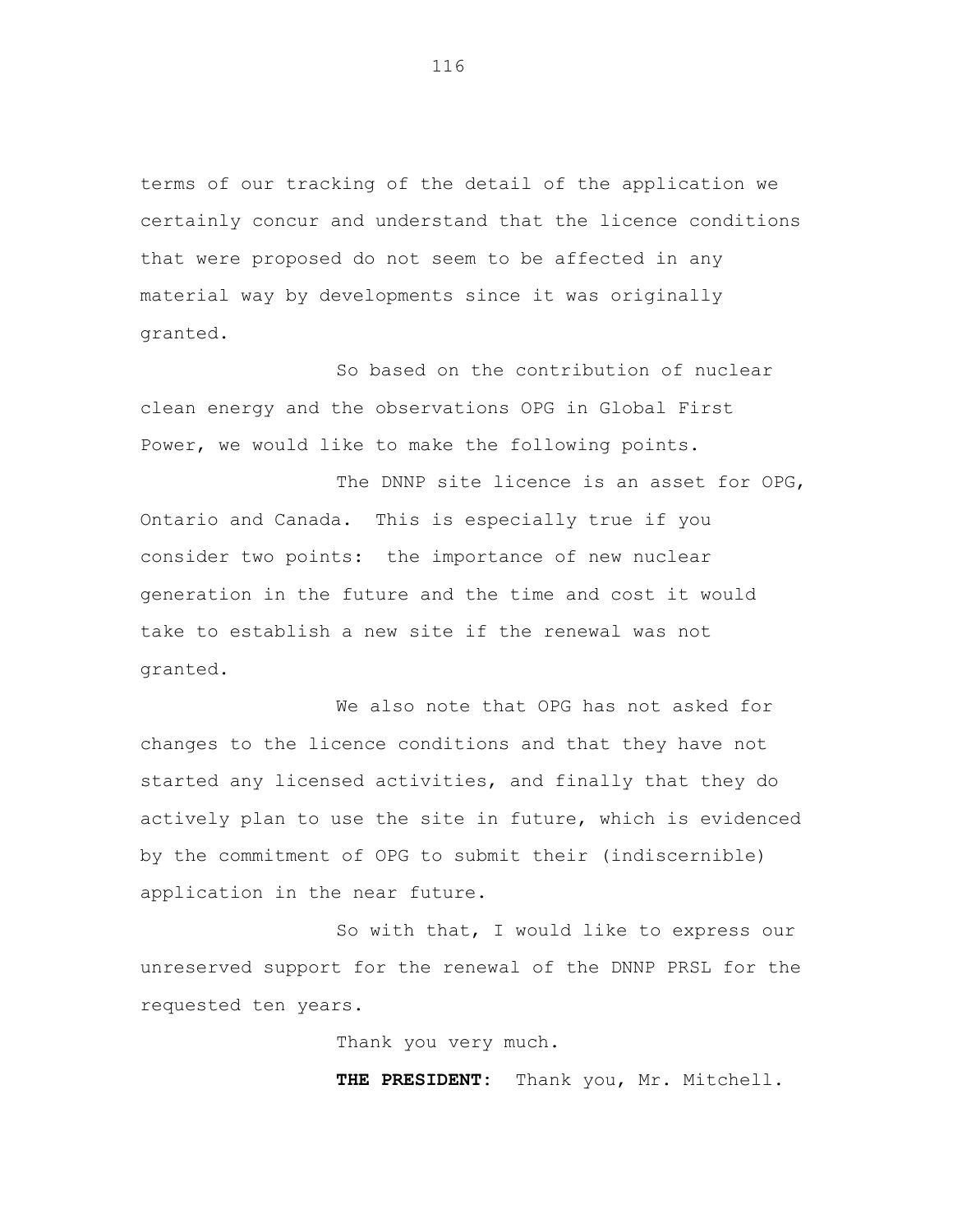terms of our tracking of the detail of the application we certainly concur and understand that the licence conditions that were proposed do not seem to be affected in any material way by developments since it was originally granted.

So based on the contribution of nuclear clean energy and the observations OPG in Global First Power, we would like to make the following points.

The DNNP site licence is an asset for OPG, Ontario and Canada. This is especially true if you consider two points: the importance of new nuclear generation in the future and the time and cost it would take to establish a new site if the renewal was not granted.

We also note that OPG has not asked for changes to the licence conditions and that they have not started any licensed activities, and finally that they do actively plan to use the site in future, which is evidenced by the commitment of OPG to submit their (indiscernible) application in the near future.

So with that, I would like to express our unreserved support for the renewal of the DNNP PRSL for the requested ten years.

Thank you very much.

**THE PRESIDENT:** Thank you, Mr. Mitchell.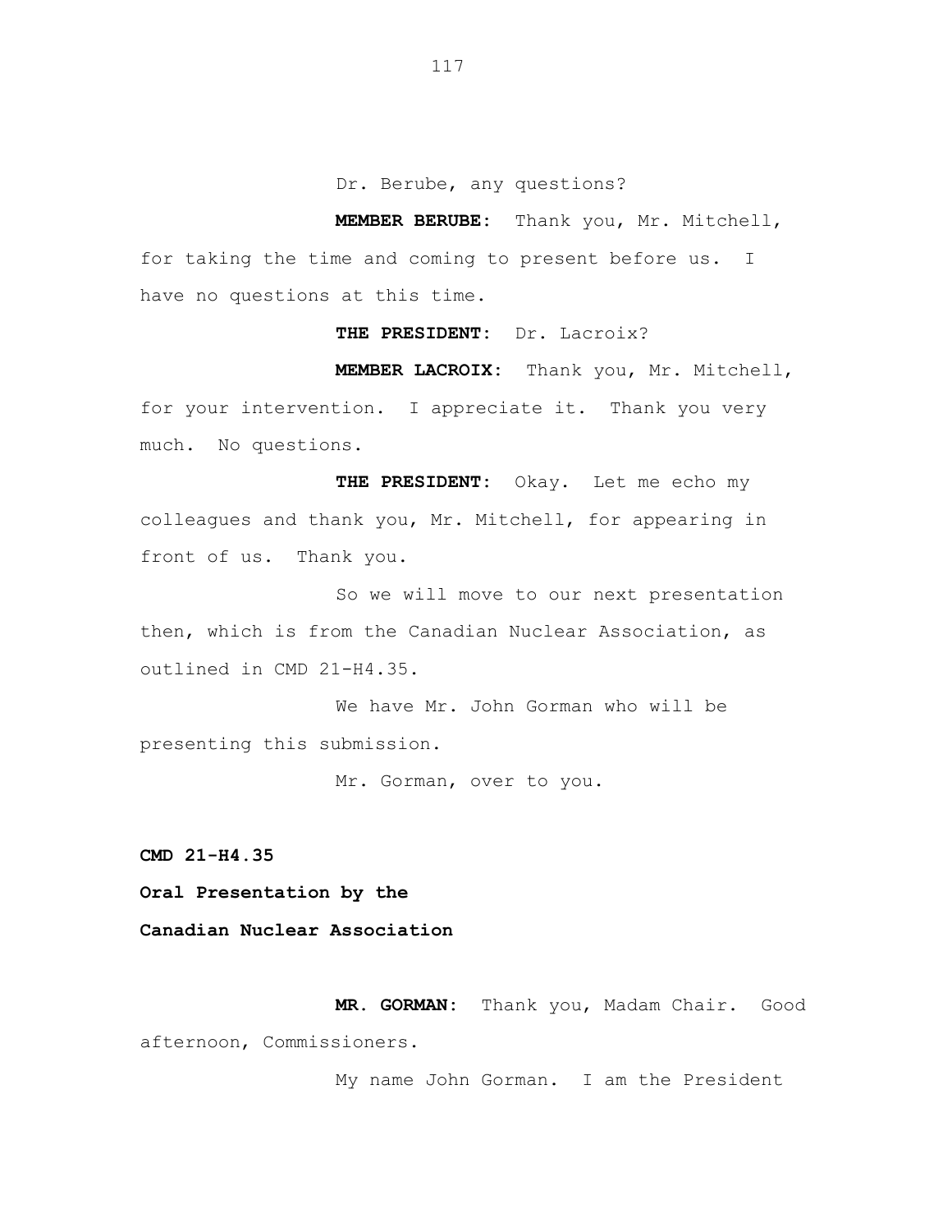Dr. Berube, any questions?

**MEMBER BERUBE:** Thank you, Mr. Mitchell, for taking the time and coming to present before us. I have no questions at this time.

**THE PRESIDENT:** Dr. Lacroix?

**MEMBER LACROIX:** Thank you, Mr. Mitchell, for your intervention. I appreciate it. Thank you very much. No questions.

**THE PRESIDENT:** Okay. Let me echo my colleagues and thank you, Mr. Mitchell, for appearing in front of us. Thank you.

So we will move to our next presentation then, which is from the Canadian Nuclear Association, as outlined in CMD 21-H4.35.

We have Mr. John Gorman who will be presenting this submission.

Mr. Gorman, over to you.

**CMD 21-H4.35**

**Oral Presentation by the**

**Canadian Nuclear Association**

**MR. GORMAN:** Thank you, Madam Chair. Good afternoon, Commissioners.

My name John Gorman. I am the President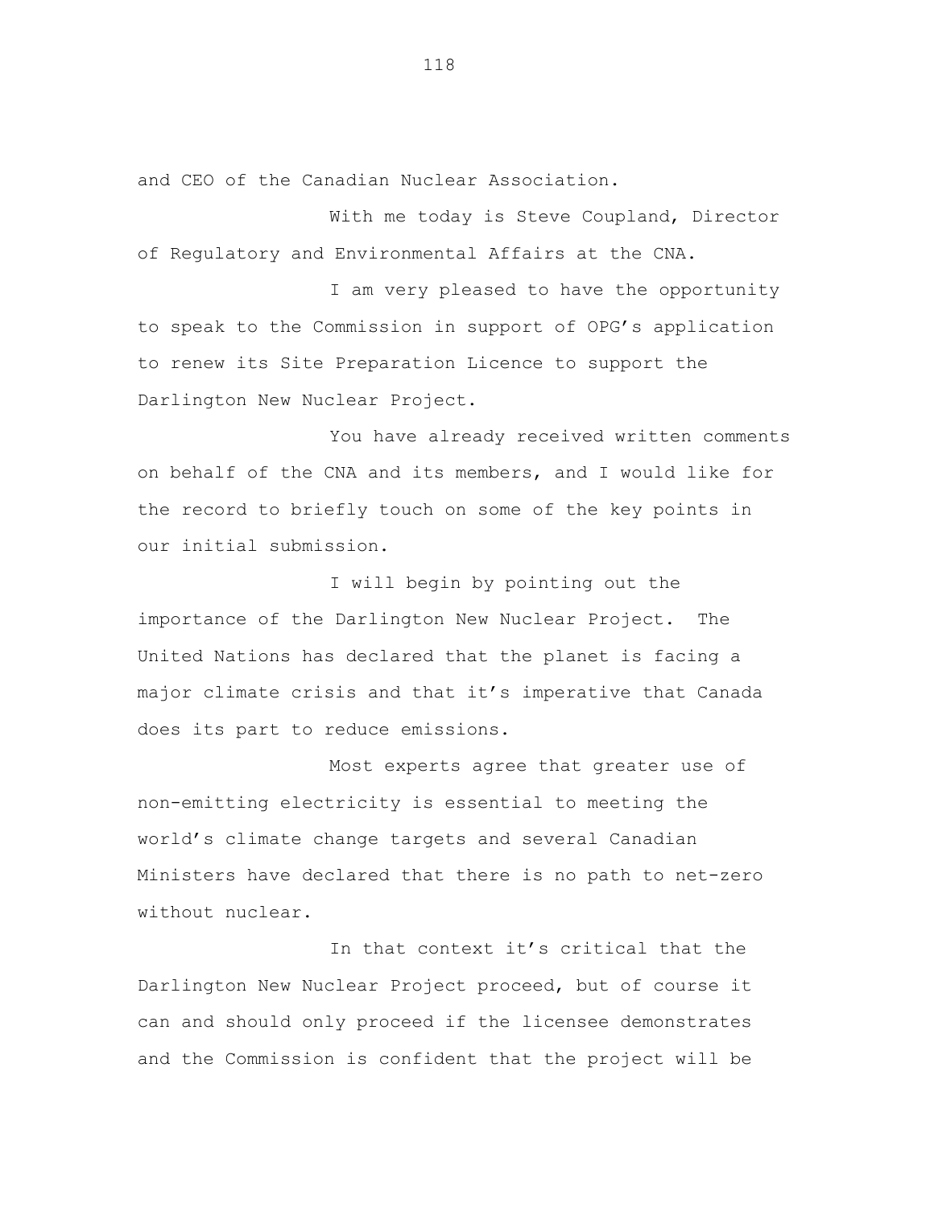and CEO of the Canadian Nuclear Association.

With me today is Steve Coupland, Director of Regulatory and Environmental Affairs at the CNA.

I am very pleased to have the opportunity to speak to the Commission in support of OPG's application to renew its Site Preparation Licence to support the Darlington New Nuclear Project.

You have already received written comments on behalf of the CNA and its members, and I would like for the record to briefly touch on some of the key points in our initial submission.

I will begin by pointing out the importance of the Darlington New Nuclear Project. The United Nations has declared that the planet is facing a major climate crisis and that it's imperative that Canada does its part to reduce emissions.

Most experts agree that greater use of non-emitting electricity is essential to meeting the world's climate change targets and several Canadian Ministers have declared that there is no path to net-zero without nuclear.

In that context it's critical that the Darlington New Nuclear Project proceed, but of course it can and should only proceed if the licensee demonstrates and the Commission is confident that the project will be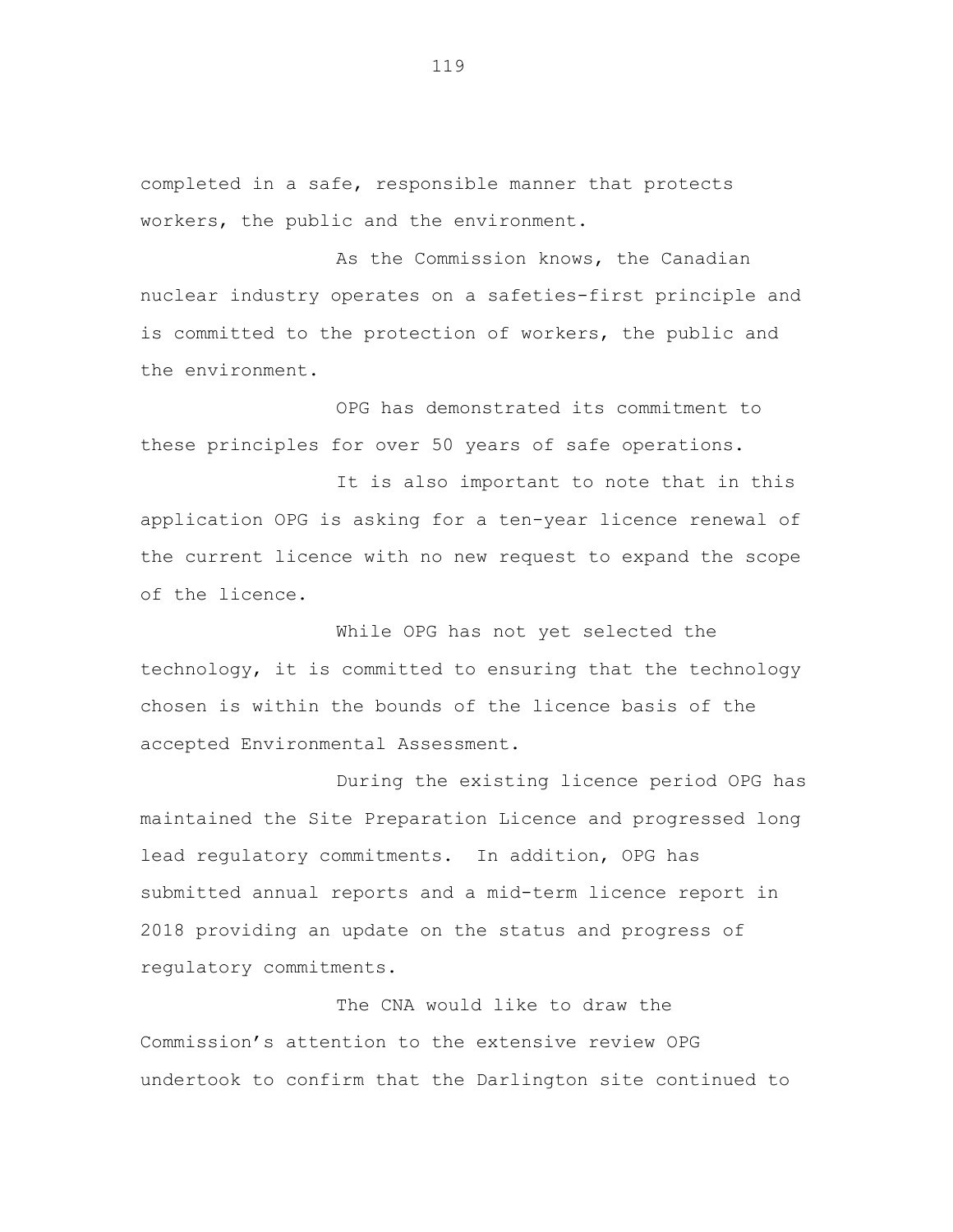completed in a safe, responsible manner that protects workers, the public and the environment.

As the Commission knows, the Canadian nuclear industry operates on a safeties-first principle and is committed to the protection of workers, the public and the environment.

OPG has demonstrated its commitment to these principles for over 50 years of safe operations.

It is also important to note that in this application OPG is asking for a ten-year licence renewal of the current licence with no new request to expand the scope of the licence.

While OPG has not yet selected the technology, it is committed to ensuring that the technology chosen is within the bounds of the licence basis of the accepted Environmental Assessment.

During the existing licence period OPG has maintained the Site Preparation Licence and progressed long lead regulatory commitments. In addition, OPG has submitted annual reports and a mid-term licence report in 2018 providing an update on the status and progress of regulatory commitments.

The CNA would like to draw the Commission's attention to the extensive review OPG undertook to confirm that the Darlington site continued to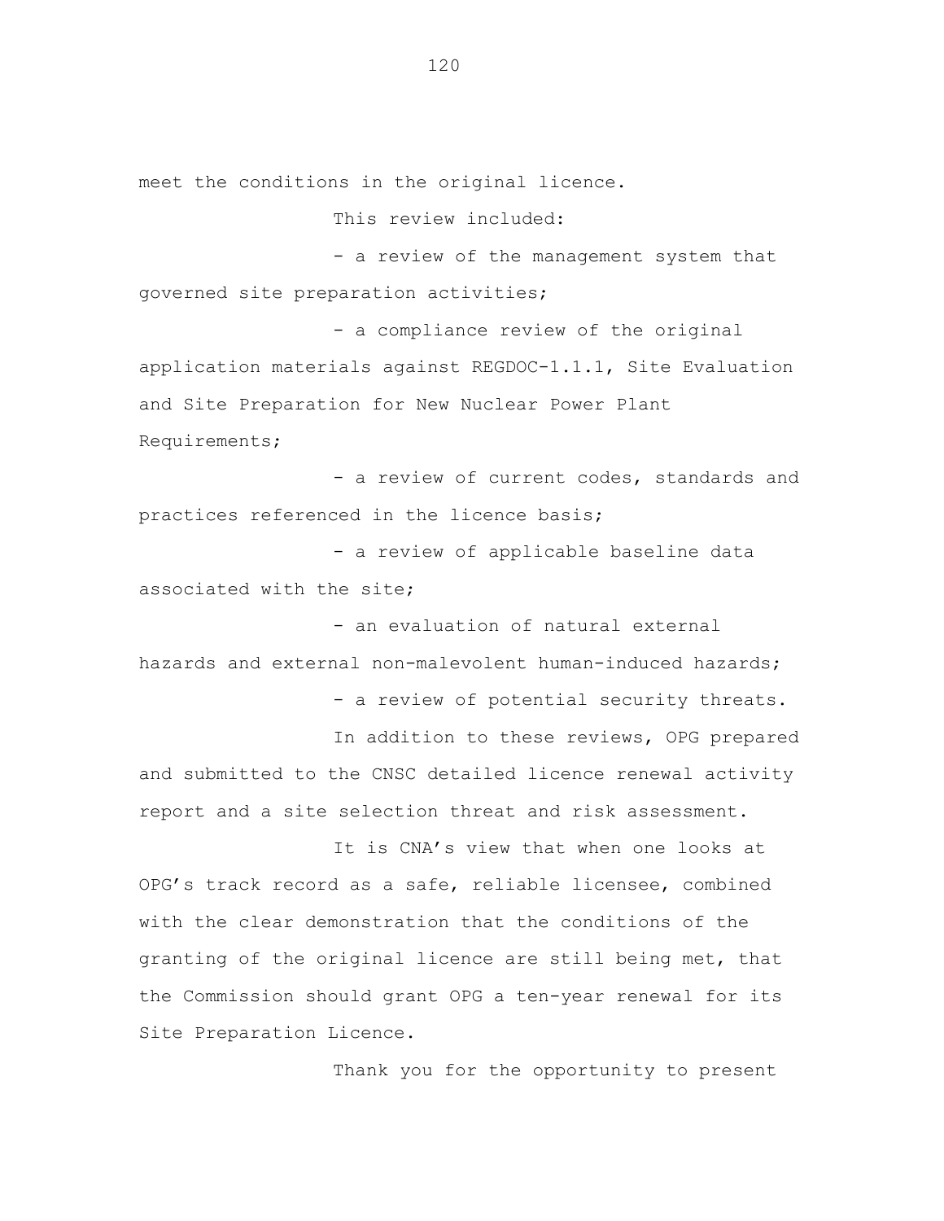meet the conditions in the original licence.

This review included:

- a review of the management system that governed site preparation activities;
- a compliance review of the original application materials against REGDOC-1.1.1, Site Evaluation and Site Preparation for New Nuclear Power Plant Requirements;
- a review of current codes, standards and practices referenced in the licence basis;
- a review of applicable baseline data associated with the site;
- an evaluation of natural external hazards and external non-malevolent human-induced hazards;
- a review of potential security threats.

In addition to these reviews, OPG prepared and submitted to the CNSC detailed licence renewal activity report and a site selection threat and risk assessment.

It is CNA's view that when one looks at OPG's track record as a safe, reliable licensee, combined with the clear demonstration that the conditions of the granting of the original licence are still being met, that the Commission should grant OPG a ten-year renewal for its Site Preparation Licence.

Thank you for the opportunity to present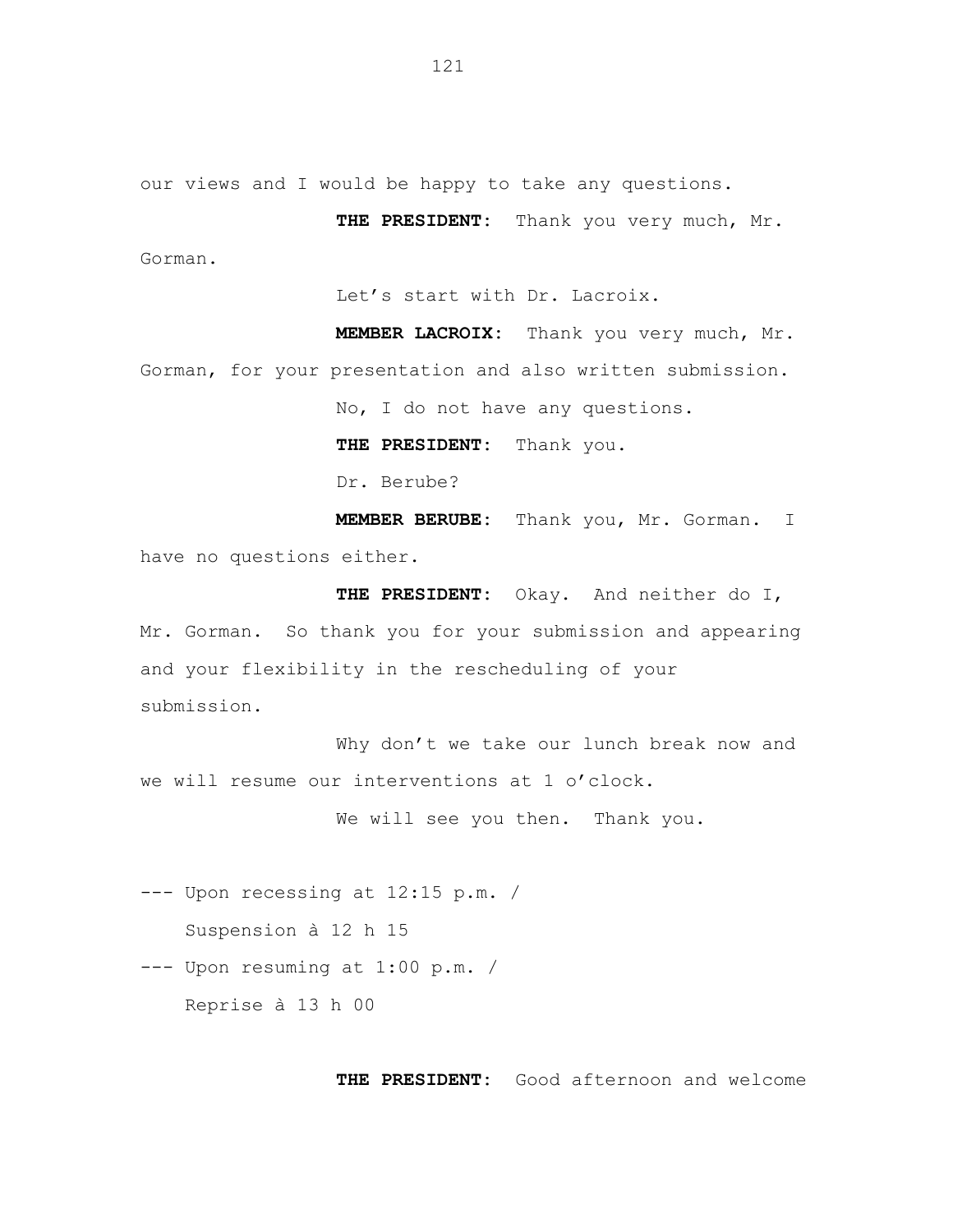our views and I would be happy to take any questions.

**THE PRESIDENT:** Thank you very much, Mr. Gorman.

Let's start with Dr. Lacroix.

**MEMBER LACROIX:** Thank you very much, Mr. Gorman, for your presentation and also written submission.

No, I do not have any questions.

**THE PRESIDENT:** Thank you.

Dr. Berube?

**MEMBER BERUBE:** Thank you, Mr. Gorman. I have no questions either.

**THE PRESIDENT:** Okay. And neither do I, Mr. Gorman. So thank you for your submission and appearing and your flexibility in the rescheduling of your submission.

Why don't we take our lunch break now and we will resume our interventions at 1 o'clock.

We will see you then. Thank you.

--- Upon recessing at 12:15 p.m. /
Suspension à 12 h 15

--- Upon resuming at 1:00 p.m. /
Reprise à 13 h 00

**THE PRESIDENT:** Good afternoon and welcome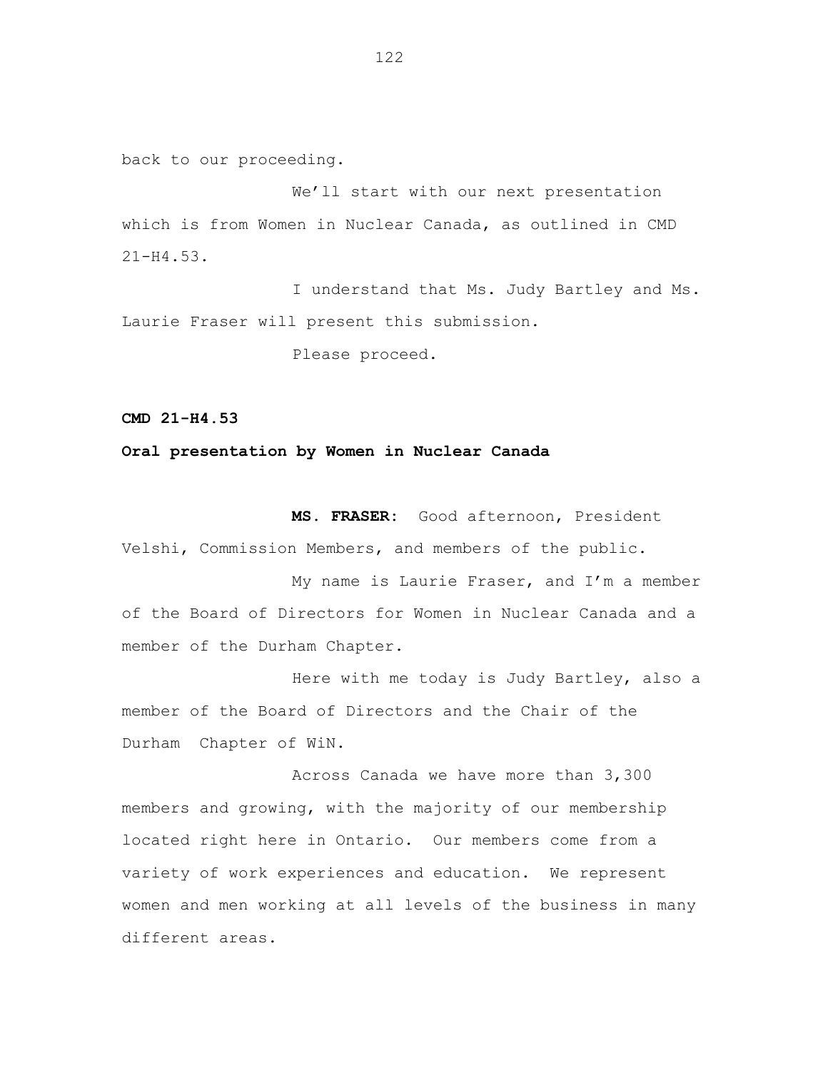back to our proceeding.

We'll start with our next presentation which is from Women in Nuclear Canada, as outlined in CMD 21-H4.53.

I understand that Ms. Judy Bartley and Ms. Laurie Fraser will present this submission.

Please proceed.

**CMD 21-H4.53**

**Oral presentation by Women in Nuclear Canada**

**MS. FRASER:** Good afternoon, President Velshi, Commission Members, and members of the public.

My name is Laurie Fraser, and I'm a member of the Board of Directors for Women in Nuclear Canada and a member of the Durham Chapter.

Here with me today is Judy Bartley, also a member of the Board of Directors and the Chair of the Durham Chapter of WiN.

Across Canada we have more than 3,300 members and growing, with the majority of our membership located right here in Ontario. Our members come from a variety of work experiences and education. We represent women and men working at all levels of the business in many different areas.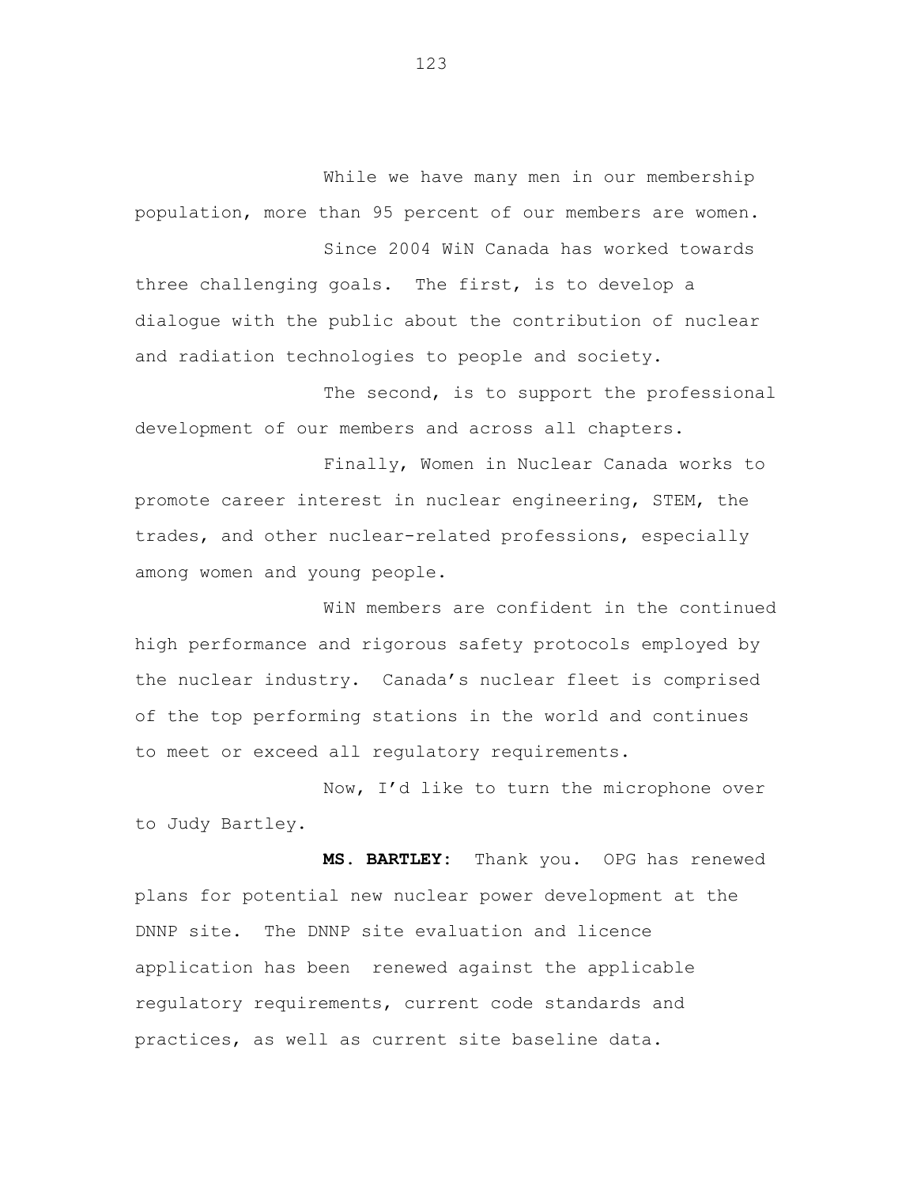While we have many men in our membership population, more than 95 percent of our members are women.

Since 2004 WiN Canada has worked towards three challenging goals. The first, is to develop a dialogue with the public about the contribution of nuclear and radiation technologies to people and society.

The second, is to support the professional development of our members and across all chapters.

Finally, Women in Nuclear Canada works to promote career interest in nuclear engineering, STEM, the trades, and other nuclear-related professions, especially among women and young people.

WiN members are confident in the continued high performance and rigorous safety protocols employed by the nuclear industry. Canada's nuclear fleet is comprised of the top performing stations in the world and continues to meet or exceed all regulatory requirements.

Now, I'd like to turn the microphone over to Judy Bartley.

**MS. BARTLEY:** Thank you. OPG has renewed plans for potential new nuclear power development at the DNNP site. The DNNP site evaluation and licence application has been renewed against the applicable regulatory requirements, current code standards and practices, as well as current site baseline data.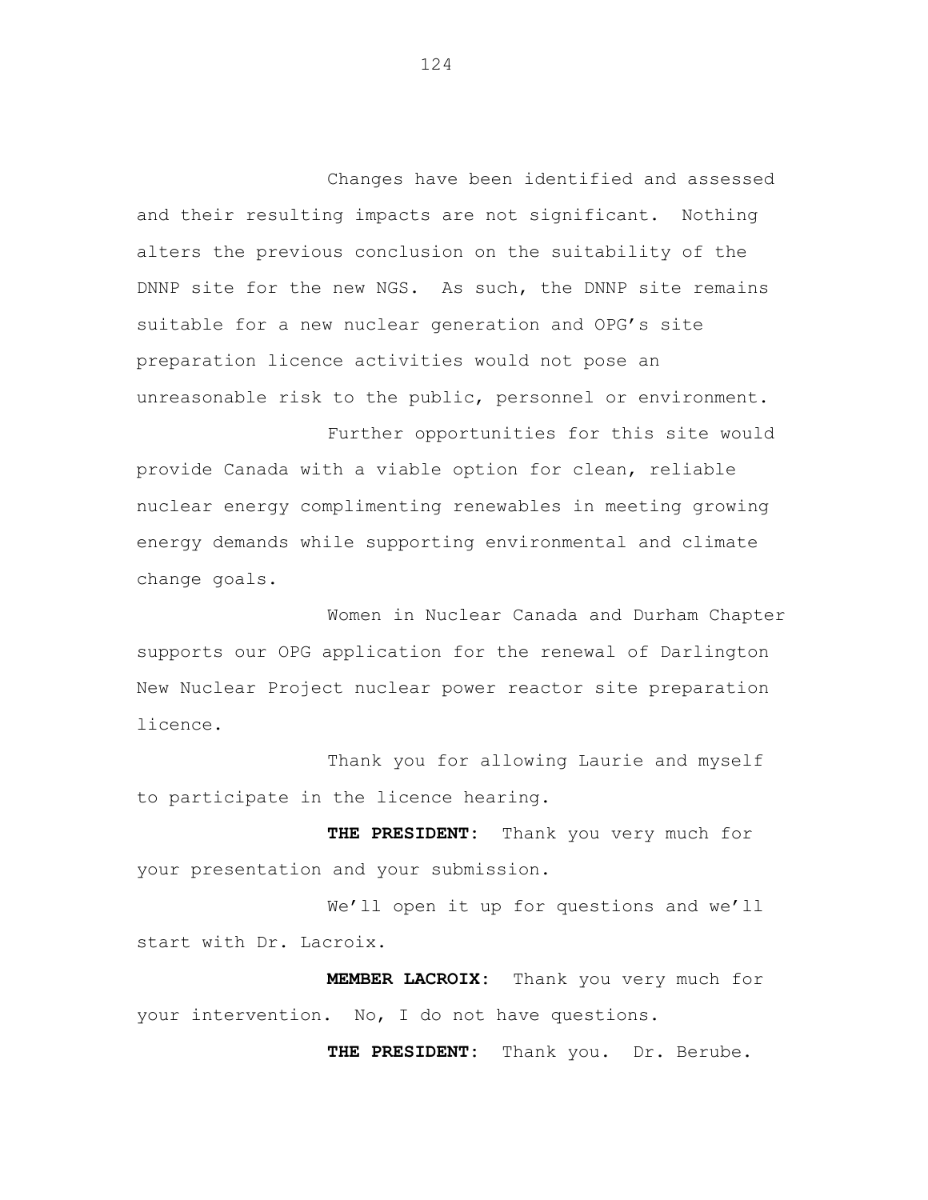Changes have been identified and assessed and their resulting impacts are not significant. Nothing alters the previous conclusion on the suitability of the DNNP site for the new NGS. As such, the DNNP site remains suitable for a new nuclear generation and OPG's site preparation licence activities would not pose an unreasonable risk to the public, personnel or environment.

Further opportunities for this site would provide Canada with a viable option for clean, reliable nuclear energy complimenting renewables in meeting growing energy demands while supporting environmental and climate change goals.

Women in Nuclear Canada and Durham Chapter supports our OPG application for the renewal of Darlington New Nuclear Project nuclear power reactor site preparation licence.

Thank you for allowing Laurie and myself to participate in the licence hearing.

**THE PRESIDENT:** Thank you very much for your presentation and your submission.

We'll open it up for questions and we'll start with Dr. Lacroix.

**MEMBER LACROIX:** Thank you very much for your intervention. No, I do not have questions.

**THE PRESIDENT:** Thank you. Dr. Berube.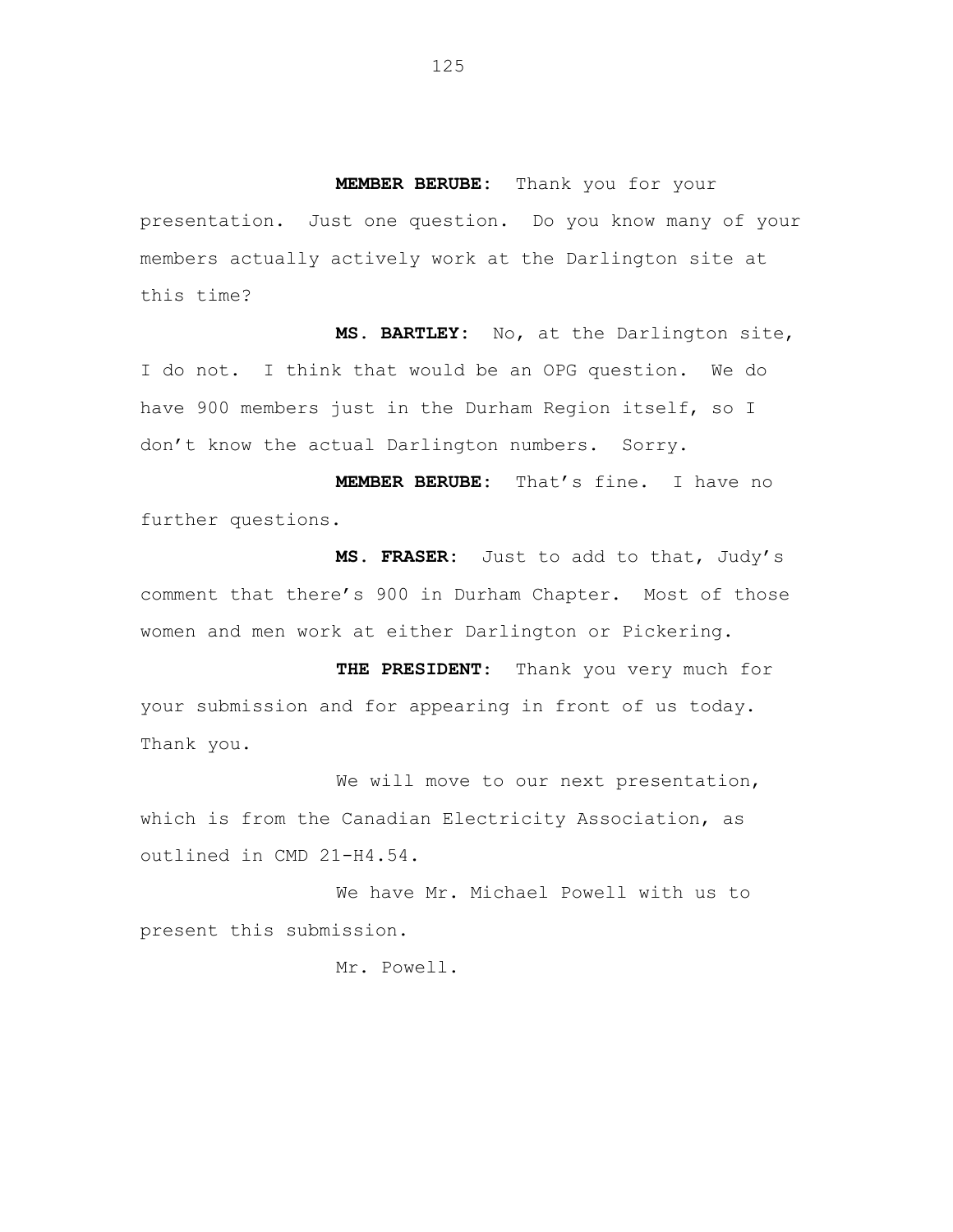**MEMBER BERUBE:** Thank you for your presentation. Just one question. Do you know many of your members actually actively work at the Darlington site at this time?

**MS. BARTLEY:** No, at the Darlington site, I do not. I think that would be an OPG question. We do have 900 members just in the Durham Region itself, so I don't know the actual Darlington numbers. Sorry.

**MEMBER BERUBE:** That's fine. I have no further questions.

**MS. FRASER:** Just to add to that, Judy's comment that there's 900 in Durham Chapter. Most of those women and men work at either Darlington or Pickering.

**THE PRESIDENT:** Thank you very much for your submission and for appearing in front of us today. Thank you.

We will move to our next presentation, which is from the Canadian Electricity Association, as outlined in CMD 21-H4.54.

We have Mr. Michael Powell with us to present this submission.

Mr. Powell.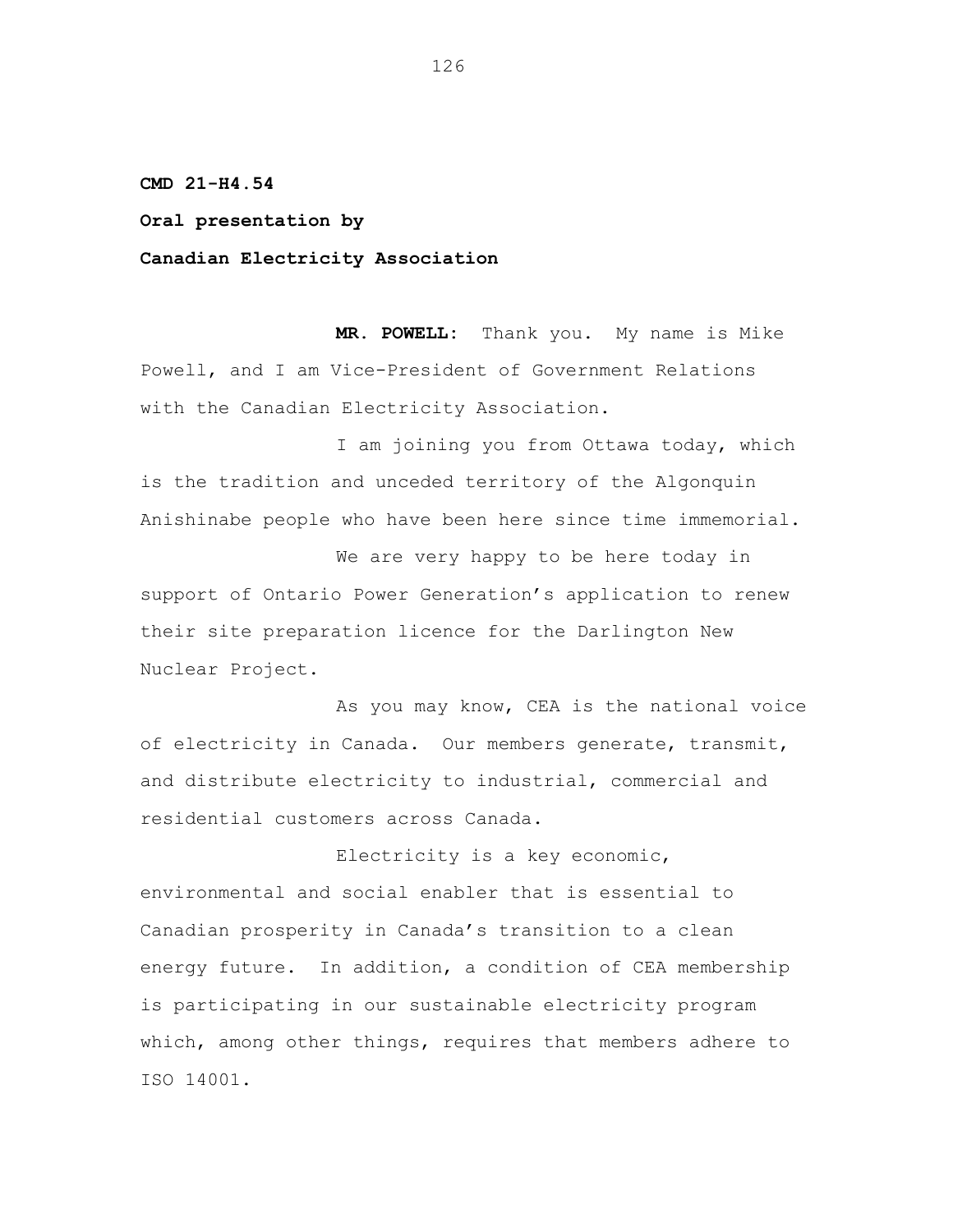**CMD 21-H4.54**

**Oral presentation by**

**Canadian Electricity Association**

**MR. POWELL:** Thank you. My name is Mike Powell, and I am Vice-President of Government Relations with the Canadian Electricity Association.

I am joining you from Ottawa today, which is the tradition and unceded territory of the Algonquin Anishinabe people who have been here since time immemorial.

We are very happy to be here today in support of Ontario Power Generation's application to renew their site preparation licence for the Darlington New Nuclear Project.

As you may know, CEA is the national voice of electricity in Canada. Our members generate, transmit, and distribute electricity to industrial, commercial and residential customers across Canada.

Electricity is a key economic, environmental and social enabler that is essential to Canadian prosperity in Canada's transition to a clean energy future. In addition, a condition of CEA membership is participating in our sustainable electricity program which, among other things, requires that members adhere to ISO 14001.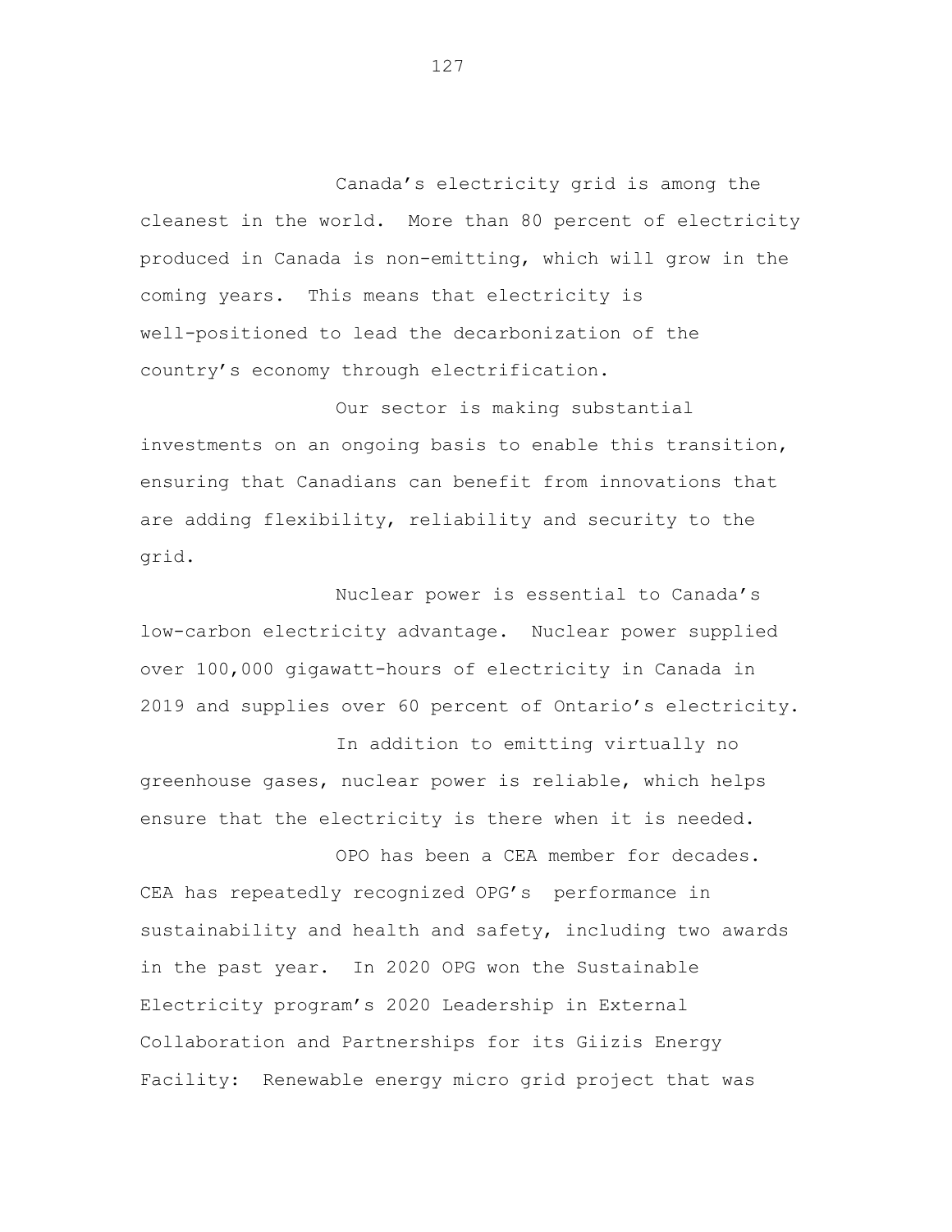Canada's electricity grid is among the cleanest in the world. More than 80 percent of electricity produced in Canada is non-emitting, which will grow in the coming years. This means that electricity is well-positioned to lead the decarbonization of the country's economy through electrification.

Our sector is making substantial investments on an ongoing basis to enable this transition, ensuring that Canadians can benefit from innovations that are adding flexibility, reliability and security to the grid.

Nuclear power is essential to Canada's low-carbon electricity advantage. Nuclear power supplied over 100,000 gigawatt-hours of electricity in Canada in 2019 and supplies over 60 percent of Ontario's electricity.

In addition to emitting virtually no greenhouse gases, nuclear power is reliable, which helps ensure that the electricity is there when it is needed.

OPO has been a CEA member for decades. CEA has repeatedly recognized OPG's performance in sustainability and health and safety, including two awards in the past year. In 2020 OPG won the Sustainable Electricity program's 2020 Leadership in External Collaboration and Partnerships for its Giizis Energy Facility: Renewable energy micro grid project that was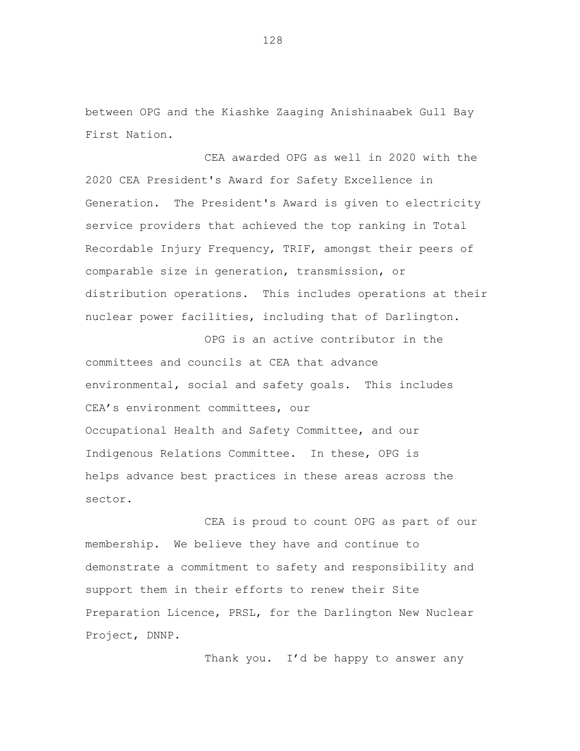between OPG and the Kiashke Zaaging Anishinaabek Gull Bay First Nation.

CEA awarded OPG as well in 2020 with the 2020 CEA President's Award for Safety Excellence in Generation. The President's Award is given to electricity service providers that achieved the top ranking in Total Recordable Injury Frequency, TRIF, amongst their peers of comparable size in generation, transmission, or distribution operations. This includes operations at their nuclear power facilities, including that of Darlington.

OPG is an active contributor in the committees and councils at CEA that advance environmental, social and safety goals. This includes CEA's environment committees, our Occupational Health and Safety Committee, and our Indigenous Relations Committee. In these, OPG is helps advance best practices in these areas across the sector.

CEA is proud to count OPG as part of our membership. We believe they have and continue to demonstrate a commitment to safety and responsibility and support them in their efforts to renew their Site Preparation Licence, PRSL, for the Darlington New Nuclear Project, DNNP.

Thank you. I'd be happy to answer any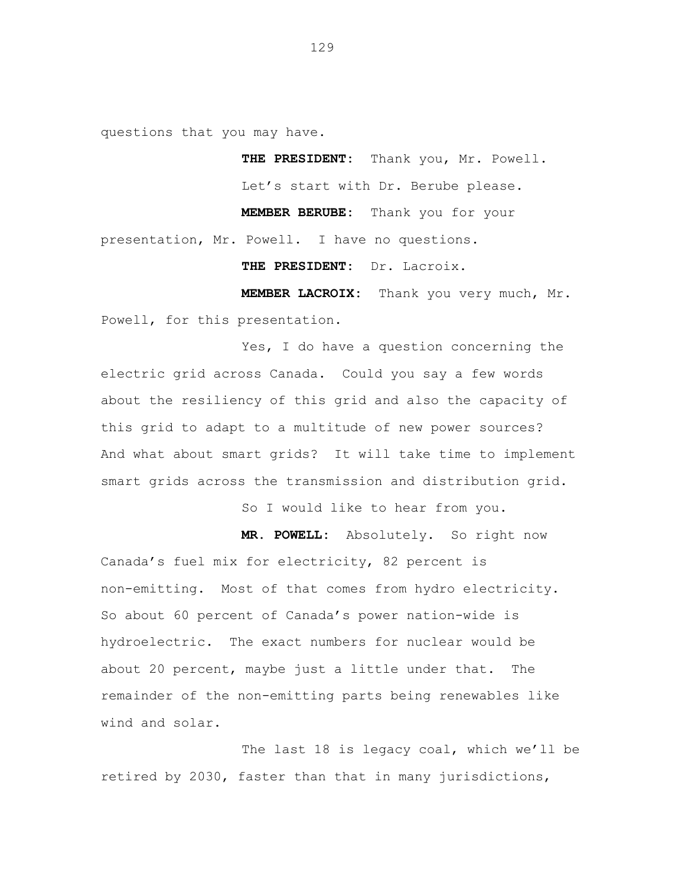questions that you may have.

**THE PRESIDENT:** Thank you, Mr. Powell. Let's start with Dr. Berube please.

**MEMBER BERUBE:** Thank you for your presentation, Mr. Powell. I have no questions.

**THE PRESIDENT:** Dr. Lacroix.

**MEMBER LACROIX:** Thank you very much, Mr. Powell, for this presentation.

Yes, I do have a question concerning the electric grid across Canada. Could you say a few words about the resiliency of this grid and also the capacity of this grid to adapt to a multitude of new power sources? And what about smart grids? It will take time to implement smart grids across the transmission and distribution grid.

So I would like to hear from you.

**MR. POWELL:** Absolutely. So right now Canada's fuel mix for electricity, 82 percent is non-emitting. Most of that comes from hydro electricity. So about 60 percent of Canada's power nation-wide is hydroelectric. The exact numbers for nuclear would be about 20 percent, maybe just a little under that. The remainder of the non-emitting parts being renewables like wind and solar.

The last 18 is legacy coal, which we'll be retired by 2030, faster than that in many jurisdictions,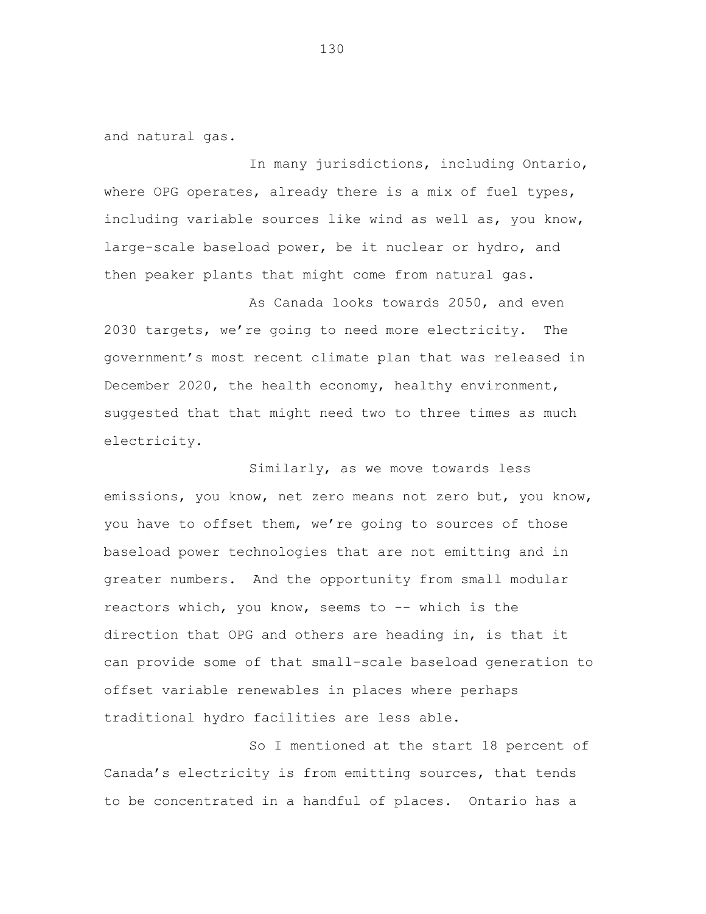and natural gas.

In many jurisdictions, including Ontario, where OPG operates, already there is a mix of fuel types, including variable sources like wind as well as, you know, large-scale baseload power, be it nuclear or hydro, and then peaker plants that might come from natural gas.

As Canada looks towards 2050, and even 2030 targets, we're going to need more electricity. The government's most recent climate plan that was released in December 2020, the health economy, healthy environment, suggested that that might need two to three times as much electricity.

Similarly, as we move towards less emissions, you know, net zero means not zero but, you know, you have to offset them, we're going to sources of those baseload power technologies that are not emitting and in greater numbers. And the opportunity from small modular reactors which, you know, seems to -- which is the direction that OPG and others are heading in, is that it can provide some of that small-scale baseload generation to offset variable renewables in places where perhaps traditional hydro facilities are less able.

So I mentioned at the start 18 percent of Canada's electricity is from emitting sources, that tends to be concentrated in a handful of places. Ontario has a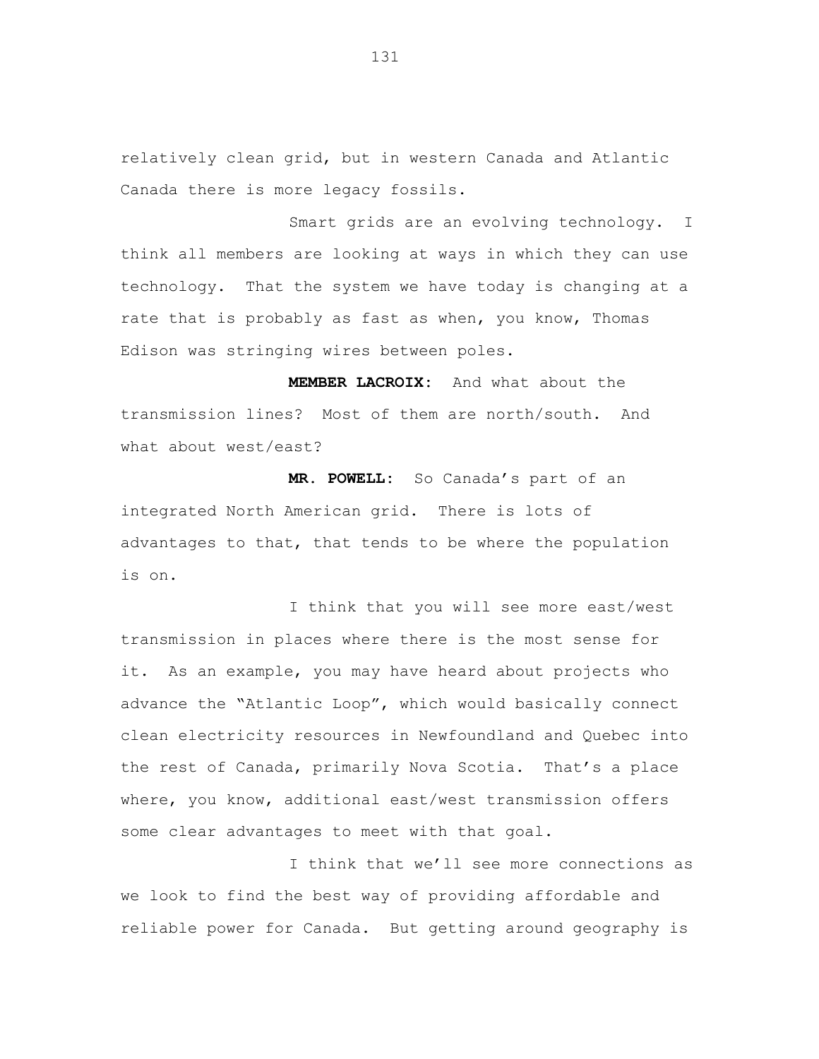relatively clean grid, but in western Canada and Atlantic Canada there is more legacy fossils.

Smart grids are an evolving technology. I think all members are looking at ways in which they can use technology. That the system we have today is changing at a rate that is probably as fast as when, you know, Thomas Edison was stringing wires between poles.

**MEMBER LACROIX:** And what about the transmission lines? Most of them are north/south. And what about west/east?

**MR. POWELL:** So Canada's part of an integrated North American grid. There is lots of advantages to that, that tends to be where the population is on.

I think that you will see more east/west transmission in places where there is the most sense for it. As an example, you may have heard about projects who advance the "Atlantic Loop", which would basically connect clean electricity resources in Newfoundland and Quebec into the rest of Canada, primarily Nova Scotia. That's a place where, you know, additional east/west transmission offers some clear advantages to meet with that goal.

I think that we'll see more connections as we look to find the best way of providing affordable and reliable power for Canada. But getting around geography is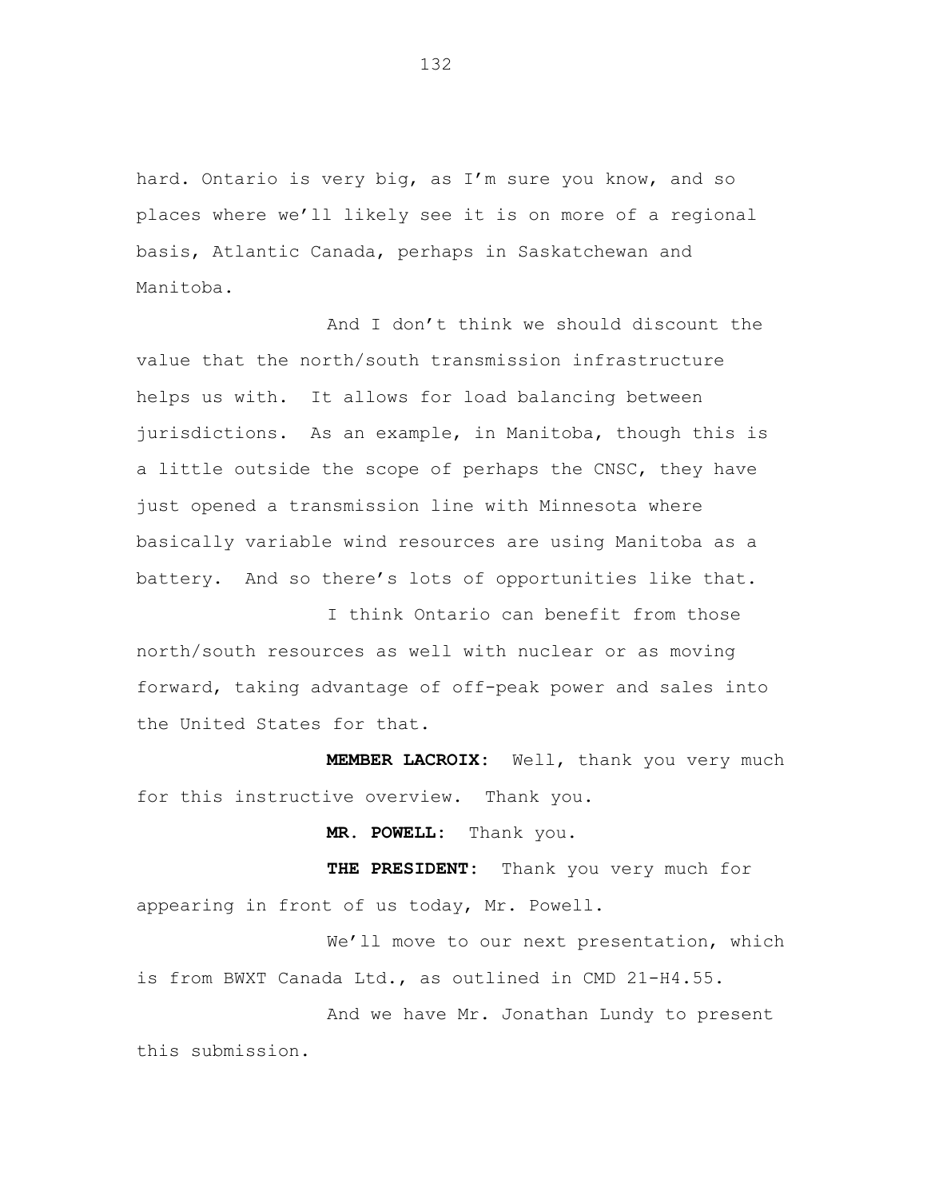hard. Ontario is very big, as I'm sure you know, and so places where we'll likely see it is on more of a regional basis, Atlantic Canada, perhaps in Saskatchewan and Manitoba.

And I don't think we should discount the value that the north/south transmission infrastructure helps us with. It allows for load balancing between jurisdictions. As an example, in Manitoba, though this is a little outside the scope of perhaps the CNSC, they have just opened a transmission line with Minnesota where basically variable wind resources are using Manitoba as a battery. And so there's lots of opportunities like that.

I think Ontario can benefit from those north/south resources as well with nuclear or as moving forward, taking advantage of off-peak power and sales into the United States for that.

**MEMBER LACROIX:** Well, thank you very much for this instructive overview. Thank you.

**MR. POWELL:** Thank you.

**THE PRESIDENT:** Thank you very much for appearing in front of us today, Mr. Powell.

We'll move to our next presentation, which is from BWXT Canada Ltd., as outlined in CMD 21-H4.55.

And we have Mr. Jonathan Lundy to present this submission.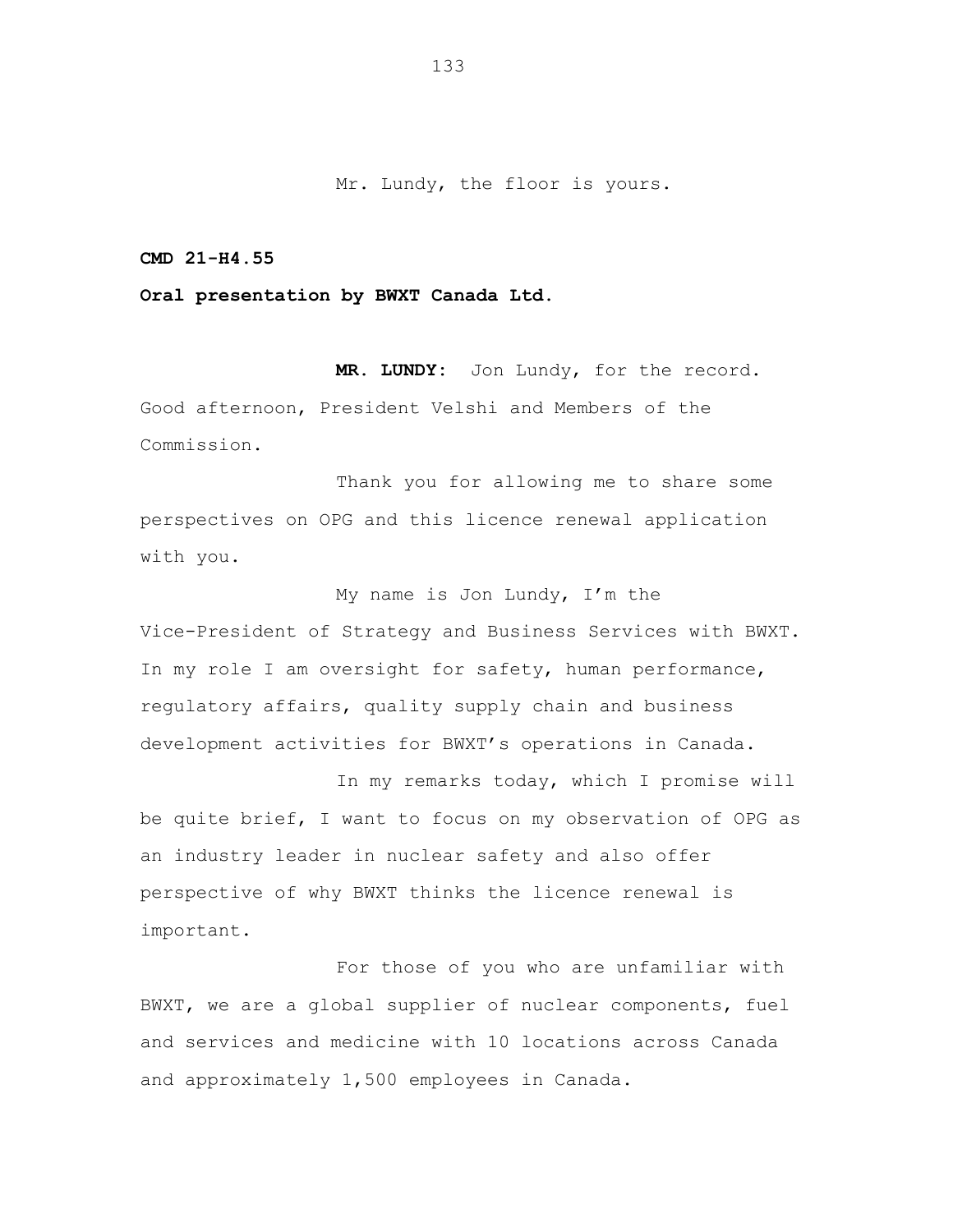Mr. Lundy, the floor is yours.

**CMD 21-H4.55**

**Oral presentation by BWXT Canada Ltd.**

**MR. LUNDY:** Jon Lundy, for the record. Good afternoon, President Velshi and Members of the Commission.

Thank you for allowing me to share some perspectives on OPG and this licence renewal application with you.

My name is Jon Lundy, I'm the Vice-President of Strategy and Business Services with BWXT. In my role I am oversight for safety, human performance, regulatory affairs, quality supply chain and business development activities for BWXT's operations in Canada.

In my remarks today, which I promise will be quite brief, I want to focus on my observation of OPG as an industry leader in nuclear safety and also offer perspective of why BWXT thinks the licence renewal is important.

For those of you who are unfamiliar with BWXT, we are a global supplier of nuclear components, fuel and services and medicine with 10 locations across Canada and approximately 1,500 employees in Canada.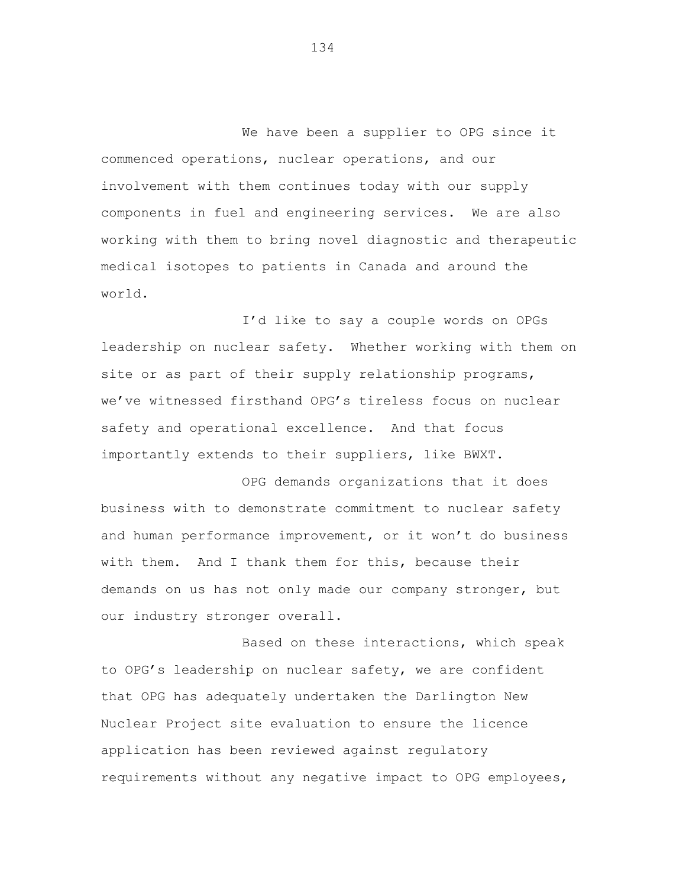We have been a supplier to OPG since it commenced operations, nuclear operations, and our involvement with them continues today with our supply components in fuel and engineering services. We are also working with them to bring novel diagnostic and therapeutic medical isotopes to patients in Canada and around the world.

I'd like to say a couple words on OPGs leadership on nuclear safety. Whether working with them on site or as part of their supply relationship programs, we've witnessed firsthand OPG's tireless focus on nuclear safety and operational excellence. And that focus importantly extends to their suppliers, like BWXT.

OPG demands organizations that it does business with to demonstrate commitment to nuclear safety and human performance improvement, or it won't do business with them. And I thank them for this, because their demands on us has not only made our company stronger, but our industry stronger overall.

Based on these interactions, which speak to OPG's leadership on nuclear safety, we are confident that OPG has adequately undertaken the Darlington New Nuclear Project site evaluation to ensure the licence application has been reviewed against regulatory requirements without any negative impact to OPG employees,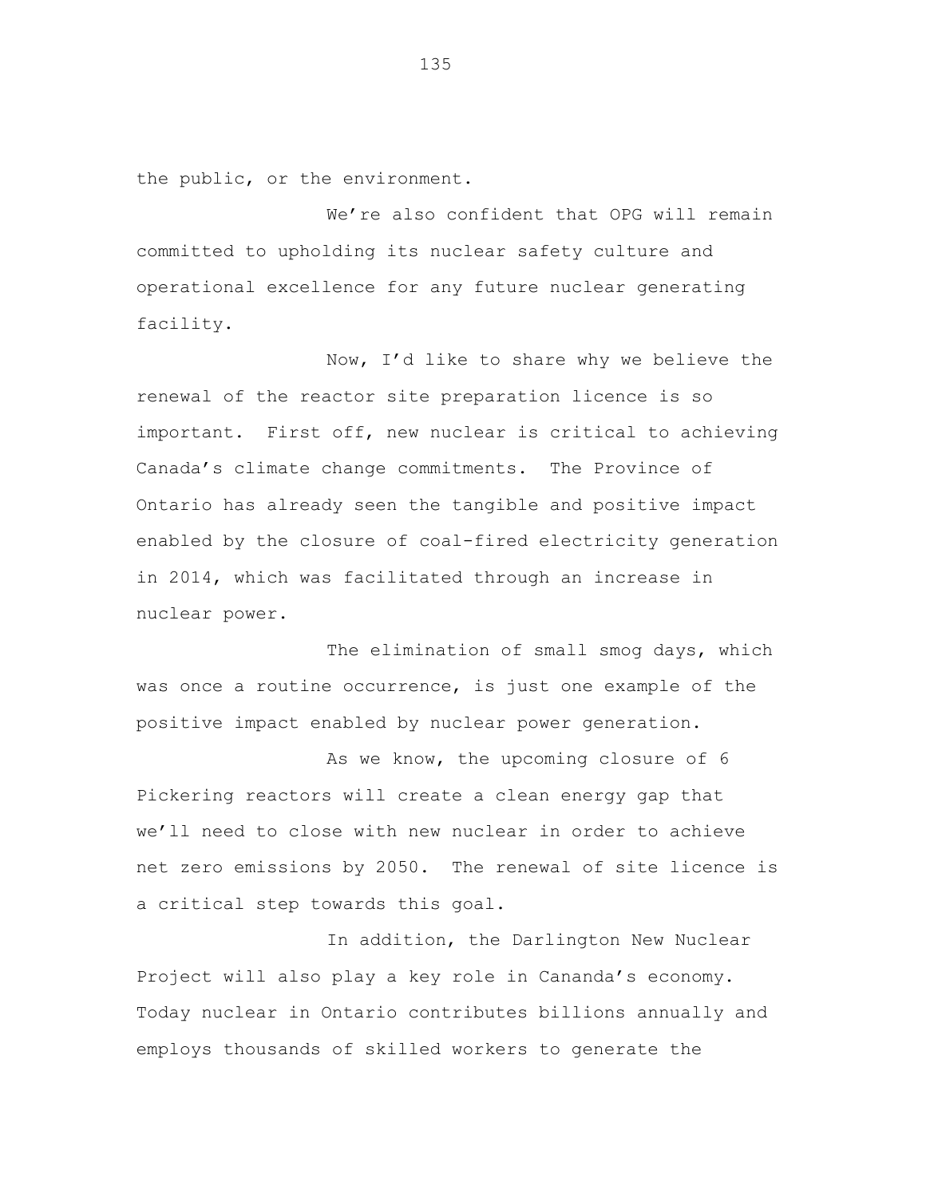the public, or the environment.

We're also confident that OPG will remain committed to upholding its nuclear safety culture and operational excellence for any future nuclear generating facility.

Now, I'd like to share why we believe the renewal of the reactor site preparation licence is so important. First off, new nuclear is critical to achieving Canada's climate change commitments. The Province of Ontario has already seen the tangible and positive impact enabled by the closure of coal-fired electricity generation in 2014, which was facilitated through an increase in nuclear power.

The elimination of small smog days, which was once a routine occurrence, is just one example of the positive impact enabled by nuclear power generation.

As we know, the upcoming closure of 6 Pickering reactors will create a clean energy gap that we'll need to close with new nuclear in order to achieve net zero emissions by 2050. The renewal of site licence is a critical step towards this goal.

In addition, the Darlington New Nuclear Project will also play a key role in Cananda's economy. Today nuclear in Ontario contributes billions annually and employs thousands of skilled workers to generate the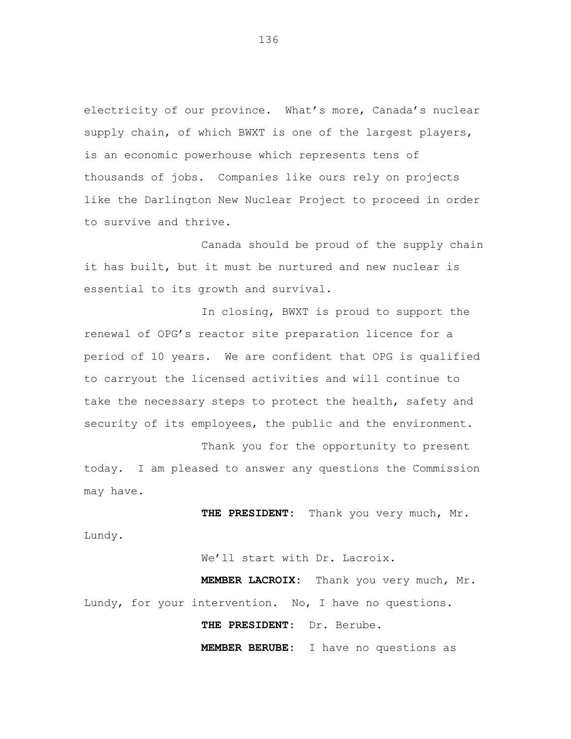electricity of our province. What's more, Canada's nuclear supply chain, of which BWXT is one of the largest players, is an economic powerhouse which represents tens of thousands of jobs. Companies like ours rely on projects like the Darlington New Nuclear Project to proceed in order to survive and thrive.

Canada should be proud of the supply chain it has built, but it must be nurtured and new nuclear is essential to its growth and survival.

In closing, BWXT is proud to support the renewal of OPG's reactor site preparation licence for a period of 10 years. We are confident that OPG is qualified to carryout the licensed activities and will continue to take the necessary steps to protect the health, safety and security of its employees, the public and the environment.

Thank you for the opportunity to present today. I am pleased to answer any questions the Commission may have.

**THE PRESIDENT:** Thank you very much, Mr. Lundy.

We'll start with Dr. Lacroix.

**MEMBER LACROIX:** Thank you very much, Mr. Lundy, for your intervention. No, I have no questions.

**THE PRESIDENT:** Dr. Berube.

**MEMBER BERUBE:** I have no questions as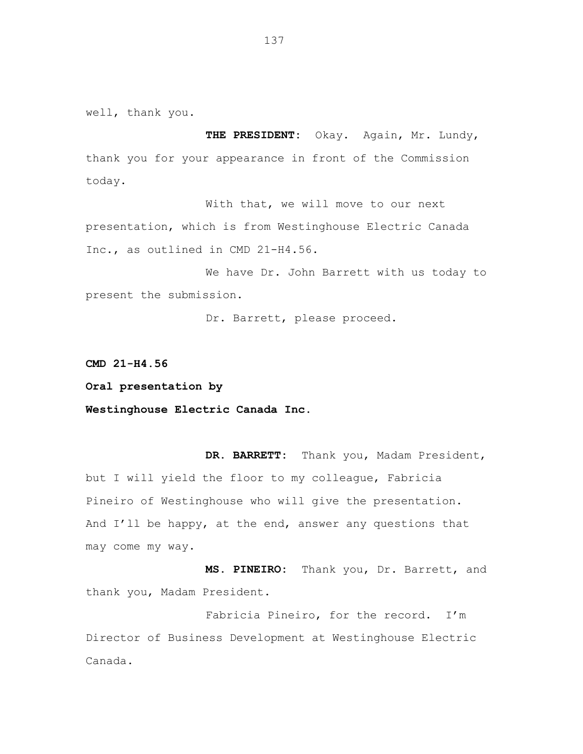well, thank you.

**THE PRESIDENT:** Okay. Again, Mr. Lundy, thank you for your appearance in front of the Commission today.

With that, we will move to our next presentation, which is from Westinghouse Electric Canada Inc., as outlined in CMD 21-H4.56.

We have Dr. John Barrett with us today to present the submission.

Dr. Barrett, please proceed.

**CMD 21-H4.56**

**Oral presentation by**

**Westinghouse Electric Canada Inc.**

**DR. BARRETT:** Thank you, Madam President, but I will yield the floor to my colleague, Fabricia Pineiro of Westinghouse who will give the presentation. And I'll be happy, at the end, answer any questions that may come my way.

**MS. PINEIRO:** Thank you, Dr. Barrett, and thank you, Madam President.

Fabricia Pineiro, for the record. I'm Director of Business Development at Westinghouse Electric Canada.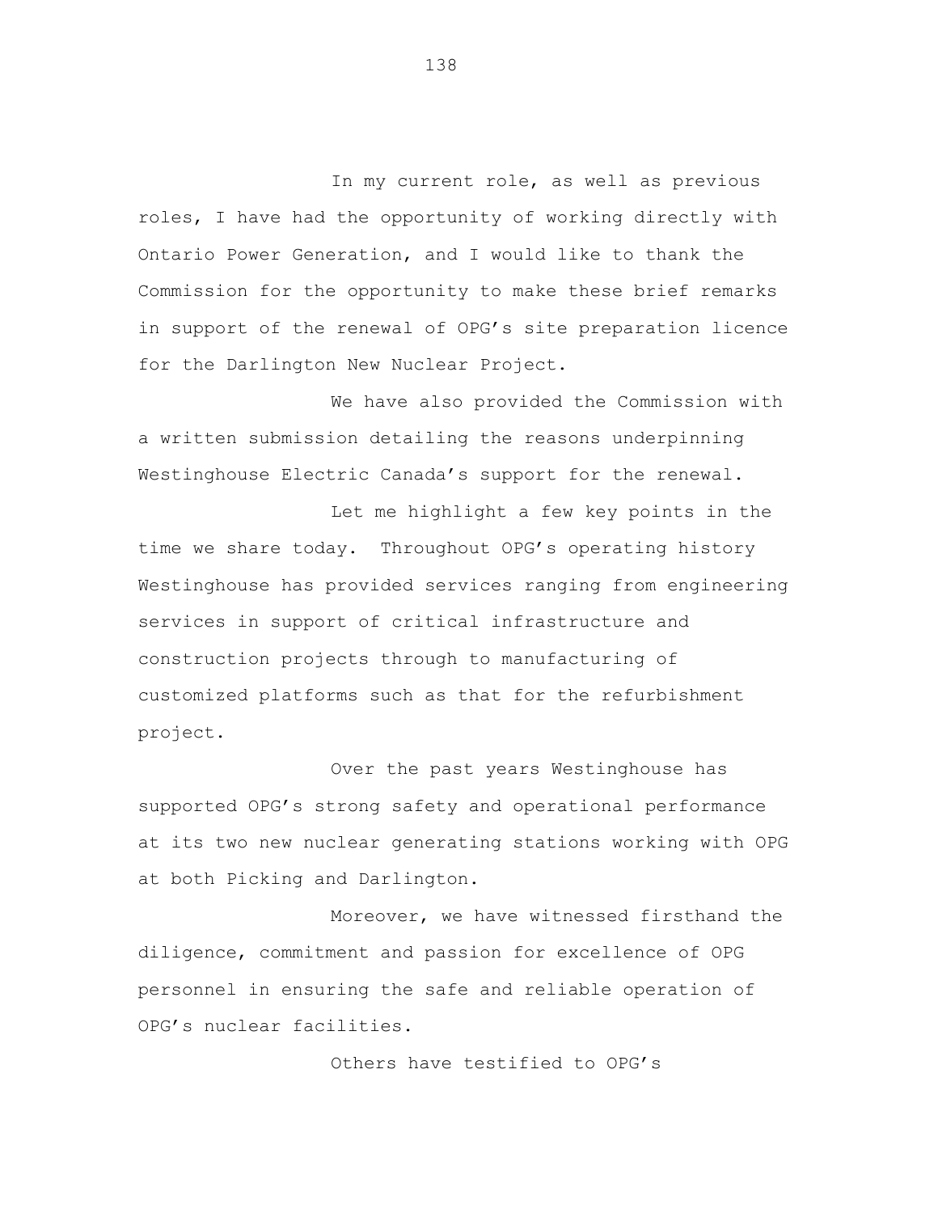In my current role, as well as previous roles, I have had the opportunity of working directly with Ontario Power Generation, and I would like to thank the Commission for the opportunity to make these brief remarks in support of the renewal of OPG's site preparation licence for the Darlington New Nuclear Project.

We have also provided the Commission with a written submission detailing the reasons underpinning Westinghouse Electric Canada's support for the renewal.

Let me highlight a few key points in the time we share today. Throughout OPG's operating history Westinghouse has provided services ranging from engineering services in support of critical infrastructure and construction projects through to manufacturing of customized platforms such as that for the refurbishment project.

Over the past years Westinghouse has supported OPG's strong safety and operational performance at its two new nuclear generating stations working with OPG at both Picking and Darlington.

Moreover, we have witnessed firsthand the diligence, commitment and passion for excellence of OPG personnel in ensuring the safe and reliable operation of OPG's nuclear facilities.

Others have testified to OPG's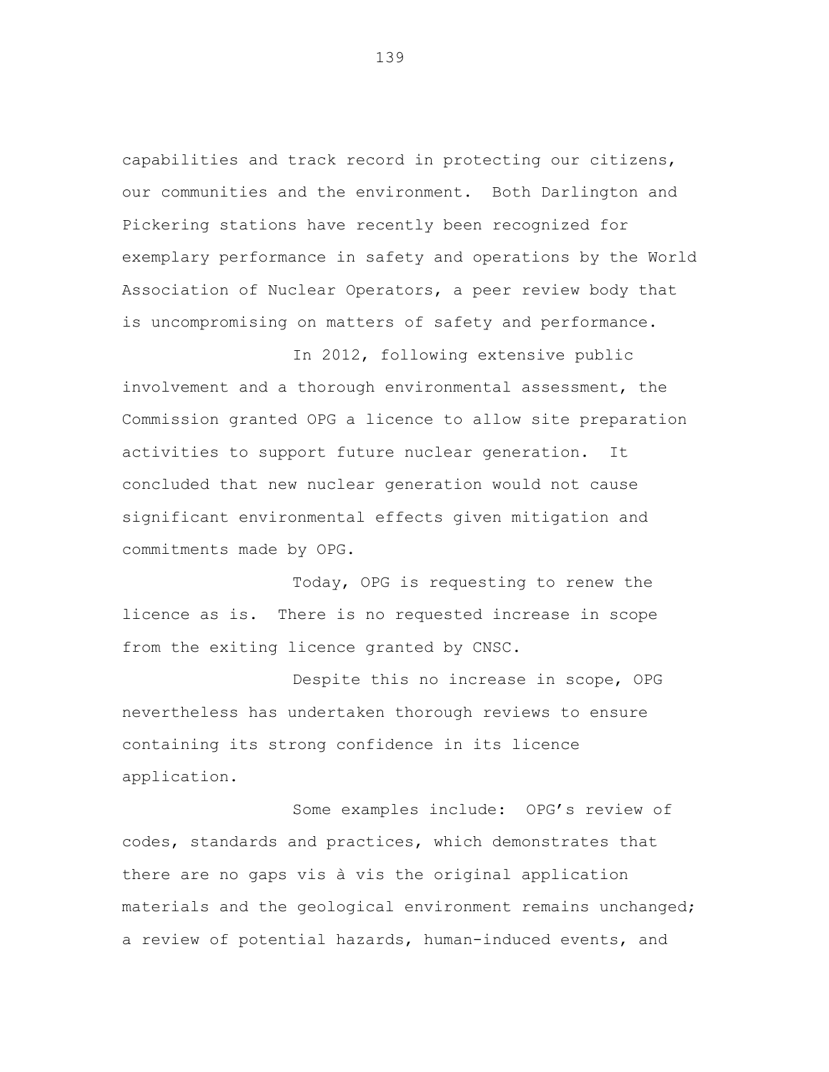capabilities and track record in protecting our citizens, our communities and the environment. Both Darlington and Pickering stations have recently been recognized for exemplary performance in safety and operations by the World Association of Nuclear Operators, a peer review body that is uncompromising on matters of safety and performance.

In 2012, following extensive public involvement and a thorough environmental assessment, the Commission granted OPG a licence to allow site preparation activities to support future nuclear generation. It concluded that new nuclear generation would not cause significant environmental effects given mitigation and commitments made by OPG.

Today, OPG is requesting to renew the licence as is. There is no requested increase in scope from the exiting licence granted by CNSC.

Despite this no increase in scope, OPG nevertheless has undertaken thorough reviews to ensure containing its strong confidence in its licence application.

Some examples include: OPG's review of codes, standards and practices, which demonstrates that there are no gaps vis à vis the original application materials and the geological environment remains unchanged; a review of potential hazards, human-induced events, and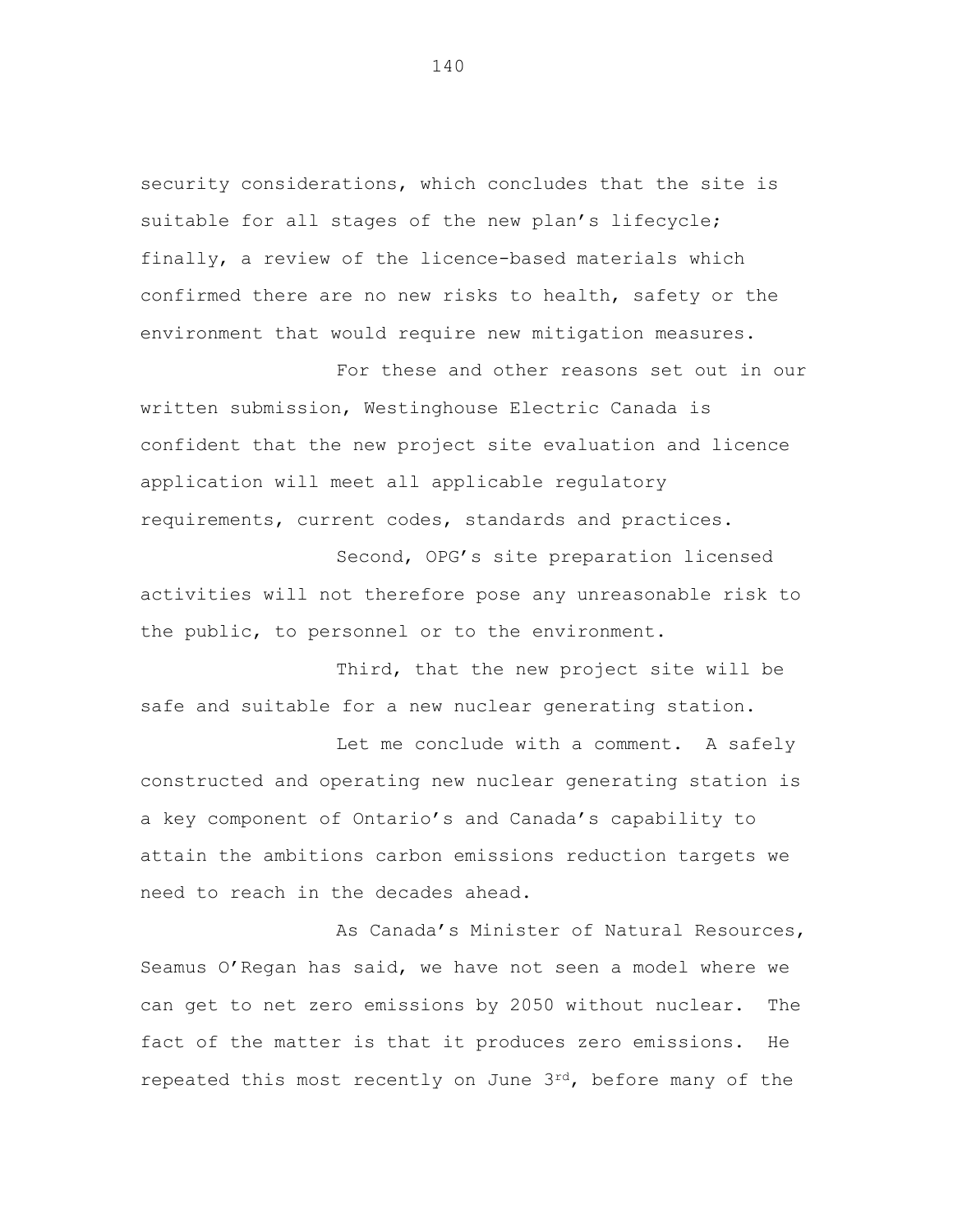security considerations, which concludes that the site is suitable for all stages of the new plan's lifecycle; finally, a review of the licence-based materials which confirmed there are no new risks to health, safety or the environment that would require new mitigation measures.

For these and other reasons set out in our written submission, Westinghouse Electric Canada is confident that the new project site evaluation and licence application will meet all applicable regulatory requirements, current codes, standards and practices.

Second, OPG's site preparation licensed activities will not therefore pose any unreasonable risk to the public, to personnel or to the environment.

Third, that the new project site will be safe and suitable for a new nuclear generating station.

Let me conclude with a comment. A safely constructed and operating new nuclear generating station is a key component of Ontario's and Canada's capability to attain the ambitions carbon emissions reduction targets we need to reach in the decades ahead.

As Canada's Minister of Natural Resources, Seamus O'Regan has said, we have not seen a model where we can get to net zero emissions by 2050 without nuclear. The fact of the matter is that it produces zero emissions. He repeated this most recently on June 3rd, before many of the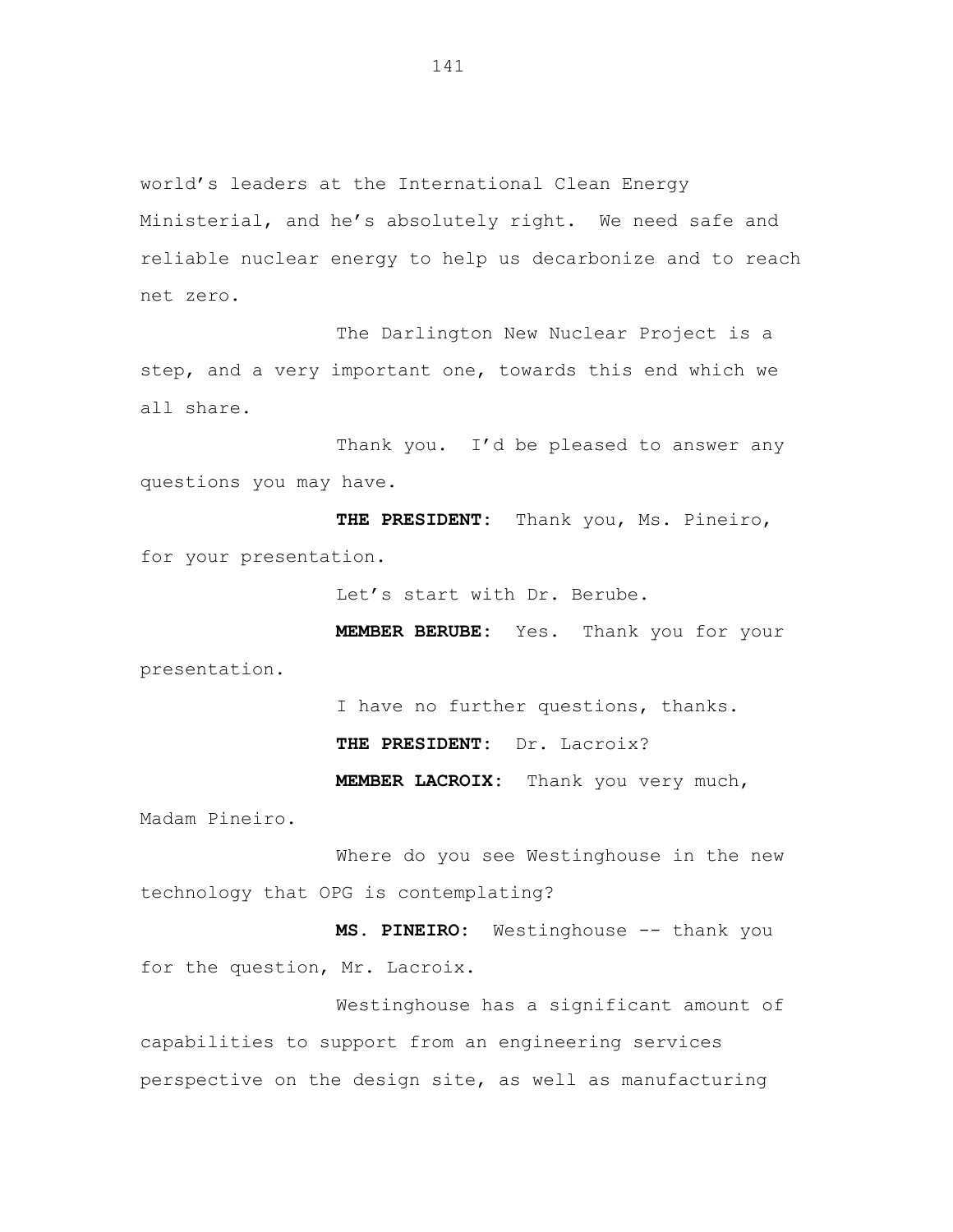world's leaders at the International Clean Energy Ministerial, and he's absolutely right. We need safe and reliable nuclear energy to help us decarbonize and to reach net zero.

The Darlington New Nuclear Project is a step, and a very important one, towards this end which we all share.

Thank you. I'd be pleased to answer any questions you may have.

**THE PRESIDENT:** Thank you, Ms. Pineiro, for your presentation.

Let's start with Dr. Berube.

**MEMBER BERUBE:** Yes. Thank you for your presentation.

I have no further questions, thanks.

**THE PRESIDENT:** Dr. Lacroix?

**MEMBER LACROIX:** Thank you very much, Madam Pineiro.

Where do you see Westinghouse in the new technology that OPG is contemplating?

**MS. PINEIRO:** Westinghouse -- thank you for the question, Mr. Lacroix.

Westinghouse has a significant amount of capabilities to support from an engineering services perspective on the design site, as well as manufacturing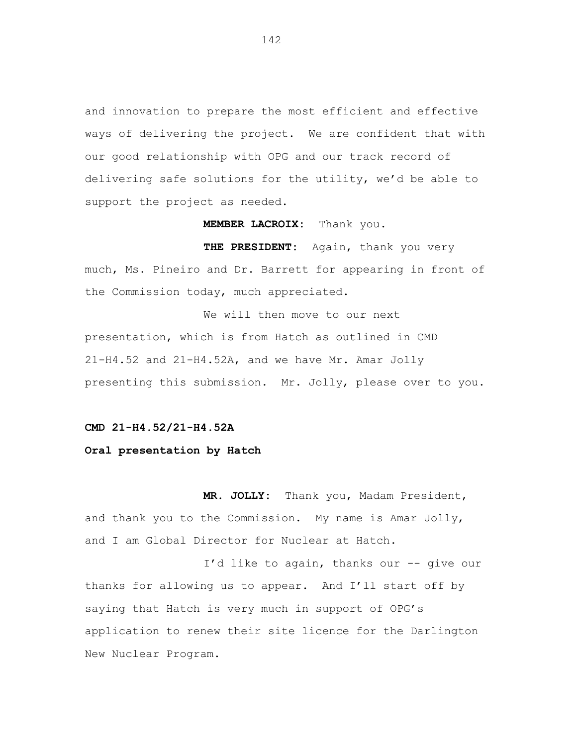and innovation to prepare the most efficient and effective ways of delivering the project. We are confident that with our good relationship with OPG and our track record of delivering safe solutions for the utility, we'd be able to support the project as needed.

**MEMBER LACROIX:** Thank you.

**THE PRESIDENT:** Again, thank you very much, Ms. Pineiro and Dr. Barrett for appearing in front of the Commission today, much appreciated.

We will then move to our next presentation, which is from Hatch as outlined in CMD 21-H4.52 and 21-H4.52A, and we have Mr. Amar Jolly presenting this submission. Mr. Jolly, please over to you.

**CMD 21-H4.52/21-H4.52A**

**Oral presentation by Hatch**

**MR. JOLLY:** Thank you, Madam President, and thank you to the Commission. My name is Amar Jolly, and I am Global Director for Nuclear at Hatch.

I'd like to again, thanks our -- give our thanks for allowing us to appear. And I'll start off by saying that Hatch is very much in support of OPG's application to renew their site licence for the Darlington New Nuclear Program.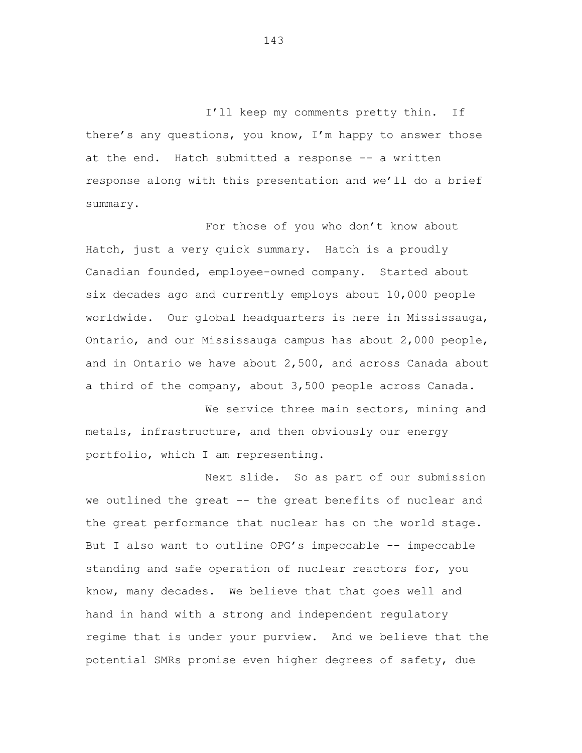I'll keep my comments pretty thin. If there's any questions, you know, I'm happy to answer those at the end. Hatch submitted a response -- a written response along with this presentation and we'll do a brief summary.

For those of you who don't know about Hatch, just a very quick summary. Hatch is a proudly Canadian founded, employee-owned company. Started about six decades ago and currently employs about 10,000 people worldwide. Our global headquarters is here in Mississauga, Ontario, and our Mississauga campus has about 2,000 people, and in Ontario we have about 2,500, and across Canada about a third of the company, about 3,500 people across Canada.

We service three main sectors, mining and metals, infrastructure, and then obviously our energy portfolio, which I am representing.

Next slide. So as part of our submission we outlined the great -- the great benefits of nuclear and the great performance that nuclear has on the world stage. But I also want to outline OPG's impeccable -- impeccable standing and safe operation of nuclear reactors for, you know, many decades. We believe that that goes well and hand in hand with a strong and independent regulatory regime that is under your purview. And we believe that the potential SMRs promise even higher degrees of safety, due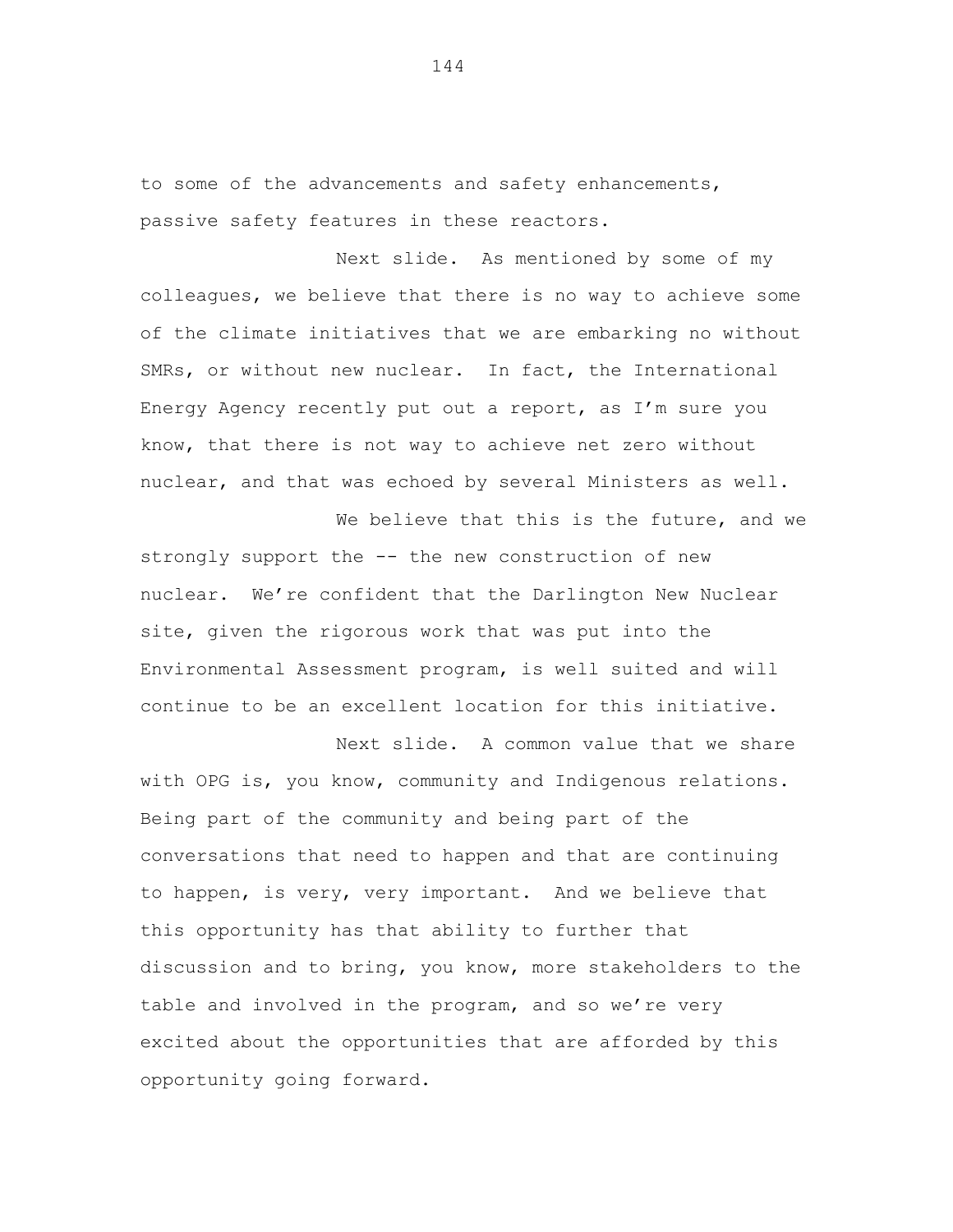to some of the advancements and safety enhancements, passive safety features in these reactors.

Next slide. As mentioned by some of my colleagues, we believe that there is no way to achieve some of the climate initiatives that we are embarking no without SMRs, or without new nuclear. In fact, the International Energy Agency recently put out a report, as I'm sure you know, that there is not way to achieve net zero without nuclear, and that was echoed by several Ministers as well.

We believe that this is the future, and we strongly support the -- the new construction of new nuclear. We're confident that the Darlington New Nuclear site, given the rigorous work that was put into the Environmental Assessment program, is well suited and will continue to be an excellent location for this initiative.

Next slide. A common value that we share with OPG is, you know, community and Indigenous relations. Being part of the community and being part of the conversations that need to happen and that are continuing to happen, is very, very important. And we believe that this opportunity has that ability to further that discussion and to bring, you know, more stakeholders to the table and involved in the program, and so we're very excited about the opportunities that are afforded by this opportunity going forward.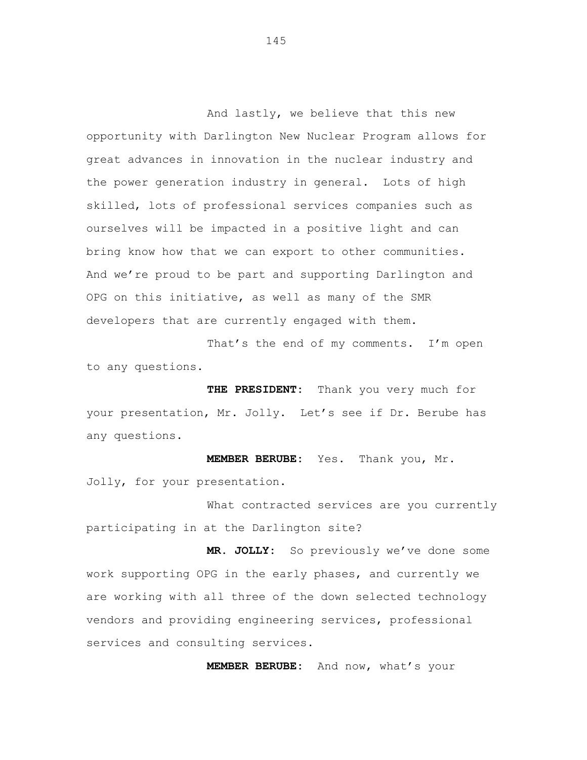And lastly, we believe that this new opportunity with Darlington New Nuclear Program allows for great advances in innovation in the nuclear industry and the power generation industry in general. Lots of high skilled, lots of professional services companies such as ourselves will be impacted in a positive light and can bring know how that we can export to other communities. And we're proud to be part and supporting Darlington and OPG on this initiative, as well as many of the SMR developers that are currently engaged with them.

That's the end of my comments. I'm open to any questions.

**THE PRESIDENT:** Thank you very much for your presentation, Mr. Jolly. Let's see if Dr. Berube has any questions.

**MEMBER BERUBE:** Yes. Thank you, Mr. Jolly, for your presentation.

What contracted services are you currently participating in at the Darlington site?

**MR. JOLLY:** So previously we've done some work supporting OPG in the early phases, and currently we are working with all three of the down selected technology vendors and providing engineering services, professional services and consulting services.

**MEMBER BERUBE:** And now, what's your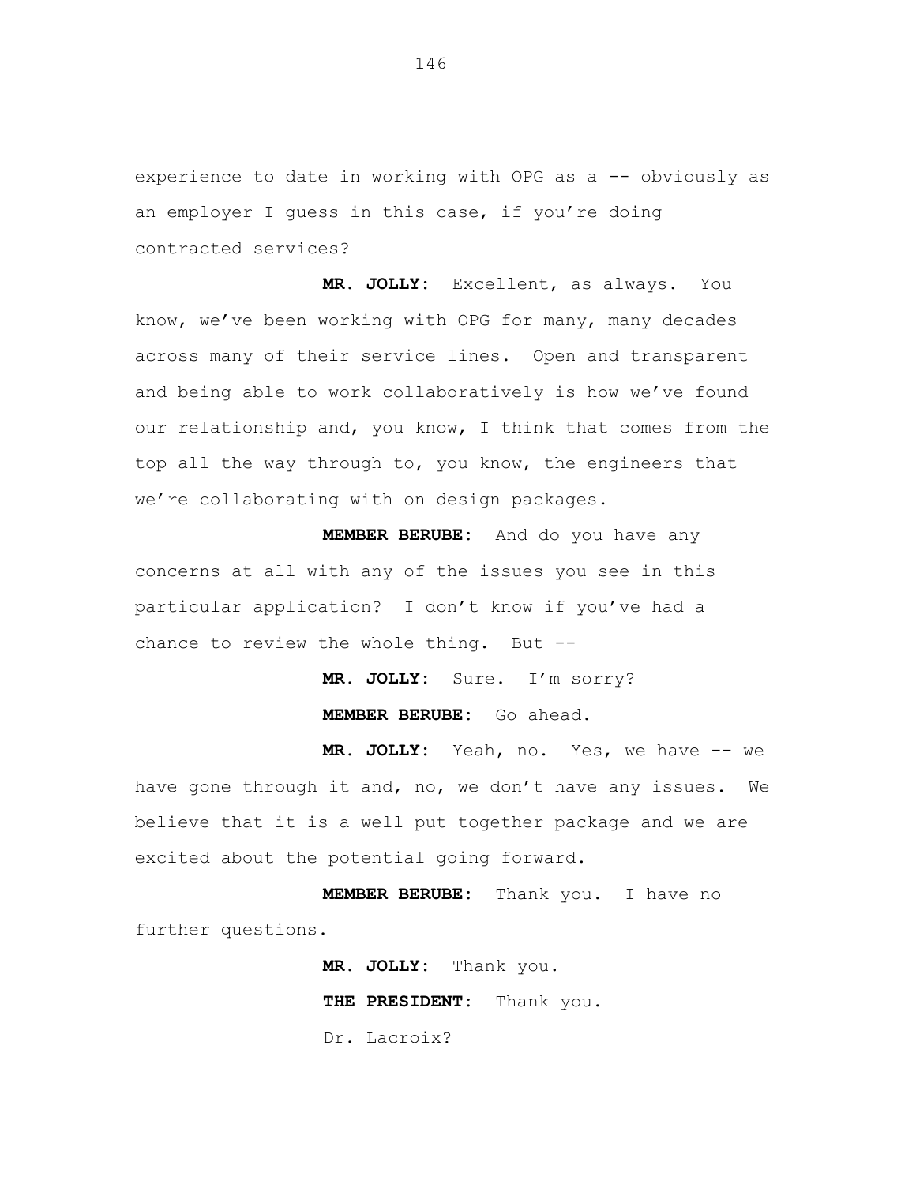experience to date in working with OPG as a -- obviously as an employer I guess in this case, if you're doing contracted services?

**MR. JOLLY:** Excellent, as always. You know, we've been working with OPG for many, many decades across many of their service lines. Open and transparent and being able to work collaboratively is how we've found our relationship and, you know, I think that comes from the top all the way through to, you know, the engineers that we're collaborating with on design packages.

**MEMBER BERUBE:** And do you have any concerns at all with any of the issues you see in this particular application? I don't know if you've had a chance to review the whole thing. But --

**MR. JOLLY:** Sure. I'm sorry?

**MEMBER BERUBE:** Go ahead.

**MR. JOLLY:** Yeah, no. Yes, we have -- we have gone through it and, no, we don't have any issues. We believe that it is a well put together package and we are excited about the potential going forward.

**MEMBER BERUBE:** Thank you. I have no further questions.

**MR. JOLLY:** Thank you.

**THE PRESIDENT:** Thank you.

Dr. Lacroix?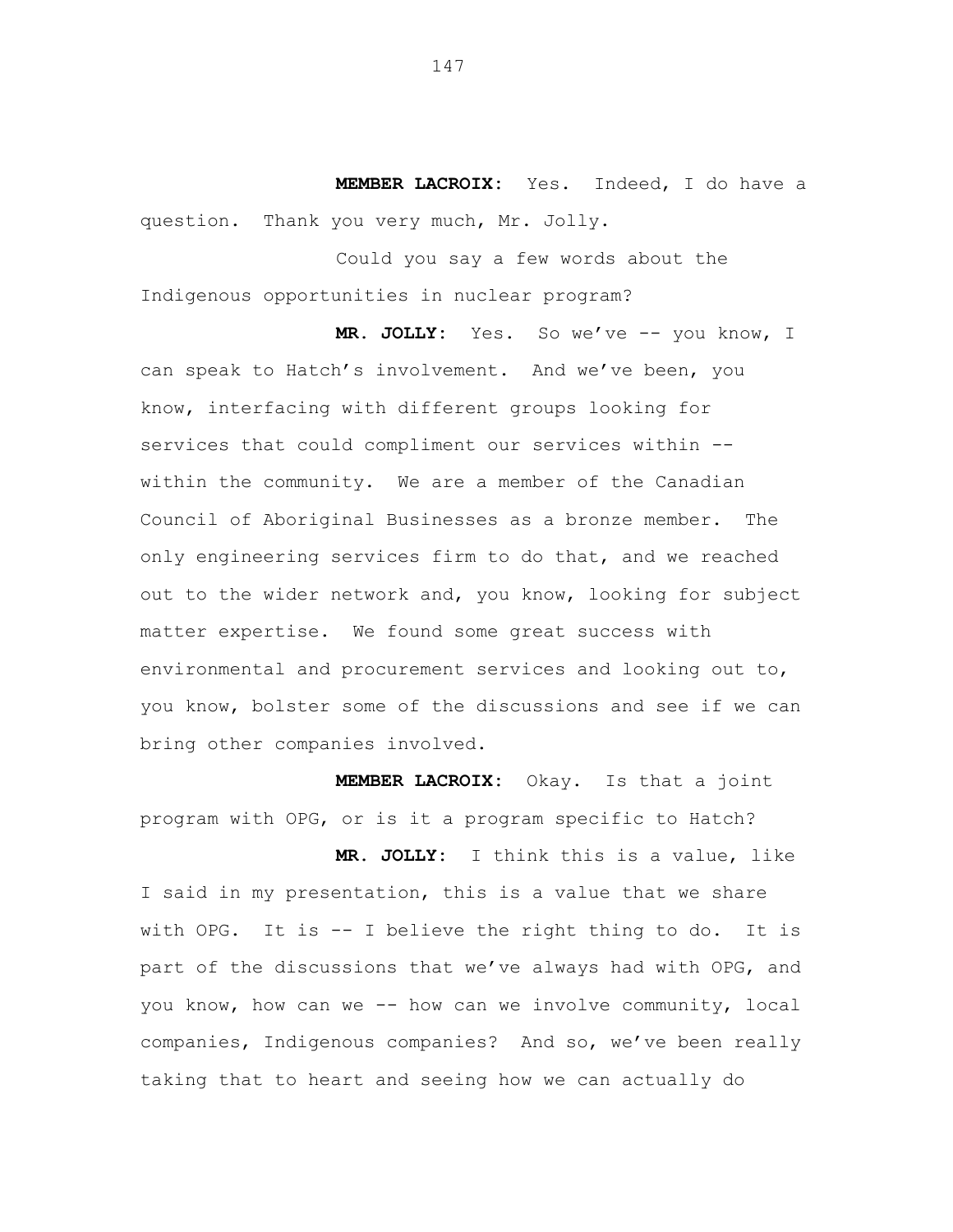**MEMBER LACROIX:** Yes. Indeed, I do have a question. Thank you very much, Mr. Jolly.

Could you say a few words about the Indigenous opportunities in nuclear program?

**MR. JOLLY:** Yes. So we've -- you know, I can speak to Hatch's involvement. And we've been, you know, interfacing with different groups looking for services that could compliment our services within -- within the community. We are a member of the Canadian Council of Aboriginal Businesses as a bronze member. The only engineering services firm to do that, and we reached out to the wider network and, you know, looking for subject matter expertise. We found some great success with environmental and procurement services and looking out to, you know, bolster some of the discussions and see if we can bring other companies involved.

**MEMBER LACROIX:** Okay. Is that a joint program with OPG, or is it a program specific to Hatch?

**MR. JOLLY:** I think this is a value, like I said in my presentation, this is a value that we share with OPG. It is -- I believe the right thing to do. It is part of the discussions that we've always had with OPG, and you know, how can we -- how can we involve community, local companies, Indigenous companies? And so, we've been really taking that to heart and seeing how we can actually do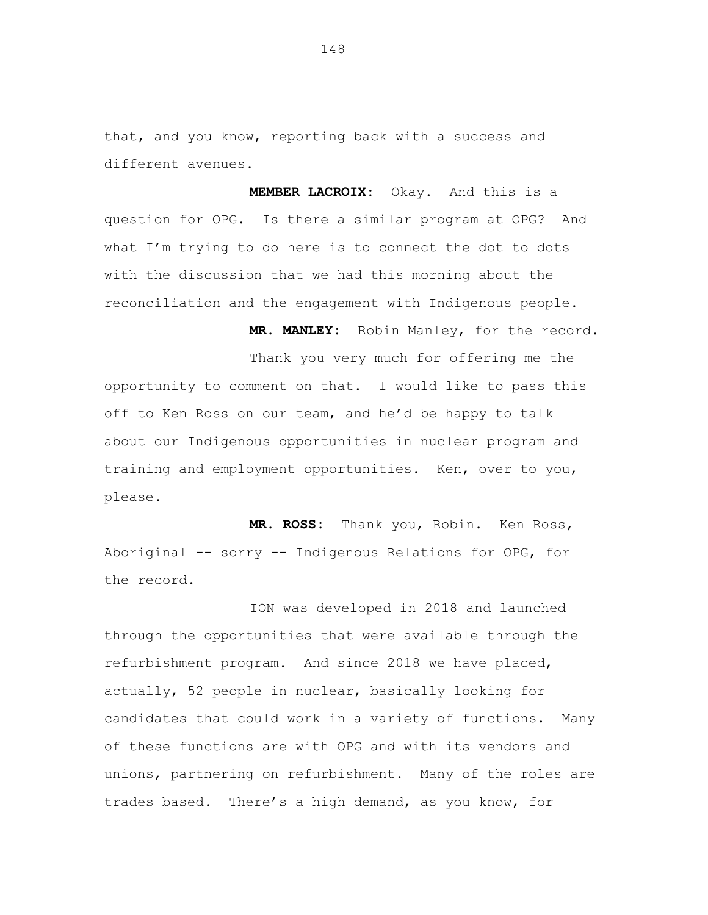that, and you know, reporting back with a success and different avenues.

**MEMBER LACROIX:** Okay. And this is a question for OPG. Is there a similar program at OPG? And what I'm trying to do here is to connect the dot to dots with the discussion that we had this morning about the reconciliation and the engagement with Indigenous people.

**MR. MANLEY:** Robin Manley, for the record.

Thank you very much for offering me the opportunity to comment on that. I would like to pass this off to Ken Ross on our team, and he'd be happy to talk about our Indigenous opportunities in nuclear program and training and employment opportunities. Ken, over to you, please.

**MR. ROSS:** Thank you, Robin. Ken Ross, Aboriginal -- sorry -- Indigenous Relations for OPG, for the record.

ION was developed in 2018 and launched through the opportunities that were available through the refurbishment program. And since 2018 we have placed, actually, 52 people in nuclear, basically looking for candidates that could work in a variety of functions. Many of these functions are with OPG and with its vendors and unions, partnering on refurbishment. Many of the roles are trades based. There's a high demand, as you know, for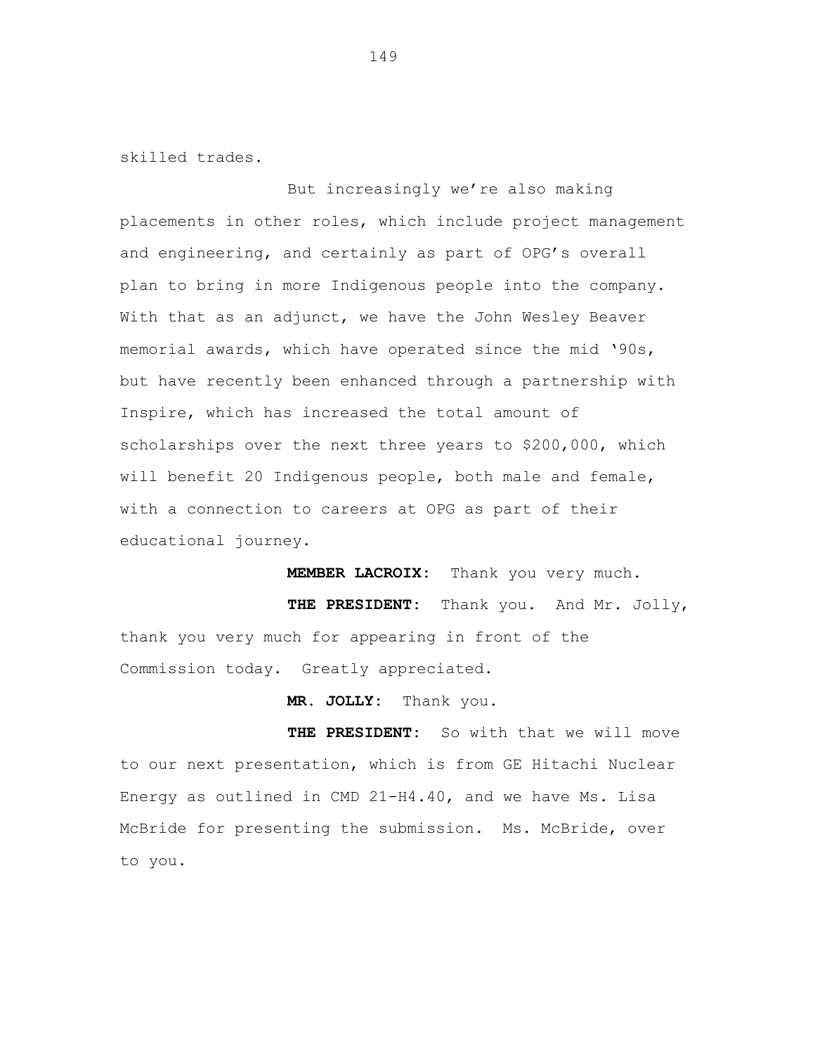skilled trades.

But increasingly we're also making placements in other roles, which include project management and engineering, and certainly as part of OPG's overall plan to bring in more Indigenous people into the company. With that as an adjunct, we have the John Wesley Beaver memorial awards, which have operated since the mid '90s, but have recently been enhanced through a partnership with Inspire, which has increased the total amount of scholarships over the next three years to $200,000, which will benefit 20 Indigenous people, both male and female, with a connection to careers at OPG as part of their educational journey.

**MEMBER LACROIX:** Thank you very much.

**THE PRESIDENT:** Thank you. And Mr. Jolly, thank you very much for appearing in front of the Commission today. Greatly appreciated.

**MR. JOLLY:** Thank you.

**THE PRESIDENT:** So with that we will move to our next presentation, which is from GE Hitachi Nuclear Energy as outlined in CMD 21-H4.40, and we have Ms. Lisa McBride for presenting the submission. Ms. McBride, over to you.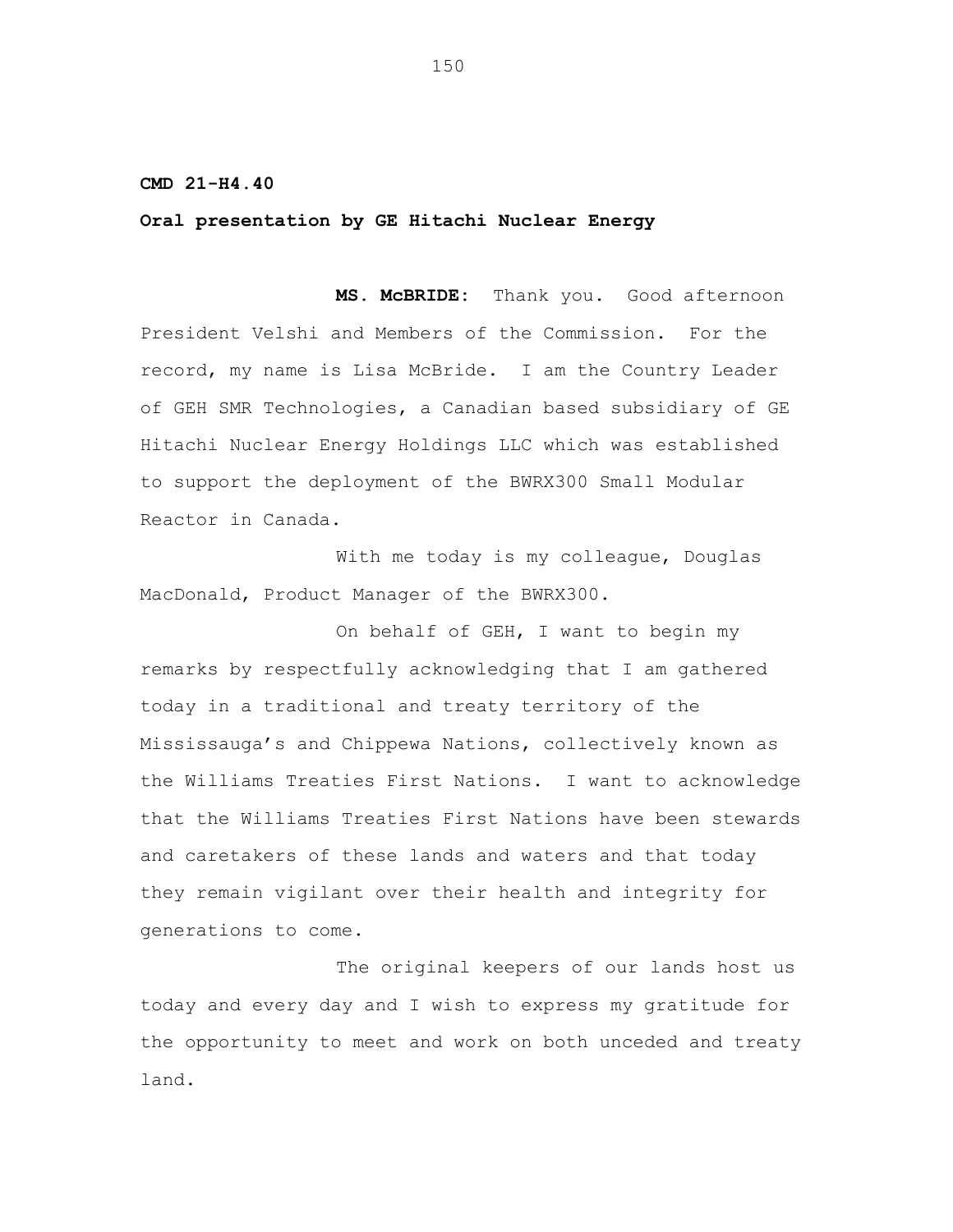**CMD 21-H4.40**

**Oral presentation by GE Hitachi Nuclear Energy**

**MS. McBRIDE:** Thank you. Good afternoon President Velshi and Members of the Commission. For the record, my name is Lisa McBride. I am the Country Leader of GEH SMR Technologies, a Canadian based subsidiary of GE Hitachi Nuclear Energy Holdings LLC which was established to support the deployment of the BWRX300 Small Modular Reactor in Canada.

With me today is my colleague, Douglas MacDonald, Product Manager of the BWRX300.

On behalf of GEH, I want to begin my remarks by respectfully acknowledging that I am gathered today in a traditional and treaty territory of the Mississauga's and Chippewa Nations, collectively known as the Williams Treaties First Nations. I want to acknowledge that the Williams Treaties First Nations have been stewards and caretakers of these lands and waters and that today they remain vigilant over their health and integrity for generations to come.

The original keepers of our lands host us today and every day and I wish to express my gratitude for the opportunity to meet and work on both unceded and treaty land.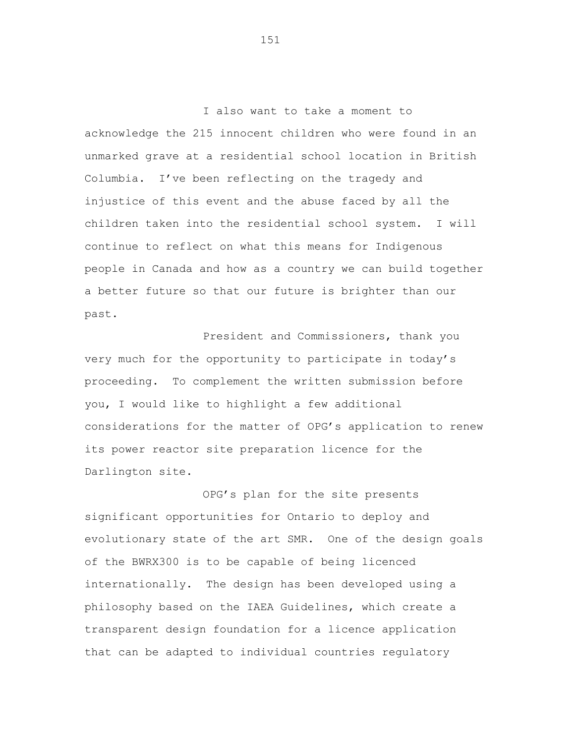I also want to take a moment to acknowledge the 215 innocent children who were found in an unmarked grave at a residential school location in British Columbia. I've been reflecting on the tragedy and injustice of this event and the abuse faced by all the children taken into the residential school system. I will continue to reflect on what this means for Indigenous people in Canada and how as a country we can build together a better future so that our future is brighter than our past.

President and Commissioners, thank you very much for the opportunity to participate in today's proceeding. To complement the written submission before you, I would like to highlight a few additional considerations for the matter of OPG's application to renew its power reactor site preparation licence for the Darlington site.

OPG's plan for the site presents significant opportunities for Ontario to deploy and evolutionary state of the art SMR. One of the design goals of the BWRX300 is to be capable of being licenced internationally. The design has been developed using a philosophy based on the IAEA Guidelines, which create a transparent design foundation for a licence application that can be adapted to individual countries regulatory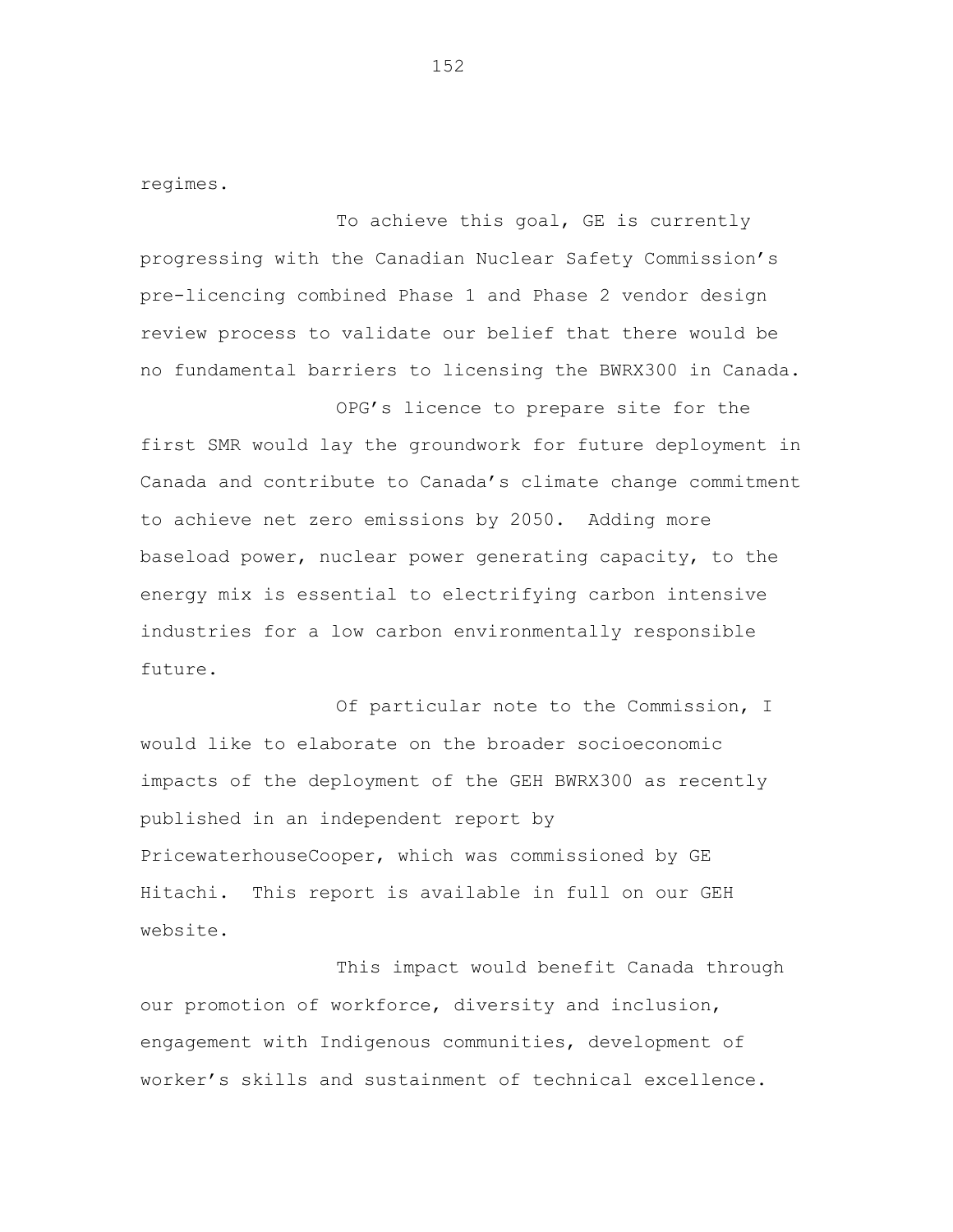regimes.

To achieve this goal, GE is currently progressing with the Canadian Nuclear Safety Commission's pre-licencing combined Phase 1 and Phase 2 vendor design review process to validate our belief that there would be no fundamental barriers to licensing the BWRX300 in Canada.

OPG's licence to prepare site for the first SMR would lay the groundwork for future deployment in Canada and contribute to Canada's climate change commitment to achieve net zero emissions by 2050. Adding more baseload power, nuclear power generating capacity, to the energy mix is essential to electrifying carbon intensive industries for a low carbon environmentally responsible future.

Of particular note to the Commission, I would like to elaborate on the broader socioeconomic impacts of the deployment of the GEH BWRX300 as recently published in an independent report by PricewaterhouseCooper, which was commissioned by GE Hitachi. This report is available in full on our GEH website.

This impact would benefit Canada through our promotion of workforce, diversity and inclusion, engagement with Indigenous communities, development of worker's skills and sustainment of technical excellence.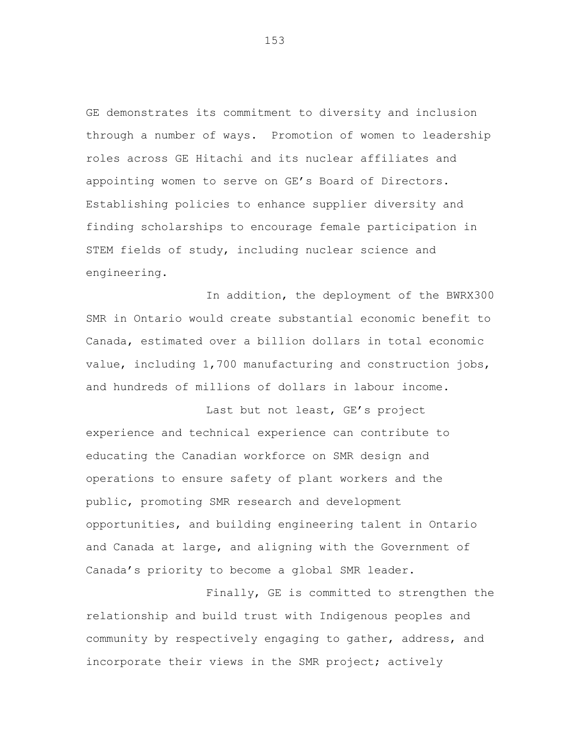GE demonstrates its commitment to diversity and inclusion through a number of ways. Promotion of women to leadership roles across GE Hitachi and its nuclear affiliates and appointing women to serve on GE's Board of Directors. Establishing policies to enhance supplier diversity and finding scholarships to encourage female participation in STEM fields of study, including nuclear science and engineering.

In addition, the deployment of the BWRX300 SMR in Ontario would create substantial economic benefit to Canada, estimated over a billion dollars in total economic value, including 1,700 manufacturing and construction jobs, and hundreds of millions of dollars in labour income.

Last but not least, GE's project experience and technical experience can contribute to educating the Canadian workforce on SMR design and operations to ensure safety of plant workers and the public, promoting SMR research and development opportunities, and building engineering talent in Ontario and Canada at large, and aligning with the Government of Canada's priority to become a global SMR leader.

Finally, GE is committed to strengthen the relationship and build trust with Indigenous peoples and community by respectively engaging to gather, address, and incorporate their views in the SMR project; actively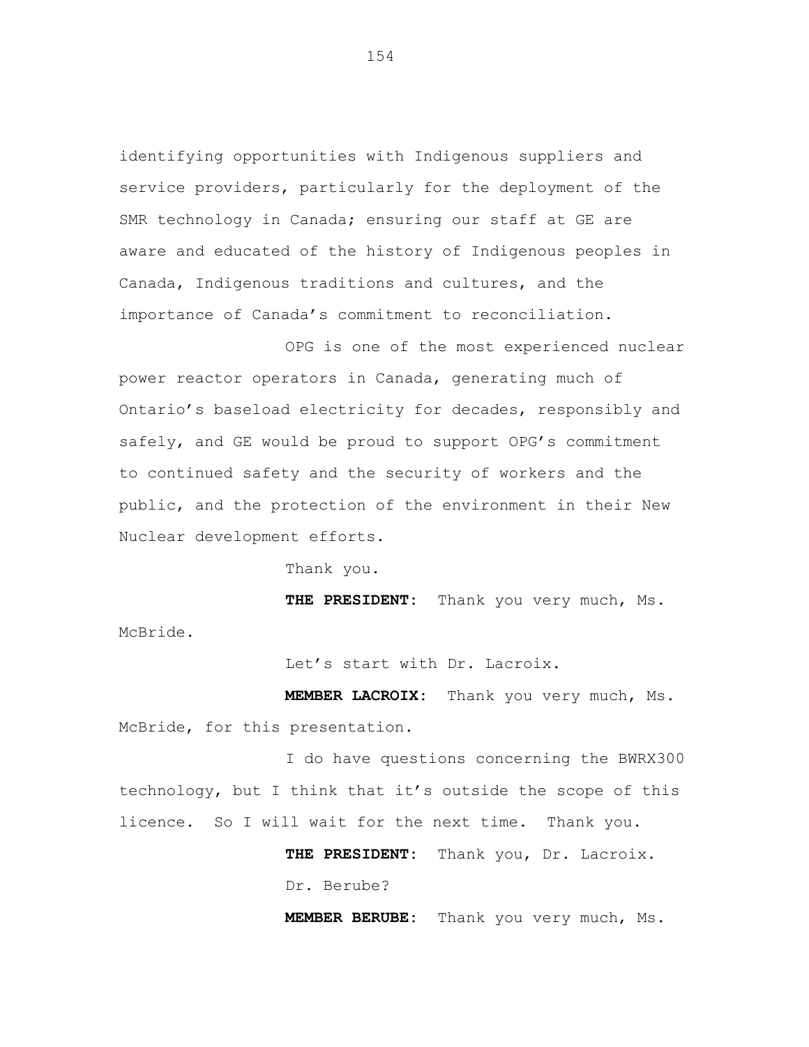identifying opportunities with Indigenous suppliers and service providers, particularly for the deployment of the SMR technology in Canada; ensuring our staff at GE are aware and educated of the history of Indigenous peoples in Canada, Indigenous traditions and cultures, and the importance of Canada's commitment to reconciliation.

OPG is one of the most experienced nuclear power reactor operators in Canada, generating much of Ontario's baseload electricity for decades, responsibly and safely, and GE would be proud to support OPG's commitment to continued safety and the security of workers and the public, and the protection of the environment in their New Nuclear development efforts.

Thank you.

**THE PRESIDENT:** Thank you very much, Ms. McBride.

Let's start with Dr. Lacroix.

**MEMBER LACROIX:** Thank you very much, Ms. McBride, for this presentation.

I do have questions concerning the BWRX300 technology, but I think that it's outside the scope of this licence. So I will wait for the next time. Thank you.

**THE PRESIDENT:** Thank you, Dr. Lacroix.

Dr. Berube?

**MEMBER BERUBE:** Thank you very much, Ms.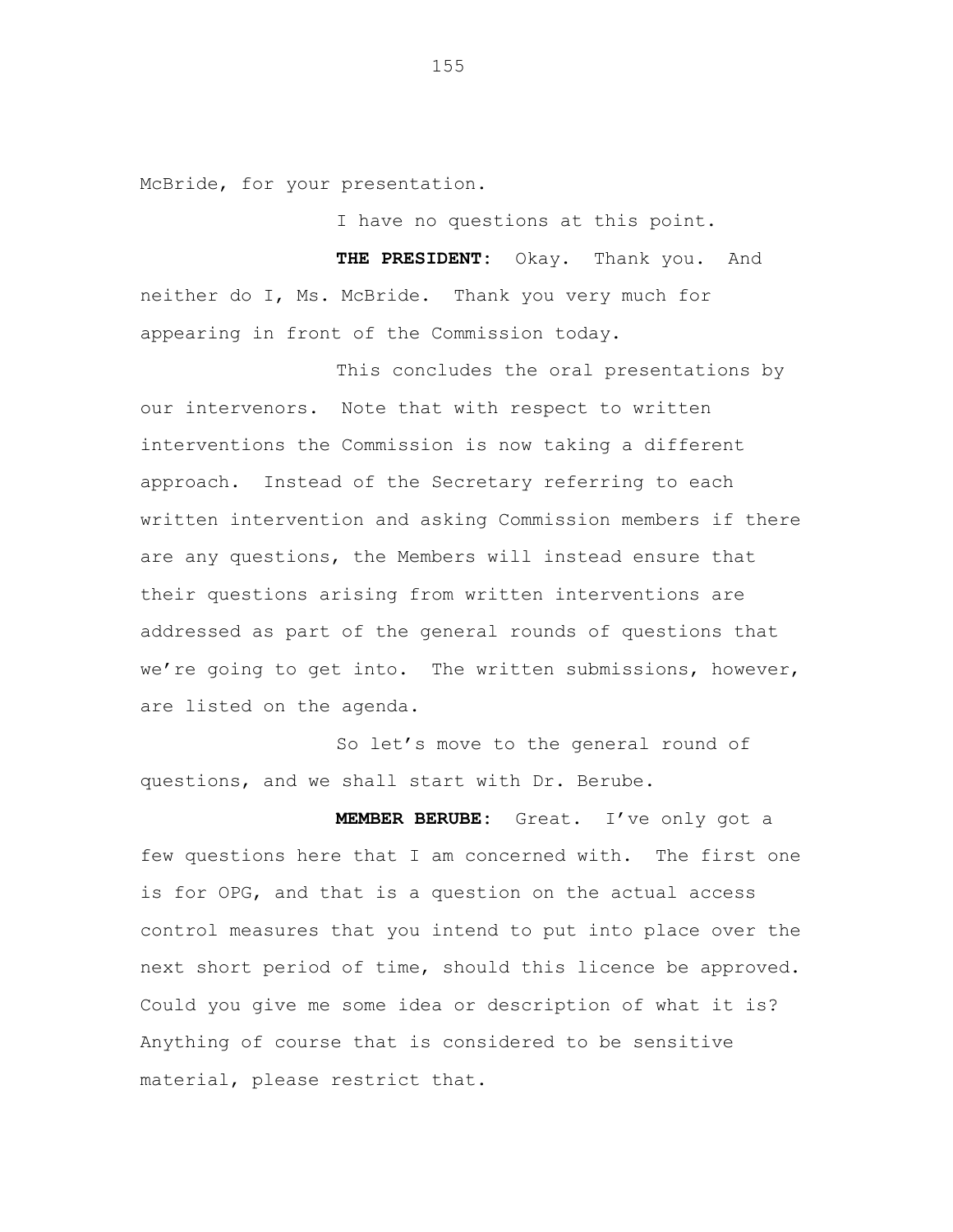McBride, for your presentation.

I have no questions at this point.

**THE PRESIDENT:** Okay. Thank you. And neither do I, Ms. McBride. Thank you very much for appearing in front of the Commission today.

This concludes the oral presentations by our intervenors. Note that with respect to written interventions the Commission is now taking a different approach. Instead of the Secretary referring to each written intervention and asking Commission members if there are any questions, the Members will instead ensure that their questions arising from written interventions are addressed as part of the general rounds of questions that we're going to get into. The written submissions, however, are listed on the agenda.

So let's move to the general round of questions, and we shall start with Dr. Berube.

**MEMBER BERUBE:** Great. I've only got a few questions here that I am concerned with. The first one is for OPG, and that is a question on the actual access control measures that you intend to put into place over the next short period of time, should this licence be approved. Could you give me some idea or description of what it is? Anything of course that is considered to be sensitive material, please restrict that.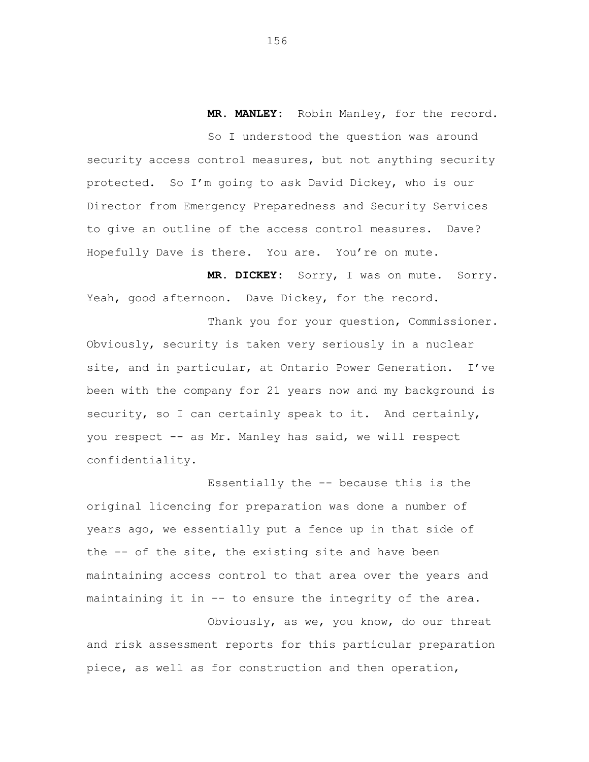**MR. MANLEY:** Robin Manley, for the record.

So I understood the question was around security access control measures, but not anything security protected. So I'm going to ask David Dickey, who is our Director from Emergency Preparedness and Security Services to give an outline of the access control measures. Dave? Hopefully Dave is there. You are. You're on mute.

**MR. DICKEY:** Sorry, I was on mute. Sorry. Yeah, good afternoon. Dave Dickey, for the record.

Thank you for your question, Commissioner. Obviously, security is taken very seriously in a nuclear site, and in particular, at Ontario Power Generation. I've been with the company for 21 years now and my background is security, so I can certainly speak to it. And certainly, you respect -- as Mr. Manley has said, we will respect confidentiality.

Essentially the -- because this is the original licencing for preparation was done a number of years ago, we essentially put a fence up in that side of the -- of the site, the existing site and have been maintaining access control to that area over the years and maintaining it in -- to ensure the integrity of the area.

Obviously, as we, you know, do our threat and risk assessment reports for this particular preparation piece, as well as for construction and then operation,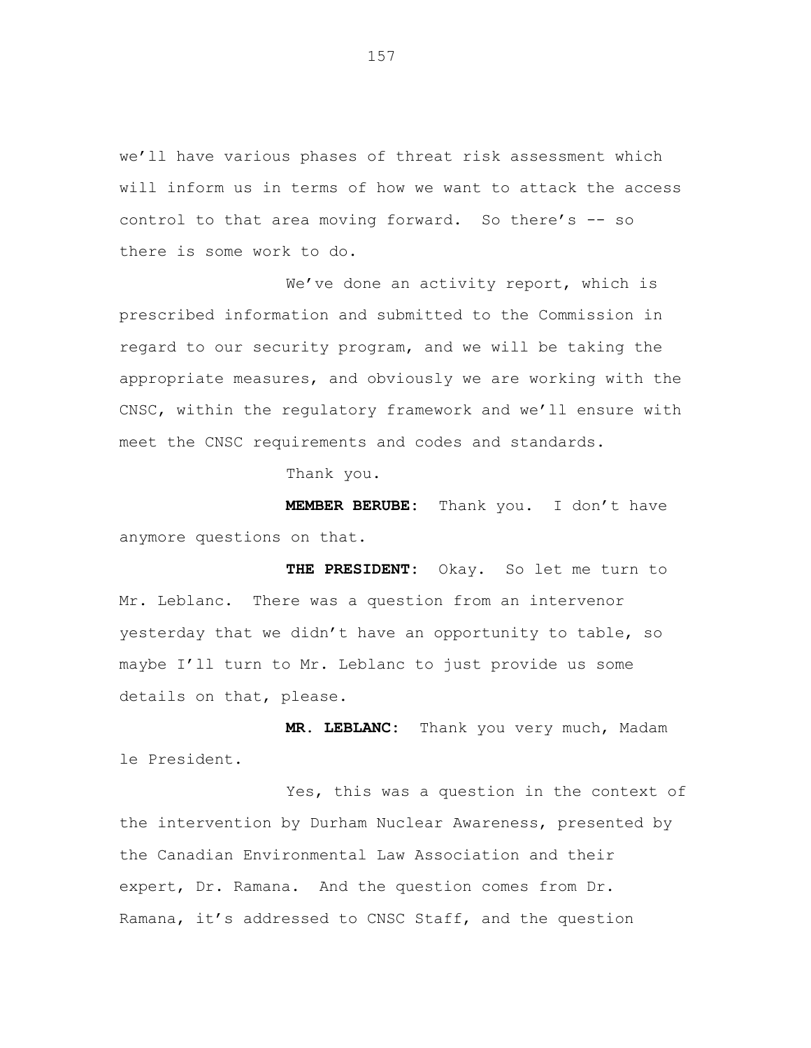we'll have various phases of threat risk assessment which will inform us in terms of how we want to attack the access control to that area moving forward. So there's -- so there is some work to do.

We've done an activity report, which is prescribed information and submitted to the Commission in regard to our security program, and we will be taking the appropriate measures, and obviously we are working with the CNSC, within the regulatory framework and we'll ensure with meet the CNSC requirements and codes and standards.

Thank you.

**MEMBER BERUBE:** Thank you. I don't have anymore questions on that.

**THE PRESIDENT:** Okay. So let me turn to Mr. Leblanc. There was a question from an intervenor yesterday that we didn't have an opportunity to table, so maybe I'll turn to Mr. Leblanc to just provide us some details on that, please.

**MR. LEBLANC:** Thank you very much, Madam le President.

Yes, this was a question in the context of the intervention by Durham Nuclear Awareness, presented by the Canadian Environmental Law Association and their expert, Dr. Ramana. And the question comes from Dr. Ramana, it's addressed to CNSC Staff, and the question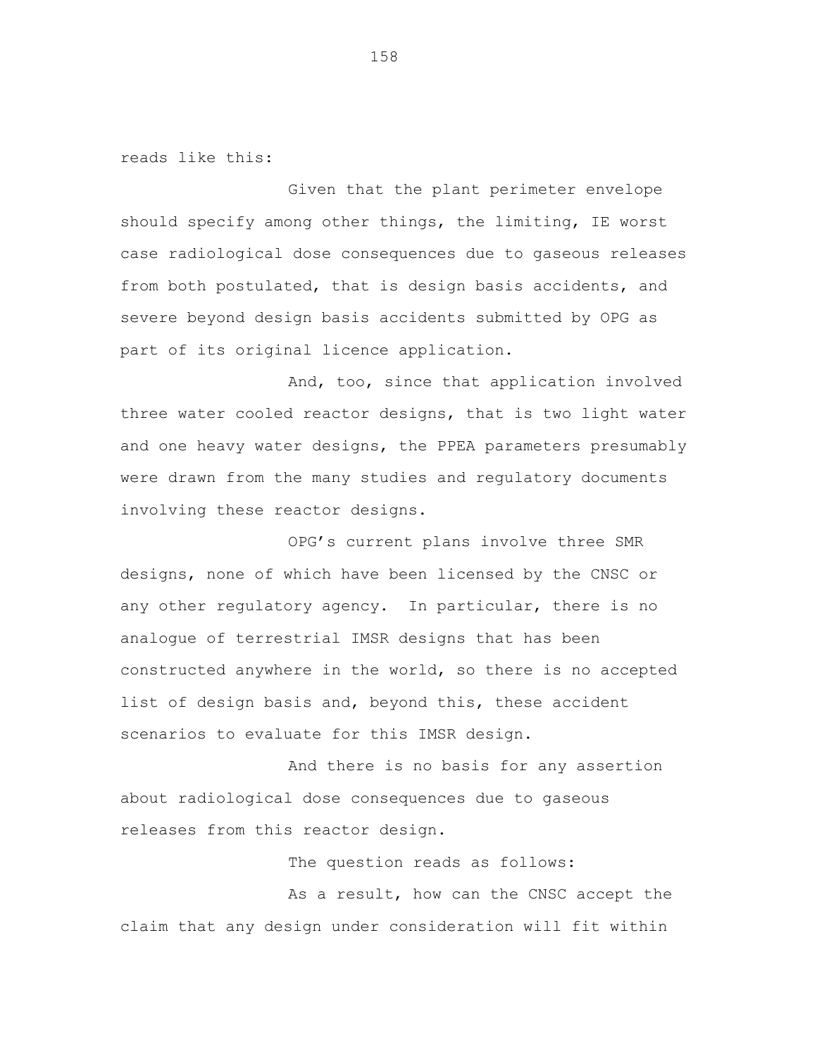reads like this:

Given that the plant perimeter envelope should specify among other things, the limiting, IE worst case radiological dose consequences due to gaseous releases from both postulated, that is design basis accidents, and severe beyond design basis accidents submitted by OPG as part of its original licence application.

And, too, since that application involved three water cooled reactor designs, that is two light water and one heavy water designs, the PPEA parameters presumably were drawn from the many studies and regulatory documents involving these reactor designs.

OPG's current plans involve three SMR designs, none of which have been licensed by the CNSC or any other regulatory agency. In particular, there is no analogue of terrestrial IMSR designs that has been constructed anywhere in the world, so there is no accepted list of design basis and, beyond this, these accident scenarios to evaluate for this IMSR design.

And there is no basis for any assertion about radiological dose consequences due to gaseous releases from this reactor design.

The question reads as follows:

As a result, how can the CNSC accept the claim that any design under consideration will fit within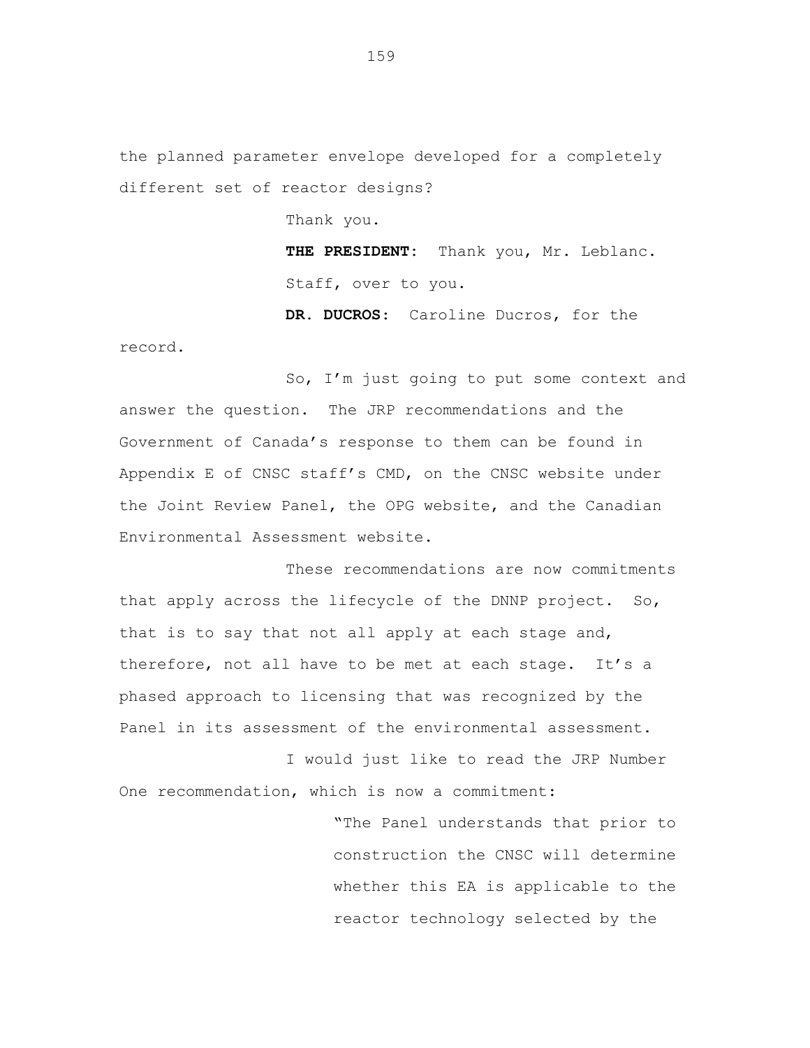the planned parameter envelope developed for a completely different set of reactor designs?

Thank you.

**THE PRESIDENT:** Thank you, Mr. Leblanc. Staff, over to you.

**DR. DUCROS:** Caroline Ducros, for the record.

So, I'm just going to put some context and answer the question. The JRP recommendations and the Government of Canada's response to them can be found in Appendix E of CNSC staff's CMD, on the CNSC website under the Joint Review Panel, the OPG website, and the Canadian Environmental Assessment website.

These recommendations are now commitments that apply across the lifecycle of the DNNP project. So, that is to say that not all apply at each stage and, therefore, not all have to be met at each stage. It's a phased approach to licensing that was recognized by the Panel in its assessment of the environmental assessment.

I would just like to read the JRP Number One recommendation, which is now a commitment:

> "The Panel understands that prior to construction the CNSC will determine whether this EA is applicable to the reactor technology selected by the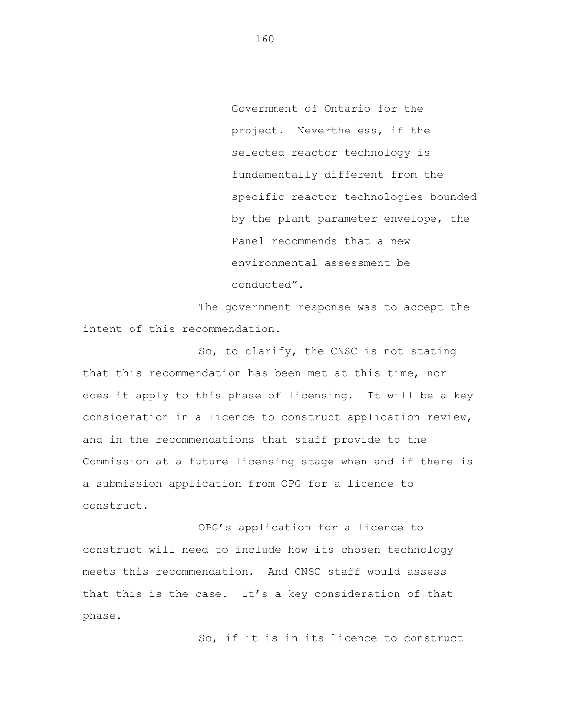> Government of Ontario for the project. Nevertheless, if the selected reactor technology is fundamentally different from the specific reactor technologies bounded by the plant parameter envelope, the Panel recommends that a new environmental assessment be conducted".

The government response was to accept the intent of this recommendation.

So, to clarify, the CNSC is not stating that this recommendation has been met at this time, nor does it apply to this phase of licensing. It will be a key consideration in a licence to construct application review, and in the recommendations that staff provide to the Commission at a future licensing stage when and if there is a submission application from OPG for a licence to construct.

OPG's application for a licence to construct will need to include how its chosen technology meets this recommendation. And CNSC staff would assess that this is the case. It's a key consideration of that phase.

So, if it is in its licence to construct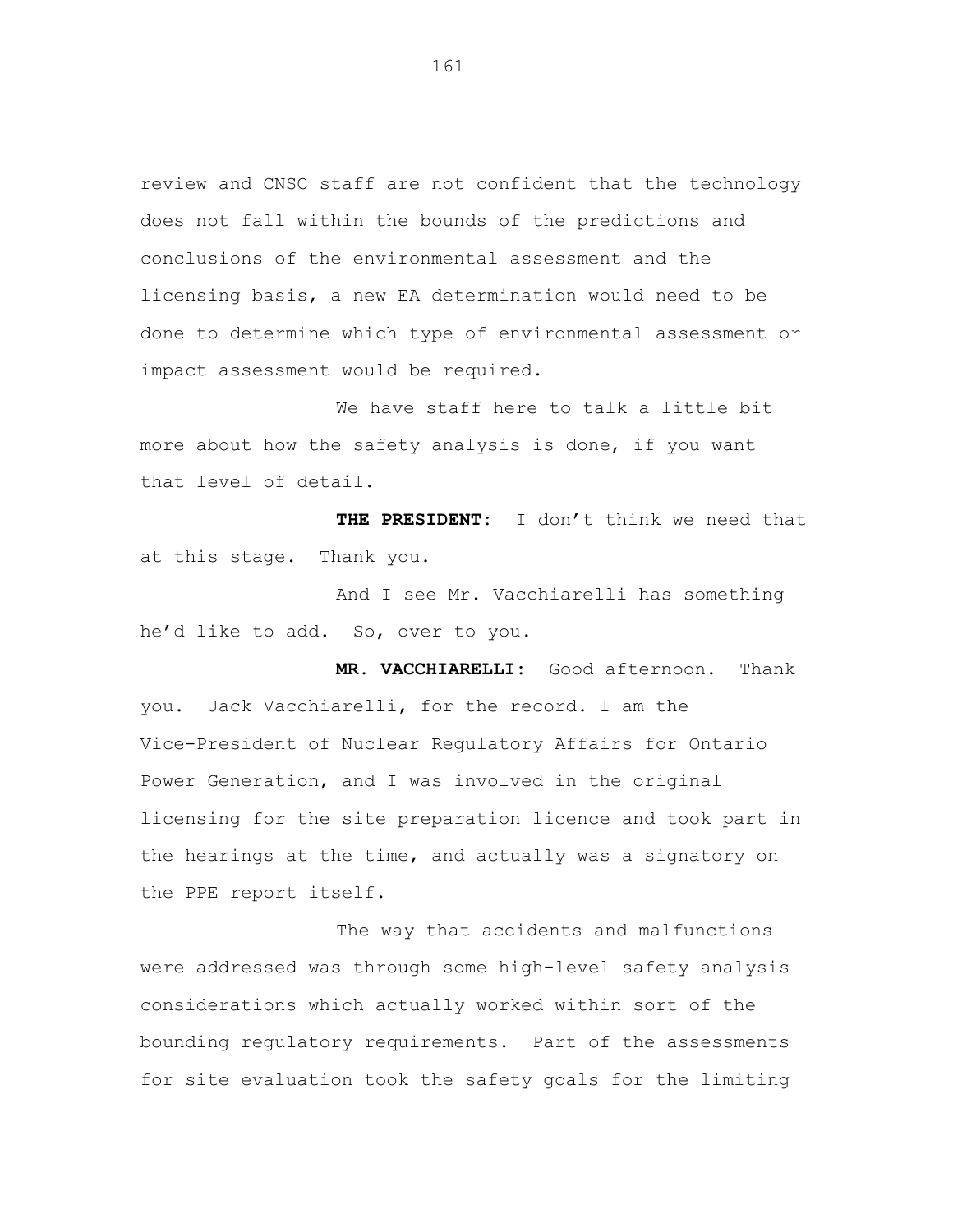review and CNSC staff are not confident that the technology does not fall within the bounds of the predictions and conclusions of the environmental assessment and the licensing basis, a new EA determination would need to be done to determine which type of environmental assessment or impact assessment would be required.

We have staff here to talk a little bit more about how the safety analysis is done, if you want that level of detail.

**THE PRESIDENT:** I don't think we need that at this stage. Thank you.

And I see Mr. Vacchiarelli has something he'd like to add. So, over to you.

**MR. VACCHIARELLI:** Good afternoon. Thank you. Jack Vacchiarelli, for the record. I am the Vice-President of Nuclear Regulatory Affairs for Ontario Power Generation, and I was involved in the original licensing for the site preparation licence and took part in the hearings at the time, and actually was a signatory on the PPE report itself.

The way that accidents and malfunctions were addressed was through some high-level safety analysis considerations which actually worked within sort of the bounding regulatory requirements. Part of the assessments for site evaluation took the safety goals for the limiting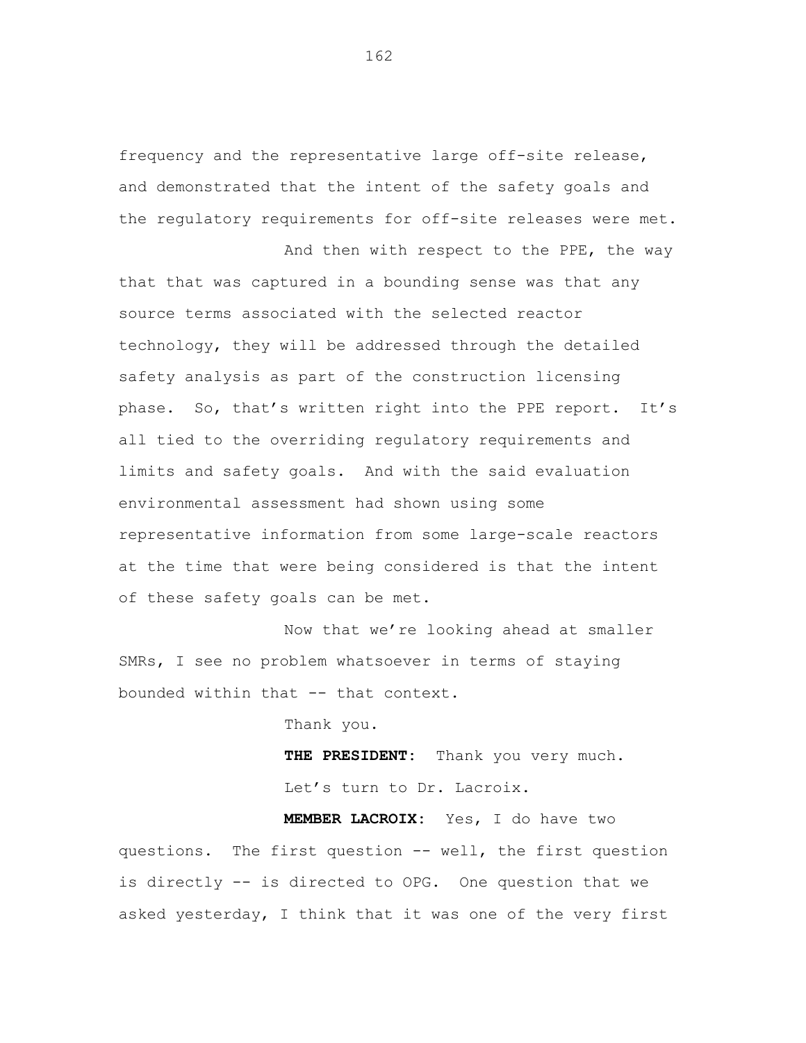frequency and the representative large off-site release, and demonstrated that the intent of the safety goals and the regulatory requirements for off-site releases were met.

And then with respect to the PPE, the way that that was captured in a bounding sense was that any source terms associated with the selected reactor technology, they will be addressed through the detailed safety analysis as part of the construction licensing phase. So, that's written right into the PPE report. It's all tied to the overriding regulatory requirements and limits and safety goals. And with the said evaluation environmental assessment had shown using some representative information from some large-scale reactors at the time that were being considered is that the intent of these safety goals can be met.

Now that we're looking ahead at smaller SMRs, I see no problem whatsoever in terms of staying bounded within that -- that context.

Thank you.

**THE PRESIDENT:** Thank you very much.

Let's turn to Dr. Lacroix.

**MEMBER LACROIX:** Yes, I do have two questions. The first question -- well, the first question is directly -- is directed to OPG. One question that we asked yesterday, I think that it was one of the very first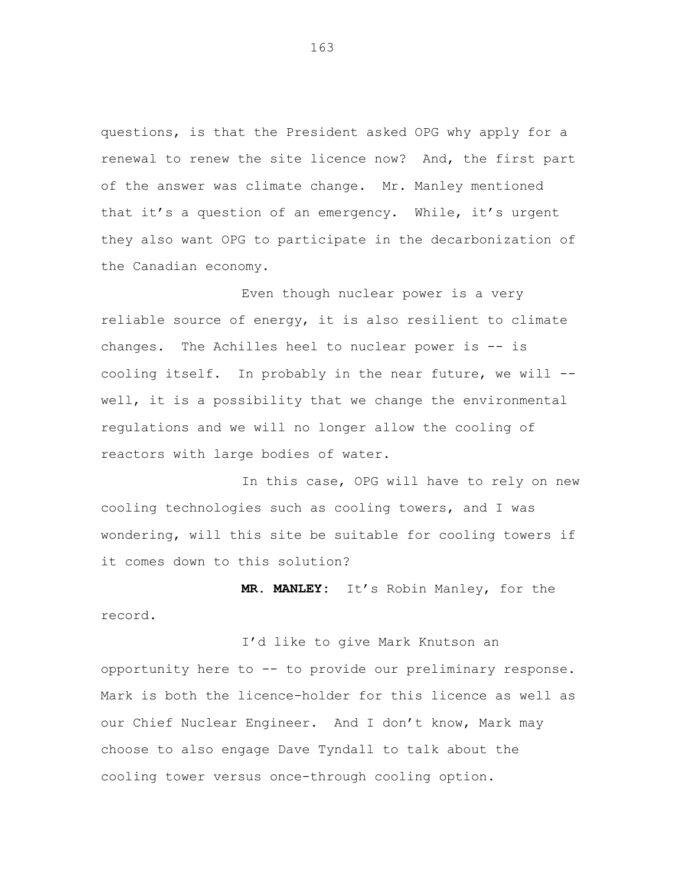questions, is that the President asked OPG why apply for a renewal to renew the site licence now? And, the first part of the answer was climate change. Mr. Manley mentioned that it's a question of an emergency. While, it's urgent they also want OPG to participate in the decarbonization of the Canadian economy.

Even though nuclear power is a very reliable source of energy, it is also resilient to climate changes. The Achilles heel to nuclear power is -- is cooling itself. In probably in the near future, we will -- well, it is a possibility that we change the environmental regulations and we will no longer allow the cooling of reactors with large bodies of water.

In this case, OPG will have to rely on new cooling technologies such as cooling towers, and I was wondering, will this site be suitable for cooling towers if it comes down to this solution?

**MR. MANLEY:** It's Robin Manley, for the record.

I'd like to give Mark Knutson an opportunity here to -- to provide our preliminary response. Mark is both the licence-holder for this licence as well as our Chief Nuclear Engineer. And I don't know, Mark may choose to also engage Dave Tyndall to talk about the cooling tower versus once-through cooling option.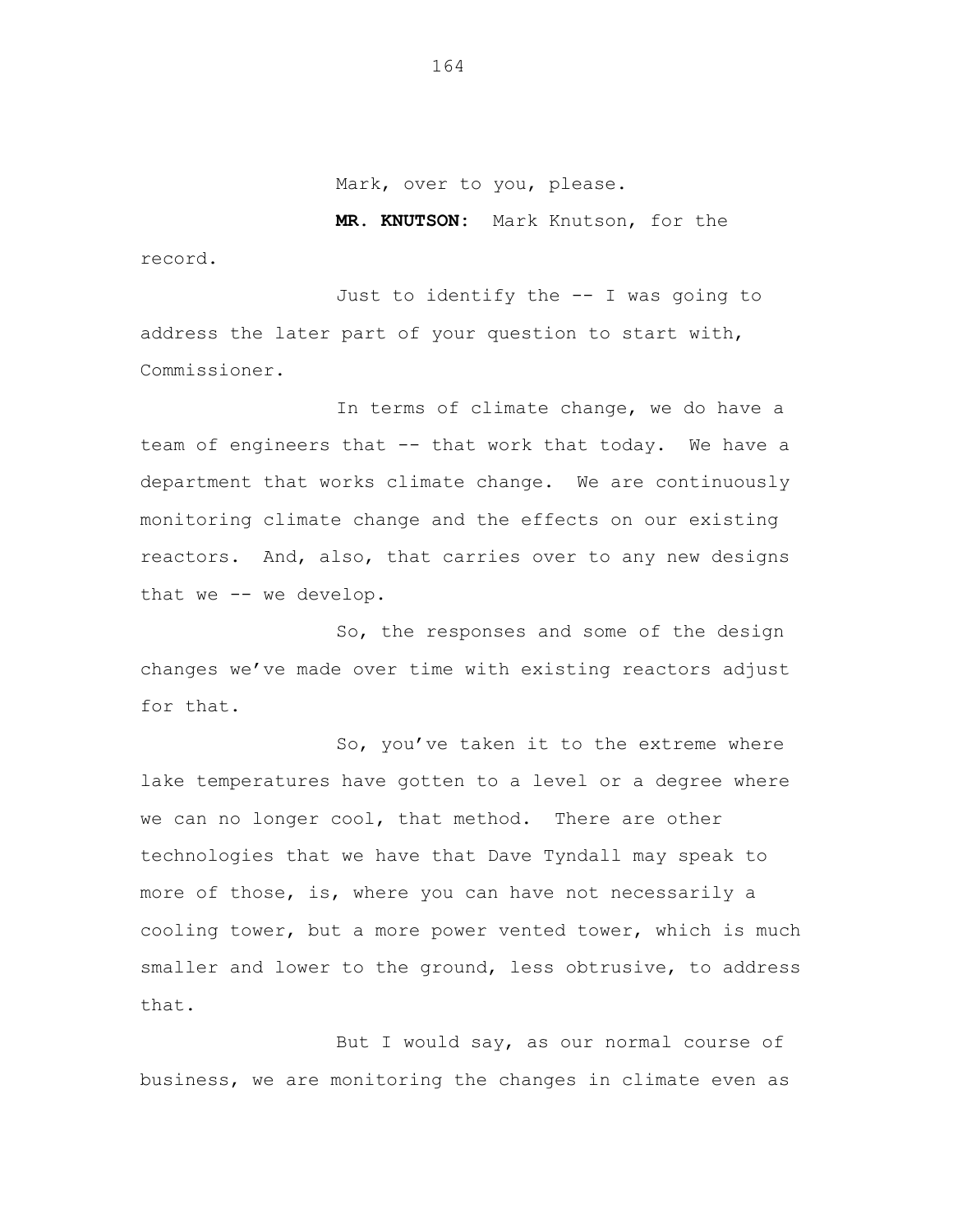Mark, over to you, please.

**MR. KNUTSON:** Mark Knutson, for the record.

Just to identify the -- I was going to address the later part of your question to start with, Commissioner.

In terms of climate change, we do have a team of engineers that -- that work that today. We have a department that works climate change. We are continuously monitoring climate change and the effects on our existing reactors. And, also, that carries over to any new designs that we -- we develop.

So, the responses and some of the design changes we've made over time with existing reactors adjust for that.

So, you've taken it to the extreme where lake temperatures have gotten to a level or a degree where we can no longer cool, that method. There are other technologies that we have that Dave Tyndall may speak to more of those, is, where you can have not necessarily a cooling tower, but a more power vented tower, which is much smaller and lower to the ground, less obtrusive, to address that.

But I would say, as our normal course of business, we are monitoring the changes in climate even as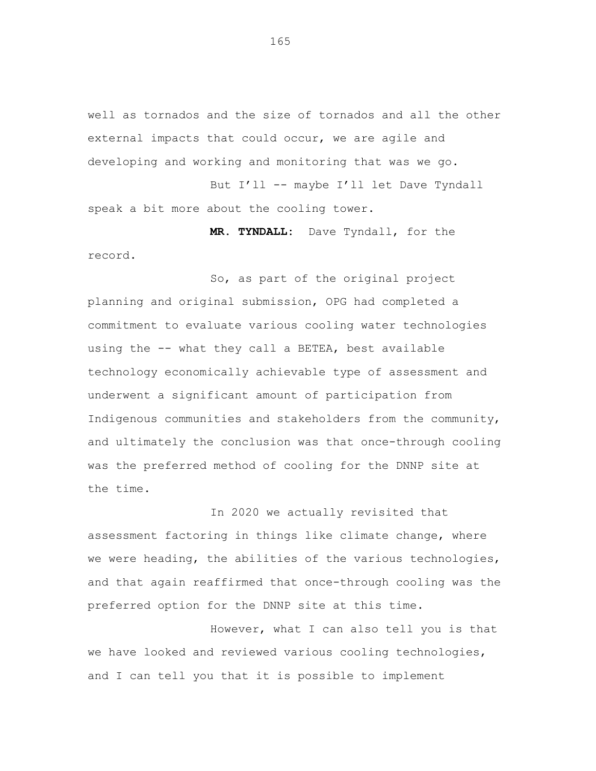well as tornados and the size of tornados and all the other external impacts that could occur, we are agile and developing and working and monitoring that was we go.

But I'll -- maybe I'll let Dave Tyndall speak a bit more about the cooling tower.

**MR. TYNDALL:** Dave Tyndall, for the record.

So, as part of the original project planning and original submission, OPG had completed a commitment to evaluate various cooling water technologies using the -- what they call a BETEA, best available technology economically achievable type of assessment and underwent a significant amount of participation from Indigenous communities and stakeholders from the community, and ultimately the conclusion was that once-through cooling was the preferred method of cooling for the DNNP site at the time.

In 2020 we actually revisited that assessment factoring in things like climate change, where we were heading, the abilities of the various technologies, and that again reaffirmed that once-through cooling was the preferred option for the DNNP site at this time.

However, what I can also tell you is that we have looked and reviewed various cooling technologies, and I can tell you that it is possible to implement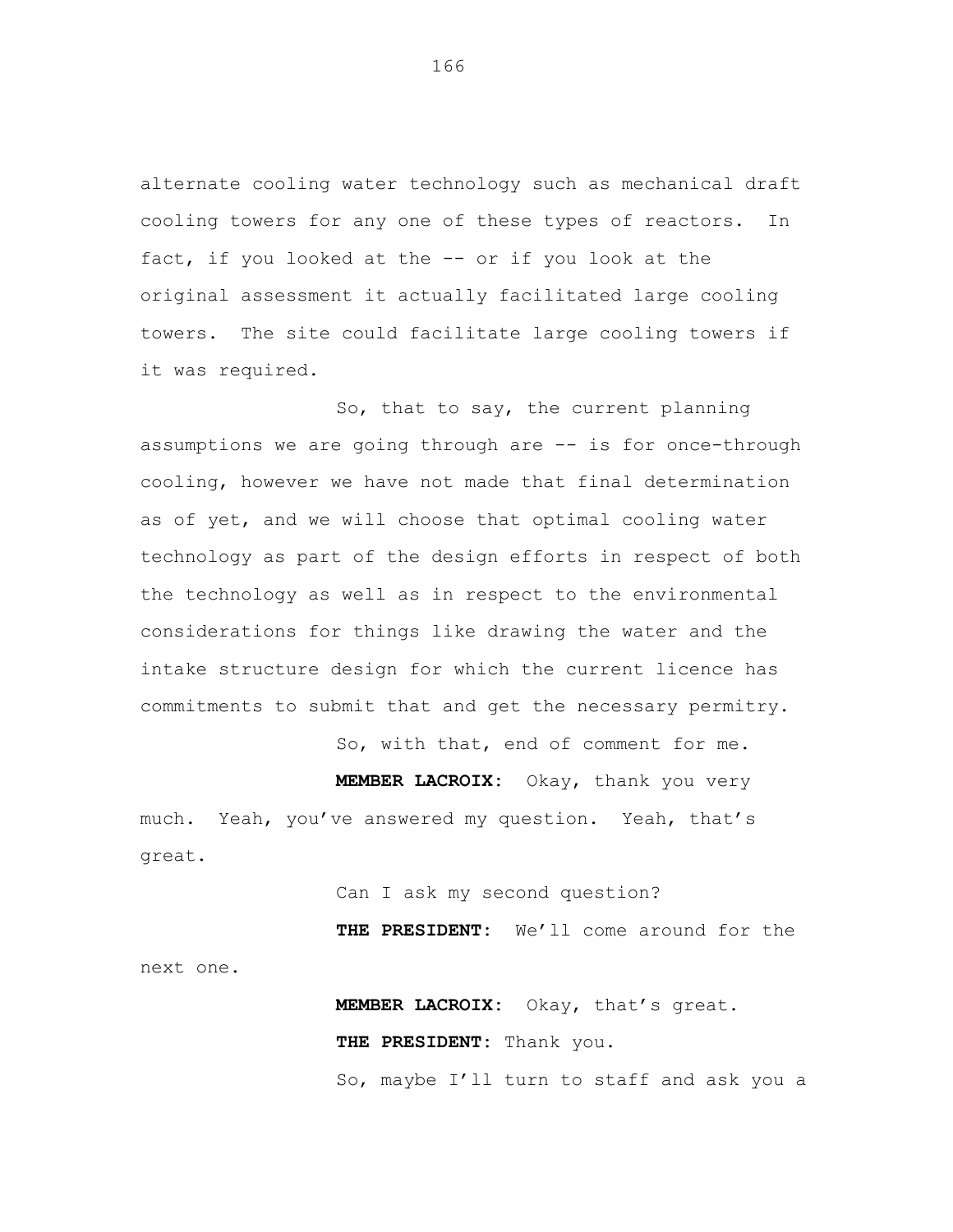alternate cooling water technology such as mechanical draft cooling towers for any one of these types of reactors. In fact, if you looked at the -- or if you look at the original assessment it actually facilitated large cooling towers. The site could facilitate large cooling towers if it was required.

So, that to say, the current planning assumptions we are going through are -- is for once-through cooling, however we have not made that final determination as of yet, and we will choose that optimal cooling water technology as part of the design efforts in respect of both the technology as well as in respect to the environmental considerations for things like drawing the water and the intake structure design for which the current licence has commitments to submit that and get the necessary permitry.

So, with that, end of comment for me.

**MEMBER LACROIX:** Okay, thank you very much. Yeah, you've answered my question. Yeah, that's great.

Can I ask my second question?

**THE PRESIDENT:** We'll come around for the next one.

**MEMBER LACROIX:** Okay, that's great.

**THE PRESIDENT:** Thank you.

So, maybe I'll turn to staff and ask you a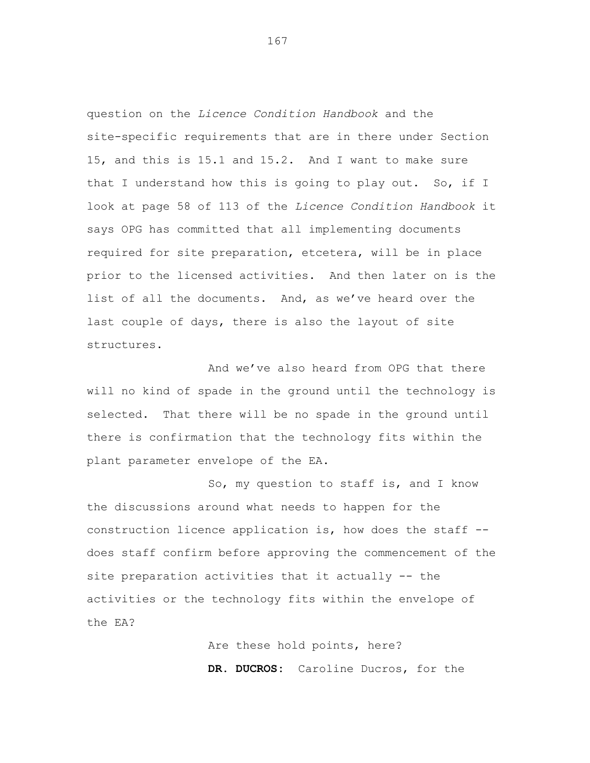question on the *Licence Condition Handbook* and the site-specific requirements that are in there under Section 15, and this is 15.1 and 15.2. And I want to make sure that I understand how this is going to play out. So, if I look at page 58 of 113 of the *Licence Condition Handbook* it says OPG has committed that all implementing documents required for site preparation, etcetera, will be in place prior to the licensed activities. And then later on is the list of all the documents. And, as we've heard over the last couple of days, there is also the layout of site structures.

And we've also heard from OPG that there will no kind of spade in the ground until the technology is selected. That there will be no spade in the ground until there is confirmation that the technology fits within the plant parameter envelope of the EA.

So, my question to staff is, and I know the discussions around what needs to happen for the construction licence application is, how does the staff -- does staff confirm before approving the commencement of the site preparation activities that it actually -- the activities or the technology fits within the envelope of the EA?

Are these hold points, here?

**DR. DUCROS:** Caroline Ducros, for the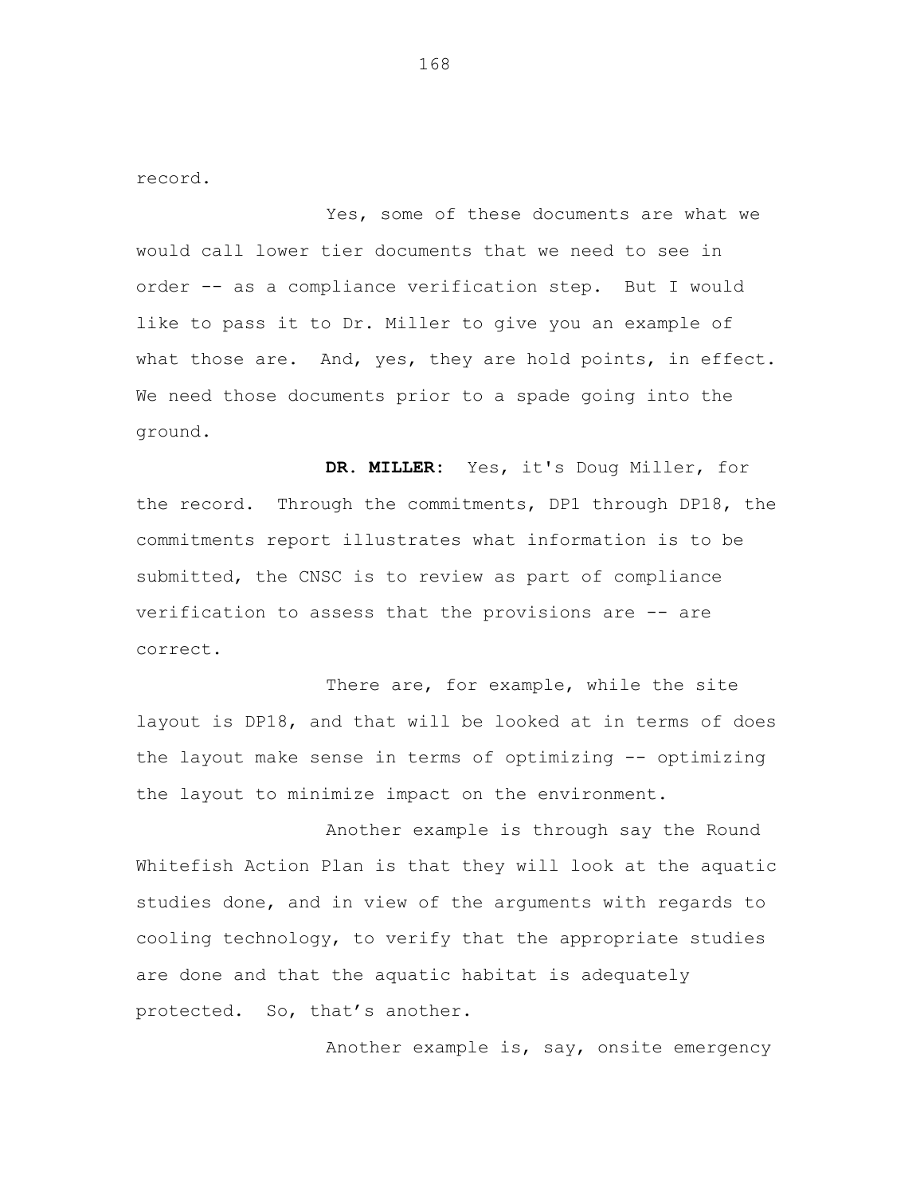record.

Yes, some of these documents are what we would call lower tier documents that we need to see in order -- as a compliance verification step. But I would like to pass it to Dr. Miller to give you an example of what those are. And, yes, they are hold points, in effect. We need those documents prior to a spade going into the ground.

**DR. MILLER:** Yes, it's Doug Miller, for the record. Through the commitments, DP1 through DP18, the commitments report illustrates what information is to be submitted, the CNSC is to review as part of compliance verification to assess that the provisions are -- are correct.

There are, for example, while the site layout is DP18, and that will be looked at in terms of does the layout make sense in terms of optimizing -- optimizing the layout to minimize impact on the environment.

Another example is through say the Round Whitefish Action Plan is that they will look at the aquatic studies done, and in view of the arguments with regards to cooling technology, to verify that the appropriate studies are done and that the aquatic habitat is adequately protected. So, that's another.

Another example is, say, onsite emergency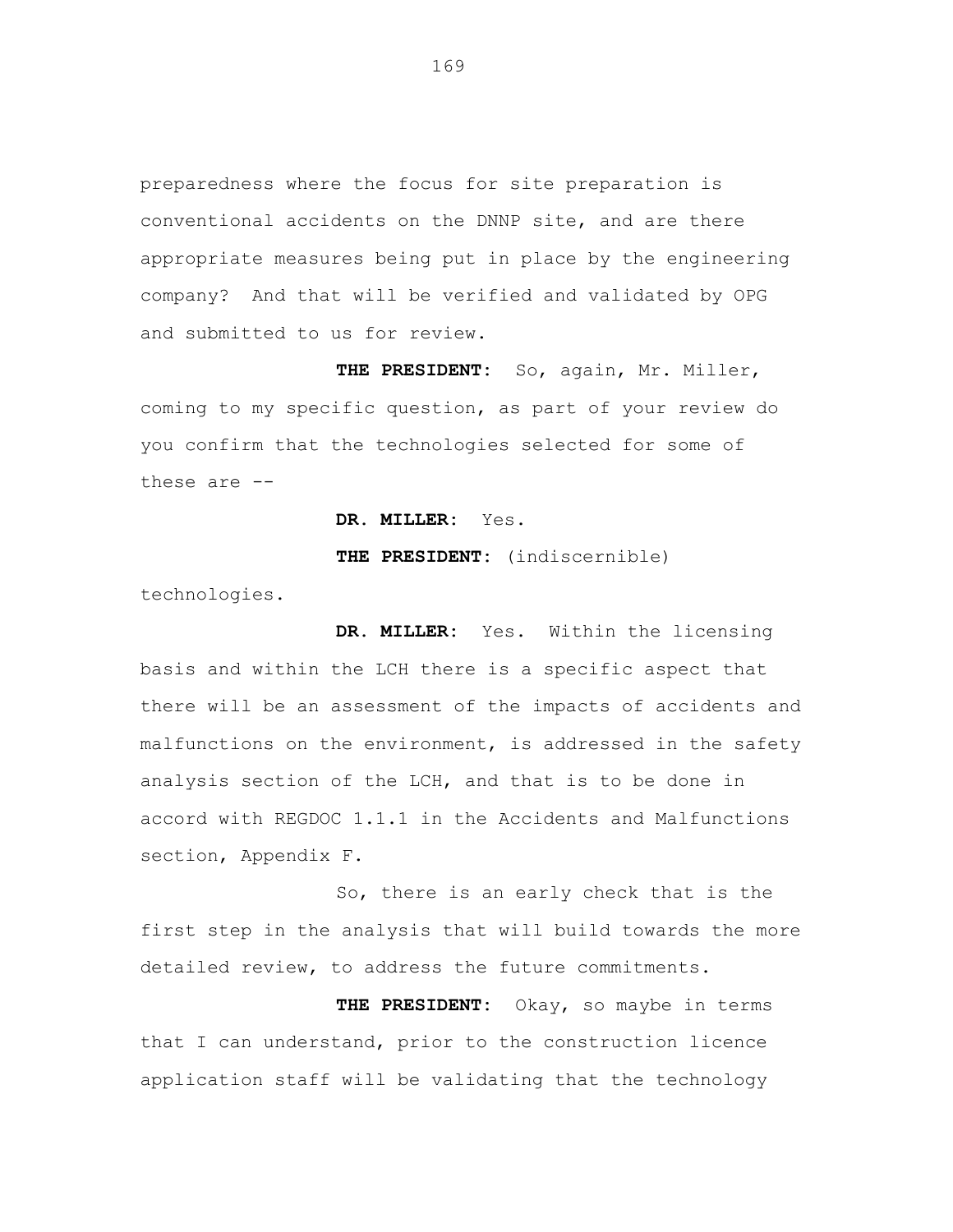preparedness where the focus for site preparation is conventional accidents on the DNNP site, and are there appropriate measures being put in place by the engineering company? And that will be verified and validated by OPG and submitted to us for review.

**THE PRESIDENT:** So, again, Mr. Miller, coming to my specific question, as part of your review do you confirm that the technologies selected for some of these are --

**DR. MILLER:** Yes.

**THE PRESIDENT:** (indiscernible) technologies.

**DR. MILLER:** Yes. Within the licensing basis and within the LCH there is a specific aspect that there will be an assessment of the impacts of accidents and malfunctions on the environment, is addressed in the safety analysis section of the LCH, and that is to be done in accord with REGDOC 1.1.1 in the Accidents and Malfunctions section, Appendix F.

So, there is an early check that is the first step in the analysis that will build towards the more detailed review, to address the future commitments.

**THE PRESIDENT:** Okay, so maybe in terms that I can understand, prior to the construction licence application staff will be validating that the technology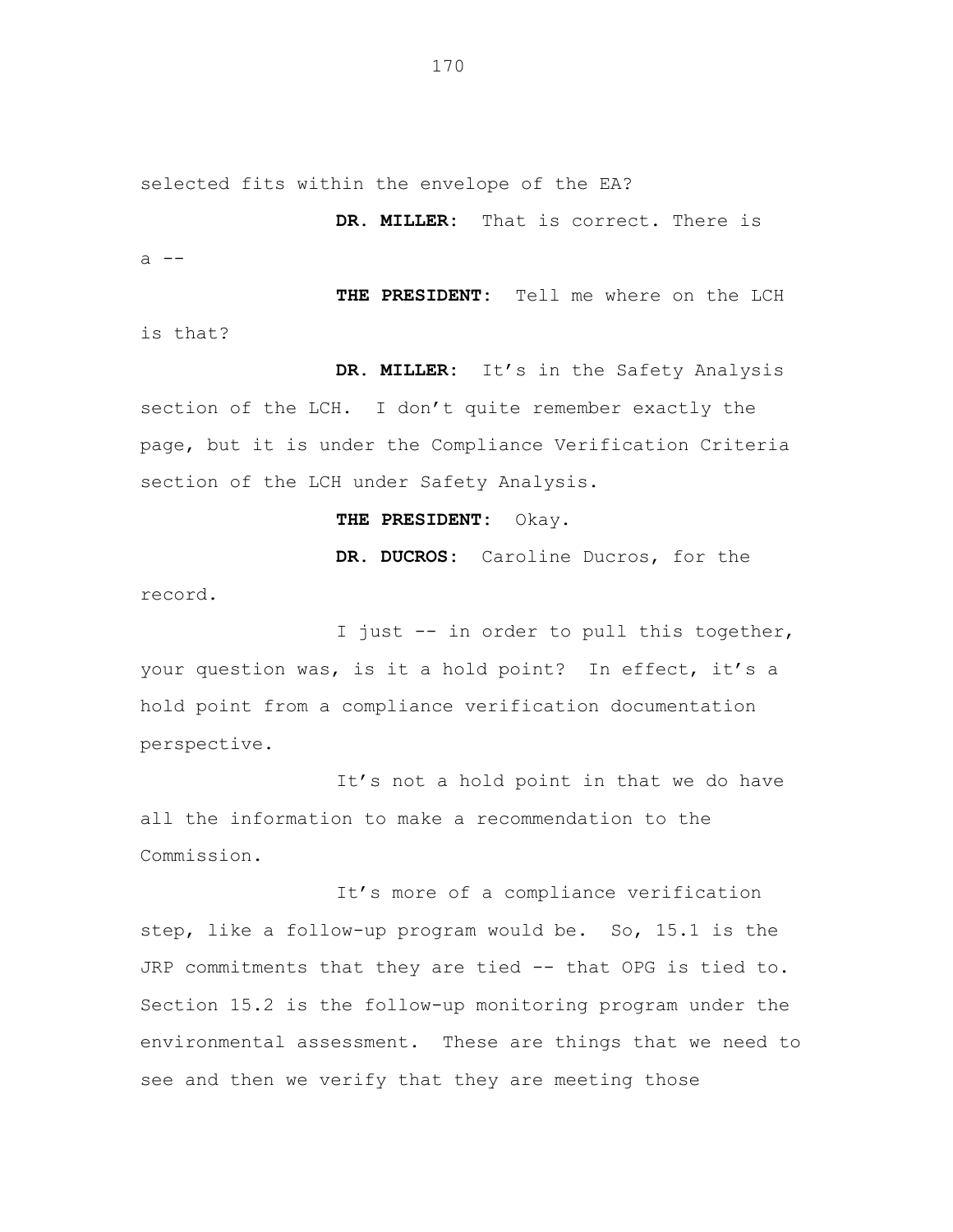selected fits within the envelope of the EA?

**DR. MILLER:** That is correct. There is a --

**THE PRESIDENT:** Tell me where on the LCH is that?

**DR. MILLER:** It's in the Safety Analysis section of the LCH. I don't quite remember exactly the page, but it is under the Compliance Verification Criteria section of the LCH under Safety Analysis.

**THE PRESIDENT:** Okay.

**DR. DUCROS:** Caroline Ducros, for the record.

I just -- in order to pull this together, your question was, is it a hold point? In effect, it's a hold point from a compliance verification documentation perspective.

It's not a hold point in that we do have all the information to make a recommendation to the Commission.

It's more of a compliance verification step, like a follow-up program would be. So, 15.1 is the JRP commitments that they are tied -- that OPG is tied to. Section 15.2 is the follow-up monitoring program under the environmental assessment. These are things that we need to see and then we verify that they are meeting those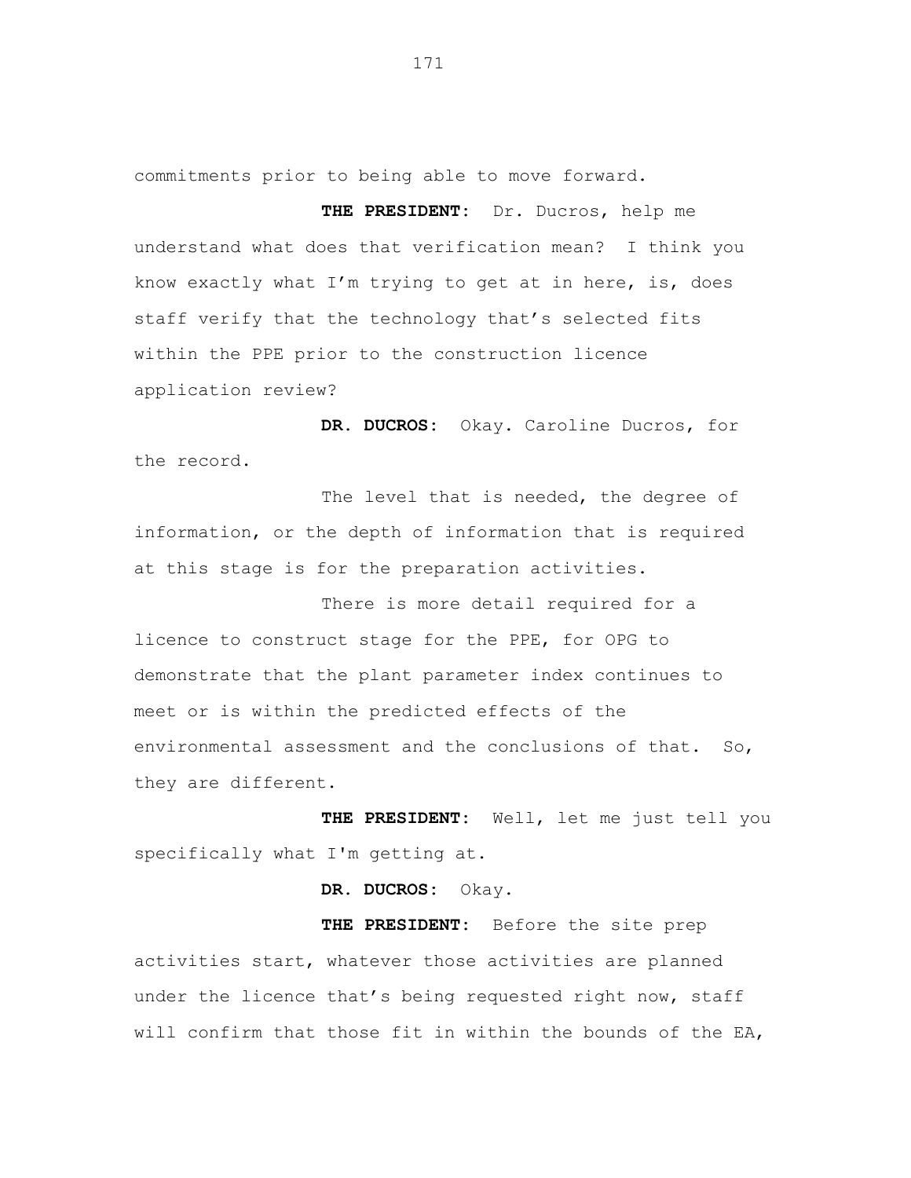commitments prior to being able to move forward.

**THE PRESIDENT:** Dr. Ducros, help me understand what does that verification mean? I think you know exactly what I'm trying to get at in here, is, does staff verify that the technology that's selected fits within the PPE prior to the construction licence application review?

**DR. DUCROS:** Okay. Caroline Ducros, for the record.

The level that is needed, the degree of information, or the depth of information that is required at this stage is for the preparation activities.

There is more detail required for a licence to construct stage for the PPE, for OPG to demonstrate that the plant parameter index continues to meet or is within the predicted effects of the environmental assessment and the conclusions of that. So, they are different.

**THE PRESIDENT:** Well, let me just tell you specifically what I'm getting at.

**DR. DUCROS:** Okay.

**THE PRESIDENT:** Before the site prep activities start, whatever those activities are planned under the licence that's being requested right now, staff will confirm that those fit in within the bounds of the EA,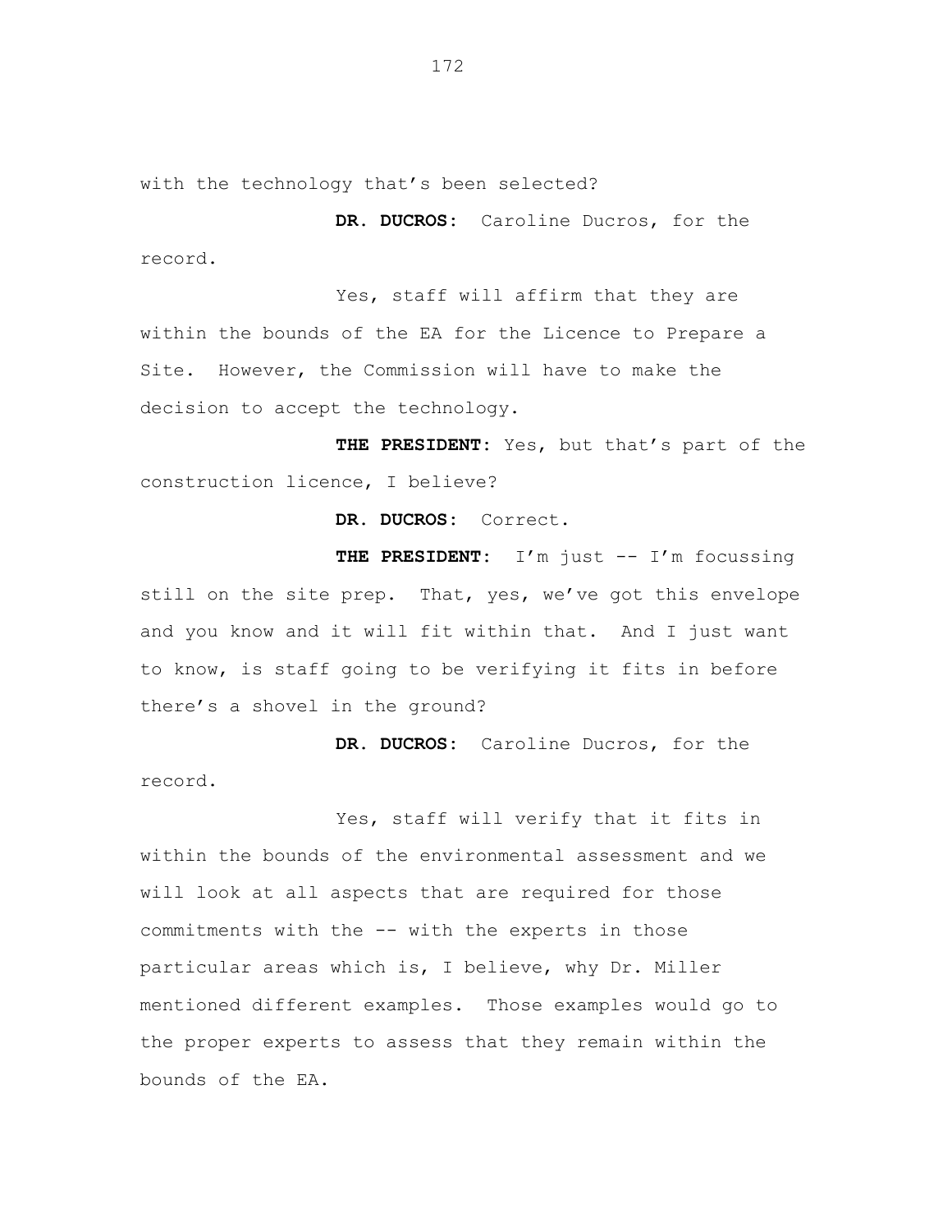with the technology that's been selected?

**DR. DUCROS:** Caroline Ducros, for the record.

Yes, staff will affirm that they are within the bounds of the EA for the Licence to Prepare a Site. However, the Commission will have to make the decision to accept the technology.

**THE PRESIDENT:** Yes, but that's part of the construction licence, I believe?

**DR. DUCROS:** Correct.

**THE PRESIDENT:** I'm just -- I'm focussing still on the site prep. That, yes, we've got this envelope and you know and it will fit within that. And I just want to know, is staff going to be verifying it fits in before there's a shovel in the ground?

**DR. DUCROS:** Caroline Ducros, for the record.

Yes, staff will verify that it fits in within the bounds of the environmental assessment and we will look at all aspects that are required for those commitments with the -- with the experts in those particular areas which is, I believe, why Dr. Miller mentioned different examples. Those examples would go to the proper experts to assess that they remain within the bounds of the EA.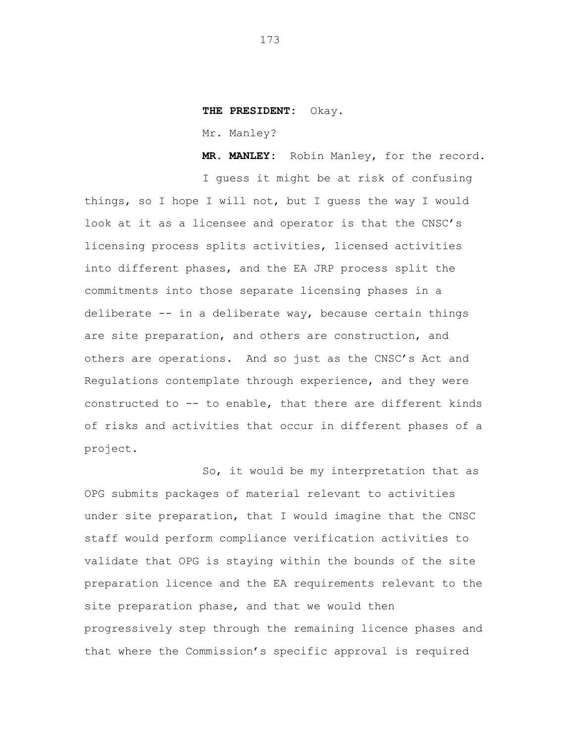**THE PRESIDENT:** Okay.

Mr. Manley?

**MR. MANLEY:** Robin Manley, for the record.

I guess it might be at risk of confusing things, so I hope I will not, but I guess the way I would look at it as a licensee and operator is that the CNSC's licensing process splits activities, licensed activities into different phases, and the EA JRP process split the commitments into those separate licensing phases in a deliberate -- in a deliberate way, because certain things are site preparation, and others are construction, and others are operations. And so just as the CNSC's Act and Regulations contemplate through experience, and they were constructed to -- to enable, that there are different kinds of risks and activities that occur in different phases of a project.

So, it would be my interpretation that as OPG submits packages of material relevant to activities under site preparation, that I would imagine that the CNSC staff would perform compliance verification activities to validate that OPG is staying within the bounds of the site preparation licence and the EA requirements relevant to the site preparation phase, and that we would then progressively step through the remaining licence phases and that where the Commission's specific approval is required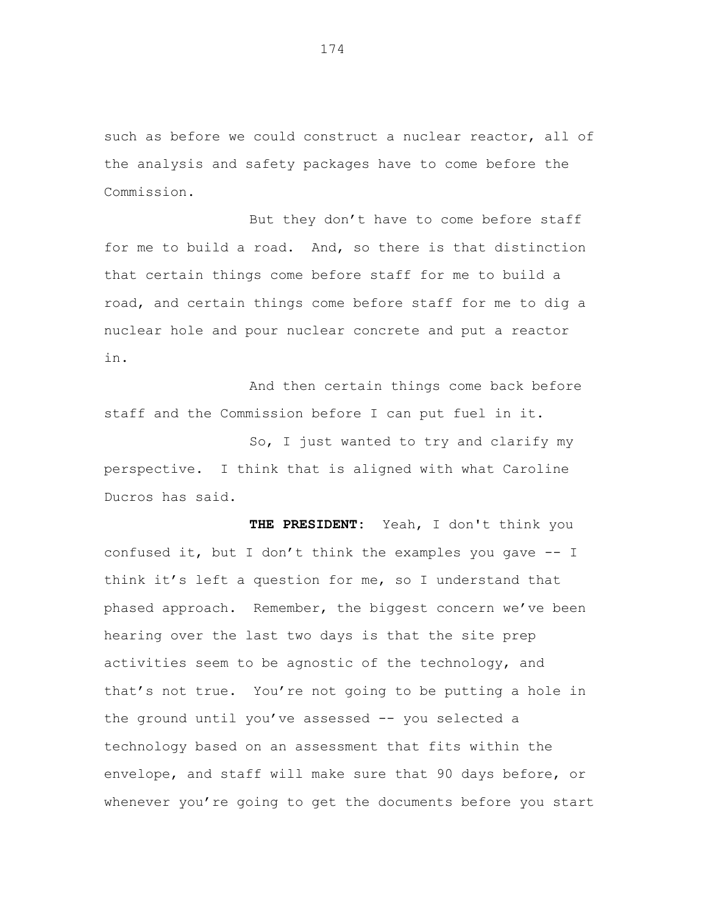such as before we could construct a nuclear reactor, all of the analysis and safety packages have to come before the Commission.

But they don't have to come before staff for me to build a road. And, so there is that distinction that certain things come before staff for me to build a road, and certain things come before staff for me to dig a nuclear hole and pour nuclear concrete and put a reactor in.

And then certain things come back before staff and the Commission before I can put fuel in it.

So, I just wanted to try and clarify my perspective. I think that is aligned with what Caroline Ducros has said.

**THE PRESIDENT:** Yeah, I don't think you confused it, but I don't think the examples you gave -- I think it's left a question for me, so I understand that phased approach. Remember, the biggest concern we've been hearing over the last two days is that the site prep activities seem to be agnostic of the technology, and that's not true. You're not going to be putting a hole in the ground until you've assessed -- you selected a technology based on an assessment that fits within the envelope, and staff will make sure that 90 days before, or whenever you're going to get the documents before you start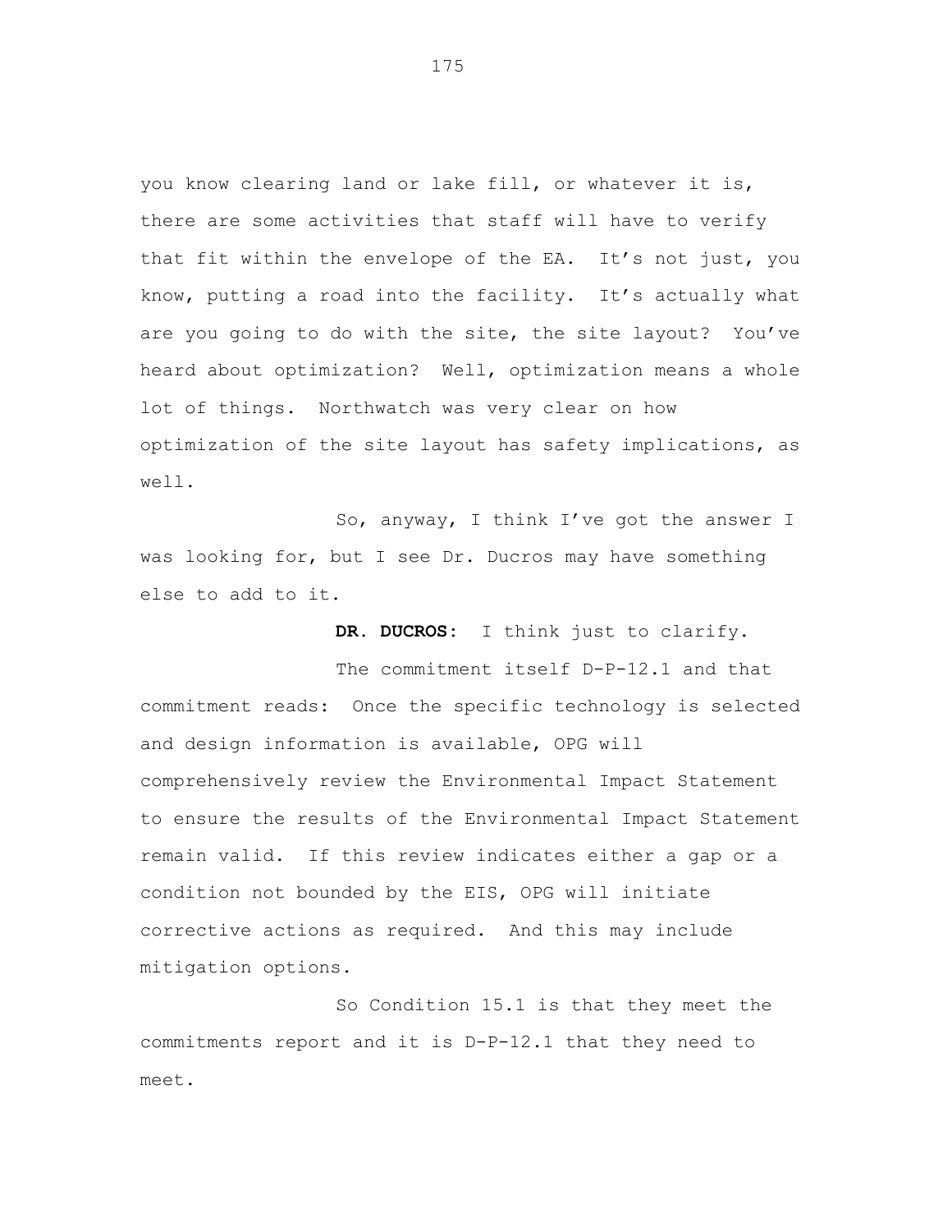you know clearing land or lake fill, or whatever it is, there are some activities that staff will have to verify that fit within the envelope of the EA. It's not just, you know, putting a road into the facility. It's actually what are you going to do with the site, the site layout? You've heard about optimization? Well, optimization means a whole lot of things. Northwatch was very clear on how optimization of the site layout has safety implications, as well.

So, anyway, I think I've got the answer I was looking for, but I see Dr. Ducros may have something else to add to it.

**DR. DUCROS:** I think just to clarify.

The commitment itself D-P-12.1 and that commitment reads: Once the specific technology is selected and design information is available, OPG will comprehensively review the Environmental Impact Statement to ensure the results of the Environmental Impact Statement remain valid. If this review indicates either a gap or a condition not bounded by the EIS, OPG will initiate corrective actions as required. And this may include mitigation options.

So Condition 15.1 is that they meet the commitments report and it is D-P-12.1 that they need to meet.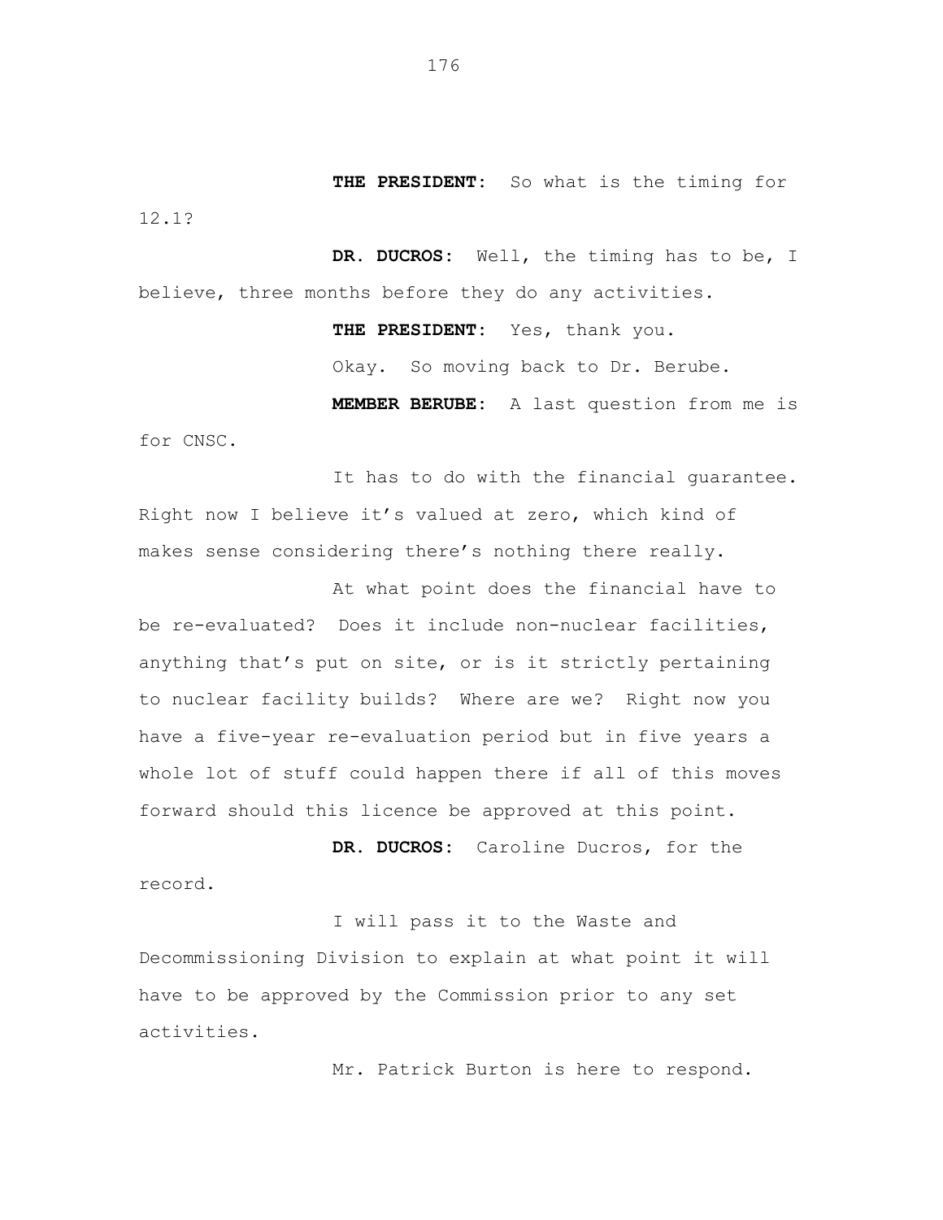**THE PRESIDENT:** So what is the timing for 12.1?

**DR. DUCROS:** Well, the timing has to be, I believe, three months before they do any activities.

**THE PRESIDENT:** Yes, thank you.

Okay. So moving back to Dr. Berube.

**MEMBER BERUBE:** A last question from me is for CNSC.

It has to do with the financial guarantee. Right now I believe it's valued at zero, which kind of makes sense considering there's nothing there really.

At what point does the financial have to be re-evaluated? Does it include non-nuclear facilities, anything that's put on site, or is it strictly pertaining to nuclear facility builds? Where are we? Right now you have a five-year re-evaluation period but in five years a whole lot of stuff could happen there if all of this moves forward should this licence be approved at this point.

**DR. DUCROS:** Caroline Ducros, for the record.

I will pass it to the Waste and Decommissioning Division to explain at what point it will have to be approved by the Commission prior to any set activities.

Mr. Patrick Burton is here to respond.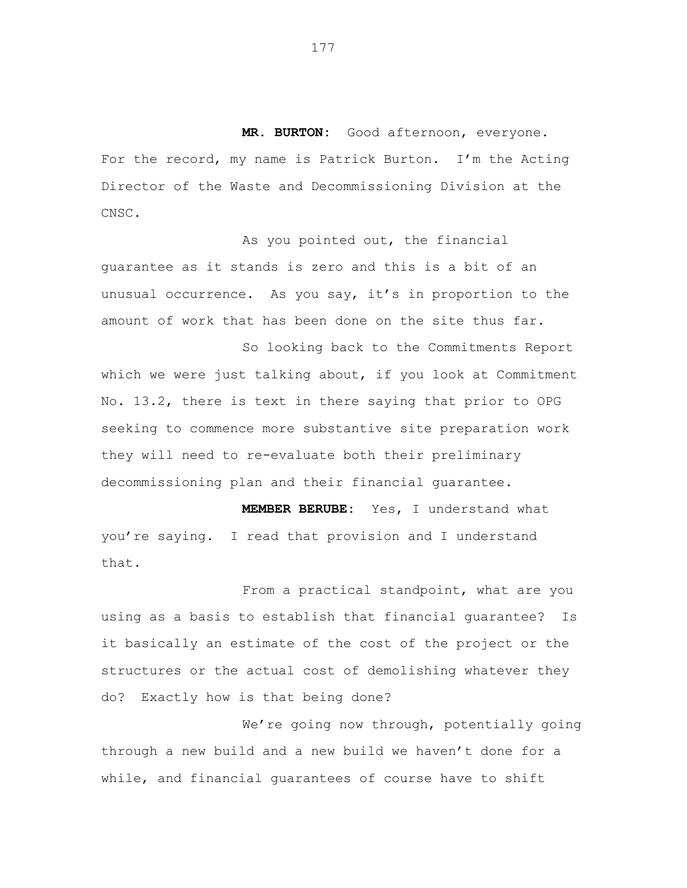**MR. BURTON:** Good afternoon, everyone. For the record, my name is Patrick Burton. I'm the Acting Director of the Waste and Decommissioning Division at the CNSC.

As you pointed out, the financial guarantee as it stands is zero and this is a bit of an unusual occurrence. As you say, it's in proportion to the amount of work that has been done on the site thus far.

So looking back to the Commitments Report which we were just talking about, if you look at Commitment No. 13.2, there is text in there saying that prior to OPG seeking to commence more substantive site preparation work they will need to re-evaluate both their preliminary decommissioning plan and their financial guarantee.

**MEMBER BERUBE:** Yes, I understand what you're saying. I read that provision and I understand that.

From a practical standpoint, what are you using as a basis to establish that financial guarantee? Is it basically an estimate of the cost of the project or the structures or the actual cost of demolishing whatever they do? Exactly how is that being done?

We're going now through, potentially going through a new build and a new build we haven't done for a while, and financial guarantees of course have to shift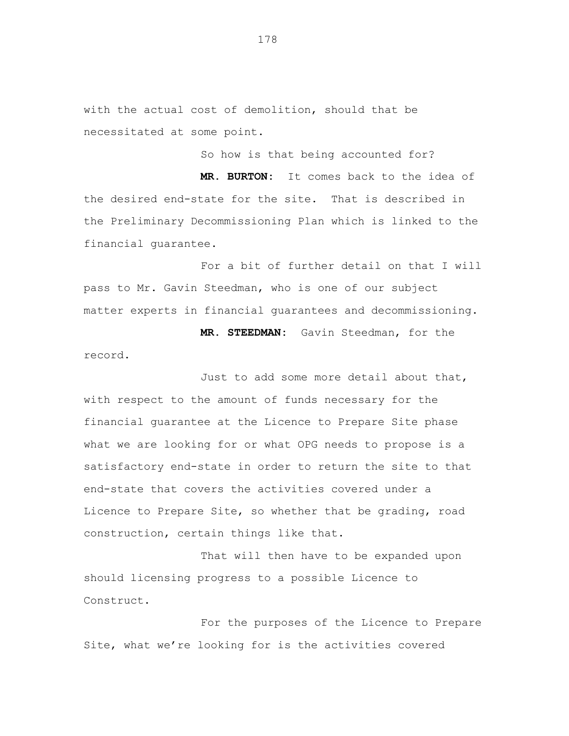with the actual cost of demolition, should that be necessitated at some point.

So how is that being accounted for?

**MR. BURTON:** It comes back to the idea of the desired end-state for the site. That is described in the Preliminary Decommissioning Plan which is linked to the financial guarantee.

For a bit of further detail on that I will pass to Mr. Gavin Steedman, who is one of our subject matter experts in financial guarantees and decommissioning.

**MR. STEEDMAN:** Gavin Steedman, for the record.

Just to add some more detail about that, with respect to the amount of funds necessary for the financial guarantee at the Licence to Prepare Site phase what we are looking for or what OPG needs to propose is a satisfactory end-state in order to return the site to that end-state that covers the activities covered under a Licence to Prepare Site, so whether that be grading, road construction, certain things like that.

That will then have to be expanded upon should licensing progress to a possible Licence to Construct.

For the purposes of the Licence to Prepare Site, what we're looking for is the activities covered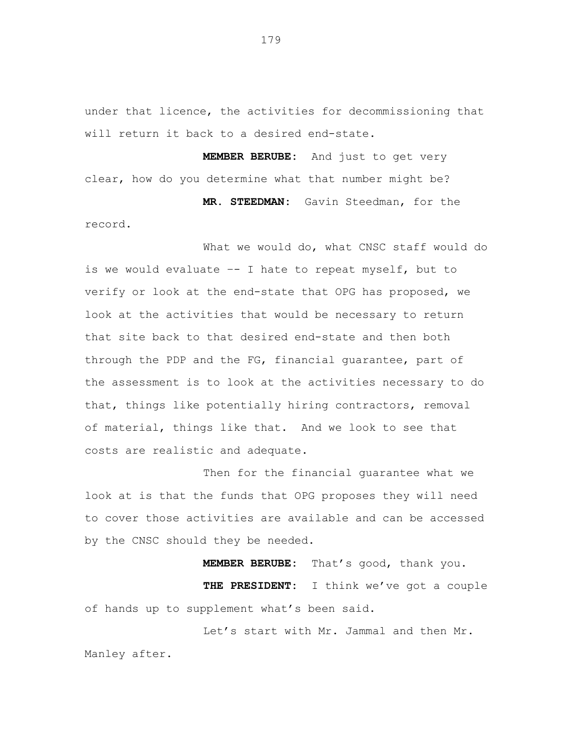under that licence, the activities for decommissioning that will return it back to a desired end-state.

**MEMBER BERUBE:** And just to get very clear, how do you determine what that number might be?

**MR. STEEDMAN:** Gavin Steedman, for the record.

What we would do, what CNSC staff would do is we would evaluate -- I hate to repeat myself, but to verify or look at the end-state that OPG has proposed, we look at the activities that would be necessary to return that site back to that desired end-state and then both through the PDP and the FG, financial guarantee, part of the assessment is to look at the activities necessary to do that, things like potentially hiring contractors, removal of material, things like that. And we look to see that costs are realistic and adequate.

Then for the financial guarantee what we look at is that the funds that OPG proposes they will need to cover those activities are available and can be accessed by the CNSC should they be needed.

**MEMBER BERUBE:** That's good, thank you.

**THE PRESIDENT:** I think we've got a couple of hands up to supplement what's been said.

Let's start with Mr. Jammal and then Mr. Manley after.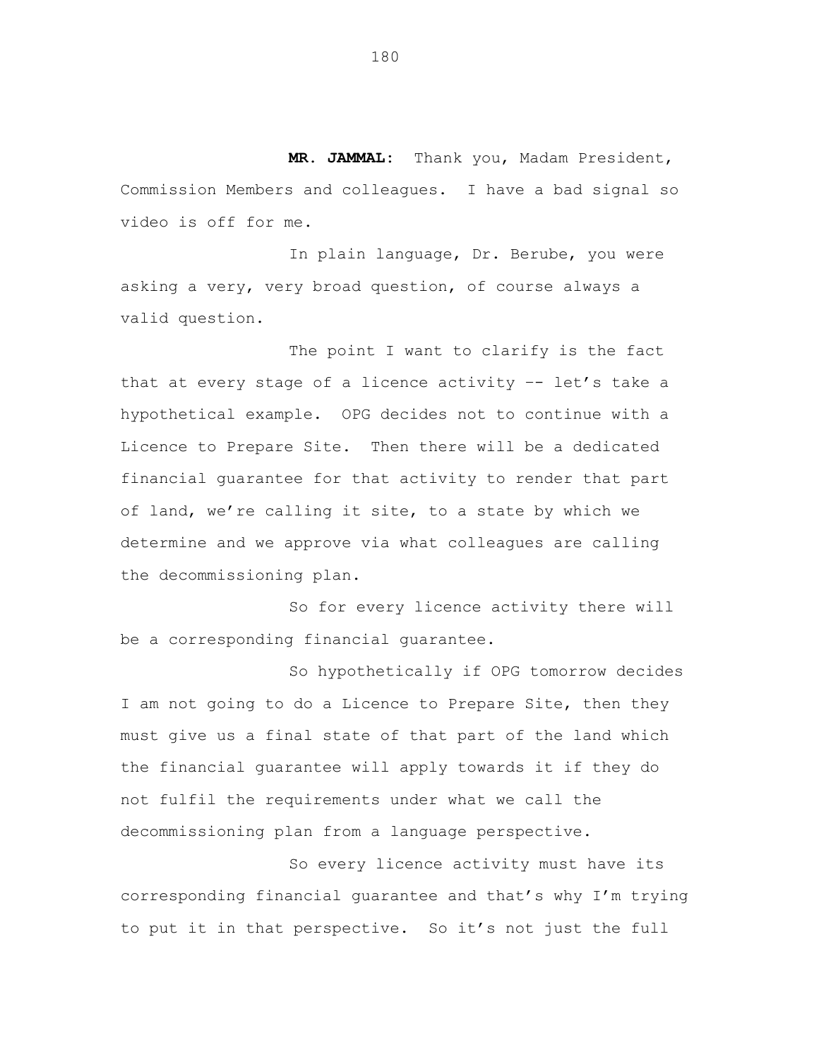**MR. JAMMAL:** Thank you, Madam President, Commission Members and colleagues. I have a bad signal so video is off for me.

In plain language, Dr. Berube, you were asking a very, very broad question, of course always a valid question.

The point I want to clarify is the fact that at every stage of a licence activity –- let's take a hypothetical example. OPG decides not to continue with a Licence to Prepare Site. Then there will be a dedicated financial guarantee for that activity to render that part of land, we're calling it site, to a state by which we determine and we approve via what colleagues are calling the decommissioning plan.

So for every licence activity there will be a corresponding financial guarantee.

So hypothetically if OPG tomorrow decides I am not going to do a Licence to Prepare Site, then they must give us a final state of that part of the land which the financial guarantee will apply towards it if they do not fulfil the requirements under what we call the decommissioning plan from a language perspective.

So every licence activity must have its corresponding financial guarantee and that's why I'm trying to put it in that perspective. So it's not just the full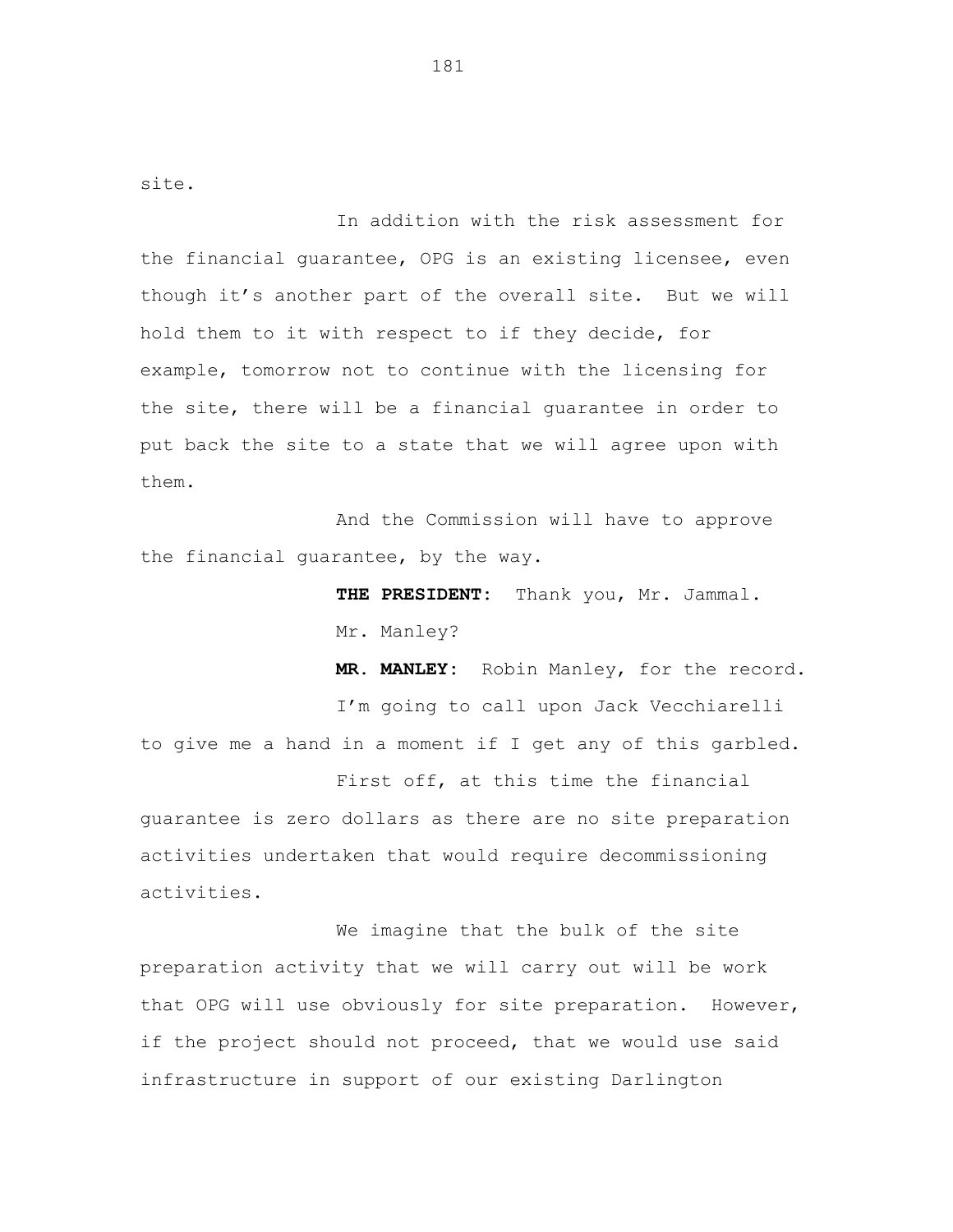site.

In addition with the risk assessment for the financial guarantee, OPG is an existing licensee, even though it's another part of the overall site. But we will hold them to it with respect to if they decide, for example, tomorrow not to continue with the licensing for the site, there will be a financial guarantee in order to put back the site to a state that we will agree upon with them.

And the Commission will have to approve the financial guarantee, by the way.

**THE PRESIDENT:** Thank you, Mr. Jammal.

Mr. Manley?

**MR. MANLEY:** Robin Manley, for the record.

I'm going to call upon Jack Vecchiarelli to give me a hand in a moment if I get any of this garbled.

First off, at this time the financial guarantee is zero dollars as there are no site preparation activities undertaken that would require decommissioning activities.

We imagine that the bulk of the site preparation activity that we will carry out will be work that OPG will use obviously for site preparation. However, if the project should not proceed, that we would use said infrastructure in support of our existing Darlington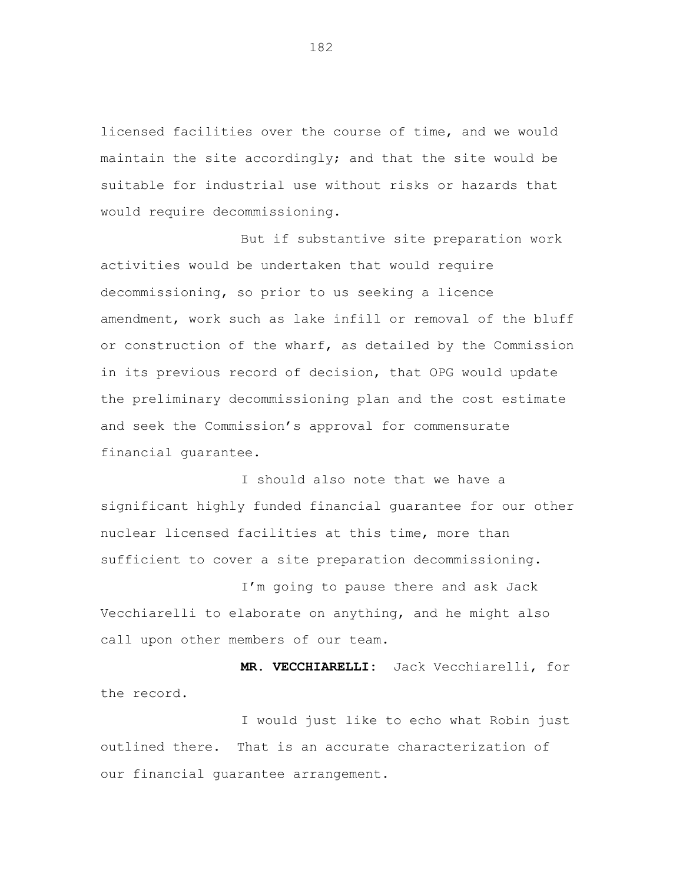licensed facilities over the course of time, and we would maintain the site accordingly; and that the site would be suitable for industrial use without risks or hazards that would require decommissioning.

But if substantive site preparation work activities would be undertaken that would require decommissioning, so prior to us seeking a licence amendment, work such as lake infill or removal of the bluff or construction of the wharf, as detailed by the Commission in its previous record of decision, that OPG would update the preliminary decommissioning plan and the cost estimate and seek the Commission's approval for commensurate financial guarantee.

I should also note that we have a significant highly funded financial guarantee for our other nuclear licensed facilities at this time, more than sufficient to cover a site preparation decommissioning.

I'm going to pause there and ask Jack Vecchiarelli to elaborate on anything, and he might also call upon other members of our team.

**MR. VECCHIARELLI:** Jack Vecchiarelli, for the record.

I would just like to echo what Robin just outlined there. That is an accurate characterization of our financial guarantee arrangement.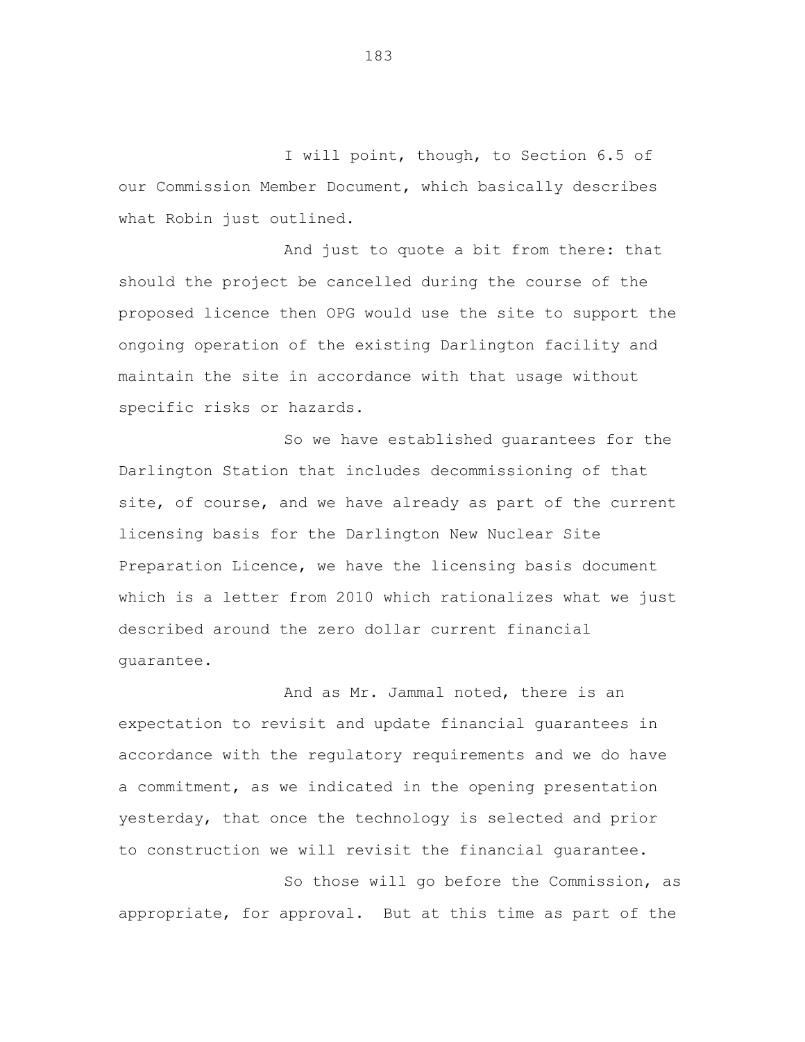I will point, though, to Section 6.5 of our Commission Member Document, which basically describes what Robin just outlined.

And just to quote a bit from there: that should the project be cancelled during the course of the proposed licence then OPG would use the site to support the ongoing operation of the existing Darlington facility and maintain the site in accordance with that usage without specific risks or hazards.

So we have established guarantees for the Darlington Station that includes decommissioning of that site, of course, and we have already as part of the current licensing basis for the Darlington New Nuclear Site Preparation Licence, we have the licensing basis document which is a letter from 2010 which rationalizes what we just described around the zero dollar current financial guarantee.

And as Mr. Jammal noted, there is an expectation to revisit and update financial guarantees in accordance with the regulatory requirements and we do have a commitment, as we indicated in the opening presentation yesterday, that once the technology is selected and prior to construction we will revisit the financial guarantee.

So those will go before the Commission, as appropriate, for approval. But at this time as part of the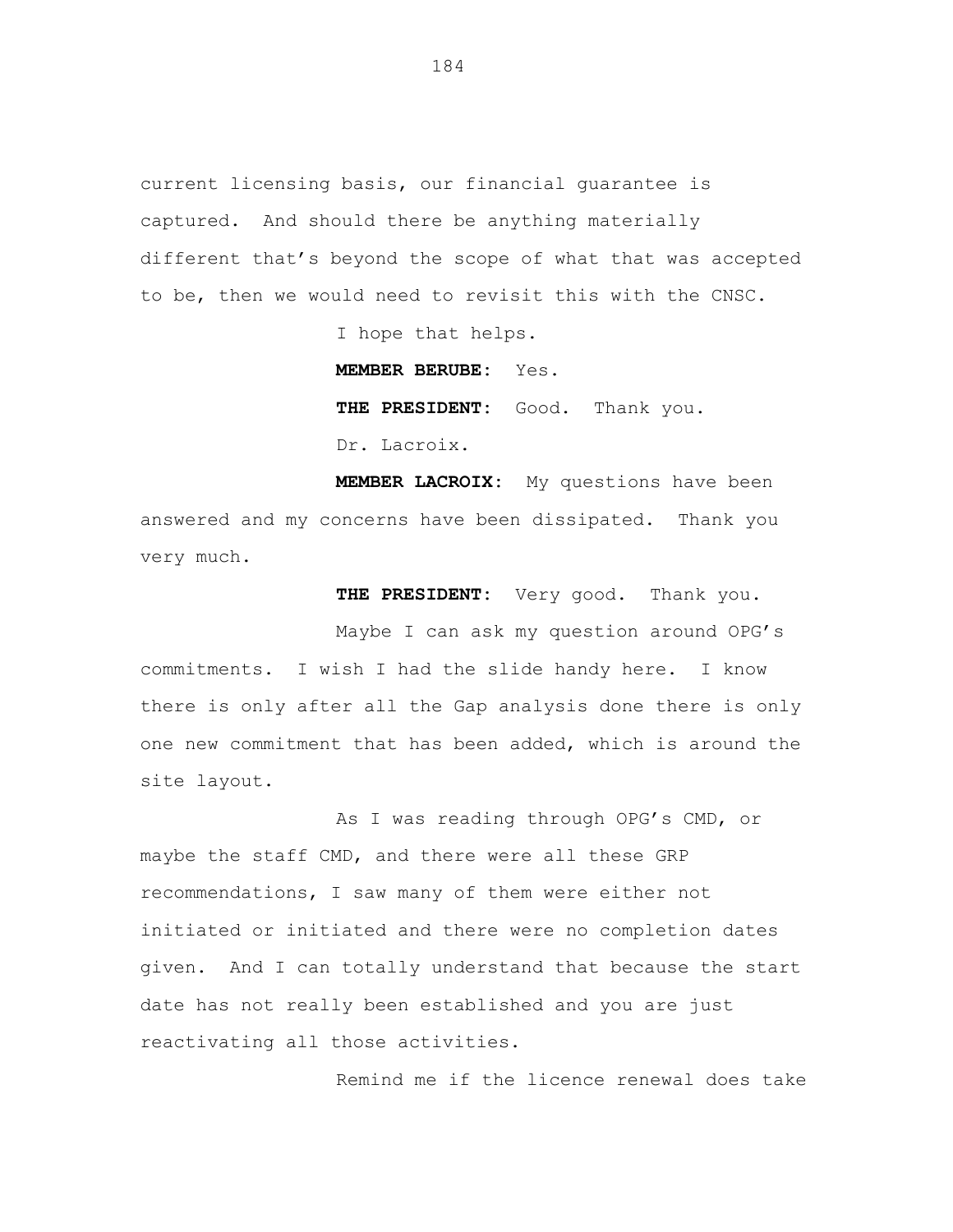current licensing basis, our financial guarantee is captured. And should there be anything materially different that's beyond the scope of what that was accepted to be, then we would need to revisit this with the CNSC.

I hope that helps.

**MEMBER BERUBE:** Yes.

**THE PRESIDENT:** Good. Thank you.

Dr. Lacroix.

**MEMBER LACROIX:** My questions have been answered and my concerns have been dissipated. Thank you very much.

**THE PRESIDENT:** Very good. Thank you.

Maybe I can ask my question around OPG's commitments. I wish I had the slide handy here. I know there is only after all the Gap analysis done there is only one new commitment that has been added, which is around the site layout.

As I was reading through OPG's CMD, or maybe the staff CMD, and there were all these GRP recommendations, I saw many of them were either not initiated or initiated and there were no completion dates given. And I can totally understand that because the start date has not really been established and you are just reactivating all those activities.

Remind me if the licence renewal does take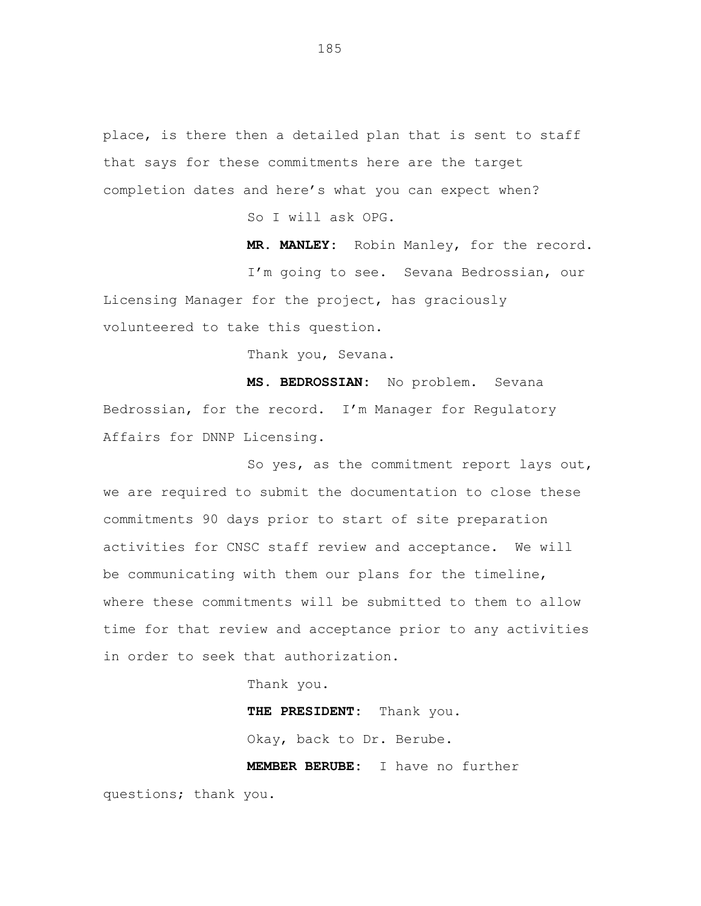place, is there then a detailed plan that is sent to staff that says for these commitments here are the target completion dates and here's what you can expect when?

So I will ask OPG.

**MR. MANLEY:** Robin Manley, for the record.

I'm going to see. Sevana Bedrossian, our Licensing Manager for the project, has graciously volunteered to take this question.

Thank you, Sevana.

**MS. BEDROSSIAN:** No problem. Sevana Bedrossian, for the record. I'm Manager for Regulatory Affairs for DNNP Licensing.

So yes, as the commitment report lays out, we are required to submit the documentation to close these commitments 90 days prior to start of site preparation activities for CNSC staff review and acceptance. We will be communicating with them our plans for the timeline, where these commitments will be submitted to them to allow time for that review and acceptance prior to any activities in order to seek that authorization.

Thank you.

**THE PRESIDENT:** Thank you.

Okay, back to Dr. Berube.

**MEMBER BERUBE:** I have no further questions; thank you.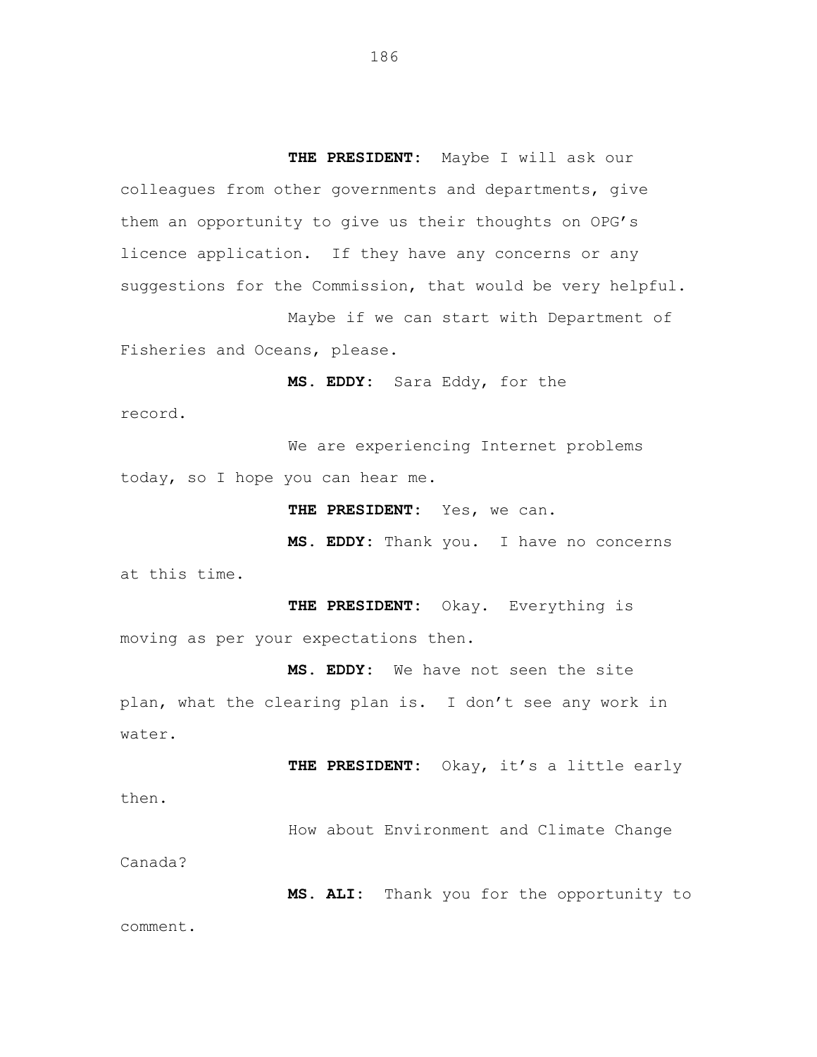**THE PRESIDENT:** Maybe I will ask our colleagues from other governments and departments, give them an opportunity to give us their thoughts on OPG's licence application. If they have any concerns or any suggestions for the Commission, that would be very helpful.

Maybe if we can start with Department of Fisheries and Oceans, please.

**MS. EDDY:** Sara Eddy, for the record.

We are experiencing Internet problems today, so I hope you can hear me.

**THE PRESIDENT:** Yes, we can.

**MS. EDDY:** Thank you. I have no concerns at this time.

**THE PRESIDENT:** Okay. Everything is moving as per your expectations then.

**MS. EDDY:** We have not seen the site plan, what the clearing plan is. I don't see any work in water.

**THE PRESIDENT:** Okay, it's a little early then.

How about Environment and Climate Change Canada?

**MS. ALI:** Thank you for the opportunity to comment.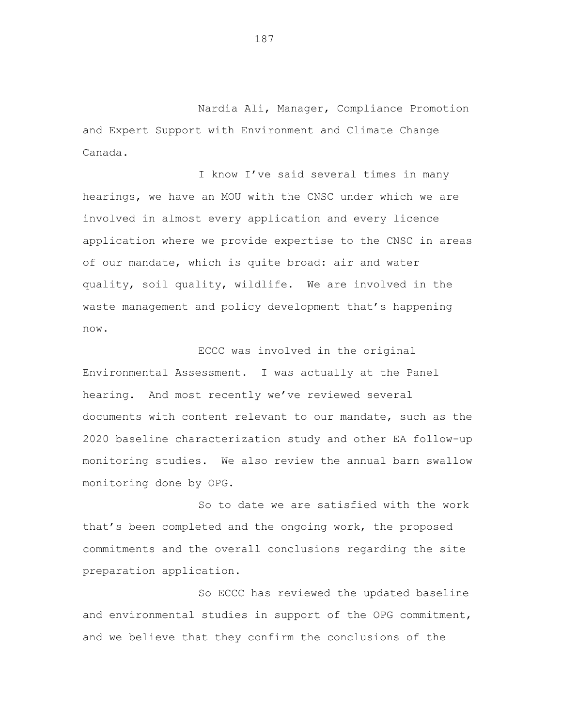Nardia Ali, Manager, Compliance Promotion and Expert Support with Environment and Climate Change Canada.

I know I've said several times in many hearings, we have an MOU with the CNSC under which we are involved in almost every application and every licence application where we provide expertise to the CNSC in areas of our mandate, which is quite broad: air and water quality, soil quality, wildlife. We are involved in the waste management and policy development that's happening now.

ECCC was involved in the original Environmental Assessment. I was actually at the Panel hearing. And most recently we've reviewed several documents with content relevant to our mandate, such as the 2020 baseline characterization study and other EA follow-up monitoring studies. We also review the annual barn swallow monitoring done by OPG.

So to date we are satisfied with the work that's been completed and the ongoing work, the proposed commitments and the overall conclusions regarding the site preparation application.

So ECCC has reviewed the updated baseline and environmental studies in support of the OPG commitment, and we believe that they confirm the conclusions of the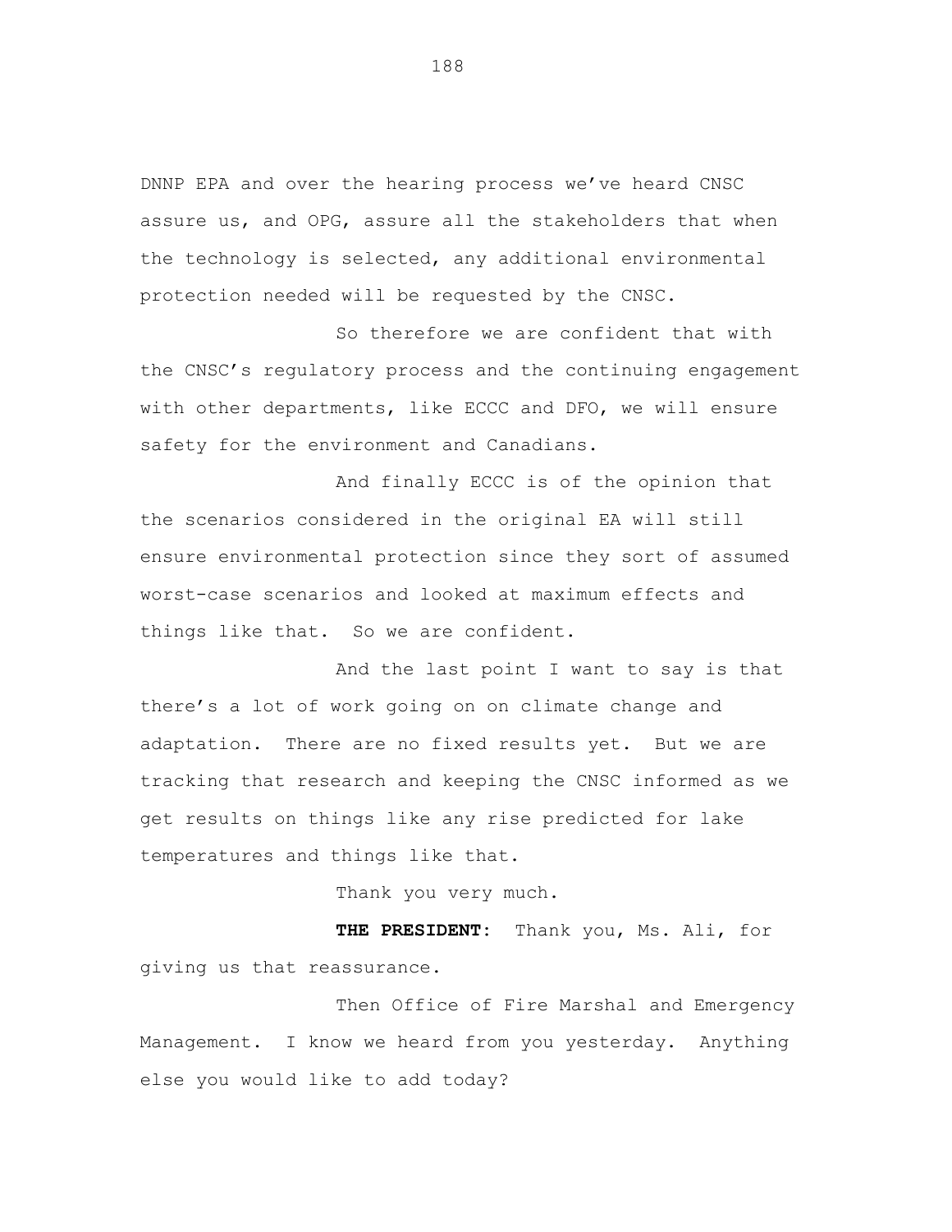DNNP EPA and over the hearing process we've heard CNSC assure us, and OPG, assure all the stakeholders that when the technology is selected, any additional environmental protection needed will be requested by the CNSC.

So therefore we are confident that with the CNSC's regulatory process and the continuing engagement with other departments, like ECCC and DFO, we will ensure safety for the environment and Canadians.

And finally ECCC is of the opinion that the scenarios considered in the original EA will still ensure environmental protection since they sort of assumed worst-case scenarios and looked at maximum effects and things like that. So we are confident.

And the last point I want to say is that there's a lot of work going on on climate change and adaptation. There are no fixed results yet. But we are tracking that research and keeping the CNSC informed as we get results on things like any rise predicted for lake temperatures and things like that.

Thank you very much.

**THE PRESIDENT**: Thank you, Ms. Ali, for giving us that reassurance.

Then Office of Fire Marshal and Emergency Management. I know we heard from you yesterday. Anything else you would like to add today?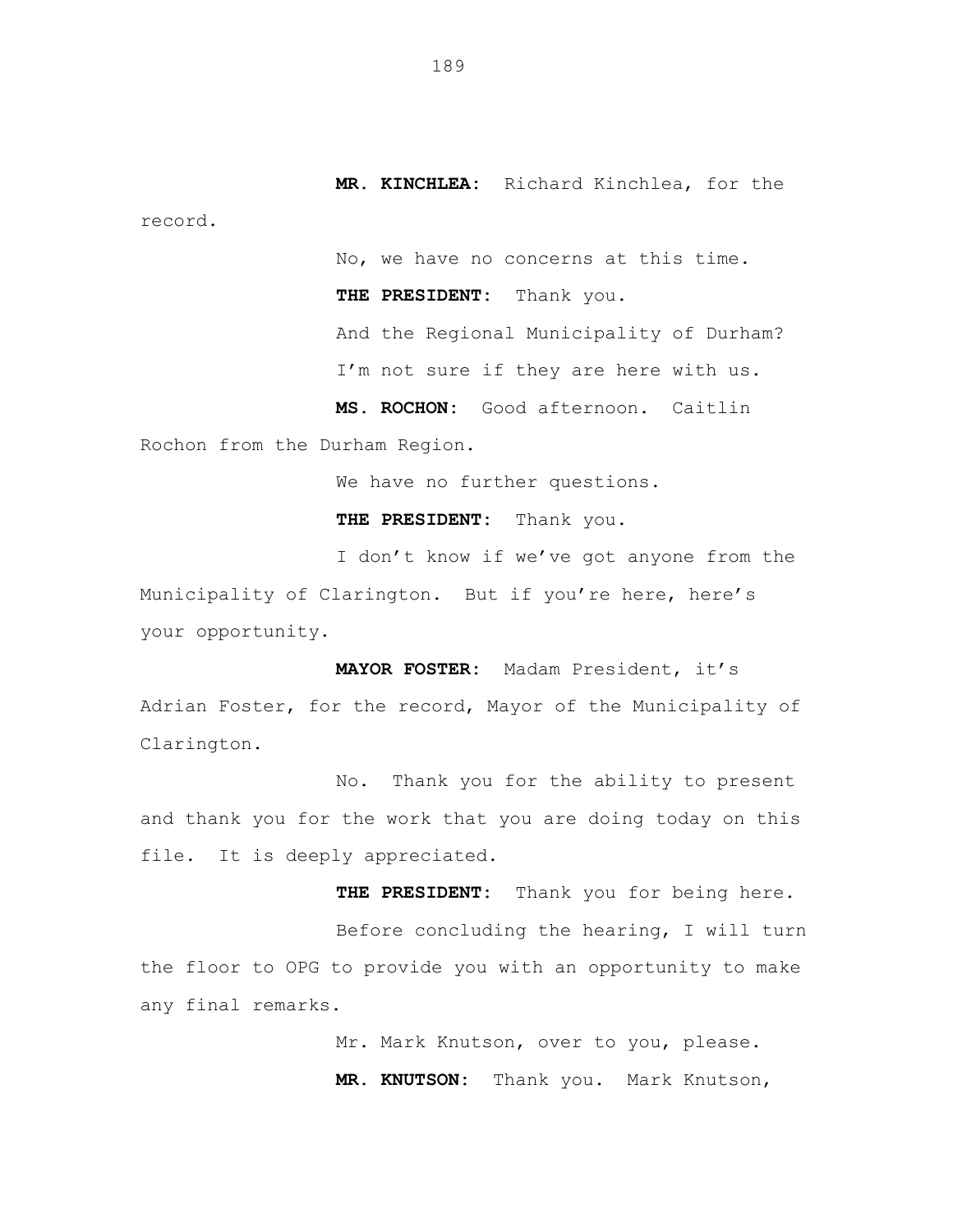**MR. KINCHLEA:** Richard Kinchlea, for the record.

No, we have no concerns at this time.

**THE PRESIDENT:** Thank you.

And the Regional Municipality of Durham? I'm not sure if they are here with us.

**MS. ROCHON:** Good afternoon. Caitlin Rochon from the Durham Region.

We have no further questions.

**THE PRESIDENT:** Thank you.

I don't know if we've got anyone from the Municipality of Clarington. But if you're here, here's your opportunity.

**MAYOR FOSTER:** Madam President, it's Adrian Foster, for the record, Mayor of the Municipality of Clarington.

No. Thank you for the ability to present and thank you for the work that you are doing today on this file. It is deeply appreciated.

**THE PRESIDENT:** Thank you for being here.

Before concluding the hearing, I will turn the floor to OPG to provide you with an opportunity to make any final remarks.

Mr. Mark Knutson, over to you, please.

**MR. KNUTSON:** Thank you. Mark Knutson,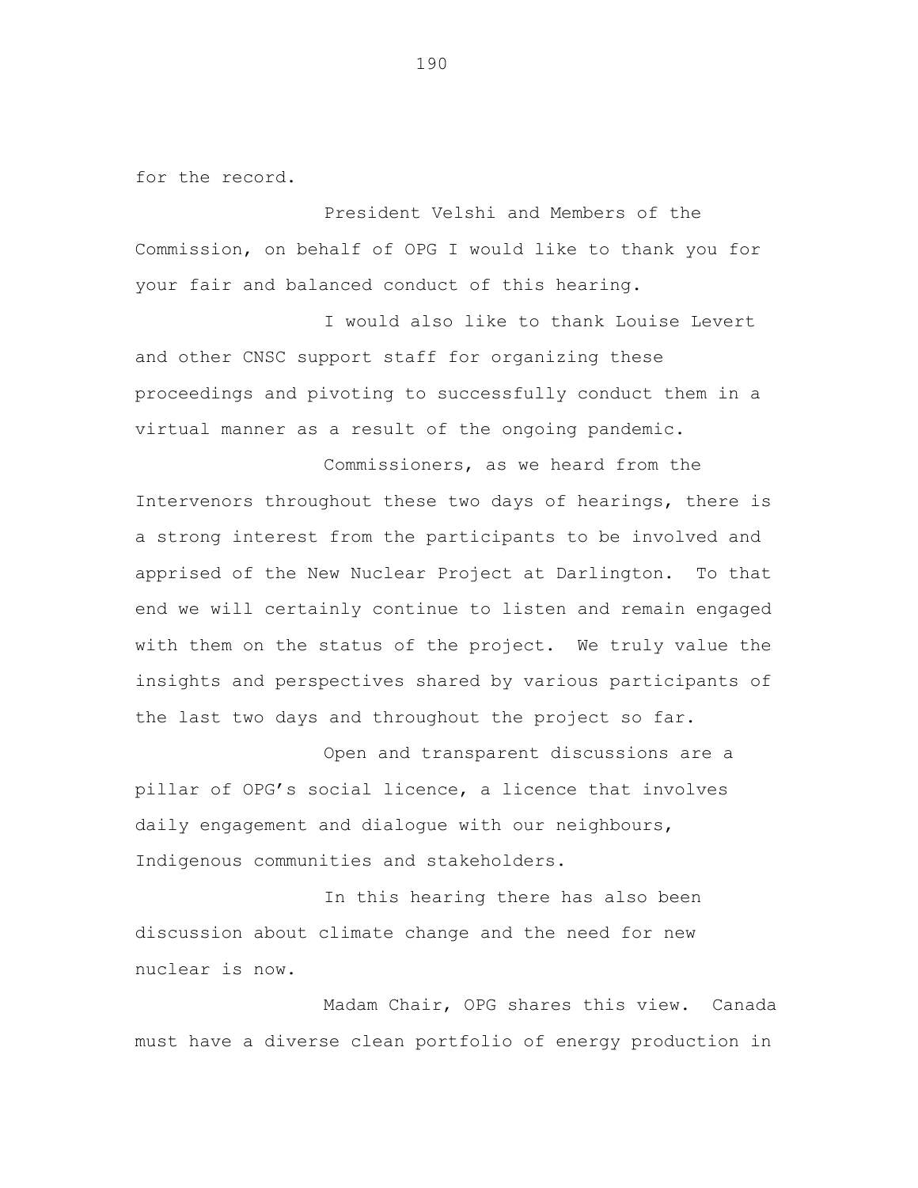for the record.

President Velshi and Members of the Commission, on behalf of OPG I would like to thank you for your fair and balanced conduct of this hearing.

I would also like to thank Louise Levert and other CNSC support staff for organizing these proceedings and pivoting to successfully conduct them in a virtual manner as a result of the ongoing pandemic.

Commissioners, as we heard from the Intervenors throughout these two days of hearings, there is a strong interest from the participants to be involved and apprised of the New Nuclear Project at Darlington. To that end we will certainly continue to listen and remain engaged with them on the status of the project. We truly value the insights and perspectives shared by various participants of the last two days and throughout the project so far.

Open and transparent discussions are a pillar of OPG's social licence, a licence that involves daily engagement and dialogue with our neighbours, Indigenous communities and stakeholders.

In this hearing there has also been discussion about climate change and the need for new nuclear is now.

Madam Chair, OPG shares this view. Canada must have a diverse clean portfolio of energy production in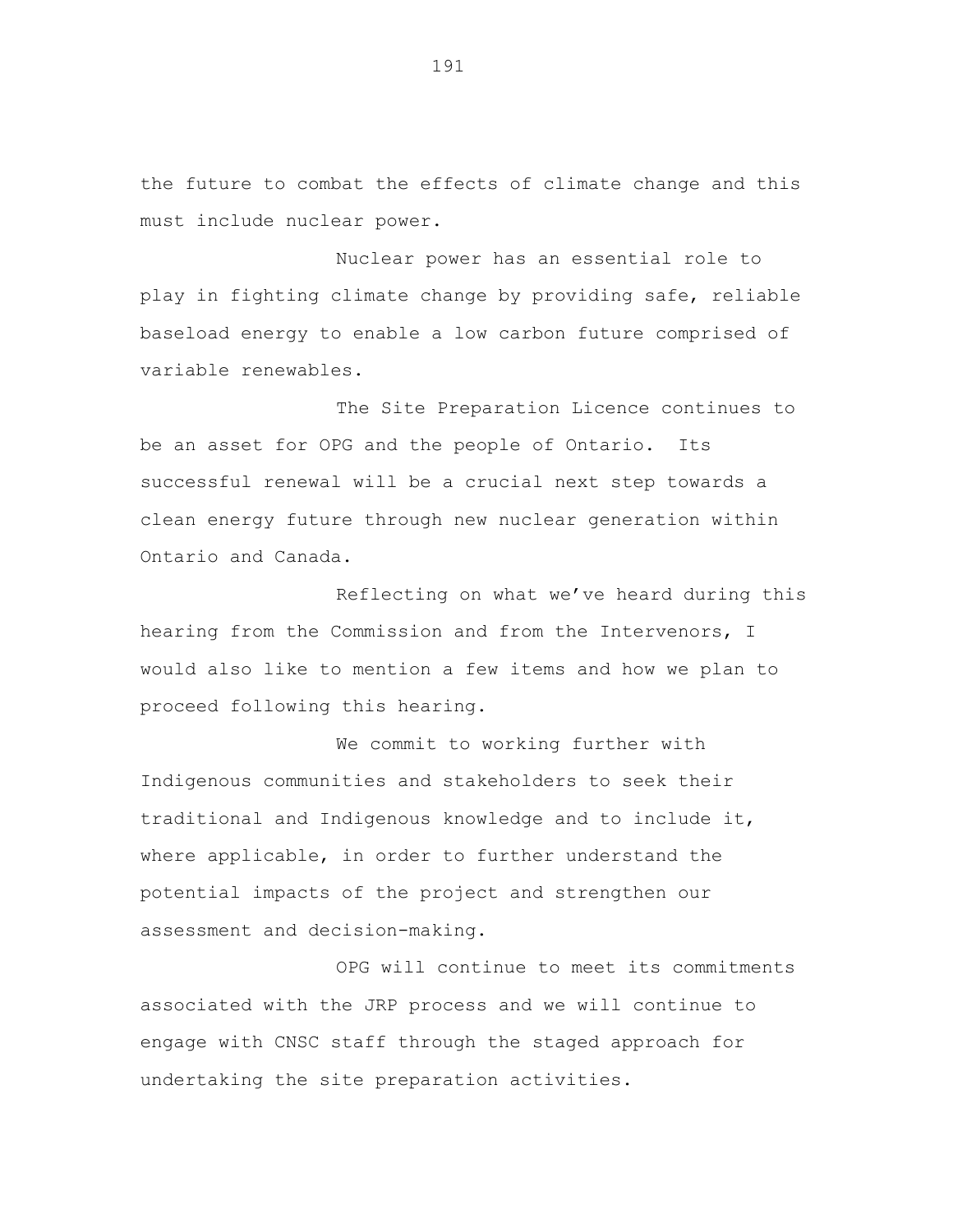the future to combat the effects of climate change and this must include nuclear power.

Nuclear power has an essential role to play in fighting climate change by providing safe, reliable baseload energy to enable a low carbon future comprised of variable renewables.

The Site Preparation Licence continues to be an asset for OPG and the people of Ontario. Its successful renewal will be a crucial next step towards a clean energy future through new nuclear generation within Ontario and Canada.

Reflecting on what we've heard during this hearing from the Commission and from the Intervenors, I would also like to mention a few items and how we plan to proceed following this hearing.

We commit to working further with Indigenous communities and stakeholders to seek their traditional and Indigenous knowledge and to include it, where applicable, in order to further understand the potential impacts of the project and strengthen our assessment and decision-making.

OPG will continue to meet its commitments associated with the JRP process and we will continue to engage with CNSC staff through the staged approach for undertaking the site preparation activities.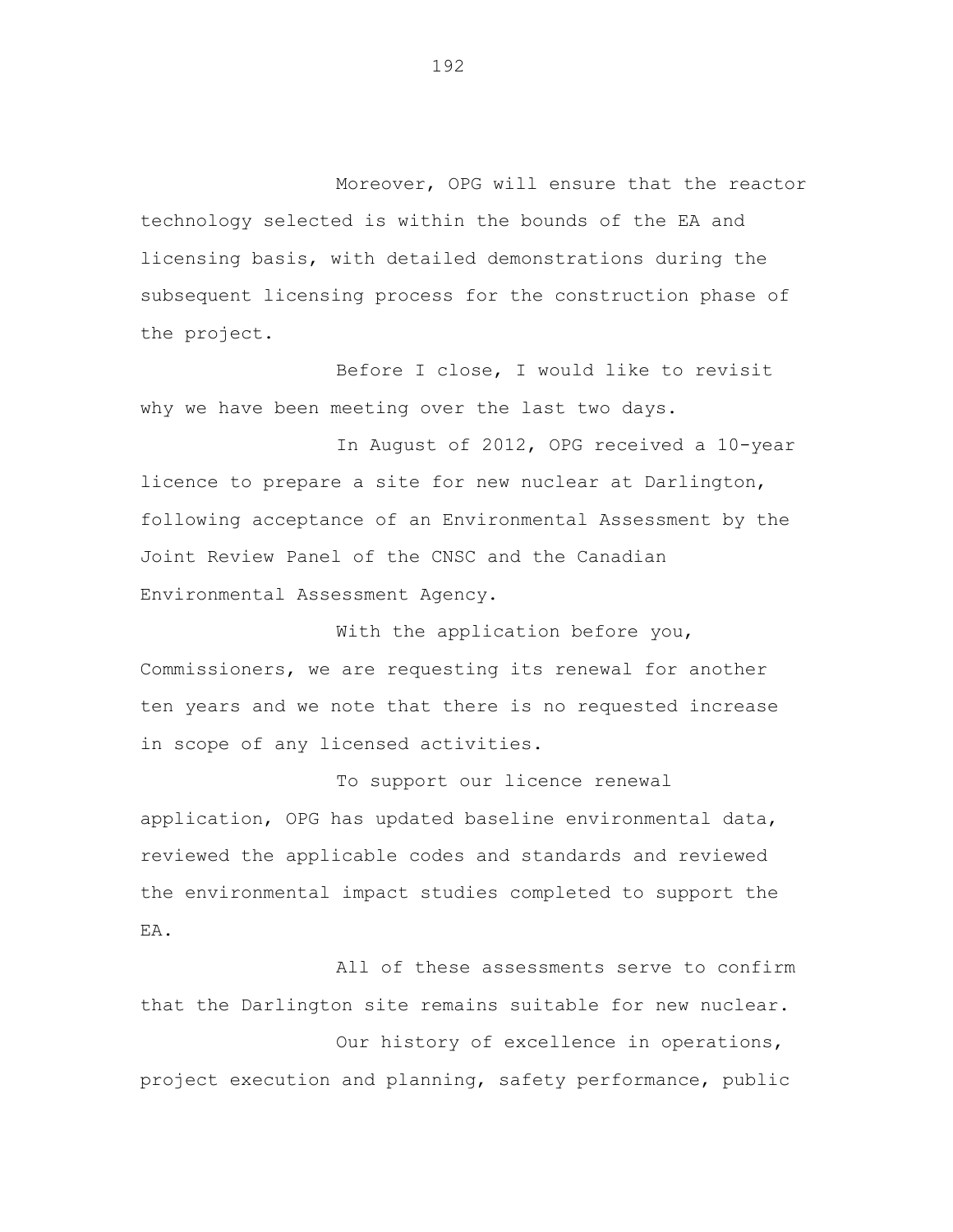Moreover, OPG will ensure that the reactor technology selected is within the bounds of the EA and licensing basis, with detailed demonstrations during the subsequent licensing process for the construction phase of the project.

Before I close, I would like to revisit why we have been meeting over the last two days.

In August of 2012, OPG received a 10-year licence to prepare a site for new nuclear at Darlington, following acceptance of an Environmental Assessment by the Joint Review Panel of the CNSC and the Canadian Environmental Assessment Agency.

With the application before you, Commissioners, we are requesting its renewal for another ten years and we note that there is no requested increase in scope of any licensed activities.

To support our licence renewal application, OPG has updated baseline environmental data, reviewed the applicable codes and standards and reviewed the environmental impact studies completed to support the EA.

All of these assessments serve to confirm that the Darlington site remains suitable for new nuclear.

Our history of excellence in operations, project execution and planning, safety performance, public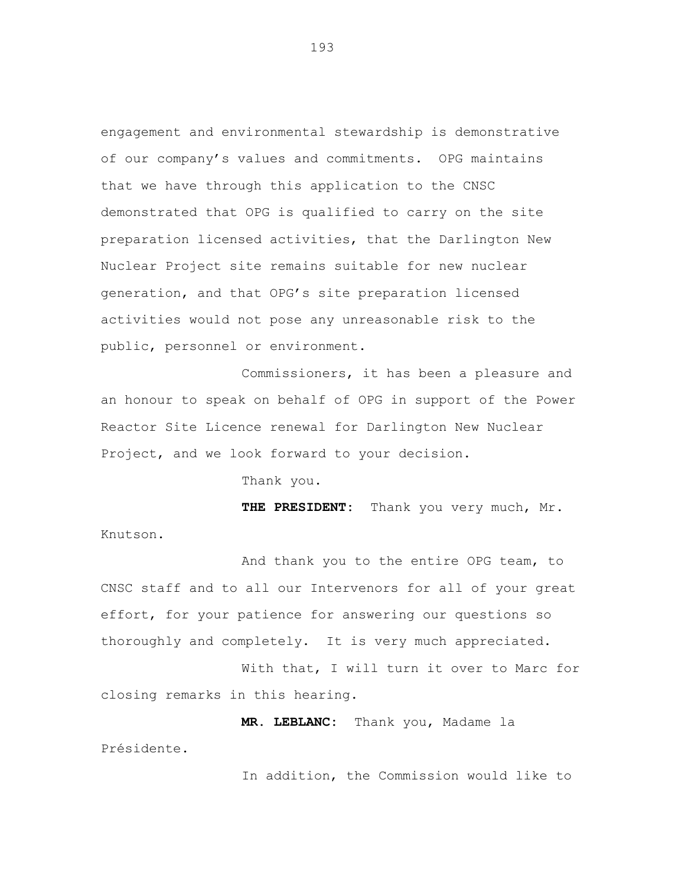engagement and environmental stewardship is demonstrative of our company's values and commitments. OPG maintains that we have through this application to the CNSC demonstrated that OPG is qualified to carry on the site preparation licensed activities, that the Darlington New Nuclear Project site remains suitable for new nuclear generation, and that OPG's site preparation licensed activities would not pose any unreasonable risk to the public, personnel or environment.

Commissioners, it has been a pleasure and an honour to speak on behalf of OPG in support of the Power Reactor Site Licence renewal for Darlington New Nuclear Project, and we look forward to your decision.

Thank you.

**THE PRESIDENT:** Thank you very much, Mr. Knutson.

And thank you to the entire OPG team, to CNSC staff and to all our Intervenors for all of your great effort, for your patience for answering our questions so thoroughly and completely. It is very much appreciated.

With that, I will turn it over to Marc for closing remarks in this hearing.

**MR. LEBLANC:** Thank you, Madame la Présidente.

In addition, the Commission would like to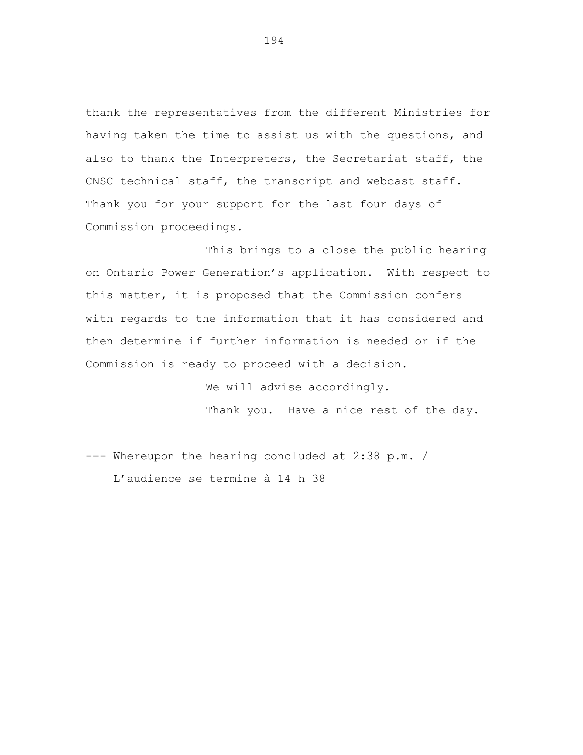thank the representatives from the different Ministries for having taken the time to assist us with the questions, and also to thank the Interpreters, the Secretariat staff, the CNSC technical staff, the transcript and webcast staff. Thank you for your support for the last four days of Commission proceedings.

This brings to a close the public hearing on Ontario Power Generation's application. With respect to this matter, it is proposed that the Commission confers with regards to the information that it has considered and then determine if further information is needed or if the Commission is ready to proceed with a decision.

We will advise accordingly.

Thank you. Have a nice rest of the day.

--- Whereupon the hearing concluded at 2:38 p.m. / L'audience se termine à 14 h 38